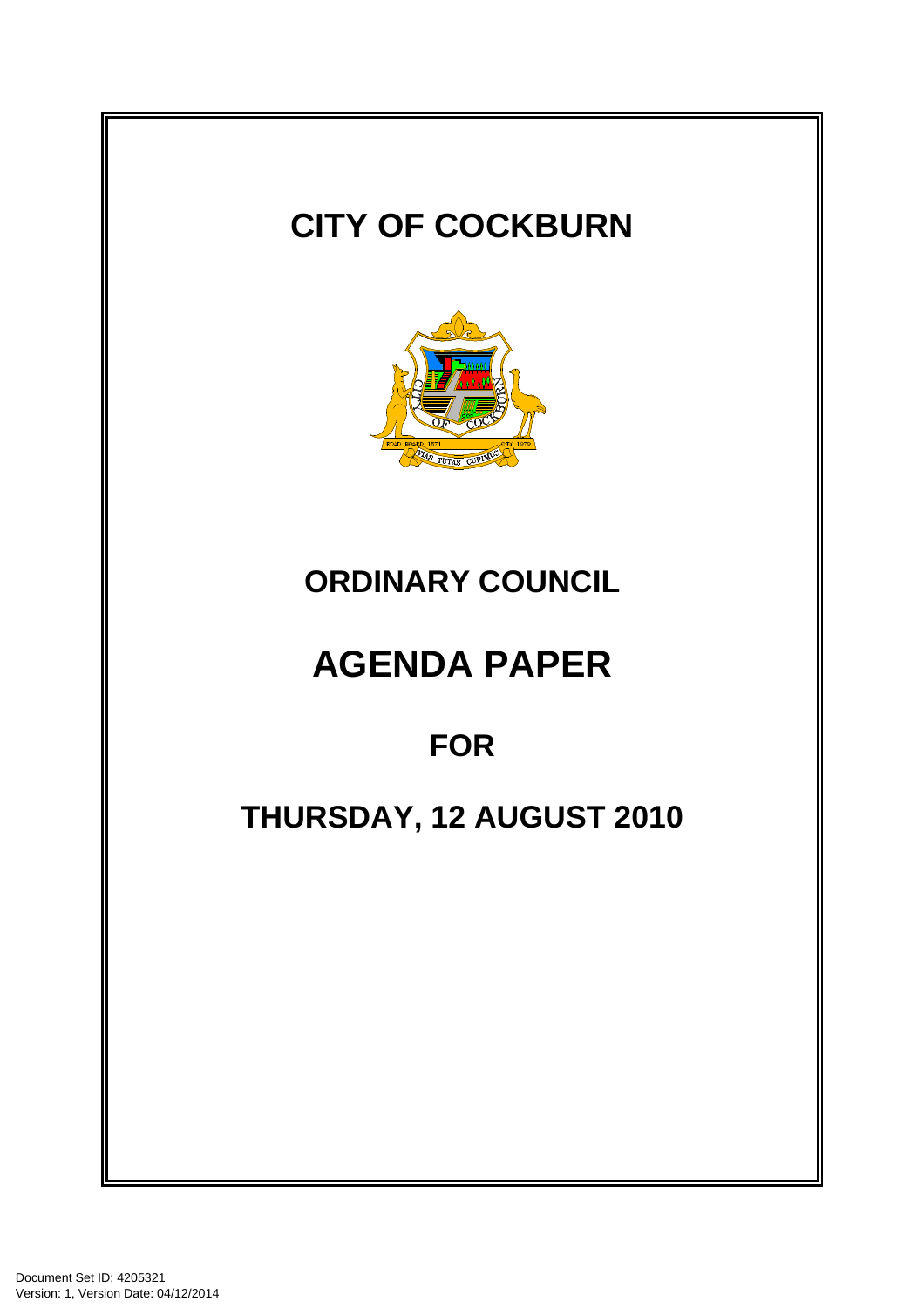# CITY OF COCKBURN

# ORDINARY COUNCIL

# AGENDA PAPER

## FOR

## THURSDAY, 12 AUGUST 2010

Document Set ID: 4205321
Version: 1, Version Date: 04/12/2014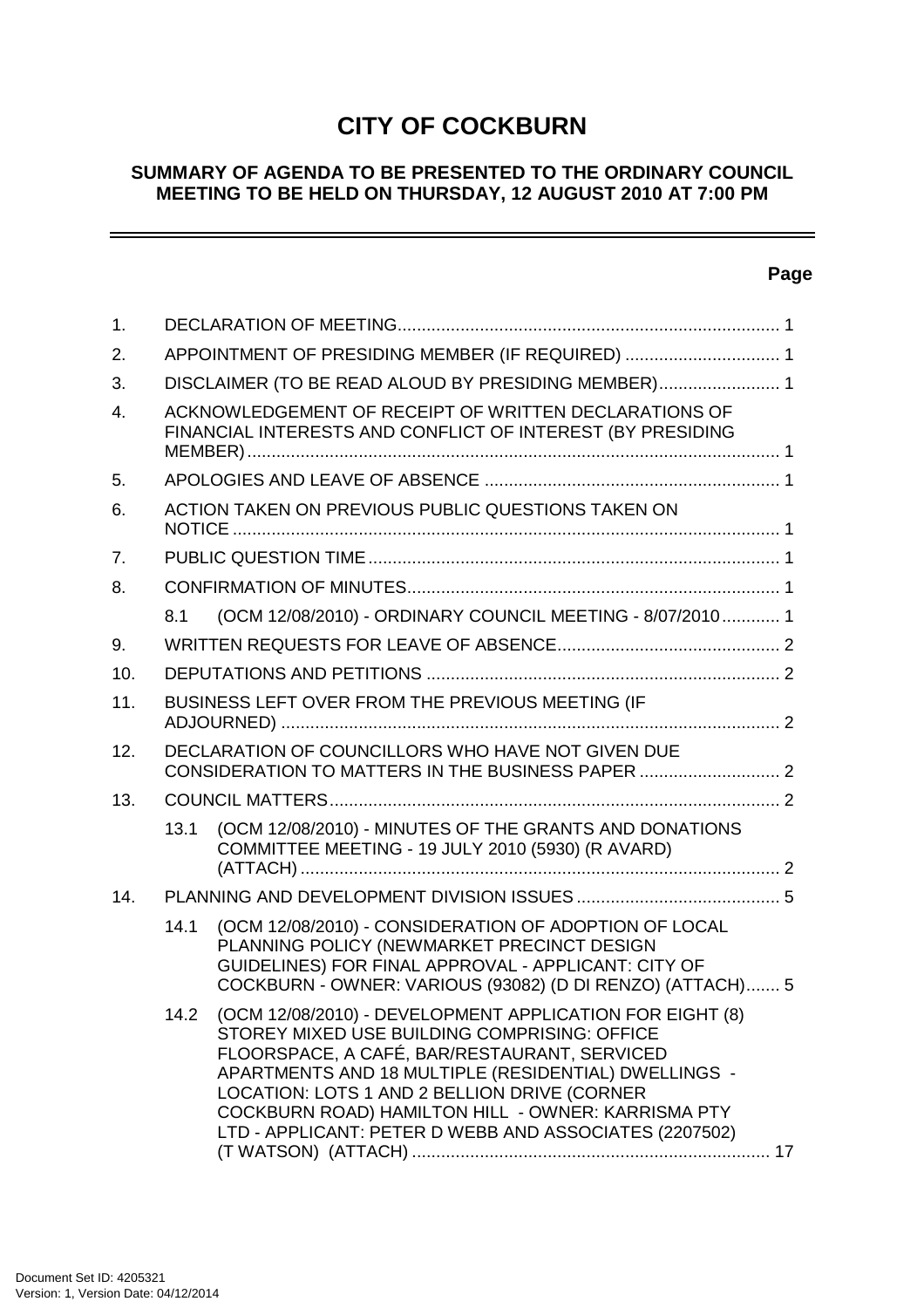# CITY OF COCKBURN

## SUMMARY OF AGENDA TO BE PRESENTED TO THE ORDINARY COUNCIL MEETING TO BE HELD ON THURSDAY, 12 AUGUST 2010 AT 7:00 PM

---

| | | Page |
|---|---|---|
| 1. | DECLARATION OF MEETING | 1 |
| 2. | APPOINTMENT OF PRESIDING MEMBER (IF REQUIRED) | 1 |
| 3. | DISCLAIMER (TO BE READ ALOUD BY PRESIDING MEMBER) | 1 |
| 4. | ACKNOWLEDGEMENT OF RECEIPT OF WRITTEN DECLARATIONS OF FINANCIAL INTERESTS AND CONFLICT OF INTEREST (BY PRESIDING MEMBER) | 1 |
| 5. | APOLOGIES AND LEAVE OF ABSENCE | 1 |
| 6. | ACTION TAKEN ON PREVIOUS PUBLIC QUESTIONS TAKEN ON NOTICE | 1 |
| 7. | PUBLIC QUESTION TIME | 1 |
| 8. | CONFIRMATION OF MINUTES | 1 |
| | 8.1 (OCM 12/08/2010) - ORDINARY COUNCIL MEETING - 8/07/2010 | 1 |
| 9. | WRITTEN REQUESTS FOR LEAVE OF ABSENCE | 2 |
| 10. | DEPUTATIONS AND PETITIONS | 2 |
| 11. | BUSINESS LEFT OVER FROM THE PREVIOUS MEETING (IF ADJOURNED) | 2 |
| 12. | DECLARATION OF COUNCILLORS WHO HAVE NOT GIVEN DUE CONSIDERATION TO MATTERS IN THE BUSINESS PAPER | 2 |
| 13. | COUNCIL MATTERS | 2 |
| | 13.1 (OCM 12/08/2010) - MINUTES OF THE GRANTS AND DONATIONS COMMITTEE MEETING - 19 JULY 2010 (5930) (R AVARD) (ATTACH) | 2 |
| 14. | PLANNING AND DEVELOPMENT DIVISION ISSUES | 5 |
| | 14.1 (OCM 12/08/2010) - CONSIDERATION OF ADOPTION OF LOCAL PLANNING POLICY (NEWMARKET PRECINCT DESIGN GUIDELINES) FOR FINAL APPROVAL - APPLICANT: CITY OF COCKBURN - OWNER: VARIOUS (93082) (D DI RENZO) (ATTACH) | 5 |
| | 14.2 (OCM 12/08/2010) - DEVELOPMENT APPLICATION FOR EIGHT (8) STOREY MIXED USE BUILDING COMPRISING: OFFICE FLOORSPACE, A CAFÉ, BAR/RESTAURANT, SERVICED APARTMENTS AND 18 MULTIPLE (RESIDENTIAL) DWELLINGS - LOCATION: LOTS 1 AND 2 BELLION DRIVE (CORNER COCKBURN ROAD) HAMILTON HILL - OWNER: KARRISMA PTY LTD - APPLICANT: PETER D WEBB AND ASSOCIATES (2207502) (T WATSON) (ATTACH) | 17 |

Document Set ID: 4205321
Version: 1, Version Date: 04/12/2014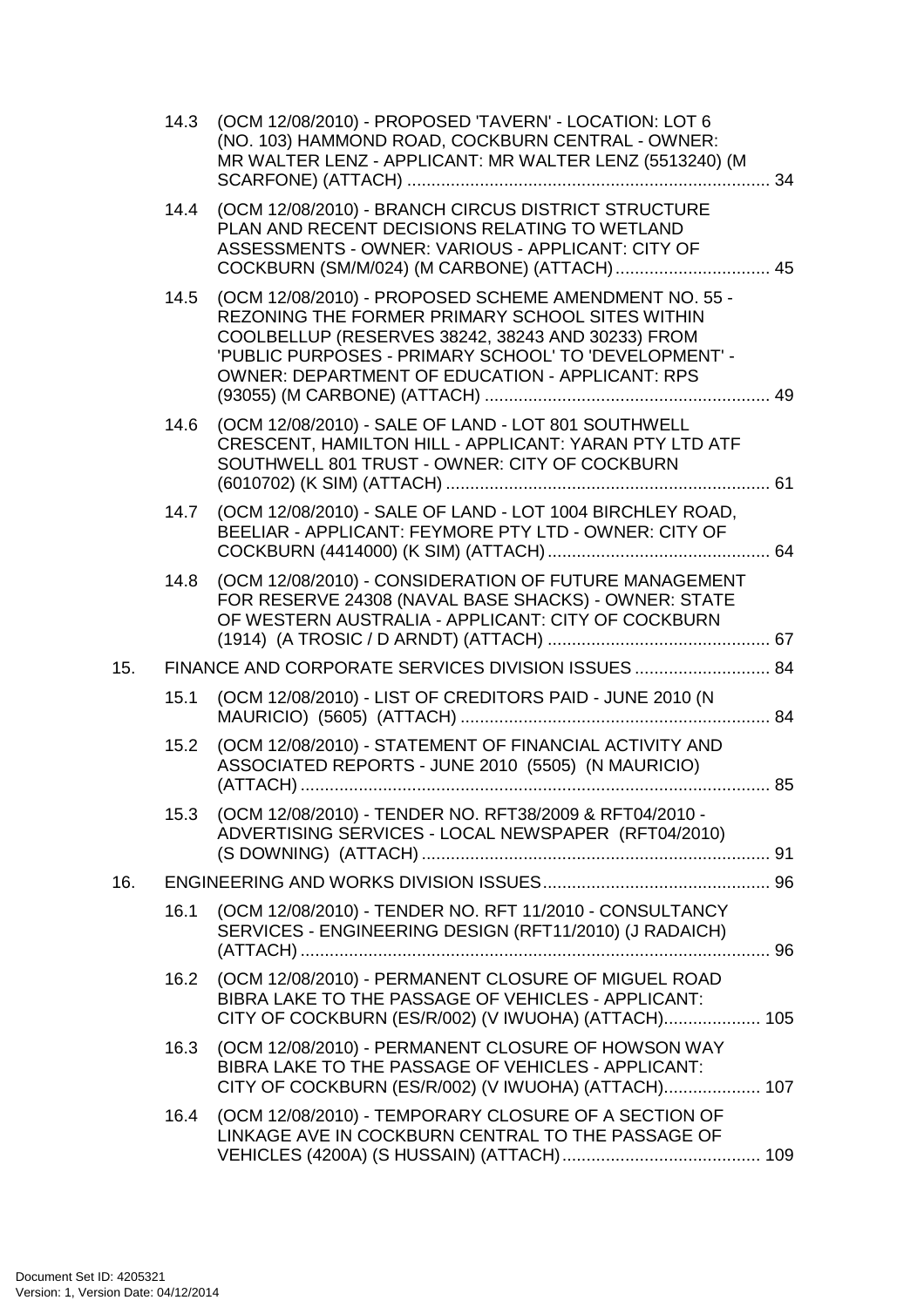14.3 (OCM 12/08/2010) - PROPOSED 'TAVERN' - LOCATION: LOT 6 (NO. 103) HAMMOND ROAD, COCKBURN CENTRAL - OWNER: MR WALTER LENZ - APPLICANT: MR WALTER LENZ (5513240) (M SCARFONE) (ATTACH) .......... 34

14.4 (OCM 12/08/2010) - BRANCH CIRCUS DISTRICT STRUCTURE PLAN AND RECENT DECISIONS RELATING TO WETLAND ASSESSMENTS - OWNER: VARIOUS - APPLICANT: CITY OF COCKBURN (SM/M/024) (M CARBONE) (ATTACH) .......... 45

14.5 (OCM 12/08/2010) - PROPOSED SCHEME AMENDMENT NO. 55 - REZONING THE FORMER PRIMARY SCHOOL SITES WITHIN COOLBELLUP (RESERVES 38242, 38243 AND 30233) FROM 'PUBLIC PURPOSES - PRIMARY SCHOOL' TO 'DEVELOPMENT' - OWNER: DEPARTMENT OF EDUCATION - APPLICANT: RPS (93055) (M CARBONE) (ATTACH) .......... 49

14.6 (OCM 12/08/2010) - SALE OF LAND - LOT 801 SOUTHWELL CRESCENT, HAMILTON HILL - APPLICANT: YARAN PTY LTD ATF SOUTHWELL 801 TRUST - OWNER: CITY OF COCKBURN (6010702) (K SIM) (ATTACH) .......... 61

14.7 (OCM 12/08/2010) - SALE OF LAND - LOT 1004 BIRCHLEY ROAD, BEELIAR - APPLICANT: FEYMORE PTY LTD - OWNER: CITY OF COCKBURN (4414000) (K SIM) (ATTACH) .......... 64

14.8 (OCM 12/08/2010) - CONSIDERATION OF FUTURE MANAGEMENT FOR RESERVE 24308 (NAVAL BASE SHACKS) - OWNER: STATE OF WESTERN AUSTRALIA - APPLICANT: CITY OF COCKBURN (1914) (A TROSIC / D ARNDT) (ATTACH) .......... 67

15. FINANCE AND CORPORATE SERVICES DIVISION ISSUES .......... 84

15.1 (OCM 12/08/2010) - LIST OF CREDITORS PAID - JUNE 2010 (N MAURICIO) (5605) (ATTACH) .......... 84

15.2 (OCM 12/08/2010) - STATEMENT OF FINANCIAL ACTIVITY AND ASSOCIATED REPORTS - JUNE 2010 (5505) (N MAURICIO) (ATTACH) .......... 85

15.3 (OCM 12/08/2010) - TENDER NO. RFT38/2009 & RFT04/2010 - ADVERTISING SERVICES - LOCAL NEWSPAPER (RFT04/2010) (S DOWNING) (ATTACH) .......... 91

16. ENGINEERING AND WORKS DIVISION ISSUES .......... 96

16.1 (OCM 12/08/2010) - TENDER NO. RFT 11/2010 - CONSULTANCY SERVICES - ENGINEERING DESIGN (RFT11/2010) (J RADAICH) (ATTACH) .......... 96

16.2 (OCM 12/08/2010) - PERMANENT CLOSURE OF MIGUEL ROAD BIBRA LAKE TO THE PASSAGE OF VEHICLES - APPLICANT: CITY OF COCKBURN (ES/R/002) (V IWUOHA) (ATTACH) .......... 105

16.3 (OCM 12/08/2010) - PERMANENT CLOSURE OF HOWSON WAY BIBRA LAKE TO THE PASSAGE OF VEHICLES - APPLICANT: CITY OF COCKBURN (ES/R/002) (V IWUOHA) (ATTACH) .......... 107

16.4 (OCM 12/08/2010) - TEMPORARY CLOSURE OF A SECTION OF LINKAGE AVE IN COCKBURN CENTRAL TO THE PASSAGE OF VEHICLES (4200A) (S HUSSAIN) (ATTACH) .......... 109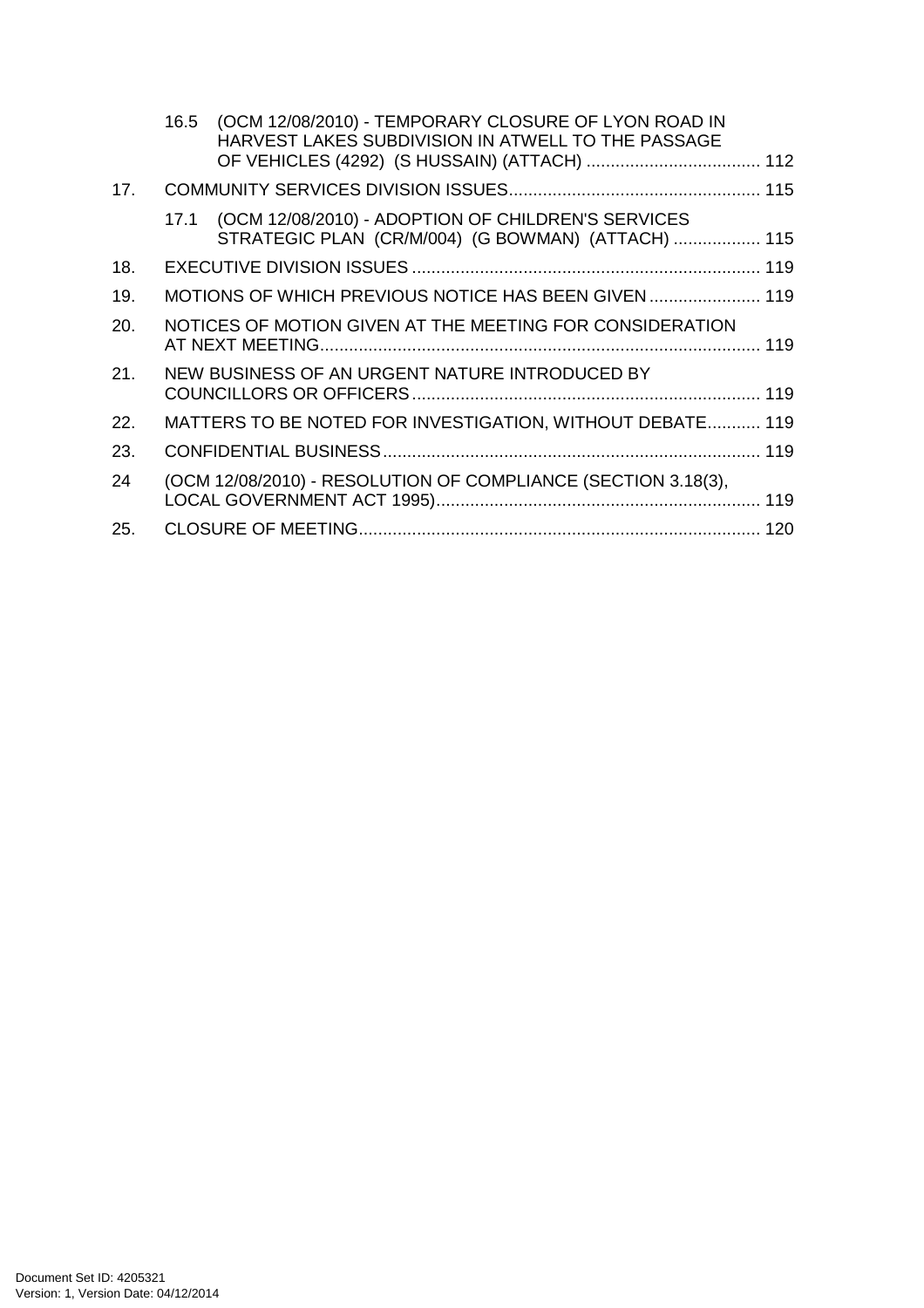16.5 (OCM 12/08/2010) - TEMPORARY CLOSURE OF LYON ROAD IN HARVEST LAKES SUBDIVISION IN ATWELL TO THE PASSAGE OF VEHICLES (4292) (S HUSSAIN) (ATTACH) .................................... 112

17. COMMUNITY SERVICES DIVISION ISSUES.................................................... 115

17.1 (OCM 12/08/2010) - ADOPTION OF CHILDREN'S SERVICES STRATEGIC PLAN (CR/M/004) (G BOWMAN) (ATTACH) .................. 115

18. EXECUTIVE DIVISION ISSUES ........................................................................ 119

19. MOTIONS OF WHICH PREVIOUS NOTICE HAS BEEN GIVEN ....................... 119

20. NOTICES OF MOTION GIVEN AT THE MEETING FOR CONSIDERATION AT NEXT MEETING........................................................................................... 119

21. NEW BUSINESS OF AN URGENT NATURE INTRODUCED BY COUNCILLORS OR OFFICERS........................................................................ 119

22. MATTERS TO BE NOTED FOR INVESTIGATION, WITHOUT DEBATE........... 119

23. CONFIDENTIAL BUSINESS.............................................................................. 119

24 (OCM 12/08/2010) - RESOLUTION OF COMPLIANCE (SECTION 3.18(3), LOCAL GOVERNMENT ACT 1995).................................................................. 119

25. CLOSURE OF MEETING.................................................................................. 120

Document Set ID: 4205321
Version: 1, Version Date: 04/12/2014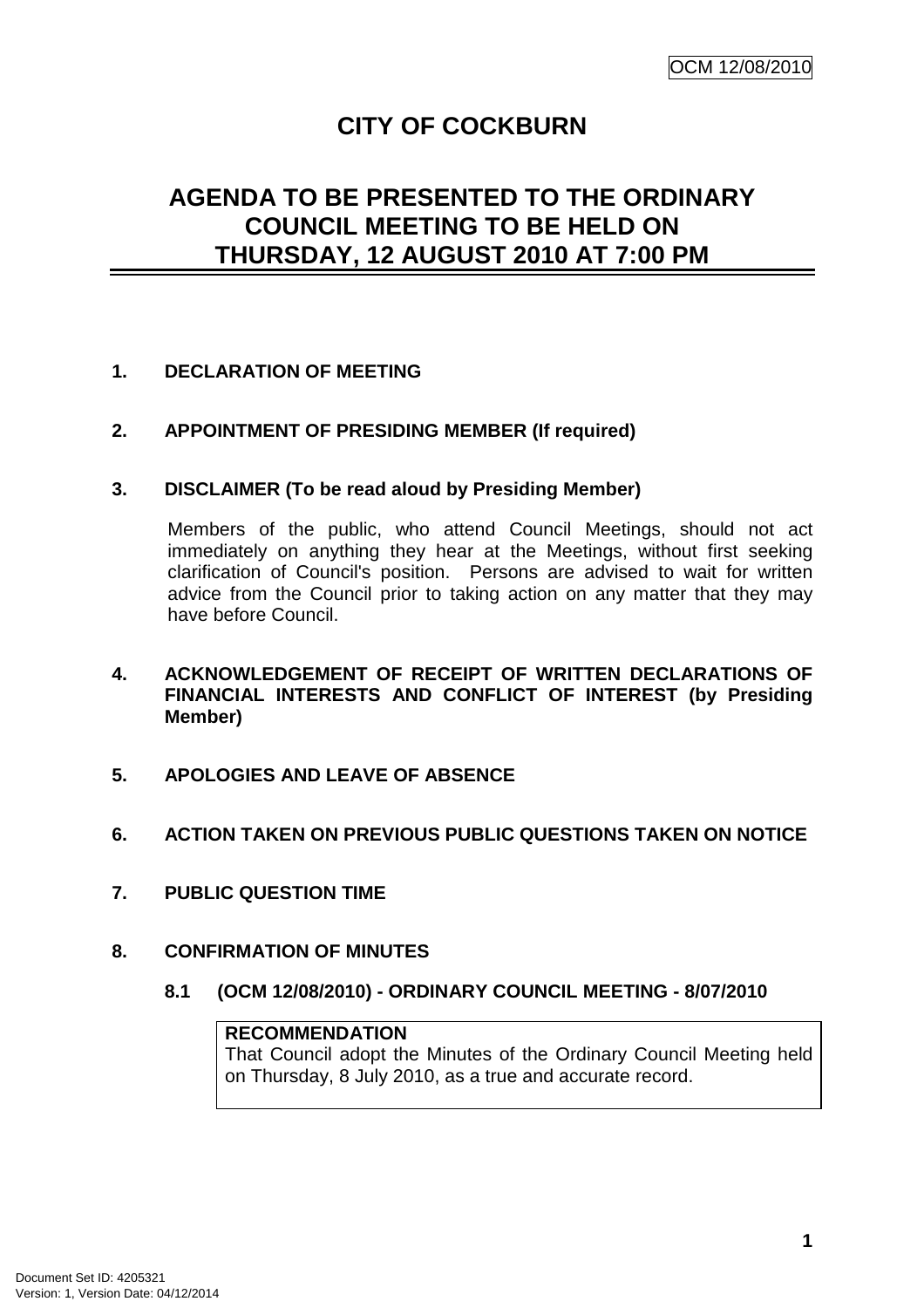# CITY OF COCKBURN

## AGENDA TO BE PRESENTED TO THE ORDINARY COUNCIL MEETING TO BE HELD ON THURSDAY, 12 AUGUST 2010 AT 7:00 PM

**1. DECLARATION OF MEETING**

**2. APPOINTMENT OF PRESIDING MEMBER (If required)**

**3. DISCLAIMER (To be read aloud by Presiding Member)**

Members of the public, who attend Council Meetings, should not act immediately on anything they hear at the Meetings, without first seeking clarification of Council's position. Persons are advised to wait for written advice from the Council prior to taking action on any matter that they may have before Council.

**4. ACKNOWLEDGEMENT OF RECEIPT OF WRITTEN DECLARATIONS OF FINANCIAL INTERESTS AND CONFLICT OF INTEREST (by Presiding Member)**

**5. APOLOGIES AND LEAVE OF ABSENCE**

**6. ACTION TAKEN ON PREVIOUS PUBLIC QUESTIONS TAKEN ON NOTICE**

**7. PUBLIC QUESTION TIME**

**8. CONFIRMATION OF MINUTES**

**8.1 (OCM 12/08/2010) - ORDINARY COUNCIL MEETING - 8/07/2010**

**RECOMMENDATION**
That Council adopt the Minutes of the Ordinary Council Meeting held on Thursday, 8 July 2010, as a true and accurate record.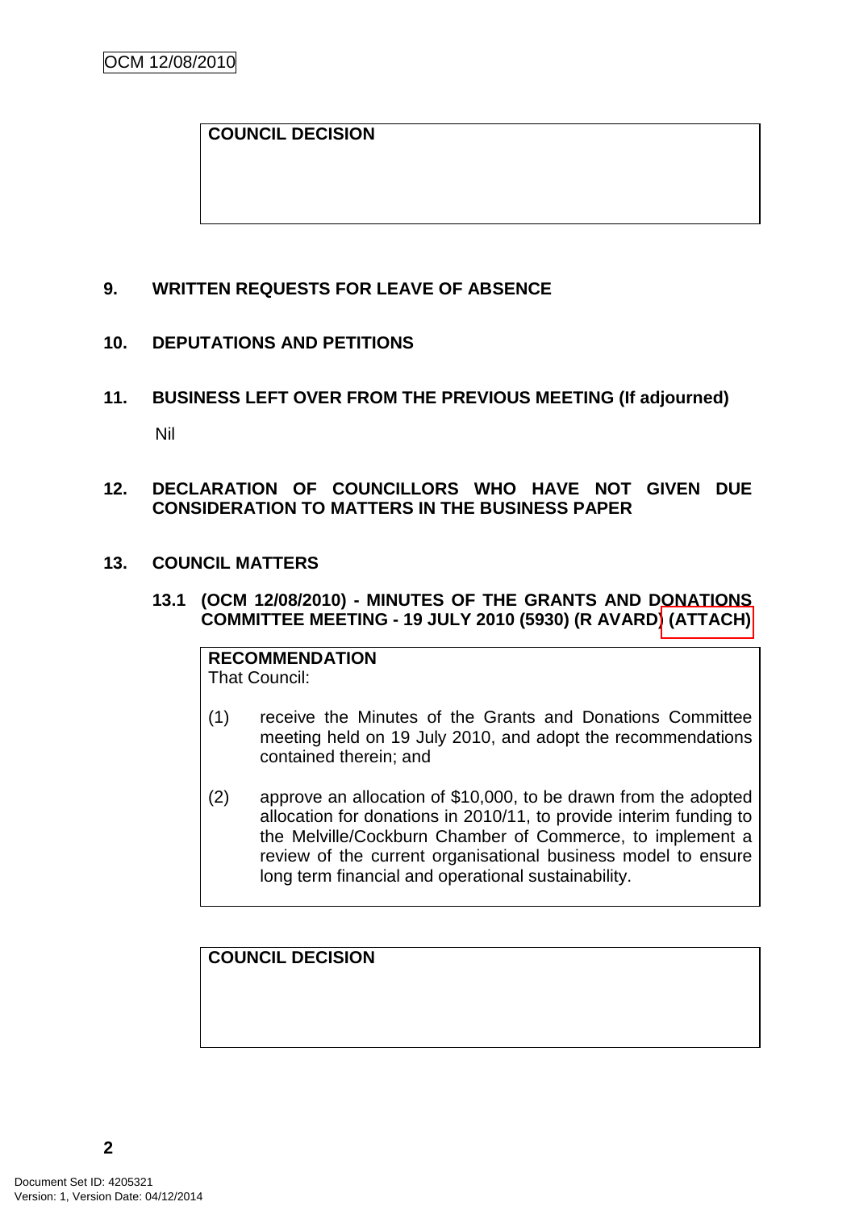**COUNCIL DECISION**

## 9. WRITTEN REQUESTS FOR LEAVE OF ABSENCE

## 10. DEPUTATIONS AND PETITIONS

## 11. BUSINESS LEFT OVER FROM THE PREVIOUS MEETING (If adjourned)

Nil

## 12. DECLARATION OF COUNCILLORS WHO HAVE NOT GIVEN DUE CONSIDERATION TO MATTERS IN THE BUSINESS PAPER

## 13. COUNCIL MATTERS

### 13.1 (OCM 12/08/2010) - MINUTES OF THE GRANTS AND DONATIONS COMMITTEE MEETING - 19 JULY 2010 (5930) (R AVARD) (ATTACH)

**RECOMMENDATION**
That Council:

(1) receive the Minutes of the Grants and Donations Committee meeting held on 19 July 2010, and adopt the recommendations contained therein; and

(2) approve an allocation of $10,000, to be drawn from the adopted allocation for donations in 2010/11, to provide interim funding to the Melville/Cockburn Chamber of Commerce, to implement a review of the current organisational business model to ensure long term financial and operational sustainability.

**COUNCIL DECISION**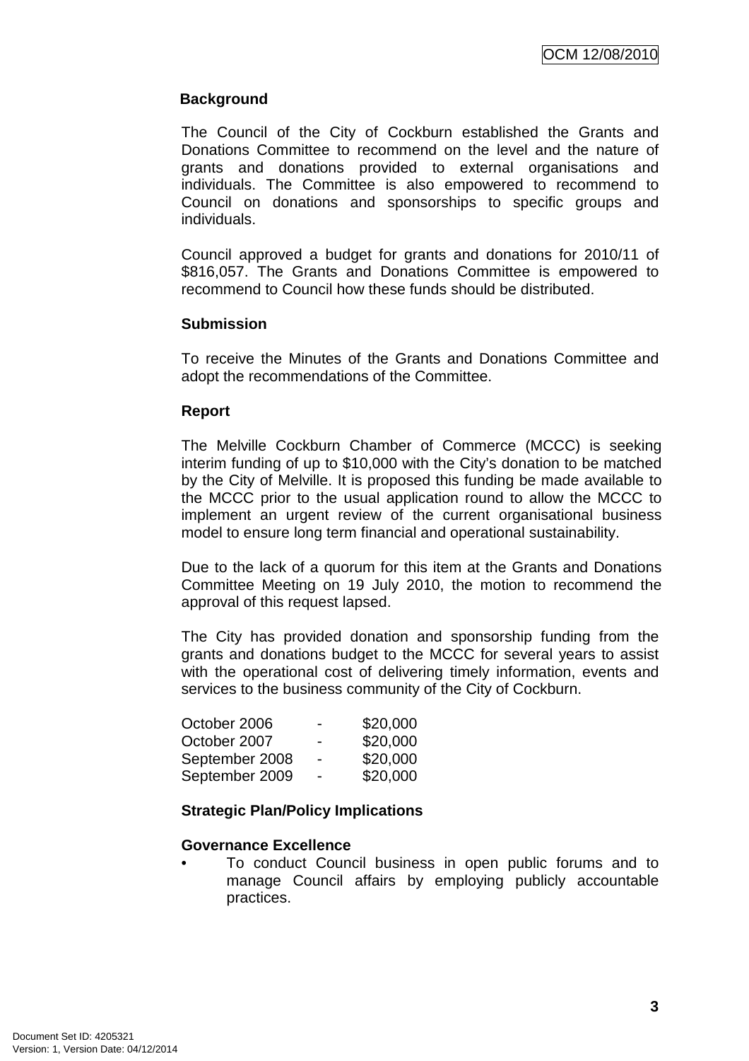## Background

The Council of the City of Cockburn established the Grants and Donations Committee to recommend on the level and the nature of grants and donations provided to external organisations and individuals. The Committee is also empowered to recommend to Council on donations and sponsorships to specific groups and individuals.

Council approved a budget for grants and donations for 2010/11 of $816,057. The Grants and Donations Committee is empowered to recommend to Council how these funds should be distributed.

## Submission

To receive the Minutes of the Grants and Donations Committee and adopt the recommendations of the Committee.

## Report

The Melville Cockburn Chamber of Commerce (MCCC) is seeking interim funding of up to $10,000 with the City's donation to be matched by the City of Melville. It is proposed this funding be made available to the MCCC prior to the usual application round to allow the MCCC to implement an urgent review of the current organisational business model to ensure long term financial and operational sustainability.

Due to the lack of a quorum for this item at the Grants and Donations Committee Meeting on 19 July 2010, the motion to recommend the approval of this request lapsed.

The City has provided donation and sponsorship funding from the grants and donations budget to the MCCC for several years to assist with the operational cost of delivering timely information, events and services to the business community of the City of Cockburn.

| | | |
|---|---|---|
| October 2006 | - | $20,000 |
| October 2007 | - | $20,000 |
| September 2008 | - | $20,000 |
| September 2009 | - | $20,000 |

## Strategic Plan/Policy Implications

**Governance Excellence**

- To conduct Council business in open public forums and to manage Council affairs by employing publicly accountable practices.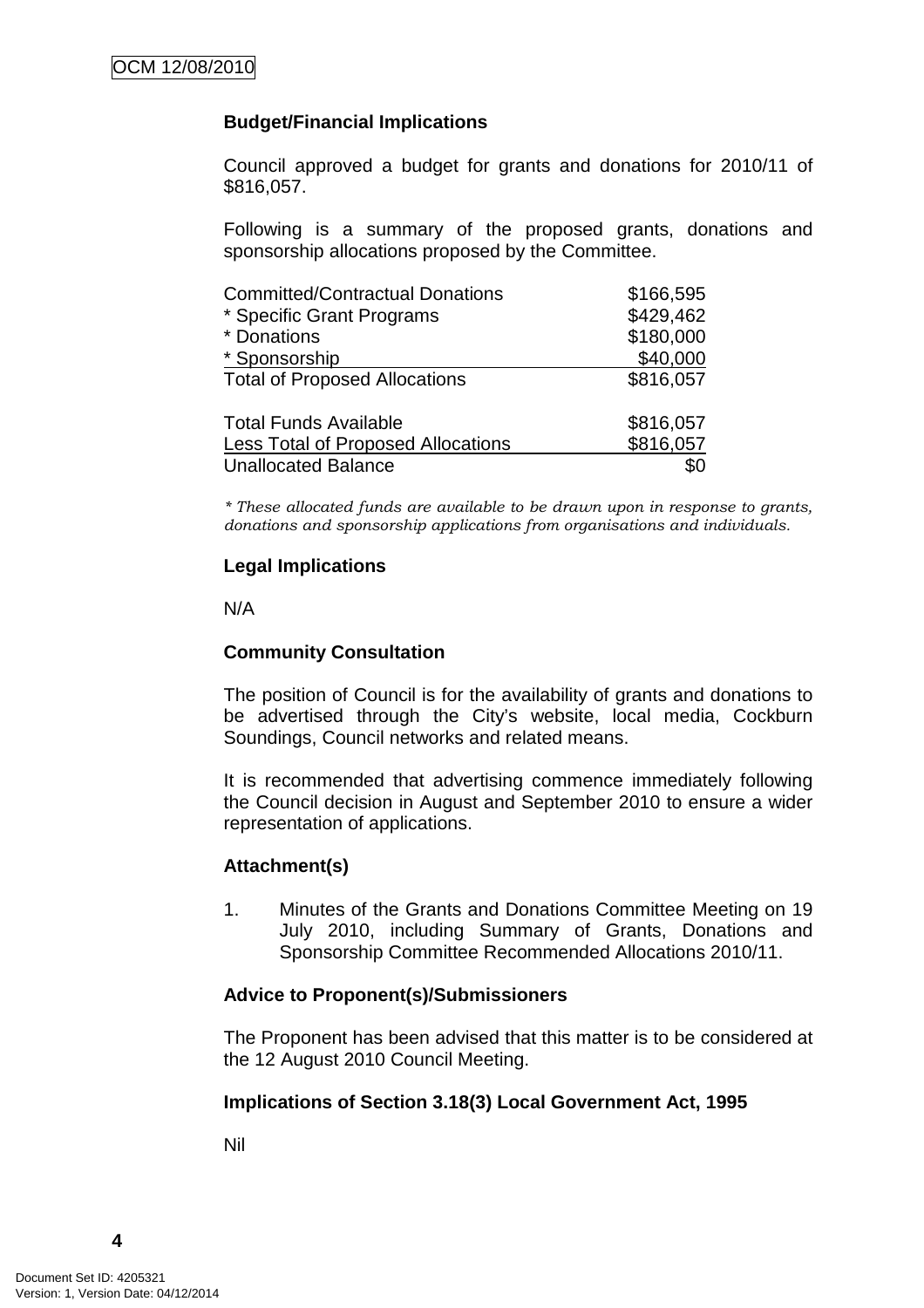**Budget/Financial Implications**

Council approved a budget for grants and donations for 2010/11 of $816,057.

Following is a summary of the proposed grants, donations and sponsorship allocations proposed by the Committee.

| | |
|---|---|
| Committed/Contractual Donations | $166,595 |
| * Specific Grant Programs | $429,462 |
| * Donations | $180,000 |
| * Sponsorship | $40,000 |
| Total of Proposed Allocations | $816,057 |
| | |
| Total Funds Available | $816,057 |
| Less Total of Proposed Allocations | $816,057 |
| Unallocated Balance | $0 |

*\* These allocated funds are available to be drawn upon in response to grants, donations and sponsorship applications from organisations and individuals.*

**Legal Implications**

N/A

**Community Consultation**

The position of Council is for the availability of grants and donations to be advertised through the City's website, local media, Cockburn Soundings, Council networks and related means.

It is recommended that advertising commence immediately following the Council decision in August and September 2010 to ensure a wider representation of applications.

**Attachment(s)**

1. Minutes of the Grants and Donations Committee Meeting on 19 July 2010, including Summary of Grants, Donations and Sponsorship Committee Recommended Allocations 2010/11.

**Advice to Proponent(s)/Submissioners**

The Proponent has been advised that this matter is to be considered at the 12 August 2010 Council Meeting.

**Implications of Section 3.18(3) Local Government Act, 1995**

Nil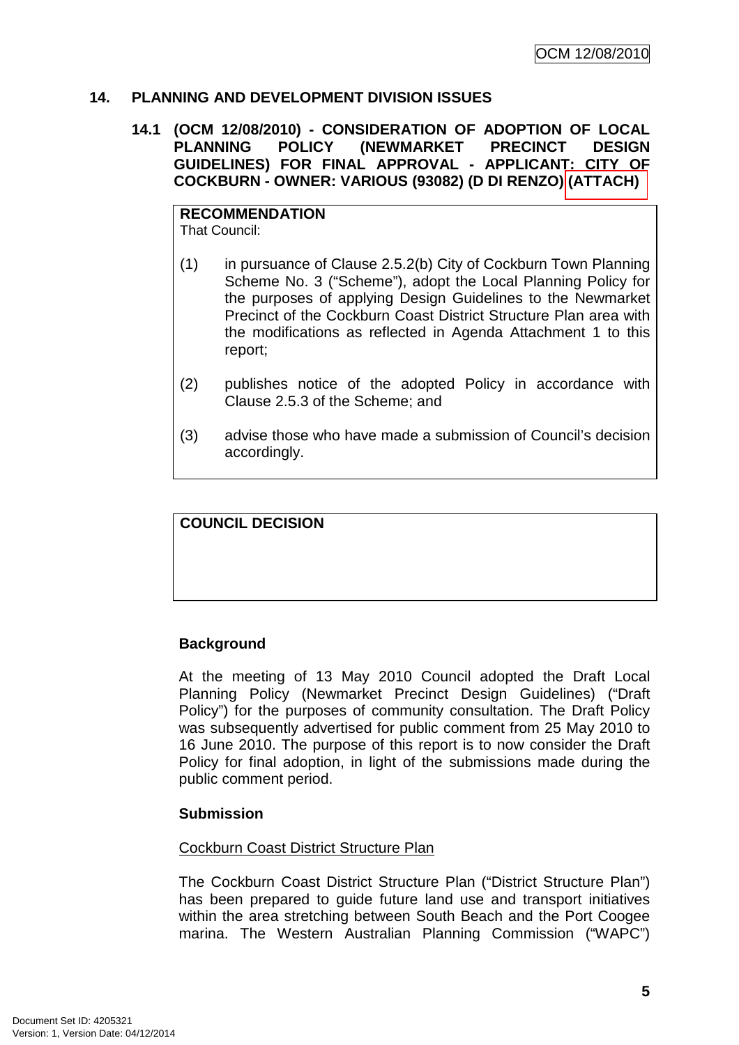## 14. PLANNING AND DEVELOPMENT DIVISION ISSUES

### 14.1 (OCM 12/08/2010) - CONSIDERATION OF ADOPTION OF LOCAL PLANNING POLICY (NEWMARKET PRECINCT DESIGN GUIDELINES) FOR FINAL APPROVAL - APPLICANT: CITY OF COCKBURN - OWNER: VARIOUS (93082) (D DI RENZO) (ATTACH)

**RECOMMENDATION**
That Council:

(1) in pursuance of Clause 2.5.2(b) City of Cockburn Town Planning Scheme No. 3 ("Scheme"), adopt the Local Planning Policy for the purposes of applying Design Guidelines to the Newmarket Precinct of the Cockburn Coast District Structure Plan area with the modifications as reflected in Agenda Attachment 1 to this report;

(2) publishes notice of the adopted Policy in accordance with Clause 2.5.3 of the Scheme; and

(3) advise those who have made a submission of Council's decision accordingly.

**COUNCIL DECISION**

**Background**

At the meeting of 13 May 2010 Council adopted the Draft Local Planning Policy (Newmarket Precinct Design Guidelines) ("Draft Policy") for the purposes of community consultation. The Draft Policy was subsequently advertised for public comment from 25 May 2010 to 16 June 2010. The purpose of this report is to now consider the Draft Policy for final adoption, in light of the submissions made during the public comment period.

**Submission**

Cockburn Coast District Structure Plan

The Cockburn Coast District Structure Plan ("District Structure Plan") has been prepared to guide future land use and transport initiatives within the area stretching between South Beach and the Port Coogee marina. The Western Australian Planning Commission ("WAPC")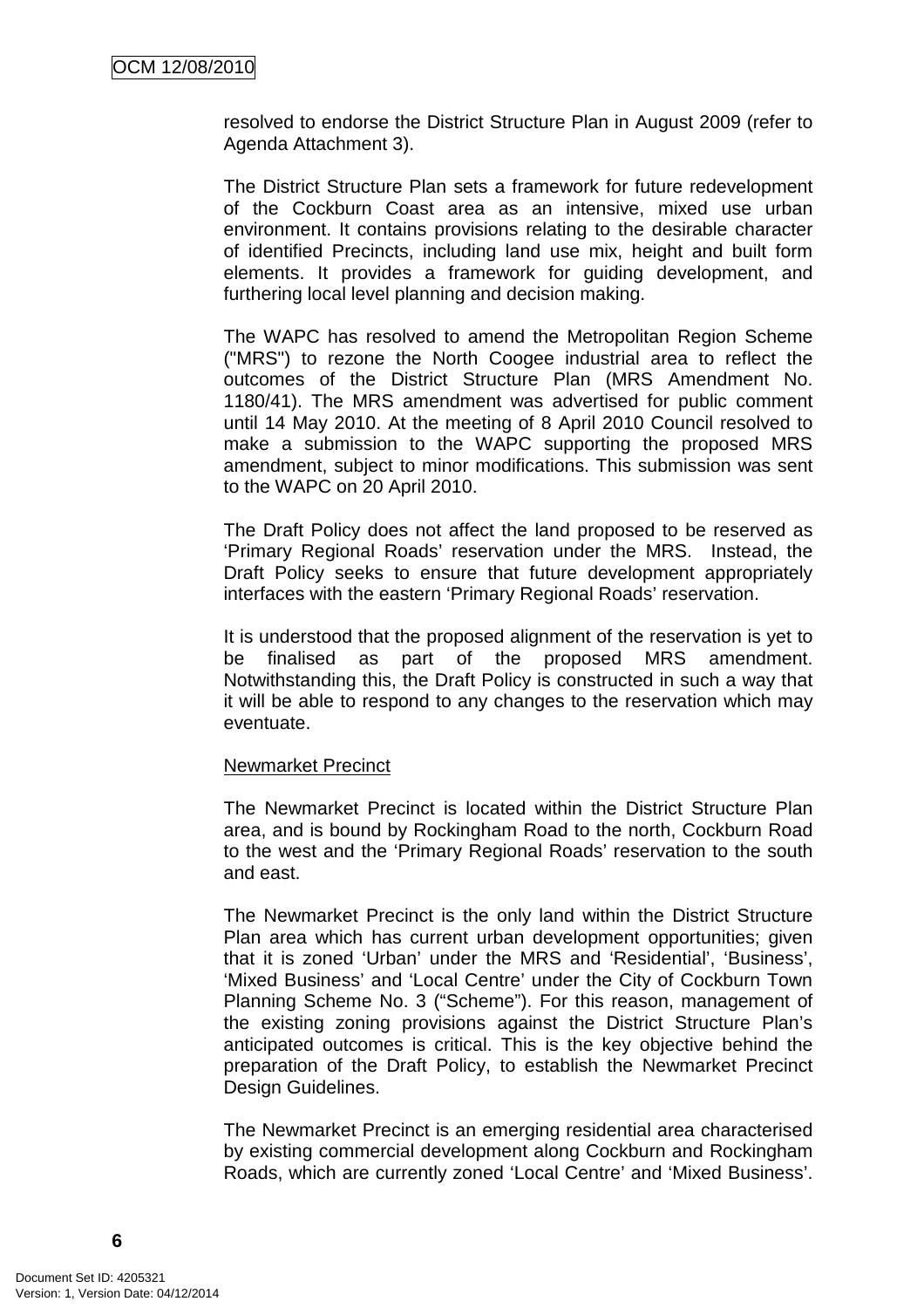resolved to endorse the District Structure Plan in August 2009 (refer to Agenda Attachment 3).

The District Structure Plan sets a framework for future redevelopment of the Cockburn Coast area as an intensive, mixed use urban environment. It contains provisions relating to the desirable character of identified Precincts, including land use mix, height and built form elements. It provides a framework for guiding development, and furthering local level planning and decision making.

The WAPC has resolved to amend the Metropolitan Region Scheme ("MRS") to rezone the North Coogee industrial area to reflect the outcomes of the District Structure Plan (MRS Amendment No. 1180/41). The MRS amendment was advertised for public comment until 14 May 2010. At the meeting of 8 April 2010 Council resolved to make a submission to the WAPC supporting the proposed MRS amendment, subject to minor modifications. This submission was sent to the WAPC on 20 April 2010.

The Draft Policy does not affect the land proposed to be reserved as 'Primary Regional Roads' reservation under the MRS. Instead, the Draft Policy seeks to ensure that future development appropriately interfaces with the eastern 'Primary Regional Roads' reservation.

It is understood that the proposed alignment of the reservation is yet to be finalised as part of the proposed MRS amendment. Notwithstanding this, the Draft Policy is constructed in such a way that it will be able to respond to any changes to the reservation which may eventuate.

Newmarket Precinct

The Newmarket Precinct is located within the District Structure Plan area, and is bound by Rockingham Road to the north, Cockburn Road to the west and the 'Primary Regional Roads' reservation to the south and east.

The Newmarket Precinct is the only land within the District Structure Plan area which has current urban development opportunities; given that it is zoned 'Urban' under the MRS and 'Residential', 'Business', 'Mixed Business' and 'Local Centre' under the City of Cockburn Town Planning Scheme No. 3 ("Scheme"). For this reason, management of the existing zoning provisions against the District Structure Plan's anticipated outcomes is critical. This is the key objective behind the preparation of the Draft Policy, to establish the Newmarket Precinct Design Guidelines.

The Newmarket Precinct is an emerging residential area characterised by existing commercial development along Cockburn and Rockingham Roads, which are currently zoned 'Local Centre' and 'Mixed Business'.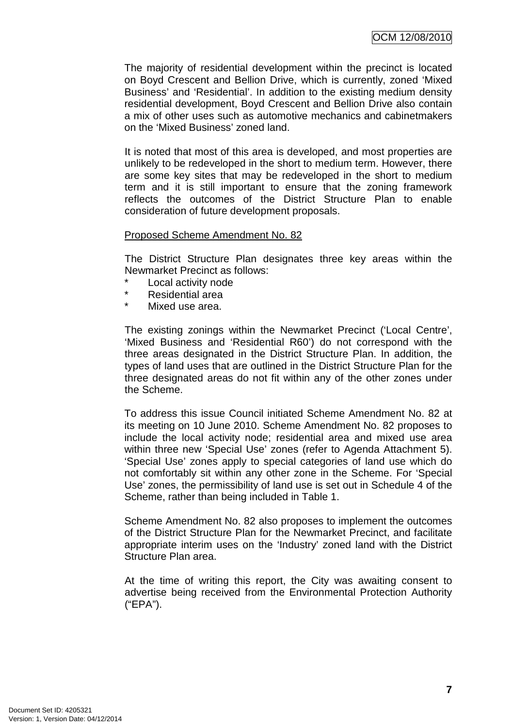The majority of residential development within the precinct is located on Boyd Crescent and Bellion Drive, which is currently, zoned 'Mixed Business' and 'Residential'. In addition to the existing medium density residential development, Boyd Crescent and Bellion Drive also contain a mix of other uses such as automotive mechanics and cabinetmakers on the 'Mixed Business' zoned land.

It is noted that most of this area is developed, and most properties are unlikely to be redeveloped in the short to medium term. However, there are some key sites that may be redeveloped in the short to medium term and it is still important to ensure that the zoning framework reflects the outcomes of the District Structure Plan to enable consideration of future development proposals.

Proposed Scheme Amendment No. 82

The District Structure Plan designates three key areas within the Newmarket Precinct as follows:

* Local activity node
* Residential area
* Mixed use area.

The existing zonings within the Newmarket Precinct ('Local Centre', 'Mixed Business and 'Residential R60') do not correspond with the three areas designated in the District Structure Plan. In addition, the types of land uses that are outlined in the District Structure Plan for the three designated areas do not fit within any of the other zones under the Scheme.

To address this issue Council initiated Scheme Amendment No. 82 at its meeting on 10 June 2010. Scheme Amendment No. 82 proposes to include the local activity node; residential area and mixed use area within three new 'Special Use' zones (refer to Agenda Attachment 5). 'Special Use' zones apply to special categories of land use which do not comfortably sit within any other zone in the Scheme. For 'Special Use' zones, the permissibility of land use is set out in Schedule 4 of the Scheme, rather than being included in Table 1.

Scheme Amendment No. 82 also proposes to implement the outcomes of the District Structure Plan for the Newmarket Precinct, and facilitate appropriate interim uses on the 'Industry' zoned land with the District Structure Plan area.

At the time of writing this report, the City was awaiting consent to advertise being received from the Environmental Protection Authority ("EPA").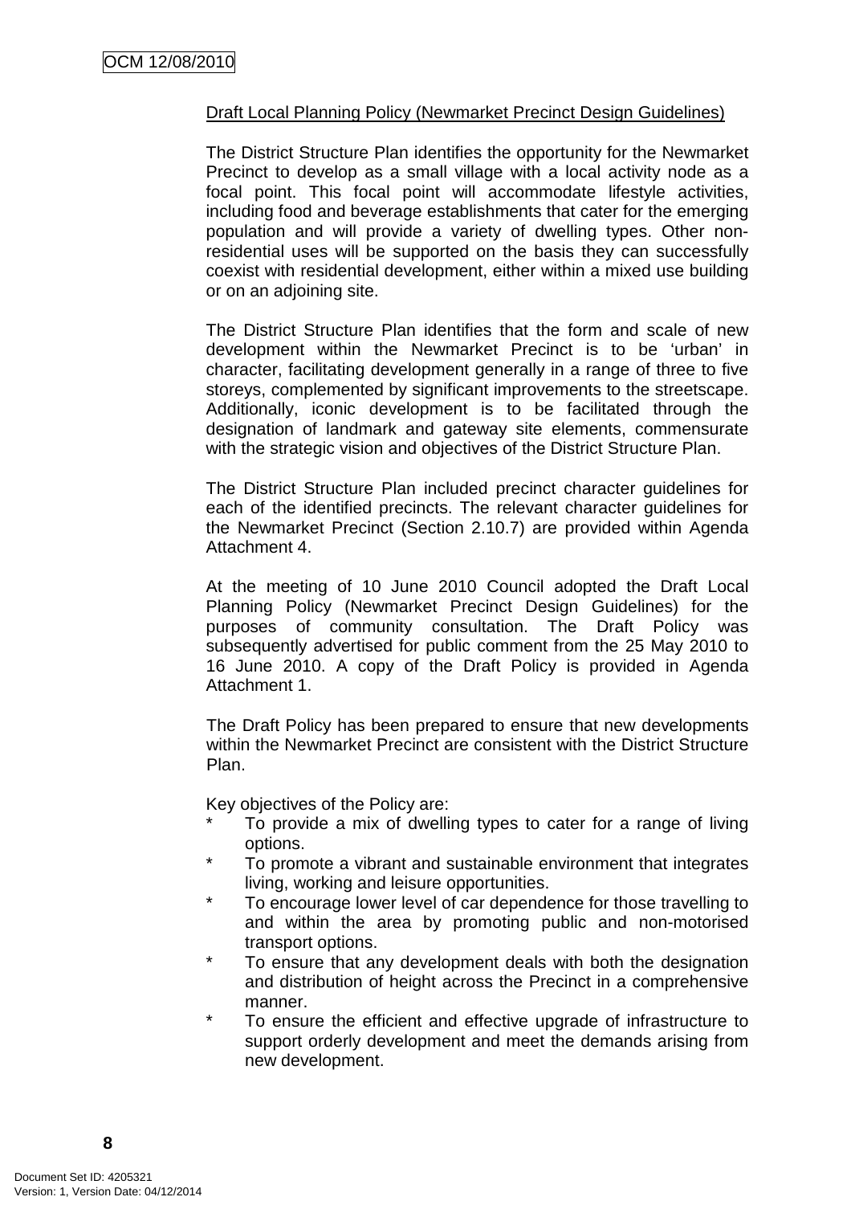Draft Local Planning Policy (Newmarket Precinct Design Guidelines)

The District Structure Plan identifies the opportunity for the Newmarket Precinct to develop as a small village with a local activity node as a focal point. This focal point will accommodate lifestyle activities, including food and beverage establishments that cater for the emerging population and will provide a variety of dwelling types. Other non-residential uses will be supported on the basis they can successfully coexist with residential development, either within a mixed use building or on an adjoining site.

The District Structure Plan identifies that the form and scale of new development within the Newmarket Precinct is to be 'urban' in character, facilitating development generally in a range of three to five storeys, complemented by significant improvements to the streetscape. Additionally, iconic development is to be facilitated through the designation of landmark and gateway site elements, commensurate with the strategic vision and objectives of the District Structure Plan.

The District Structure Plan included precinct character guidelines for each of the identified precincts. The relevant character guidelines for the Newmarket Precinct (Section 2.10.7) are provided within Agenda Attachment 4.

At the meeting of 10 June 2010 Council adopted the Draft Local Planning Policy (Newmarket Precinct Design Guidelines) for the purposes of community consultation. The Draft Policy was subsequently advertised for public comment from the 25 May 2010 to 16 June 2010. A copy of the Draft Policy is provided in Agenda Attachment 1.

The Draft Policy has been prepared to ensure that new developments within the Newmarket Precinct are consistent with the District Structure Plan.

Key objectives of the Policy are:

* To provide a mix of dwelling types to cater for a range of living options.
* To promote a vibrant and sustainable environment that integrates living, working and leisure opportunities.
* To encourage lower level of car dependence for those travelling to and within the area by promoting public and non-motorised transport options.
* To ensure that any development deals with both the designation and distribution of height across the Precinct in a comprehensive manner.
* To ensure the efficient and effective upgrade of infrastructure to support orderly development and meet the demands arising from new development.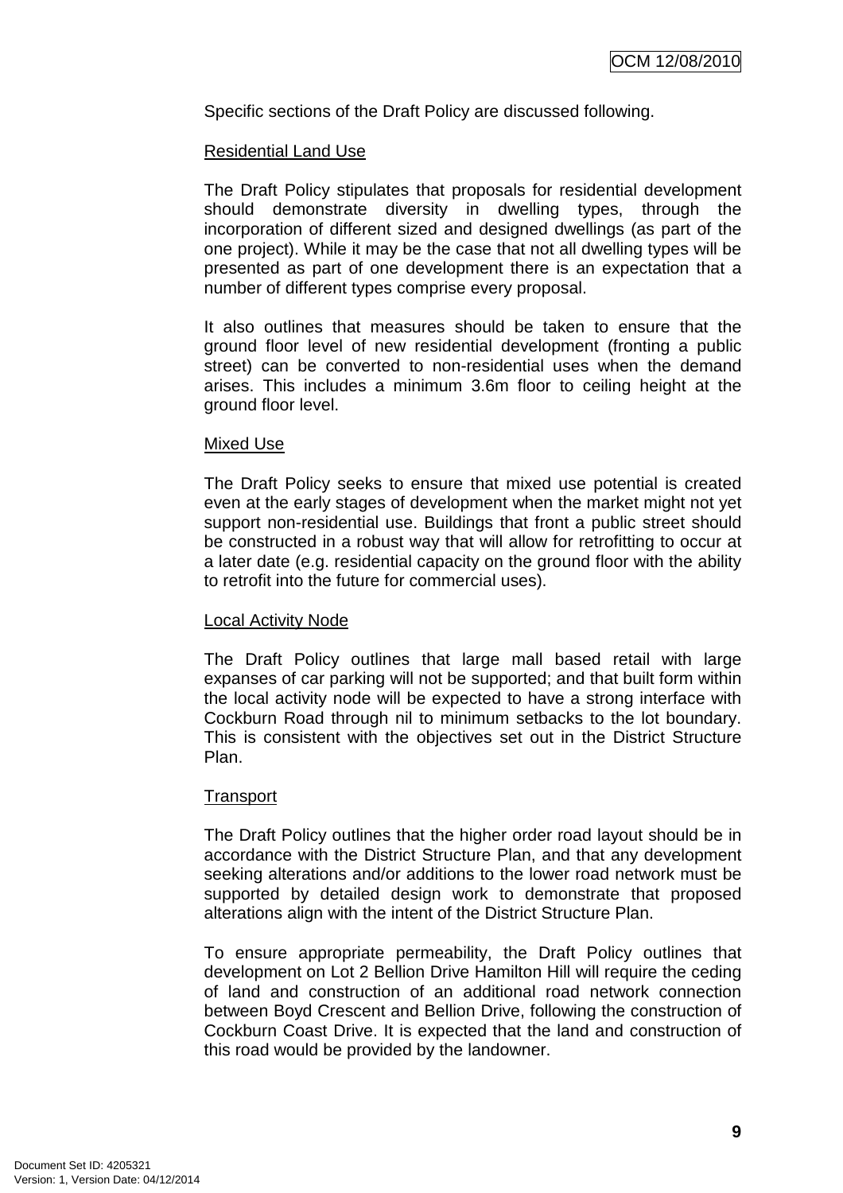Specific sections of the Draft Policy are discussed following.

Residential Land Use

The Draft Policy stipulates that proposals for residential development should demonstrate diversity in dwelling types, through the incorporation of different sized and designed dwellings (as part of the one project). While it may be the case that not all dwelling types will be presented as part of one development there is an expectation that a number of different types comprise every proposal.

It also outlines that measures should be taken to ensure that the ground floor level of new residential development (fronting a public street) can be converted to non-residential uses when the demand arises. This includes a minimum 3.6m floor to ceiling height at the ground floor level.

Mixed Use

The Draft Policy seeks to ensure that mixed use potential is created even at the early stages of development when the market might not yet support non-residential use. Buildings that front a public street should be constructed in a robust way that will allow for retrofitting to occur at a later date (e.g. residential capacity on the ground floor with the ability to retrofit into the future for commercial uses).

Local Activity Node

The Draft Policy outlines that large mall based retail with large expanses of car parking will not be supported; and that built form within the local activity node will be expected to have a strong interface with Cockburn Road through nil to minimum setbacks to the lot boundary. This is consistent with the objectives set out in the District Structure Plan.

Transport

The Draft Policy outlines that the higher order road layout should be in accordance with the District Structure Plan, and that any development seeking alterations and/or additions to the lower road network must be supported by detailed design work to demonstrate that proposed alterations align with the intent of the District Structure Plan.

To ensure appropriate permeability, the Draft Policy outlines that development on Lot 2 Bellion Drive Hamilton Hill will require the ceding of land and construction of an additional road network connection between Boyd Crescent and Bellion Drive, following the construction of Cockburn Coast Drive. It is expected that the land and construction of this road would be provided by the landowner.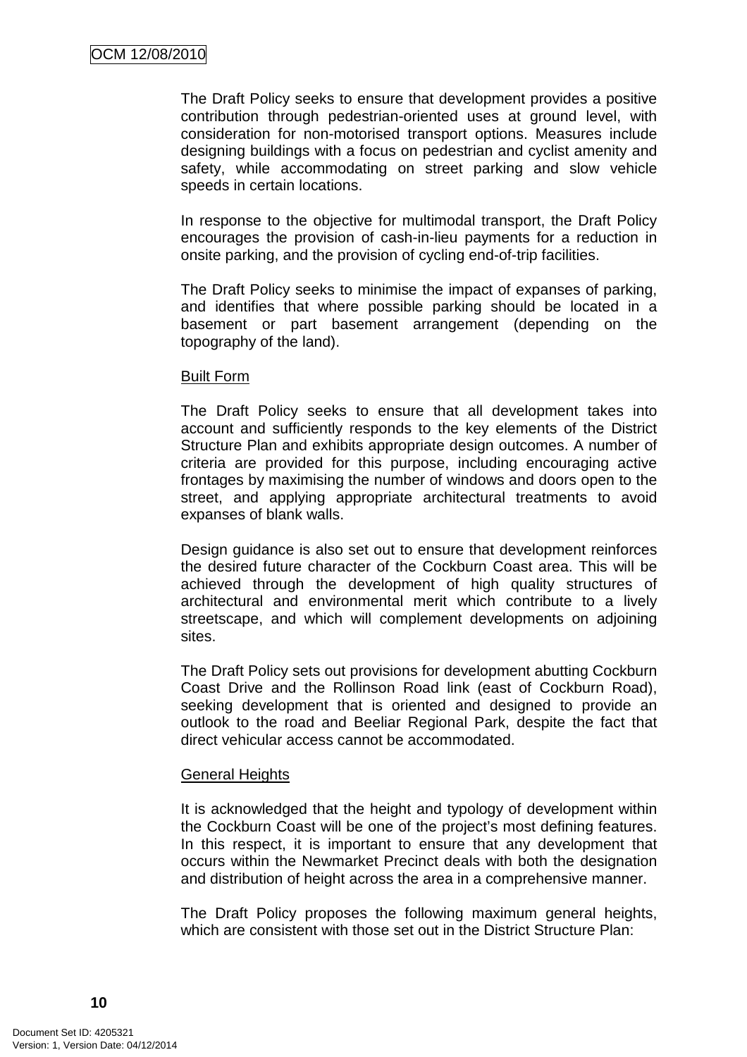The Draft Policy seeks to ensure that development provides a positive contribution through pedestrian-oriented uses at ground level, with consideration for non-motorised transport options. Measures include designing buildings with a focus on pedestrian and cyclist amenity and safety, while accommodating on street parking and slow vehicle speeds in certain locations.

In response to the objective for multimodal transport, the Draft Policy encourages the provision of cash-in-lieu payments for a reduction in onsite parking, and the provision of cycling end-of-trip facilities.

The Draft Policy seeks to minimise the impact of expanses of parking, and identifies that where possible parking should be located in a basement or part basement arrangement (depending on the topography of the land).

Built Form

The Draft Policy seeks to ensure that all development takes into account and sufficiently responds to the key elements of the District Structure Plan and exhibits appropriate design outcomes. A number of criteria are provided for this purpose, including encouraging active frontages by maximising the number of windows and doors open to the street, and applying appropriate architectural treatments to avoid expanses of blank walls.

Design guidance is also set out to ensure that development reinforces the desired future character of the Cockburn Coast area. This will be achieved through the development of high quality structures of architectural and environmental merit which contribute to a lively streetscape, and which will complement developments on adjoining sites.

The Draft Policy sets out provisions for development abutting Cockburn Coast Drive and the Rollinson Road link (east of Cockburn Road), seeking development that is oriented and designed to provide an outlook to the road and Beeliar Regional Park, despite the fact that direct vehicular access cannot be accommodated.

General Heights

It is acknowledged that the height and typology of development within the Cockburn Coast will be one of the project's most defining features. In this respect, it is important to ensure that any development that occurs within the Newmarket Precinct deals with both the designation and distribution of height across the area in a comprehensive manner.

The Draft Policy proposes the following maximum general heights, which are consistent with those set out in the District Structure Plan: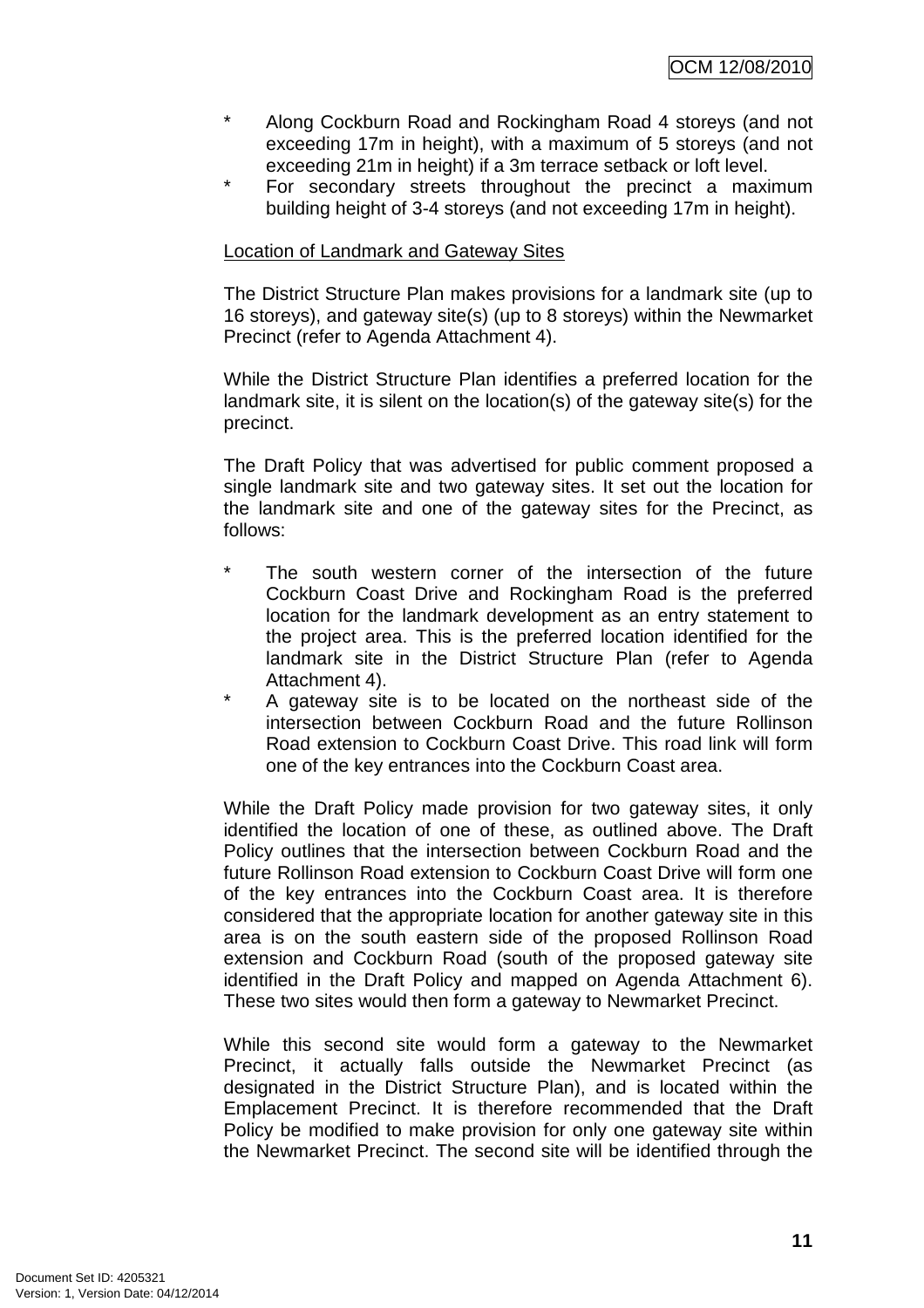* Along Cockburn Road and Rockingham Road 4 storeys (and not exceeding 17m in height), with a maximum of 5 storeys (and not exceeding 21m in height) if a 3m terrace setback or loft level.
* For secondary streets throughout the precinct a maximum building height of 3-4 storeys (and not exceeding 17m in height).

<u>Location of Landmark and Gateway Sites</u>

The District Structure Plan makes provisions for a landmark site (up to 16 storeys), and gateway site(s) (up to 8 storeys) within the Newmarket Precinct (refer to Agenda Attachment 4).

While the District Structure Plan identifies a preferred location for the landmark site, it is silent on the location(s) of the gateway site(s) for the precinct.

The Draft Policy that was advertised for public comment proposed a single landmark site and two gateway sites. It set out the location for the landmark site and one of the gateway sites for the Precinct, as follows:

* The south western corner of the intersection of the future Cockburn Coast Drive and Rockingham Road is the preferred location for the landmark development as an entry statement to the project area. This is the preferred location identified for the landmark site in the District Structure Plan (refer to Agenda Attachment 4).
* A gateway site is to be located on the northeast side of the intersection between Cockburn Road and the future Rollinson Road extension to Cockburn Coast Drive. This road link will form one of the key entrances into the Cockburn Coast area.

While the Draft Policy made provision for two gateway sites, it only identified the location of one of these, as outlined above. The Draft Policy outlines that the intersection between Cockburn Road and the future Rollinson Road extension to Cockburn Coast Drive will form one of the key entrances into the Cockburn Coast area. It is therefore considered that the appropriate location for another gateway site in this area is on the south eastern side of the proposed Rollinson Road extension and Cockburn Road (south of the proposed gateway site identified in the Draft Policy and mapped on Agenda Attachment 6). These two sites would then form a gateway to Newmarket Precinct.

While this second site would form a gateway to the Newmarket Precinct, it actually falls outside the Newmarket Precinct (as designated in the District Structure Plan), and is located within the Emplacement Precinct. It is therefore recommended that the Draft Policy be modified to make provision for only one gateway site within the Newmarket Precinct. The second site will be identified through the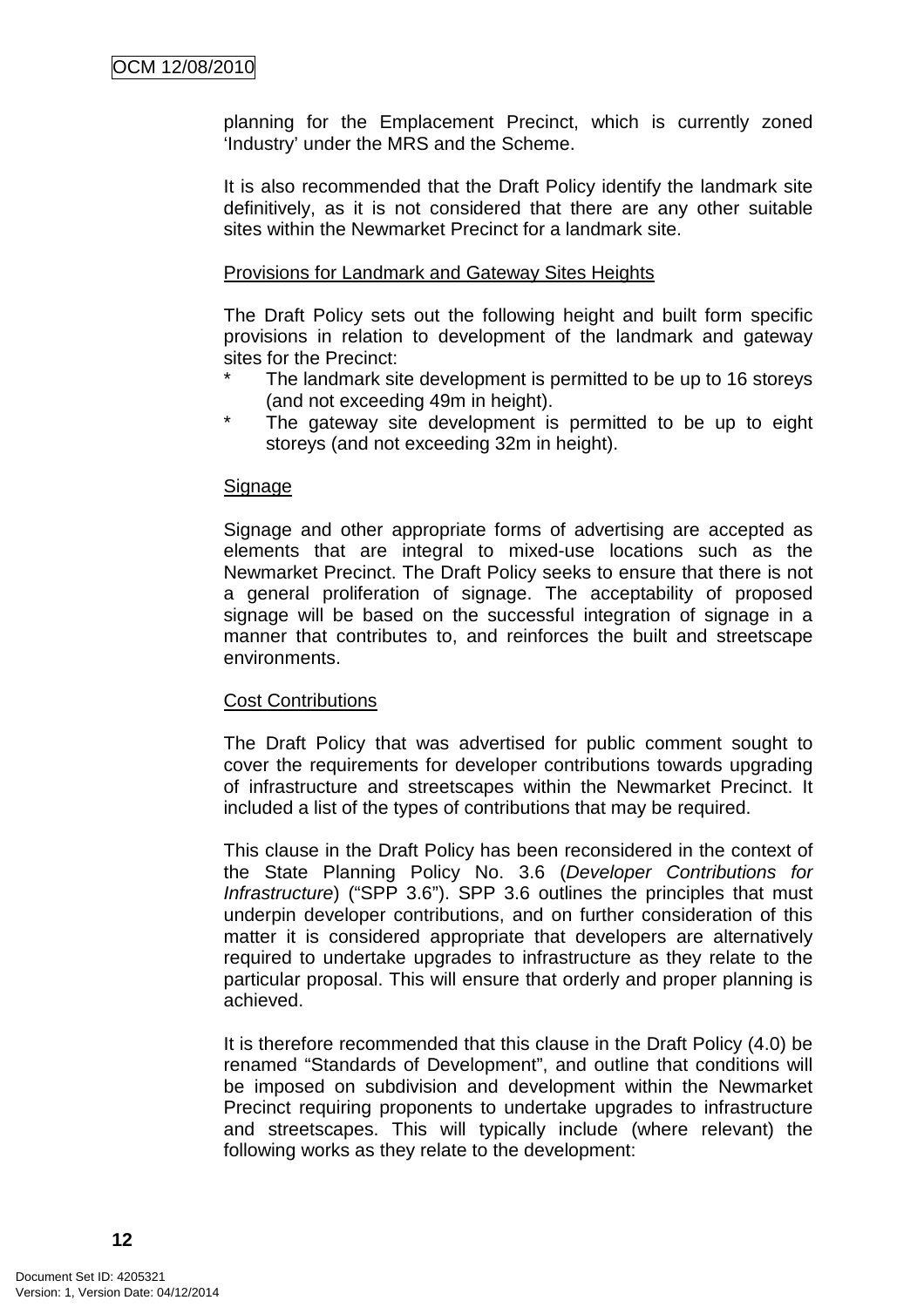planning for the Emplacement Precinct, which is currently zoned 'Industry' under the MRS and the Scheme.

It is also recommended that the Draft Policy identify the landmark site definitively, as it is not considered that there are any other suitable sites within the Newmarket Precinct for a landmark site.

Provisions for Landmark and Gateway Sites Heights

The Draft Policy sets out the following height and built form specific provisions in relation to development of the landmark and gateway sites for the Precinct:

- The landmark site development is permitted to be up to 16 storeys (and not exceeding 49m in height).
- The gateway site development is permitted to be up to eight storeys (and not exceeding 32m in height).

Signage

Signage and other appropriate forms of advertising are accepted as elements that are integral to mixed-use locations such as the Newmarket Precinct. The Draft Policy seeks to ensure that there is not a general proliferation of signage. The acceptability of proposed signage will be based on the successful integration of signage in a manner that contributes to, and reinforces the built and streetscape environments.

Cost Contributions

The Draft Policy that was advertised for public comment sought to cover the requirements for developer contributions towards upgrading of infrastructure and streetscapes within the Newmarket Precinct. It included a list of the types of contributions that may be required.

This clause in the Draft Policy has been reconsidered in the context of the State Planning Policy No. 3.6 (*Developer Contributions for Infrastructure*) ("SPP 3.6"). SPP 3.6 outlines the principles that must underpin developer contributions, and on further consideration of this matter it is considered appropriate that developers are alternatively required to undertake upgrades to infrastructure as they relate to the particular proposal. This will ensure that orderly and proper planning is achieved.

It is therefore recommended that this clause in the Draft Policy (4.0) be renamed "Standards of Development", and outline that conditions will be imposed on subdivision and development within the Newmarket Precinct requiring proponents to undertake upgrades to infrastructure and streetscapes. This will typically include (where relevant) the following works as they relate to the development: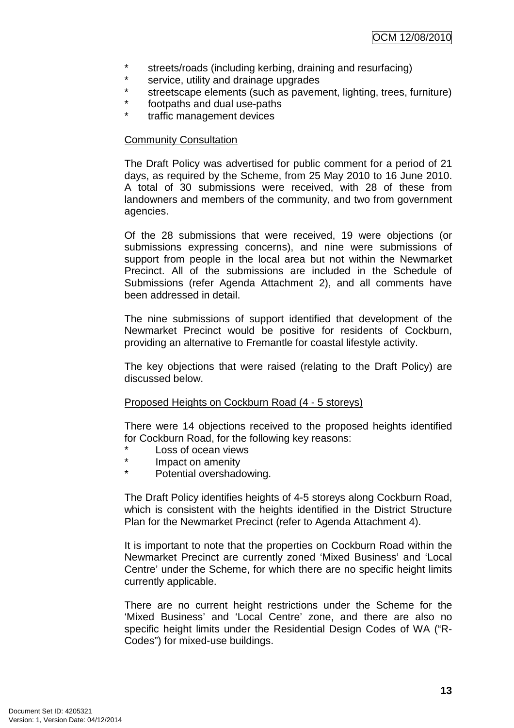* streets/roads (including kerbing, draining and resurfacing)
* service, utility and drainage upgrades
* streetscape elements (such as pavement, lighting, trees, furniture)
* footpaths and dual use-paths
* traffic management devices

<u>Community Consultation</u>

The Draft Policy was advertised for public comment for a period of 21 days, as required by the Scheme, from 25 May 2010 to 16 June 2010. A total of 30 submissions were received, with 28 of these from landowners and members of the community, and two from government agencies.

Of the 28 submissions that were received, 19 were objections (or submissions expressing concerns), and nine were submissions of support from people in the local area but not within the Newmarket Precinct. All of the submissions are included in the Schedule of Submissions (refer Agenda Attachment 2), and all comments have been addressed in detail.

The nine submissions of support identified that development of the Newmarket Precinct would be positive for residents of Cockburn, providing an alternative to Fremantle for coastal lifestyle activity.

The key objections that were raised (relating to the Draft Policy) are discussed below.

<u>Proposed Heights on Cockburn Road (4 - 5 storeys)</u>

There were 14 objections received to the proposed heights identified for Cockburn Road, for the following key reasons:

* Loss of ocean views
* Impact on amenity
* Potential overshadowing.

The Draft Policy identifies heights of 4-5 storeys along Cockburn Road, which is consistent with the heights identified in the District Structure Plan for the Newmarket Precinct (refer to Agenda Attachment 4).

It is important to note that the properties on Cockburn Road within the Newmarket Precinct are currently zoned 'Mixed Business' and 'Local Centre' under the Scheme, for which there are no specific height limits currently applicable.

There are no current height restrictions under the Scheme for the 'Mixed Business' and 'Local Centre' zone, and there are also no specific height limits under the Residential Design Codes of WA ("R-Codes") for mixed-use buildings.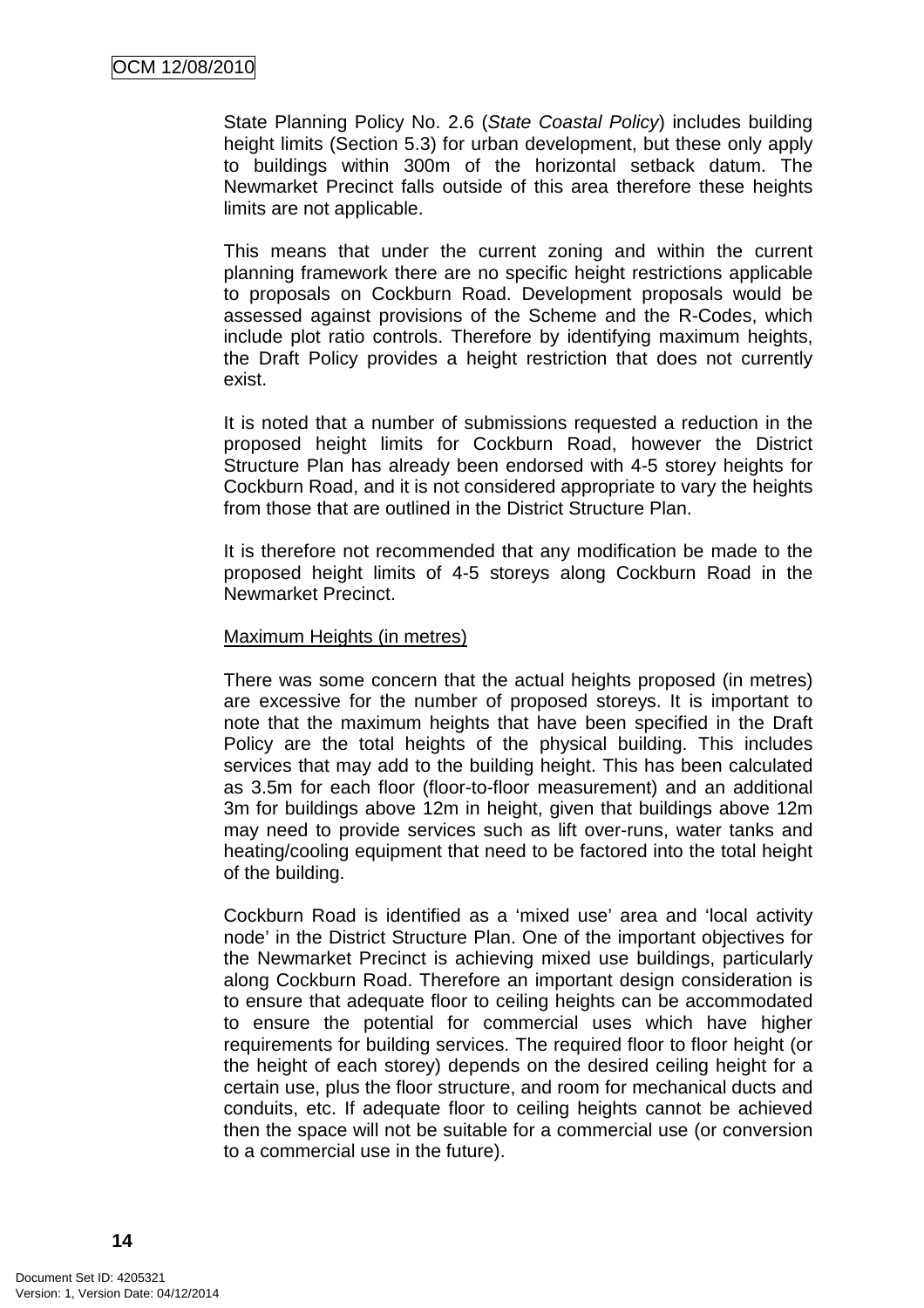State Planning Policy No. 2.6 (*State Coastal Policy*) includes building height limits (Section 5.3) for urban development, but these only apply to buildings within 300m of the horizontal setback datum. The Newmarket Precinct falls outside of this area therefore these heights limits are not applicable.

This means that under the current zoning and within the current planning framework there are no specific height restrictions applicable to proposals on Cockburn Road. Development proposals would be assessed against provisions of the Scheme and the R-Codes, which include plot ratio controls. Therefore by identifying maximum heights, the Draft Policy provides a height restriction that does not currently exist.

It is noted that a number of submissions requested a reduction in the proposed height limits for Cockburn Road, however the District Structure Plan has already been endorsed with 4-5 storey heights for Cockburn Road, and it is not considered appropriate to vary the heights from those that are outlined in the District Structure Plan.

It is therefore not recommended that any modification be made to the proposed height limits of 4-5 storeys along Cockburn Road in the Newmarket Precinct.

Maximum Heights (in metres)

There was some concern that the actual heights proposed (in metres) are excessive for the number of proposed storeys. It is important to note that the maximum heights that have been specified in the Draft Policy are the total heights of the physical building. This includes services that may add to the building height. This has been calculated as 3.5m for each floor (floor-to-floor measurement) and an additional 3m for buildings above 12m in height, given that buildings above 12m may need to provide services such as lift over-runs, water tanks and heating/cooling equipment that need to be factored into the total height of the building.

Cockburn Road is identified as a 'mixed use' area and 'local activity node' in the District Structure Plan. One of the important objectives for the Newmarket Precinct is achieving mixed use buildings, particularly along Cockburn Road. Therefore an important design consideration is to ensure that adequate floor to ceiling heights can be accommodated to ensure the potential for commercial uses which have higher requirements for building services. The required floor to floor height (or the height of each storey) depends on the desired ceiling height for a certain use, plus the floor structure, and room for mechanical ducts and conduits, etc. If adequate floor to ceiling heights cannot be achieved then the space will not be suitable for a commercial use (or conversion to a commercial use in the future).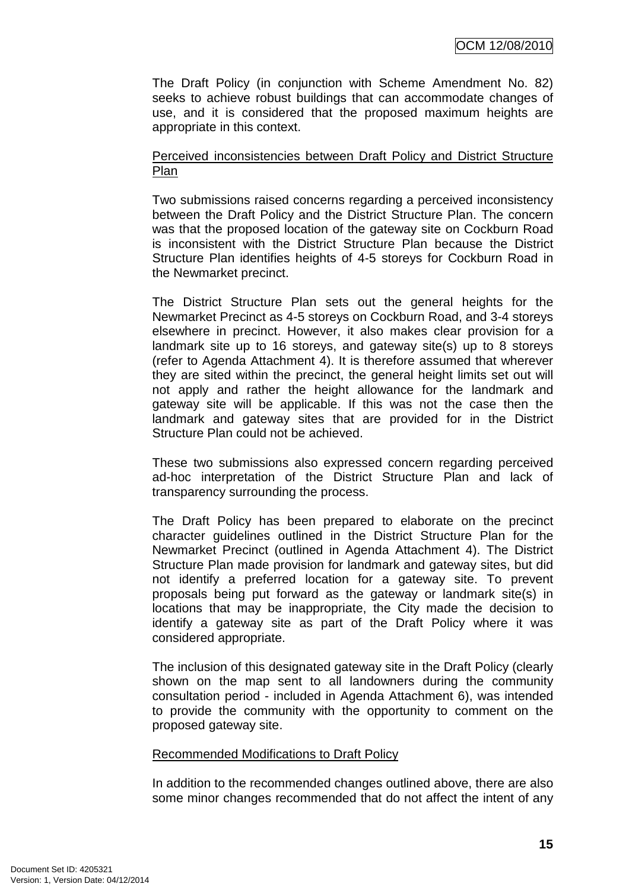The Draft Policy (in conjunction with Scheme Amendment No. 82) seeks to achieve robust buildings that can accommodate changes of use, and it is considered that the proposed maximum heights are appropriate in this context.

<u>Perceived inconsistencies between Draft Policy and District Structure Plan</u>

Two submissions raised concerns regarding a perceived inconsistency between the Draft Policy and the District Structure Plan. The concern was that the proposed location of the gateway site on Cockburn Road is inconsistent with the District Structure Plan because the District Structure Plan identifies heights of 4-5 storeys for Cockburn Road in the Newmarket precinct.

The District Structure Plan sets out the general heights for the Newmarket Precinct as 4-5 storeys on Cockburn Road, and 3-4 storeys elsewhere in precinct. However, it also makes clear provision for a landmark site up to 16 storeys, and gateway site(s) up to 8 storeys (refer to Agenda Attachment 4). It is therefore assumed that wherever they are sited within the precinct, the general height limits set out will not apply and rather the height allowance for the landmark and gateway site will be applicable. If this was not the case then the landmark and gateway sites that are provided for in the District Structure Plan could not be achieved.

These two submissions also expressed concern regarding perceived ad-hoc interpretation of the District Structure Plan and lack of transparency surrounding the process.

The Draft Policy has been prepared to elaborate on the precinct character guidelines outlined in the District Structure Plan for the Newmarket Precinct (outlined in Agenda Attachment 4). The District Structure Plan made provision for landmark and gateway sites, but did not identify a preferred location for a gateway site. To prevent proposals being put forward as the gateway or landmark site(s) in locations that may be inappropriate, the City made the decision to identify a gateway site as part of the Draft Policy where it was considered appropriate.

The inclusion of this designated gateway site in the Draft Policy (clearly shown on the map sent to all landowners during the community consultation period - included in Agenda Attachment 6), was intended to provide the community with the opportunity to comment on the proposed gateway site.

<u>Recommended Modifications to Draft Policy</u>

In addition to the recommended changes outlined above, there are also some minor changes recommended that do not affect the intent of any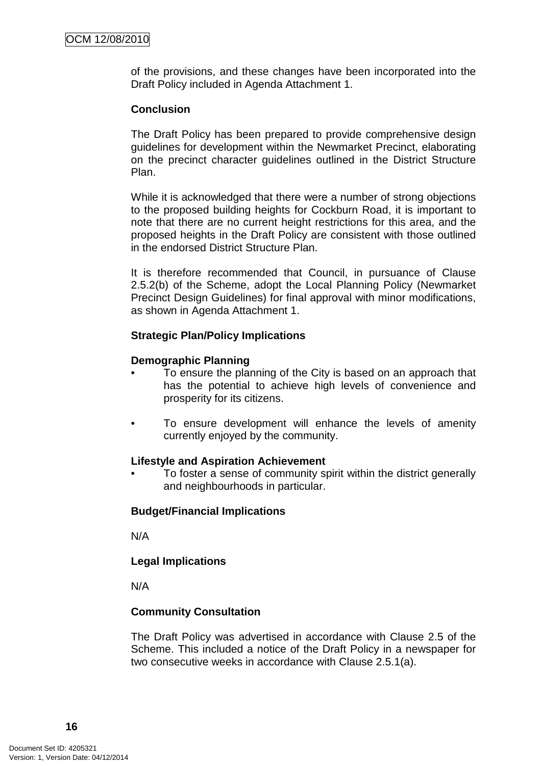of the provisions, and these changes have been incorporated into the Draft Policy included in Agenda Attachment 1.

**Conclusion**

The Draft Policy has been prepared to provide comprehensive design guidelines for development within the Newmarket Precinct, elaborating on the precinct character guidelines outlined in the District Structure Plan.

While it is acknowledged that there were a number of strong objections to the proposed building heights for Cockburn Road, it is important to note that there are no current height restrictions for this area, and the proposed heights in the Draft Policy are consistent with those outlined in the endorsed District Structure Plan.

It is therefore recommended that Council, in pursuance of Clause 2.5.2(b) of the Scheme, adopt the Local Planning Policy (Newmarket Precinct Design Guidelines) for final approval with minor modifications, as shown in Agenda Attachment 1.

**Strategic Plan/Policy Implications**

**Demographic Planning**

- To ensure the planning of the City is based on an approach that has the potential to achieve high levels of convenience and prosperity for its citizens.

- To ensure development will enhance the levels of amenity currently enjoyed by the community.

**Lifestyle and Aspiration Achievement**

- To foster a sense of community spirit within the district generally and neighbourhoods in particular.

**Budget/Financial Implications**

N/A

**Legal Implications**

N/A

**Community Consultation**

The Draft Policy was advertised in accordance with Clause 2.5 of the Scheme. This included a notice of the Draft Policy in a newspaper for two consecutive weeks in accordance with Clause 2.5.1(a).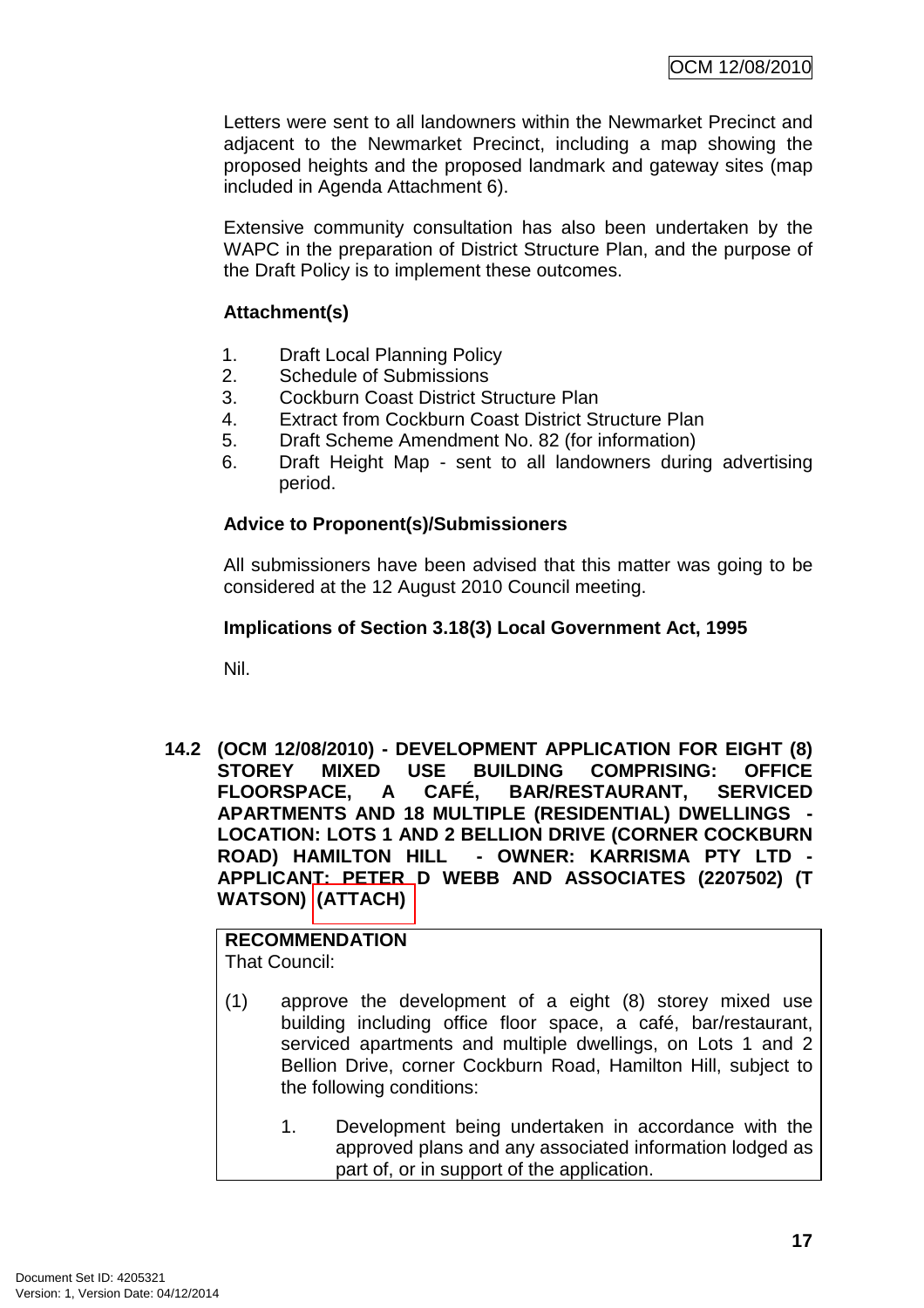Letters were sent to all landowners within the Newmarket Precinct and adjacent to the Newmarket Precinct, including a map showing the proposed heights and the proposed landmark and gateway sites (map included in Agenda Attachment 6).

Extensive community consultation has also been undertaken by the WAPC in the preparation of District Structure Plan, and the purpose of the Draft Policy is to implement these outcomes.

**Attachment(s)**

1. Draft Local Planning Policy
2. Schedule of Submissions
3. Cockburn Coast District Structure Plan
4. Extract from Cockburn Coast District Structure Plan
5. Draft Scheme Amendment No. 82 (for information)
6. Draft Height Map - sent to all landowners during advertising period.

**Advice to Proponent(s)/Submissioners**

All submissioners have been advised that this matter was going to be considered at the 12 August 2010 Council meeting.

**Implications of Section 3.18(3) Local Government Act, 1995**

Nil.

## 14.2 (OCM 12/08/2010) - DEVELOPMENT APPLICATION FOR EIGHT (8) STOREY MIXED USE BUILDING COMPRISING: OFFICE FLOORSPACE, A CAFÉ, BAR/RESTAURANT, SERVICED APARTMENTS AND 18 MULTIPLE (RESIDENTIAL) DWELLINGS - LOCATION: LOTS 1 AND 2 BELLION DRIVE (CORNER COCKBURN ROAD) HAMILTON HILL - OWNER: KARRISMA PTY LTD - APPLICANT: PETER D WEBB AND ASSOCIATES (2207502) (T WATSON) (ATTACH)

**RECOMMENDATION**
That Council:

(1) approve the development of a eight (8) storey mixed use building including office floor space, a café, bar/restaurant, serviced apartments and multiple dwellings, on Lots 1 and 2 Bellion Drive, corner Cockburn Road, Hamilton Hill, subject to the following conditions:

1. Development being undertaken in accordance with the approved plans and any associated information lodged as part of, or in support of the application.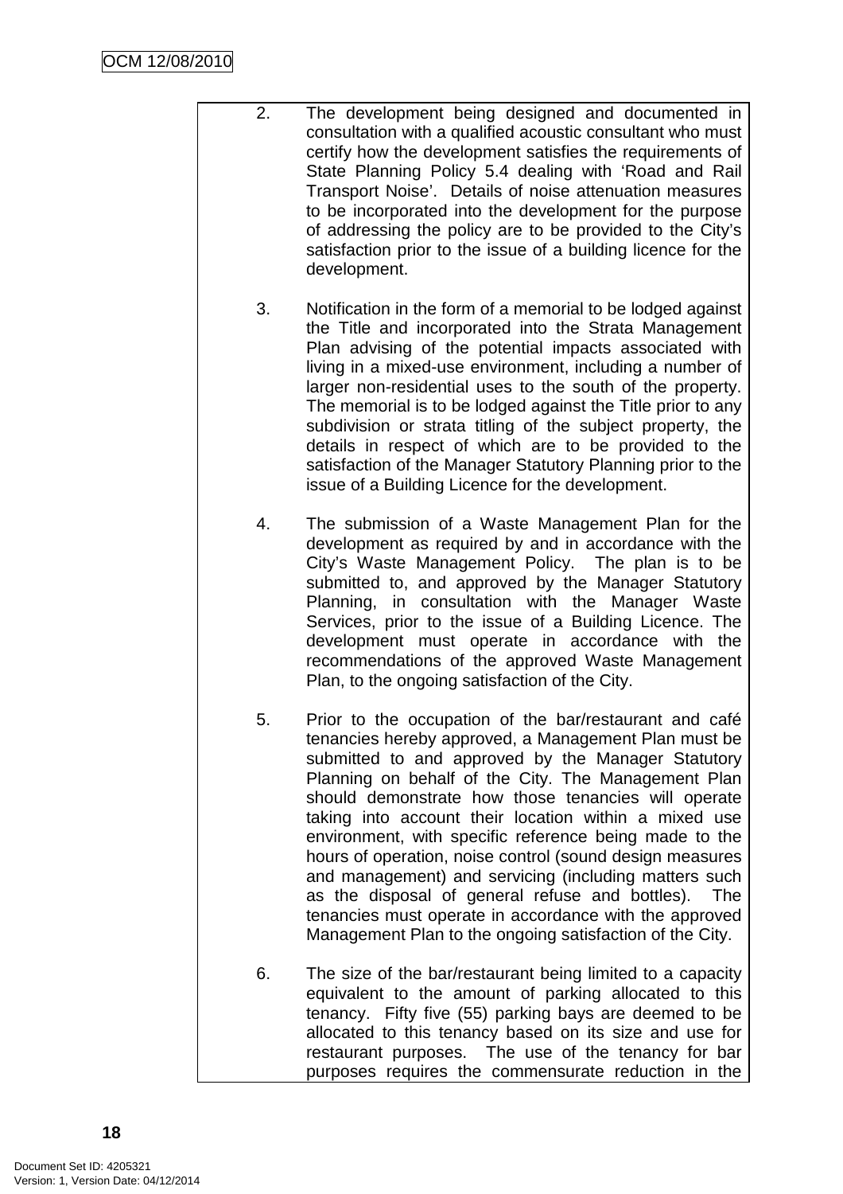2. The development being designed and documented in consultation with a qualified acoustic consultant who must certify how the development satisfies the requirements of State Planning Policy 5.4 dealing with 'Road and Rail Transport Noise'. Details of noise attenuation measures to be incorporated into the development for the purpose of addressing the policy are to be provided to the City's satisfaction prior to the issue of a building licence for the development.

3. Notification in the form of a memorial to be lodged against the Title and incorporated into the Strata Management Plan advising of the potential impacts associated with living in a mixed-use environment, including a number of larger non-residential uses to the south of the property. The memorial is to be lodged against the Title prior to any subdivision or strata titling of the subject property, the details in respect of which are to be provided to the satisfaction of the Manager Statutory Planning prior to the issue of a Building Licence for the development.

4. The submission of a Waste Management Plan for the development as required by and in accordance with the City's Waste Management Policy. The plan is to be submitted to, and approved by the Manager Statutory Planning, in consultation with the Manager Waste Services, prior to the issue of a Building Licence. The development must operate in accordance with the recommendations of the approved Waste Management Plan, to the ongoing satisfaction of the City.

5. Prior to the occupation of the bar/restaurant and café tenancies hereby approved, a Management Plan must be submitted to and approved by the Manager Statutory Planning on behalf of the City. The Management Plan should demonstrate how those tenancies will operate taking into account their location within a mixed use environment, with specific reference being made to the hours of operation, noise control (sound design measures and management) and servicing (including matters such as the disposal of general refuse and bottles). The tenancies must operate in accordance with the approved Management Plan to the ongoing satisfaction of the City.

6. The size of the bar/restaurant being limited to a capacity equivalent to the amount of parking allocated to this tenancy. Fifty five (55) parking bays are deemed to be allocated to this tenancy based on its size and use for restaurant purposes. The use of the tenancy for bar purposes requires the commensurate reduction in the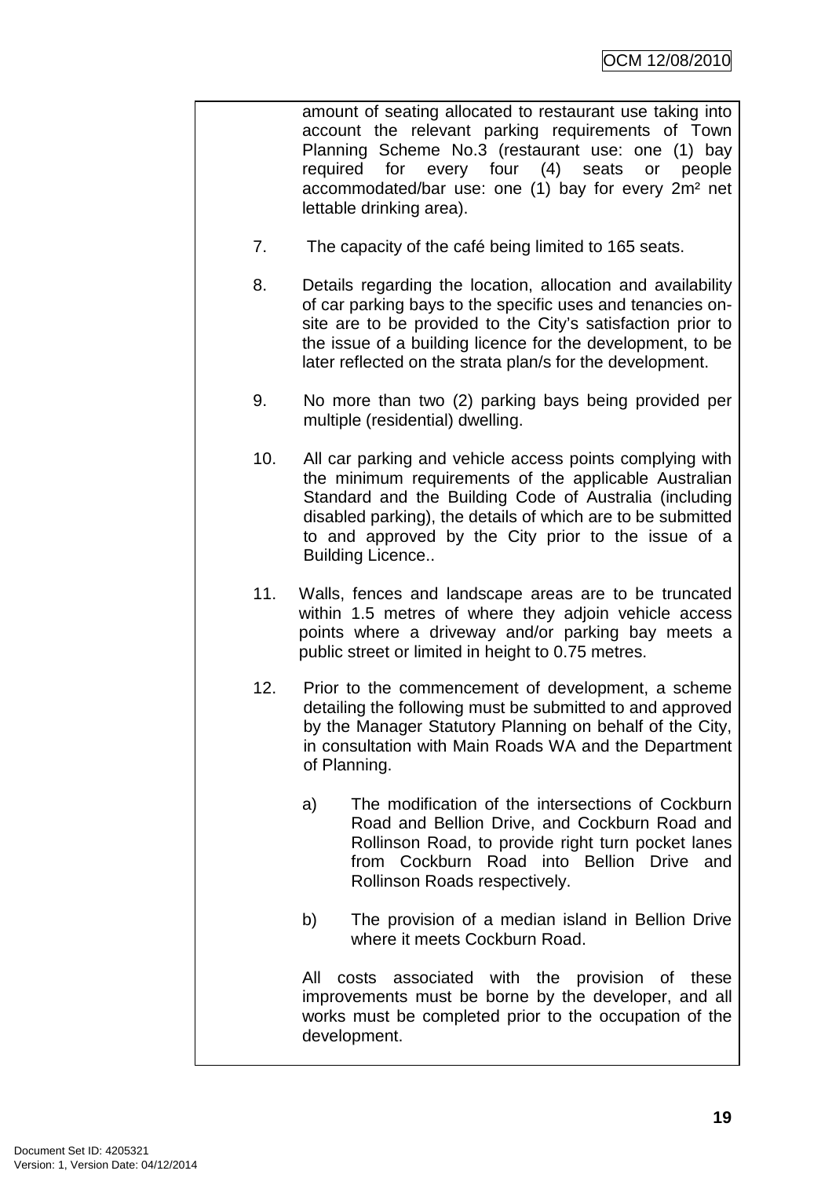amount of seating allocated to restaurant use taking into account the relevant parking requirements of Town Planning Scheme No.3 (restaurant use: one (1) bay required for every four (4) seats or people accommodated/bar use: one (1) bay for every 2m² net lettable drinking area).

7. The capacity of the café being limited to 165 seats.

8. Details regarding the location, allocation and availability of car parking bays to the specific uses and tenancies on-site are to be provided to the City's satisfaction prior to the issue of a building licence for the development, to be later reflected on the strata plan/s for the development.

9. No more than two (2) parking bays being provided per multiple (residential) dwelling.

10. All car parking and vehicle access points complying with the minimum requirements of the applicable Australian Standard and the Building Code of Australia (including disabled parking), the details of which are to be submitted to and approved by the City prior to the issue of a Building Licence..

11. Walls, fences and landscape areas are to be truncated within 1.5 metres of where they adjoin vehicle access points where a driveway and/or parking bay meets a public street or limited in height to 0.75 metres.

12. Prior to the commencement of development, a scheme detailing the following must be submitted to and approved by the Manager Statutory Planning on behalf of the City, in consultation with Main Roads WA and the Department of Planning.

    a) The modification of the intersections of Cockburn Road and Bellion Drive, and Cockburn Road and Rollinson Road, to provide right turn pocket lanes from Cockburn Road into Bellion Drive and Rollinson Roads respectively.

    b) The provision of a median island in Bellion Drive where it meets Cockburn Road.

    All costs associated with the provision of these improvements must be borne by the developer, and all works must be completed prior to the occupation of the development.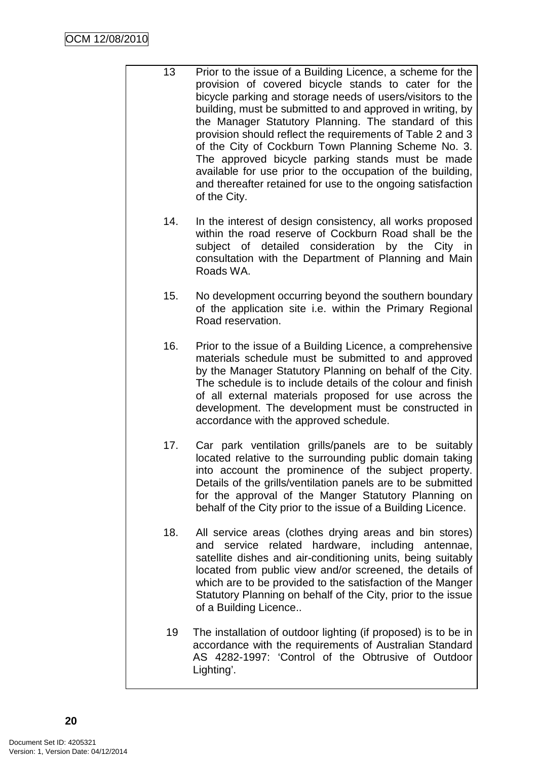13 Prior to the issue of a Building Licence, a scheme for the provision of covered bicycle stands to cater for the bicycle parking and storage needs of users/visitors to the building, must be submitted to and approved in writing, by the Manager Statutory Planning. The standard of this provision should reflect the requirements of Table 2 and 3 of the City of Cockburn Town Planning Scheme No. 3. The approved bicycle parking stands must be made available for use prior to the occupation of the building, and thereafter retained for use to the ongoing satisfaction of the City.

14. In the interest of design consistency, all works proposed within the road reserve of Cockburn Road shall be the subject of detailed consideration by the City in consultation with the Department of Planning and Main Roads WA.

15. No development occurring beyond the southern boundary of the application site i.e. within the Primary Regional Road reservation.

16. Prior to the issue of a Building Licence, a comprehensive materials schedule must be submitted to and approved by the Manager Statutory Planning on behalf of the City. The schedule is to include details of the colour and finish of all external materials proposed for use across the development. The development must be constructed in accordance with the approved schedule.

17. Car park ventilation grills/panels are to be suitably located relative to the surrounding public domain taking into account the prominence of the subject property. Details of the grills/ventilation panels are to be submitted for the approval of the Manger Statutory Planning on behalf of the City prior to the issue of a Building Licence.

18. All service areas (clothes drying areas and bin stores) and service related hardware, including antennae, satellite dishes and air-conditioning units, being suitably located from public view and/or screened, the details of which are to be provided to the satisfaction of the Manger Statutory Planning on behalf of the City, prior to the issue of a Building Licence..

19 The installation of outdoor lighting (if proposed) is to be in accordance with the requirements of Australian Standard AS 4282-1997: 'Control of the Obtrusive of Outdoor Lighting'.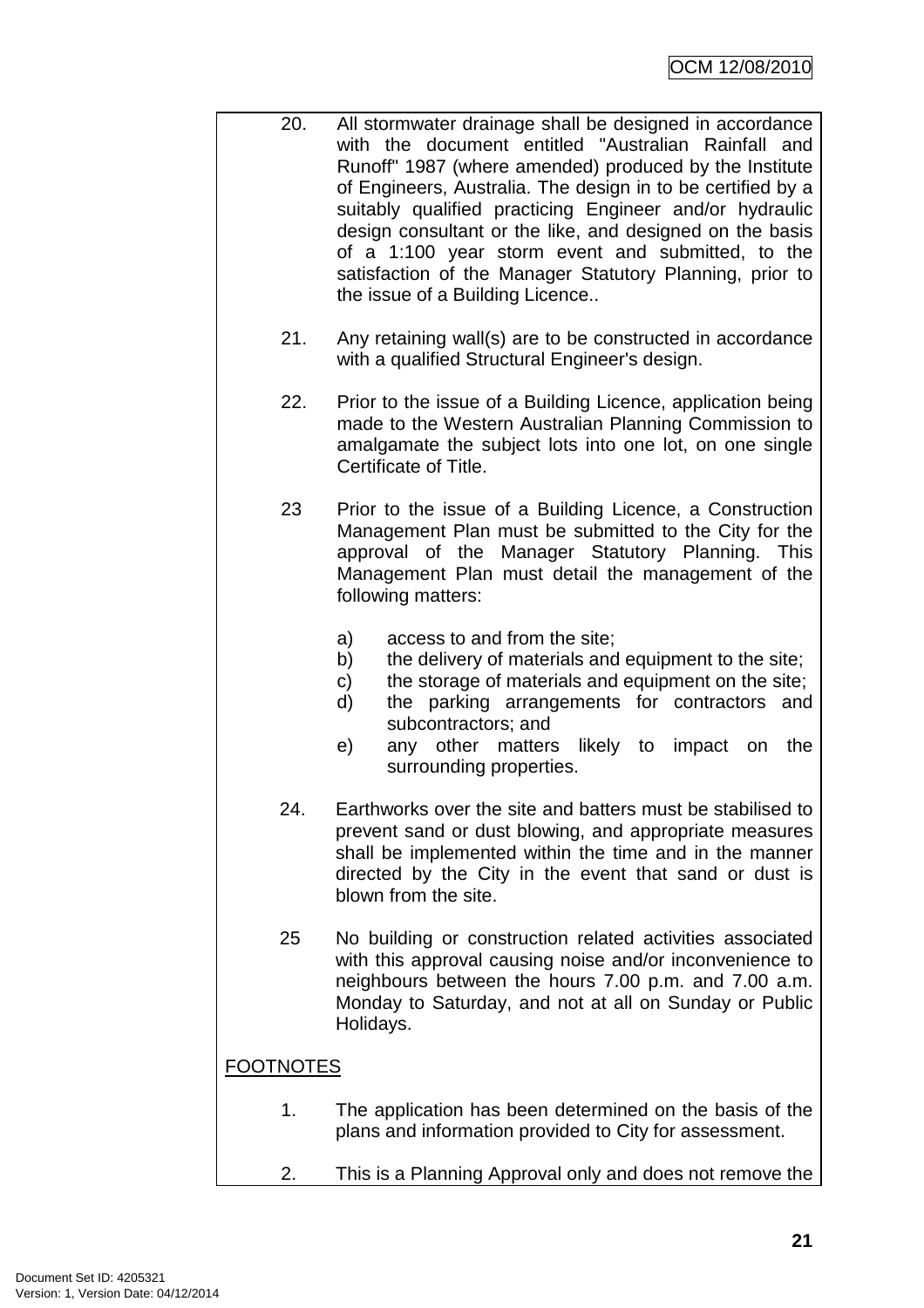20. All stormwater drainage shall be designed in accordance with the document entitled "Australian Rainfall and Runoff" 1987 (where amended) produced by the Institute of Engineers, Australia. The design in to be certified by a suitably qualified practicing Engineer and/or hydraulic design consultant or the like, and designed on the basis of a 1:100 year storm event and submitted, to the satisfaction of the Manager Statutory Planning, prior to the issue of a Building Licence..

21. Any retaining wall(s) are to be constructed in accordance with a qualified Structural Engineer's design.

22. Prior to the issue of a Building Licence, application being made to the Western Australian Planning Commission to amalgamate the subject lots into one lot, on one single Certificate of Title.

23 Prior to the issue of a Building Licence, a Construction Management Plan must be submitted to the City for the approval of the Manager Statutory Planning. This Management Plan must detail the management of the following matters:

   a) access to and from the site;
   b) the delivery of materials and equipment to the site;
   c) the storage of materials and equipment on the site;
   d) the parking arrangements for contractors and subcontractors; and
   e) any other matters likely to impact on the surrounding properties.

24. Earthworks over the site and batters must be stabilised to prevent sand or dust blowing, and appropriate measures shall be implemented within the time and in the manner directed by the City in the event that sand or dust is blown from the site.

25 No building or construction related activities associated with this approval causing noise and/or inconvenience to neighbours between the hours 7.00 p.m. and 7.00 a.m. Monday to Saturday, and not at all on Sunday or Public Holidays.

FOOTNOTES

1. The application has been determined on the basis of the plans and information provided to City for assessment.

2. This is a Planning Approval only and does not remove the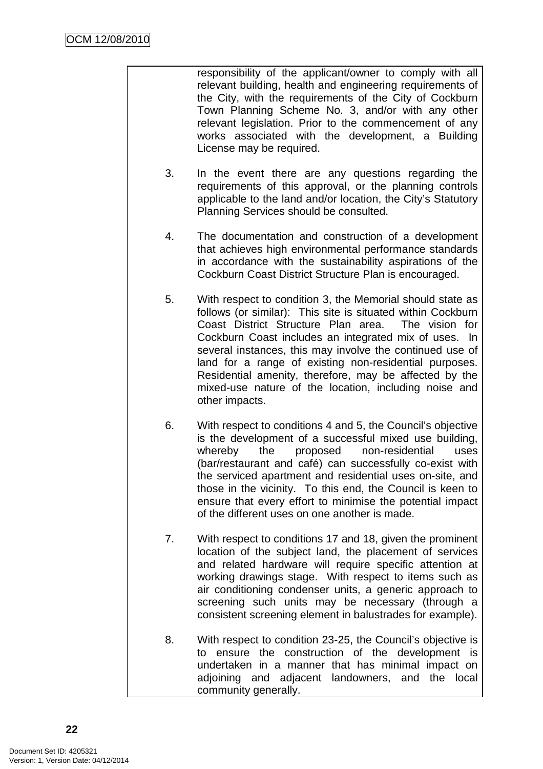responsibility of the applicant/owner to comply with all relevant building, health and engineering requirements of the City, with the requirements of the City of Cockburn Town Planning Scheme No. 3, and/or with any other relevant legislation. Prior to the commencement of any works associated with the development, a Building License may be required.

3. In the event there are any questions regarding the requirements of this approval, or the planning controls applicable to the land and/or location, the City's Statutory Planning Services should be consulted.

4. The documentation and construction of a development that achieves high environmental performance standards in accordance with the sustainability aspirations of the Cockburn Coast District Structure Plan is encouraged.

5. With respect to condition 3, the Memorial should state as follows (or similar): This site is situated within Cockburn Coast District Structure Plan area. The vision for Cockburn Coast includes an integrated mix of uses. In several instances, this may involve the continued use of land for a range of existing non-residential purposes. Residential amenity, therefore, may be affected by the mixed-use nature of the location, including noise and other impacts.

6. With respect to conditions 4 and 5, the Council's objective is the development of a successful mixed use building, whereby the proposed non-residential uses (bar/restaurant and café) can successfully co-exist with the serviced apartment and residential uses on-site, and those in the vicinity. To this end, the Council is keen to ensure that every effort to minimise the potential impact of the different uses on one another is made.

7. With respect to conditions 17 and 18, given the prominent location of the subject land, the placement of services and related hardware will require specific attention at working drawings stage. With respect to items such as air conditioning condenser units, a generic approach to screening such units may be necessary (through a consistent screening element in balustrades for example).

8. With respect to condition 23-25, the Council's objective is to ensure the construction of the development is undertaken in a manner that has minimal impact on adjoining and adjacent landowners, and the local community generally.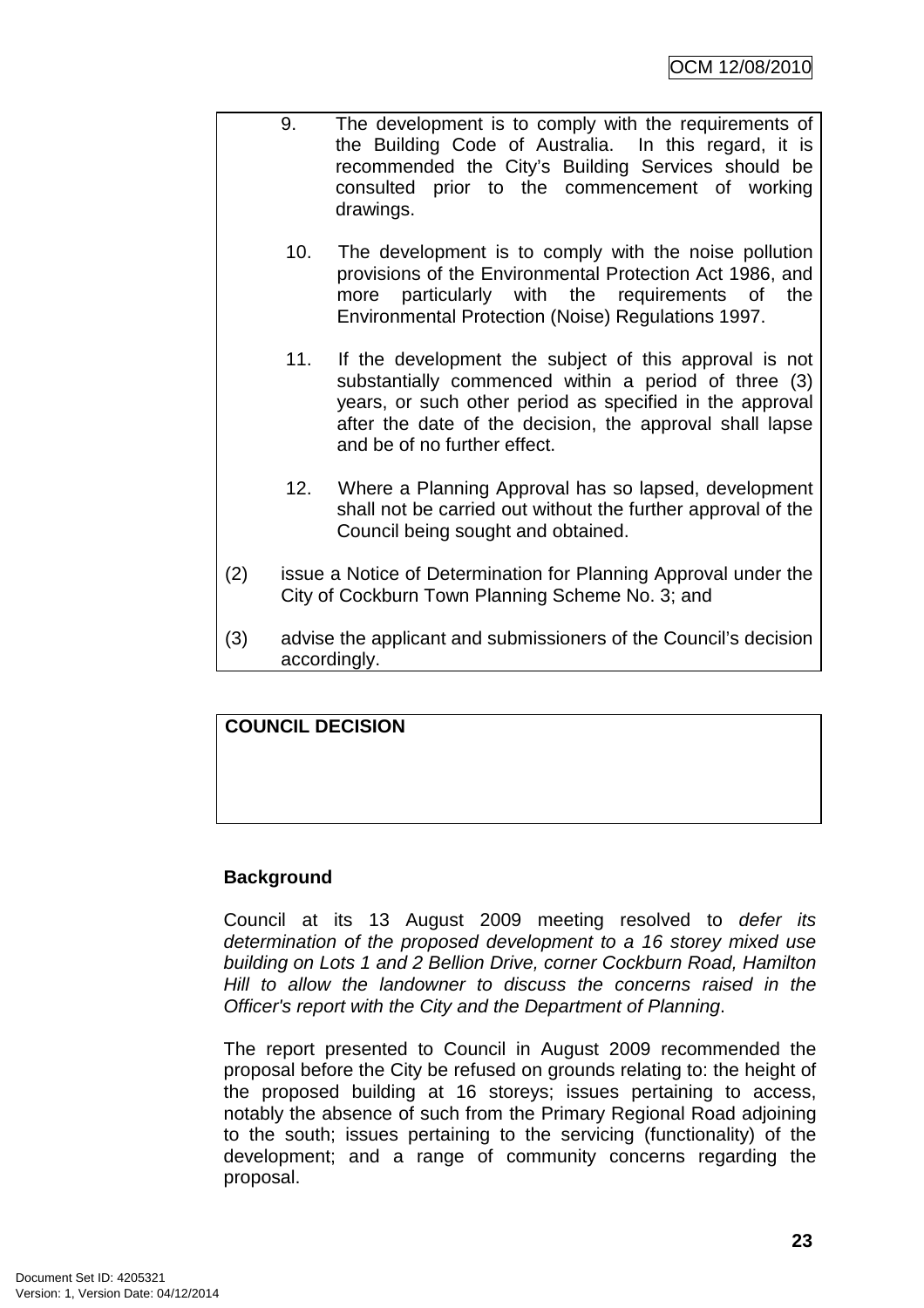9. The development is to comply with the requirements of the Building Code of Australia. In this regard, it is recommended the City's Building Services should be consulted prior to the commencement of working drawings.

10. The development is to comply with the noise pollution provisions of the Environmental Protection Act 1986, and more particularly with the requirements of the Environmental Protection (Noise) Regulations 1997.

11. If the development the subject of this approval is not substantially commenced within a period of three (3) years, or such other period as specified in the approval after the date of the decision, the approval shall lapse and be of no further effect.

12. Where a Planning Approval has so lapsed, development shall not be carried out without the further approval of the Council being sought and obtained.

(2) issue a Notice of Determination for Planning Approval under the City of Cockburn Town Planning Scheme No. 3; and

(3) advise the applicant and submissioners of the Council's decision accordingly.

**COUNCIL DECISION**

**Background**

Council at its 13 August 2009 meeting resolved to *defer its determination of the proposed development to a 16 storey mixed use building on Lots 1 and 2 Bellion Drive, corner Cockburn Road, Hamilton Hill to allow the landowner to discuss the concerns raised in the Officer's report with the City and the Department of Planning*.

The report presented to Council in August 2009 recommended the proposal before the City be refused on grounds relating to: the height of the proposed building at 16 storeys; issues pertaining to access, notably the absence of such from the Primary Regional Road adjoining to the south; issues pertaining to the servicing (functionality) of the development; and a range of community concerns regarding the proposal.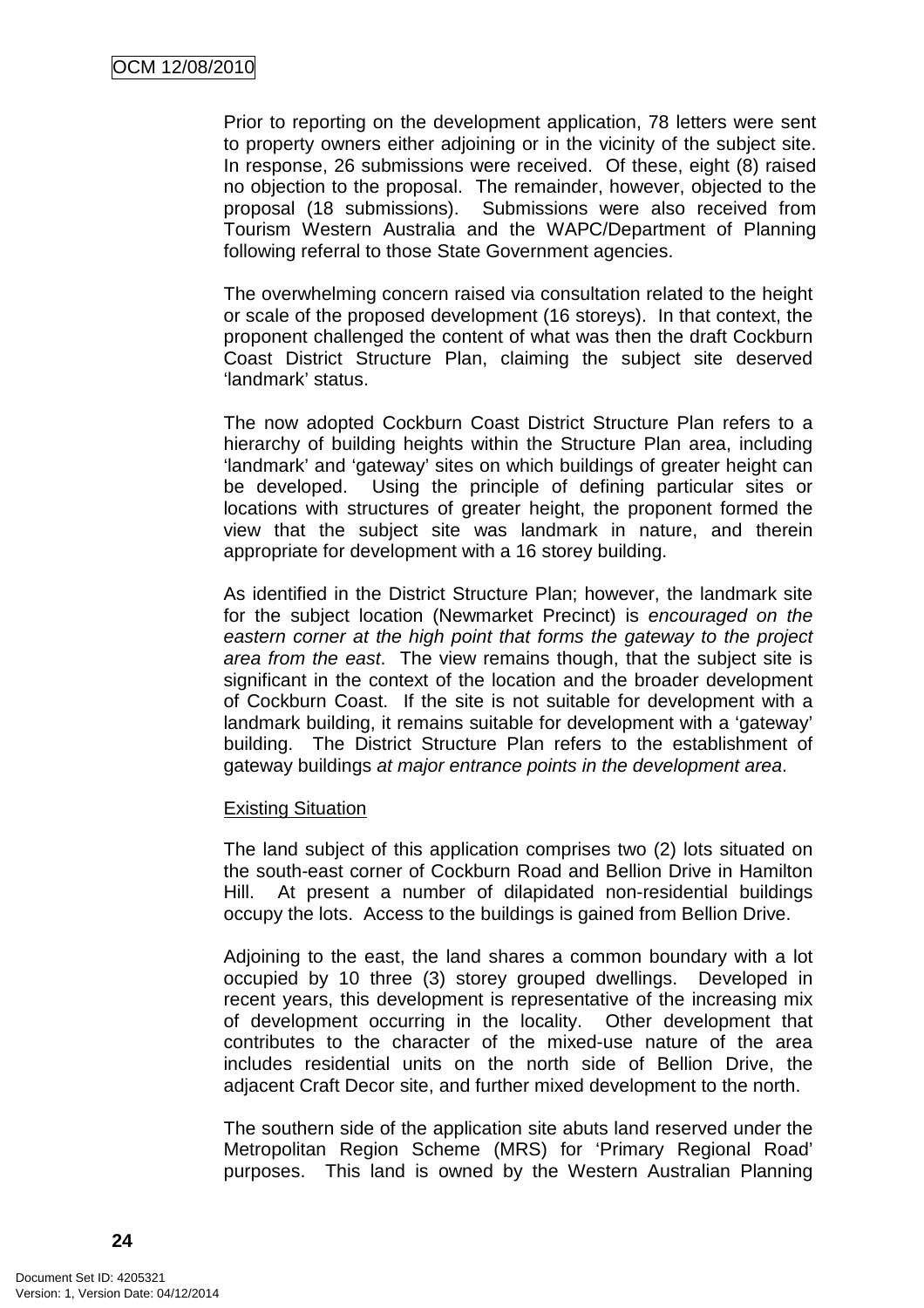Prior to reporting on the development application, 78 letters were sent to property owners either adjoining or in the vicinity of the subject site. In response, 26 submissions were received. Of these, eight (8) raised no objection to the proposal. The remainder, however, objected to the proposal (18 submissions). Submissions were also received from Tourism Western Australia and the WAPC/Department of Planning following referral to those State Government agencies.

The overwhelming concern raised via consultation related to the height or scale of the proposed development (16 storeys). In that context, the proponent challenged the content of what was then the draft Cockburn Coast District Structure Plan, claiming the subject site deserved 'landmark' status.

The now adopted Cockburn Coast District Structure Plan refers to a hierarchy of building heights within the Structure Plan area, including 'landmark' and 'gateway' sites on which buildings of greater height can be developed. Using the principle of defining particular sites or locations with structures of greater height, the proponent formed the view that the subject site was landmark in nature, and therein appropriate for development with a 16 storey building.

As identified in the District Structure Plan; however, the landmark site for the subject location (Newmarket Precinct) is *encouraged on the eastern corner at the high point that forms the gateway to the project area from the east*. The view remains though, that the subject site is significant in the context of the location and the broader development of Cockburn Coast. If the site is not suitable for development with a landmark building, it remains suitable for development with a 'gateway' building. The District Structure Plan refers to the establishment of gateway buildings *at major entrance points in the development area*.

<u>Existing Situation</u>

The land subject of this application comprises two (2) lots situated on the south-east corner of Cockburn Road and Bellion Drive in Hamilton Hill. At present a number of dilapidated non-residential buildings occupy the lots. Access to the buildings is gained from Bellion Drive.

Adjoining to the east, the land shares a common boundary with a lot occupied by 10 three (3) storey grouped dwellings. Developed in recent years, this development is representative of the increasing mix of development occurring in the locality. Other development that contributes to the character of the mixed-use nature of the area includes residential units on the north side of Bellion Drive, the adjacent Craft Decor site, and further mixed development to the north.

The southern side of the application site abuts land reserved under the Metropolitan Region Scheme (MRS) for 'Primary Regional Road' purposes. This land is owned by the Western Australian Planning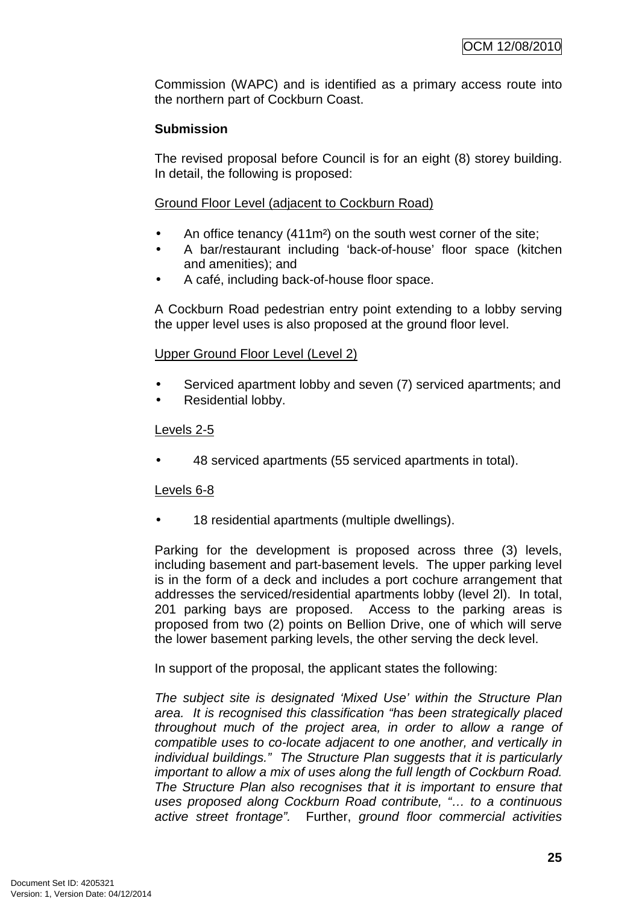Commission (WAPC) and is identified as a primary access route into the northern part of Cockburn Coast.

**Submission**

The revised proposal before Council is for an eight (8) storey building. In detail, the following is proposed:

Ground Floor Level (adjacent to Cockburn Road)

- An office tenancy (411m²) on the south west corner of the site;
- A bar/restaurant including 'back-of-house' floor space (kitchen and amenities); and
- A café, including back-of-house floor space.

A Cockburn Road pedestrian entry point extending to a lobby serving the upper level uses is also proposed at the ground floor level.

Upper Ground Floor Level (Level 2)

- Serviced apartment lobby and seven (7) serviced apartments; and
- Residential lobby.

Levels 2-5

- 48 serviced apartments (55 serviced apartments in total).

Levels 6-8

- 18 residential apartments (multiple dwellings).

Parking for the development is proposed across three (3) levels, including basement and part-basement levels. The upper parking level is in the form of a deck and includes a port cochure arrangement that addresses the serviced/residential apartments lobby (level 2l). In total, 201 parking bays are proposed. Access to the parking areas is proposed from two (2) points on Bellion Drive, one of which will serve the lower basement parking levels, the other serving the deck level.

In support of the proposal, the applicant states the following:

*The subject site is designated 'Mixed Use' within the Structure Plan area. It is recognised this classification "has been strategically placed throughout much of the project area, in order to allow a range of compatible uses to co-locate adjacent to one another, and vertically in individual buildings." The Structure Plan suggests that it is particularly important to allow a mix of uses along the full length of Cockburn Road. The Structure Plan also recognises that it is important to ensure that uses proposed along Cockburn Road contribute, "… to a continuous active street frontage".* Further, *ground floor commercial activities*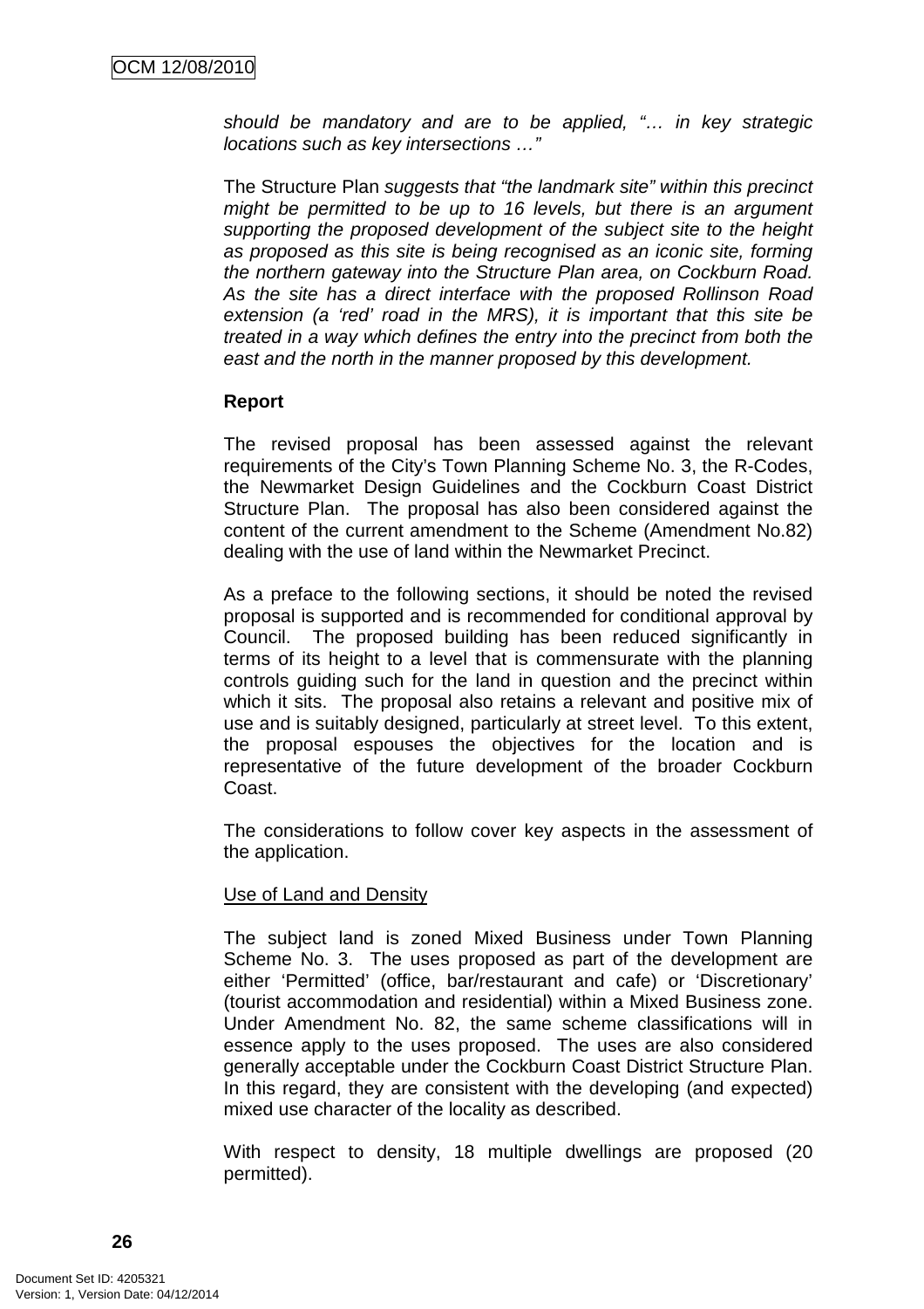*should be mandatory and are to be applied, "… in key strategic locations such as key intersections …"*

The Structure Plan *suggests that "the landmark site" within this precinct might be permitted to be up to 16 levels, but there is an argument supporting the proposed development of the subject site to the height as proposed as this site is being recognised as an iconic site, forming the northern gateway into the Structure Plan area, on Cockburn Road. As the site has a direct interface with the proposed Rollinson Road extension (a 'red' road in the MRS), it is important that this site be treated in a way which defines the entry into the precinct from both the east and the north in the manner proposed by this development.*

**Report**

The revised proposal has been assessed against the relevant requirements of the City's Town Planning Scheme No. 3, the R-Codes, the Newmarket Design Guidelines and the Cockburn Coast District Structure Plan. The proposal has also been considered against the content of the current amendment to the Scheme (Amendment No.82) dealing with the use of land within the Newmarket Precinct.

As a preface to the following sections, it should be noted the revised proposal is supported and is recommended for conditional approval by Council. The proposed building has been reduced significantly in terms of its height to a level that is commensurate with the planning controls guiding such for the land in question and the precinct within which it sits. The proposal also retains a relevant and positive mix of use and is suitably designed, particularly at street level. To this extent, the proposal espouses the objectives for the location and is representative of the future development of the broader Cockburn Coast.

The considerations to follow cover key aspects in the assessment of the application.

<u>Use of Land and Density</u>

The subject land is zoned Mixed Business under Town Planning Scheme No. 3. The uses proposed as part of the development are either 'Permitted' (office, bar/restaurant and cafe) or 'Discretionary' (tourist accommodation and residential) within a Mixed Business zone. Under Amendment No. 82, the same scheme classifications will in essence apply to the uses proposed. The uses are also considered generally acceptable under the Cockburn Coast District Structure Plan. In this regard, they are consistent with the developing (and expected) mixed use character of the locality as described.

With respect to density, 18 multiple dwellings are proposed (20 permitted).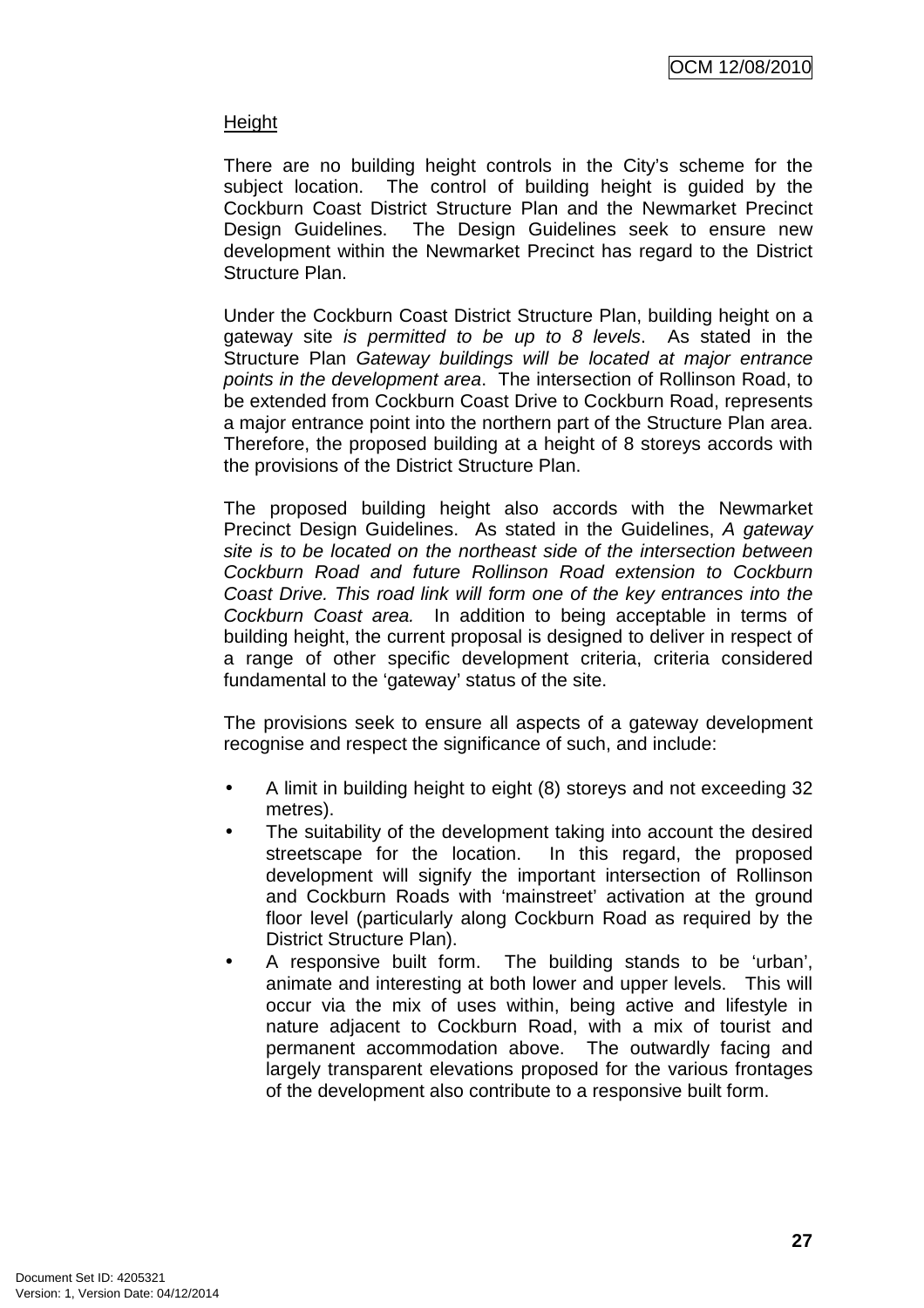Height

There are no building height controls in the City's scheme for the subject location. The control of building height is guided by the Cockburn Coast District Structure Plan and the Newmarket Precinct Design Guidelines. The Design Guidelines seek to ensure new development within the Newmarket Precinct has regard to the District Structure Plan.

Under the Cockburn Coast District Structure Plan, building height on a gateway site *is permitted to be up to 8 levels*. As stated in the Structure Plan *Gateway buildings will be located at major entrance points in the development area*. The intersection of Rollinson Road, to be extended from Cockburn Coast Drive to Cockburn Road, represents a major entrance point into the northern part of the Structure Plan area. Therefore, the proposed building at a height of 8 storeys accords with the provisions of the District Structure Plan.

The proposed building height also accords with the Newmarket Precinct Design Guidelines. As stated in the Guidelines, *A gateway site is to be located on the northeast side of the intersection between Cockburn Road and future Rollinson Road extension to Cockburn Coast Drive. This road link will form one of the key entrances into the Cockburn Coast area.* In addition to being acceptable in terms of building height, the current proposal is designed to deliver in respect of a range of other specific development criteria, criteria considered fundamental to the 'gateway' status of the site.

The provisions seek to ensure all aspects of a gateway development recognise and respect the significance of such, and include:

- A limit in building height to eight (8) storeys and not exceeding 32 metres).
- The suitability of the development taking into account the desired streetscape for the location. In this regard, the proposed development will signify the important intersection of Rollinson and Cockburn Roads with 'mainstreet' activation at the ground floor level (particularly along Cockburn Road as required by the District Structure Plan).
- A responsive built form. The building stands to be 'urban', animate and interesting at both lower and upper levels. This will occur via the mix of uses within, being active and lifestyle in nature adjacent to Cockburn Road, with a mix of tourist and permanent accommodation above. The outwardly facing and largely transparent elevations proposed for the various frontages of the development also contribute to a responsive built form.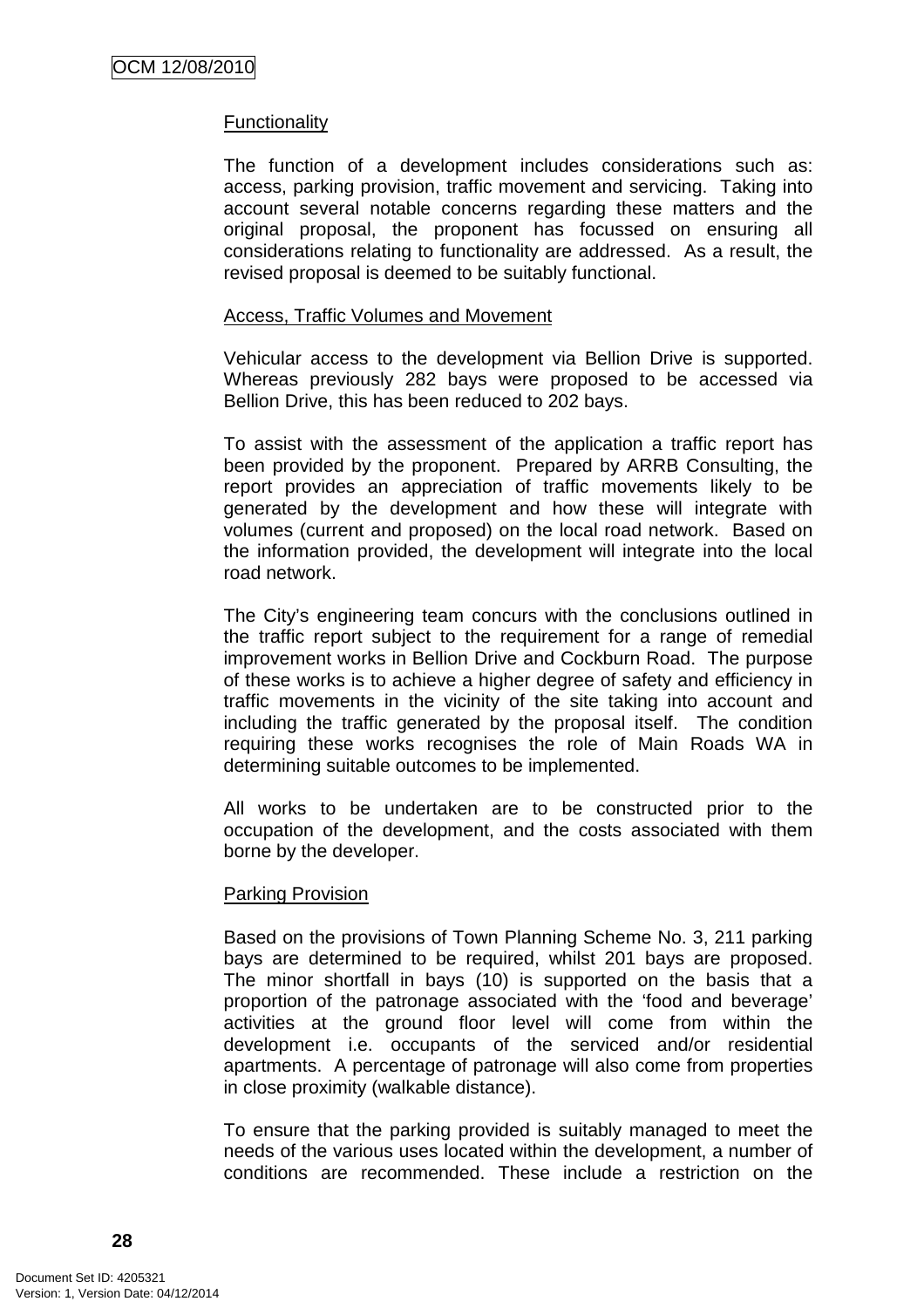Functionality

The function of a development includes considerations such as: access, parking provision, traffic movement and servicing. Taking into account several notable concerns regarding these matters and the original proposal, the proponent has focussed on ensuring all considerations relating to functionality are addressed. As a result, the revised proposal is deemed to be suitably functional.

Access, Traffic Volumes and Movement

Vehicular access to the development via Bellion Drive is supported. Whereas previously 282 bays were proposed to be accessed via Bellion Drive, this has been reduced to 202 bays.

To assist with the assessment of the application a traffic report has been provided by the proponent. Prepared by ARRB Consulting, the report provides an appreciation of traffic movements likely to be generated by the development and how these will integrate with volumes (current and proposed) on the local road network. Based on the information provided, the development will integrate into the local road network.

The City's engineering team concurs with the conclusions outlined in the traffic report subject to the requirement for a range of remedial improvement works in Bellion Drive and Cockburn Road. The purpose of these works is to achieve a higher degree of safety and efficiency in traffic movements in the vicinity of the site taking into account and including the traffic generated by the proposal itself. The condition requiring these works recognises the role of Main Roads WA in determining suitable outcomes to be implemented.

All works to be undertaken are to be constructed prior to the occupation of the development, and the costs associated with them borne by the developer.

Parking Provision

Based on the provisions of Town Planning Scheme No. 3, 211 parking bays are determined to be required, whilst 201 bays are proposed. The minor shortfall in bays (10) is supported on the basis that a proportion of the patronage associated with the 'food and beverage' activities at the ground floor level will come from within the development i.e. occupants of the serviced and/or residential apartments. A percentage of patronage will also come from properties in close proximity (walkable distance).

To ensure that the parking provided is suitably managed to meet the needs of the various uses located within the development, a number of conditions are recommended. These include a restriction on the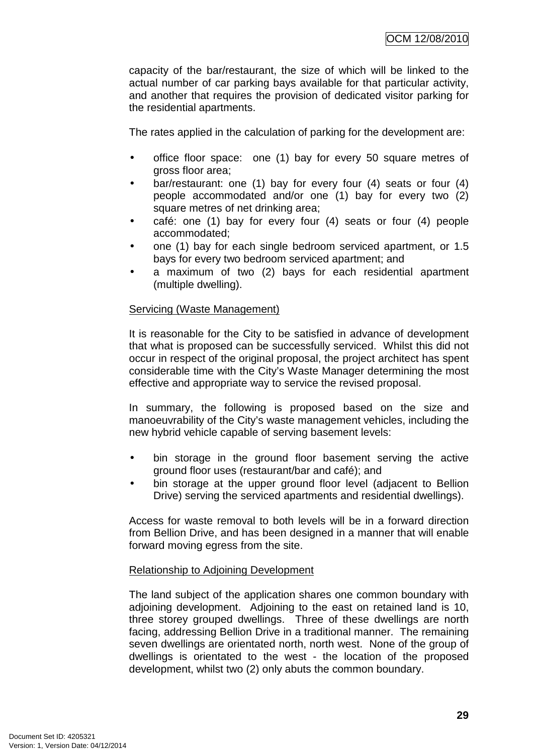capacity of the bar/restaurant, the size of which will be linked to the actual number of car parking bays available for that particular activity, and another that requires the provision of dedicated visitor parking for the residential apartments.

The rates applied in the calculation of parking for the development are:

- office floor space: one (1) bay for every 50 square metres of gross floor area;
- bar/restaurant: one (1) bay for every four (4) seats or four (4) people accommodated and/or one (1) bay for every two (2) square metres of net drinking area;
- café: one (1) bay for every four (4) seats or four (4) people accommodated;
- one (1) bay for each single bedroom serviced apartment, or 1.5 bays for every two bedroom serviced apartment; and
- a maximum of two (2) bays for each residential apartment (multiple dwelling).

<u>Servicing (Waste Management)</u>

It is reasonable for the City to be satisfied in advance of development that what is proposed can be successfully serviced. Whilst this did not occur in respect of the original proposal, the project architect has spent considerable time with the City's Waste Manager determining the most effective and appropriate way to service the revised proposal.

In summary, the following is proposed based on the size and manoeuvrability of the City's waste management vehicles, including the new hybrid vehicle capable of serving basement levels:

- bin storage in the ground floor basement serving the active ground floor uses (restaurant/bar and café); and
- bin storage at the upper ground floor level (adjacent to Bellion Drive) serving the serviced apartments and residential dwellings).

Access for waste removal to both levels will be in a forward direction from Bellion Drive, and has been designed in a manner that will enable forward moving egress from the site.

<u>Relationship to Adjoining Development</u>

The land subject of the application shares one common boundary with adjoining development. Adjoining to the east on retained land is 10, three storey grouped dwellings. Three of these dwellings are north facing, addressing Bellion Drive in a traditional manner. The remaining seven dwellings are orientated north, north west. None of the group of dwellings is orientated to the west - the location of the proposed development, whilst two (2) only abuts the common boundary.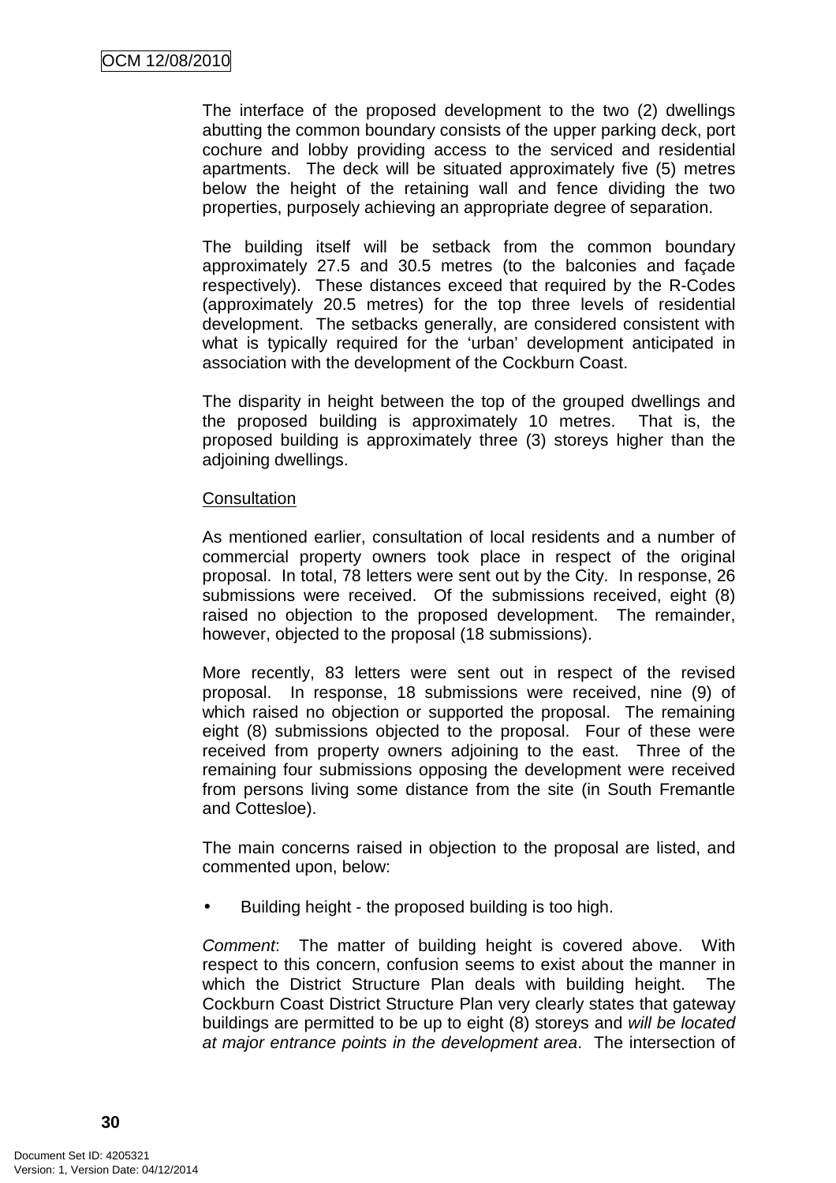The interface of the proposed development to the two (2) dwellings abutting the common boundary consists of the upper parking deck, port cochure and lobby providing access to the serviced and residential apartments. The deck will be situated approximately five (5) metres below the height of the retaining wall and fence dividing the two properties, purposely achieving an appropriate degree of separation.

The building itself will be setback from the common boundary approximately 27.5 and 30.5 metres (to the balconies and façade respectively). These distances exceed that required by the R-Codes (approximately 20.5 metres) for the top three levels of residential development. The setbacks generally, are considered consistent with what is typically required for the 'urban' development anticipated in association with the development of the Cockburn Coast.

The disparity in height between the top of the grouped dwellings and the proposed building is approximately 10 metres. That is, the proposed building is approximately three (3) storeys higher than the adjoining dwellings.

<u>Consultation</u>

As mentioned earlier, consultation of local residents and a number of commercial property owners took place in respect of the original proposal. In total, 78 letters were sent out by the City. In response, 26 submissions were received. Of the submissions received, eight (8) raised no objection to the proposed development. The remainder, however, objected to the proposal (18 submissions).

More recently, 83 letters were sent out in respect of the revised proposal. In response, 18 submissions were received, nine (9) of which raised no objection or supported the proposal. The remaining eight (8) submissions objected to the proposal. Four of these were received from property owners adjoining to the east. Three of the remaining four submissions opposing the development were received from persons living some distance from the site (in South Fremantle and Cottesloe).

The main concerns raised in objection to the proposal are listed, and commented upon, below:

- Building height - the proposed building is too high.

*Comment*: The matter of building height is covered above. With respect to this concern, confusion seems to exist about the manner in which the District Structure Plan deals with building height. The Cockburn Coast District Structure Plan very clearly states that gateway buildings are permitted to be up to eight (8) storeys and *will be located at major entrance points in the development area*. The intersection of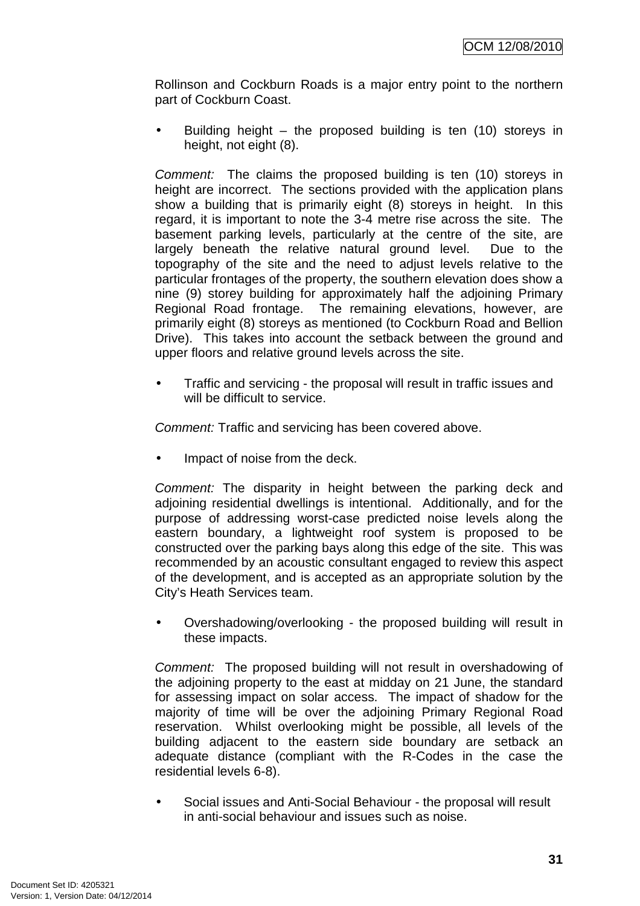Rollinson and Cockburn Roads is a major entry point to the northern part of Cockburn Coast.

- Building height – the proposed building is ten (10) storeys in height, not eight (8).

*Comment:* The claims the proposed building is ten (10) storeys in height are incorrect. The sections provided with the application plans show a building that is primarily eight (8) storeys in height. In this regard, it is important to note the 3-4 metre rise across the site. The basement parking levels, particularly at the centre of the site, are largely beneath the relative natural ground level. Due to the topography of the site and the need to adjust levels relative to the particular frontages of the property, the southern elevation does show a nine (9) storey building for approximately half the adjoining Primary Regional Road frontage. The remaining elevations, however, are primarily eight (8) storeys as mentioned (to Cockburn Road and Bellion Drive). This takes into account the setback between the ground and upper floors and relative ground levels across the site.

- Traffic and servicing - the proposal will result in traffic issues and will be difficult to service.

*Comment:* Traffic and servicing has been covered above.

- Impact of noise from the deck.

*Comment:* The disparity in height between the parking deck and adjoining residential dwellings is intentional. Additionally, and for the purpose of addressing worst-case predicted noise levels along the eastern boundary, a lightweight roof system is proposed to be constructed over the parking bays along this edge of the site. This was recommended by an acoustic consultant engaged to review this aspect of the development, and is accepted as an appropriate solution by the City's Heath Services team.

- Overshadowing/overlooking - the proposed building will result in these impacts.

*Comment:* The proposed building will not result in overshadowing of the adjoining property to the east at midday on 21 June, the standard for assessing impact on solar access. The impact of shadow for the majority of time will be over the adjoining Primary Regional Road reservation. Whilst overlooking might be possible, all levels of the building adjacent to the eastern side boundary are setback an adequate distance (compliant with the R-Codes in the case the residential levels 6-8).

- Social issues and Anti-Social Behaviour - the proposal will result in anti-social behaviour and issues such as noise.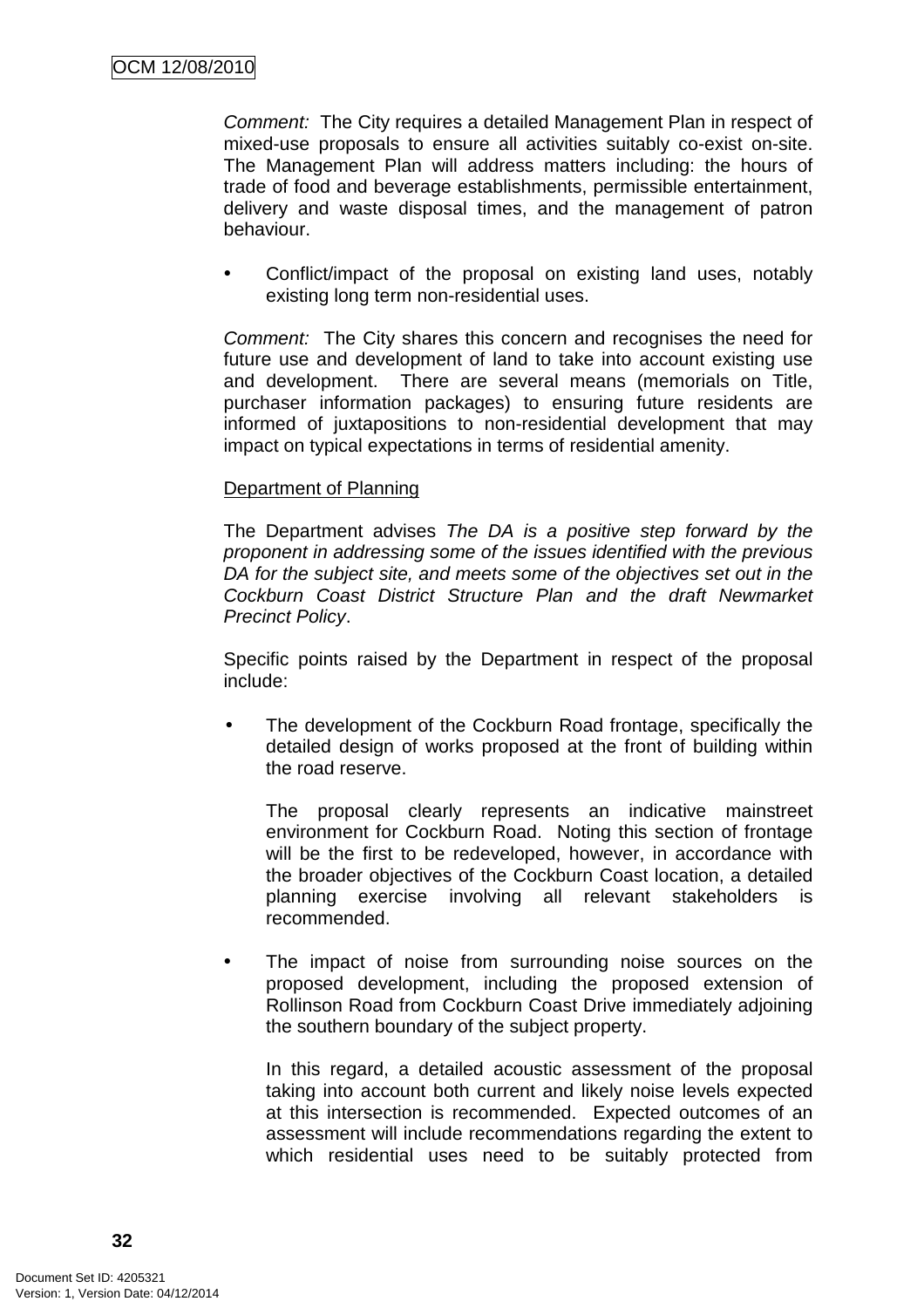*Comment:* The City requires a detailed Management Plan in respect of mixed-use proposals to ensure all activities suitably co-exist on-site. The Management Plan will address matters including: the hours of trade of food and beverage establishments, permissible entertainment, delivery and waste disposal times, and the management of patron behaviour.

- Conflict/impact of the proposal on existing land uses, notably existing long term non-residential uses.

*Comment:* The City shares this concern and recognises the need for future use and development of land to take into account existing use and development. There are several means (memorials on Title, purchaser information packages) to ensuring future residents are informed of juxtapositions to non-residential development that may impact on typical expectations in terms of residential amenity.

Department of Planning

The Department advises *The DA is a positive step forward by the proponent in addressing some of the issues identified with the previous DA for the subject site, and meets some of the objectives set out in the Cockburn Coast District Structure Plan and the draft Newmarket Precinct Policy*.

Specific points raised by the Department in respect of the proposal include:

- The development of the Cockburn Road frontage, specifically the detailed design of works proposed at the front of building within the road reserve.

  The proposal clearly represents an indicative mainstreet environment for Cockburn Road. Noting this section of frontage will be the first to be redeveloped, however, in accordance with the broader objectives of the Cockburn Coast location, a detailed planning exercise involving all relevant stakeholders is recommended.

- The impact of noise from surrounding noise sources on the proposed development, including the proposed extension of Rollinson Road from Cockburn Coast Drive immediately adjoining the southern boundary of the subject property.

  In this regard, a detailed acoustic assessment of the proposal taking into account both current and likely noise levels expected at this intersection is recommended. Expected outcomes of an assessment will include recommendations regarding the extent to which residential uses need to be suitably protected from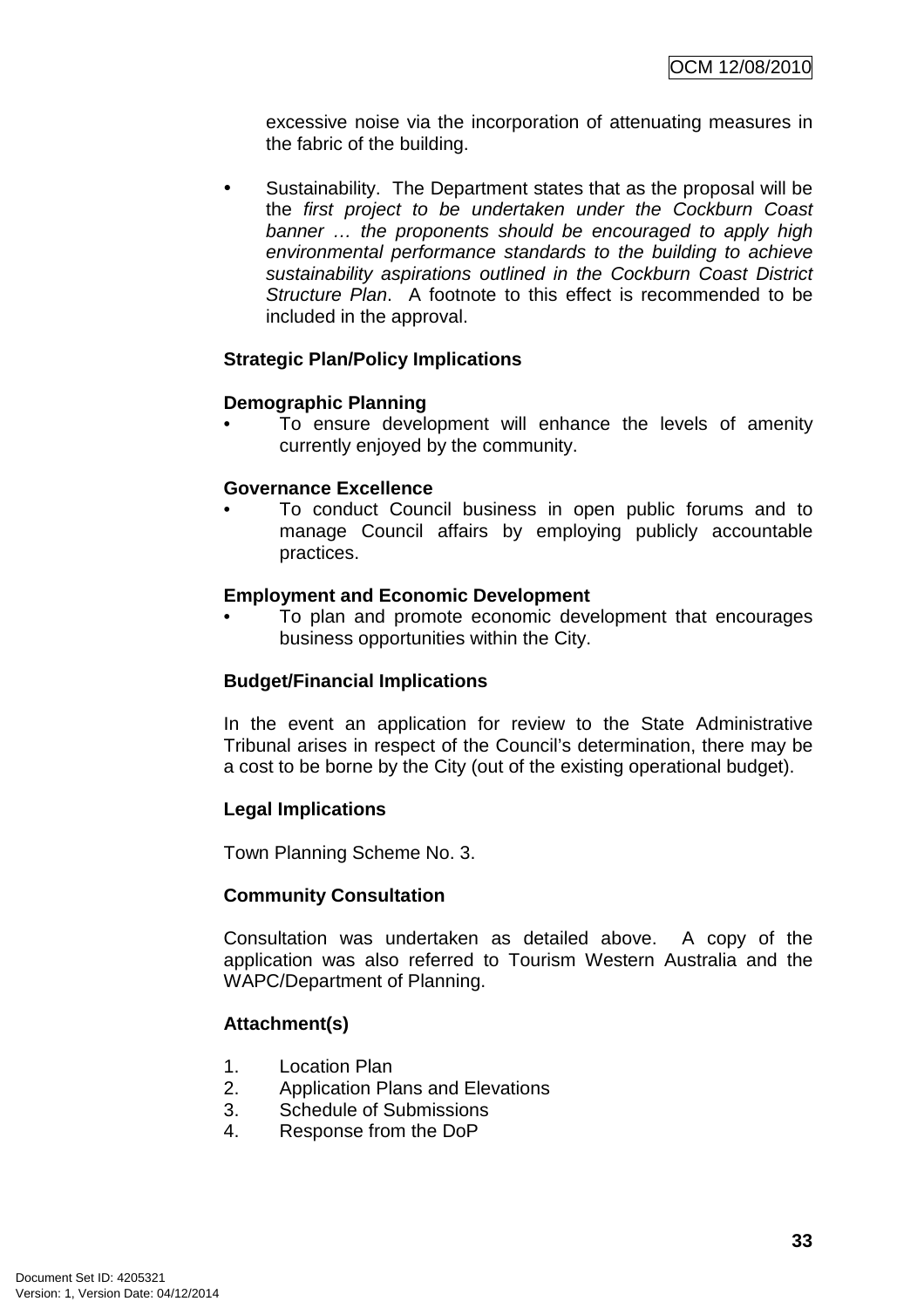excessive noise via the incorporation of attenuating measures in the fabric of the building.

- Sustainability. The Department states that as the proposal will be the *first project to be undertaken under the Cockburn Coast banner … the proponents should be encouraged to apply high environmental performance standards to the building to achieve sustainability aspirations outlined in the Cockburn Coast District Structure Plan*. A footnote to this effect is recommended to be included in the approval.

**Strategic Plan/Policy Implications**

**Demographic Planning**

- To ensure development will enhance the levels of amenity currently enjoyed by the community.

**Governance Excellence**

- To conduct Council business in open public forums and to manage Council affairs by employing publicly accountable practices.

**Employment and Economic Development**

- To plan and promote economic development that encourages business opportunities within the City.

**Budget/Financial Implications**

In the event an application for review to the State Administrative Tribunal arises in respect of the Council's determination, there may be a cost to be borne by the City (out of the existing operational budget).

**Legal Implications**

Town Planning Scheme No. 3.

**Community Consultation**

Consultation was undertaken as detailed above. A copy of the application was also referred to Tourism Western Australia and the WAPC/Department of Planning.

**Attachment(s)**

1. Location Plan
2. Application Plans and Elevations
3. Schedule of Submissions
4. Response from the DoP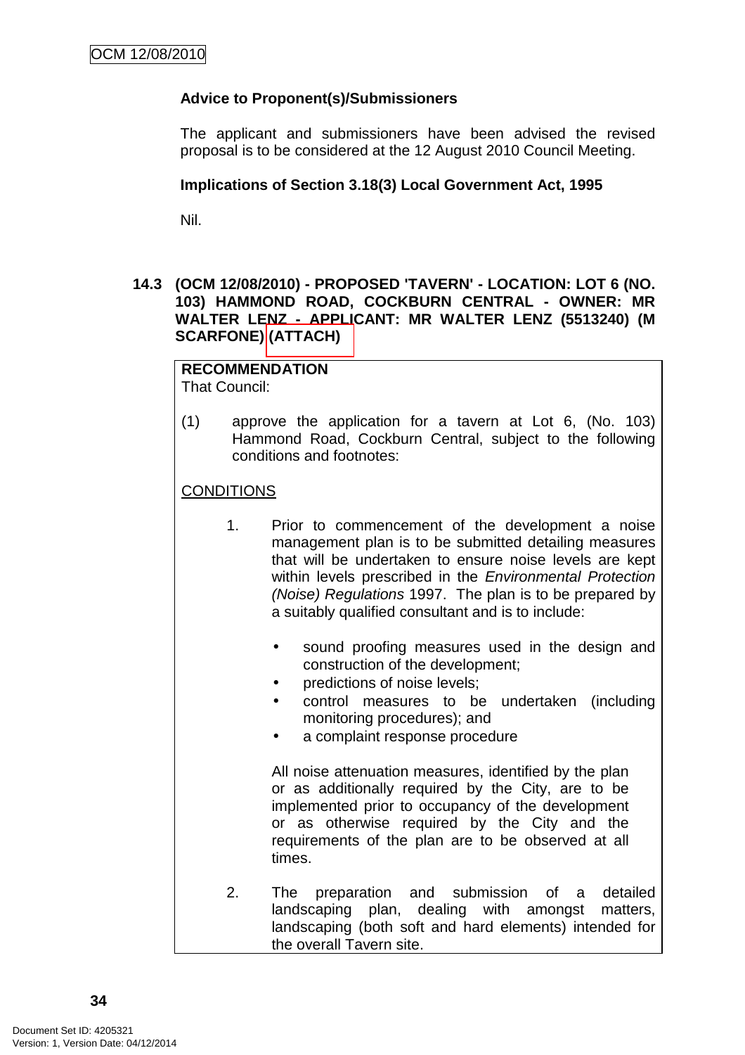**Advice to Proponent(s)/Submissioners**

The applicant and submissioners have been advised the revised proposal is to be considered at the 12 August 2010 Council Meeting.

**Implications of Section 3.18(3) Local Government Act, 1995**

Nil.

## 14.3 (OCM 12/08/2010) - PROPOSED 'TAVERN' - LOCATION: LOT 6 (NO. 103) HAMMOND ROAD, COCKBURN CENTRAL - OWNER: MR WALTER LENZ - APPLICANT: MR WALTER LENZ (5513240) (M SCARFONE) (ATTACH)

**RECOMMENDATION**
That Council:

(1) approve the application for a tavern at Lot 6, (No. 103) Hammond Road, Cockburn Central, subject to the following conditions and footnotes:

CONDITIONS

1. Prior to commencement of the development a noise management plan is to be submitted detailing measures that will be undertaken to ensure noise levels are kept within levels prescribed in the *Environmental Protection (Noise) Regulations* 1997. The plan is to be prepared by a suitably qualified consultant and is to include:

   - sound proofing measures used in the design and construction of the development;
   - predictions of noise levels;
   - control measures to be undertaken (including monitoring procedures); and
   - a complaint response procedure

   All noise attenuation measures, identified by the plan or as additionally required by the City, are to be implemented prior to occupancy of the development or as otherwise required by the City and the requirements of the plan are to be observed at all times.

2. The preparation and submission of a detailed landscaping plan, dealing with amongst matters, landscaping (both soft and hard elements) intended for the overall Tavern site.

Document Set ID: 4205321
Version: 1, Version Date: 04/12/2014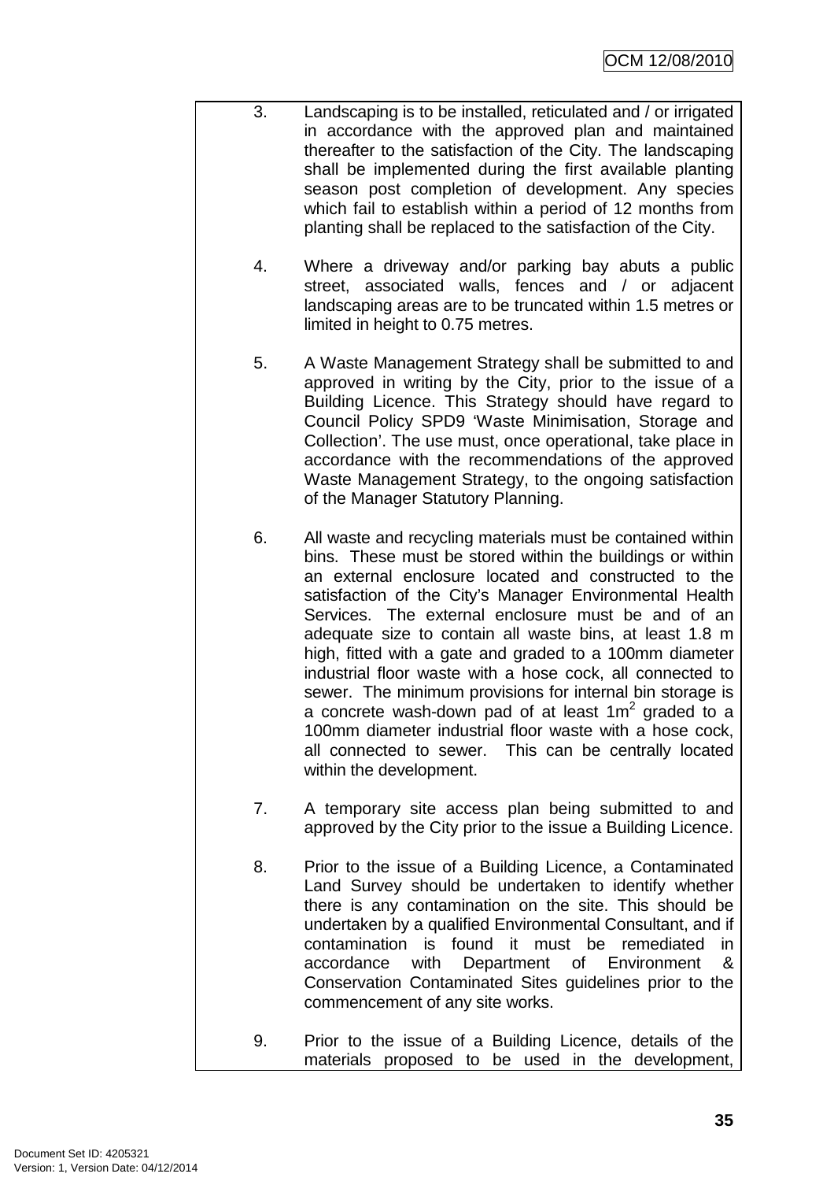3. Landscaping is to be installed, reticulated and / or irrigated in accordance with the approved plan and maintained thereafter to the satisfaction of the City. The landscaping shall be implemented during the first available planting season post completion of development. Any species which fail to establish within a period of 12 months from planting shall be replaced to the satisfaction of the City.

4. Where a driveway and/or parking bay abuts a public street, associated walls, fences and / or adjacent landscaping areas are to be truncated within 1.5 metres or limited in height to 0.75 metres.

5. A Waste Management Strategy shall be submitted to and approved in writing by the City, prior to the issue of a Building Licence. This Strategy should have regard to Council Policy SPD9 'Waste Minimisation, Storage and Collection'. The use must, once operational, take place in accordance with the recommendations of the approved Waste Management Strategy, to the ongoing satisfaction of the Manager Statutory Planning.

6. All waste and recycling materials must be contained within bins. These must be stored within the buildings or within an external enclosure located and constructed to the satisfaction of the City's Manager Environmental Health Services. The external enclosure must be and of an adequate size to contain all waste bins, at least 1.8 m high, fitted with a gate and graded to a 100mm diameter industrial floor waste with a hose cock, all connected to sewer. The minimum provisions for internal bin storage is a concrete wash-down pad of at least $1m^2$ graded to a 100mm diameter industrial floor waste with a hose cock, all connected to sewer. This can be centrally located within the development.

7. A temporary site access plan being submitted to and approved by the City prior to the issue a Building Licence.

8. Prior to the issue of a Building Licence, a Contaminated Land Survey should be undertaken to identify whether there is any contamination on the site. This should be undertaken by a qualified Environmental Consultant, and if contamination is found it must be remediated in accordance with Department of Environment & Conservation Contaminated Sites guidelines prior to the commencement of any site works.

9. Prior to the issue of a Building Licence, details of the materials proposed to be used in the development,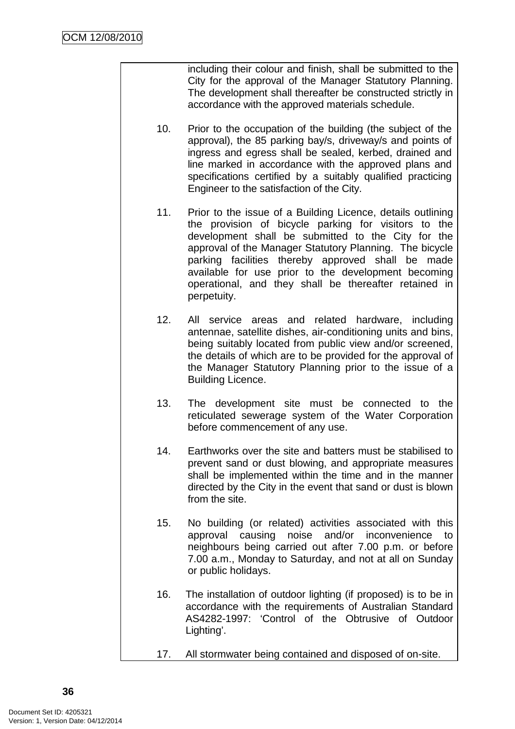including their colour and finish, shall be submitted to the City for the approval of the Manager Statutory Planning. The development shall thereafter be constructed strictly in accordance with the approved materials schedule.

10. Prior to the occupation of the building (the subject of the approval), the 85 parking bay/s, driveway/s and points of ingress and egress shall be sealed, kerbed, drained and line marked in accordance with the approved plans and specifications certified by a suitably qualified practicing Engineer to the satisfaction of the City.

11. Prior to the issue of a Building Licence, details outlining the provision of bicycle parking for visitors to the development shall be submitted to the City for the approval of the Manager Statutory Planning. The bicycle parking facilities thereby approved shall be made available for use prior to the development becoming operational, and they shall be thereafter retained in perpetuity.

12. All service areas and related hardware, including antennae, satellite dishes, air-conditioning units and bins, being suitably located from public view and/or screened, the details of which are to be provided for the approval of the Manager Statutory Planning prior to the issue of a Building Licence.

13. The development site must be connected to the reticulated sewerage system of the Water Corporation before commencement of any use.

14. Earthworks over the site and batters must be stabilised to prevent sand or dust blowing, and appropriate measures shall be implemented within the time and in the manner directed by the City in the event that sand or dust is blown from the site.

15. No building (or related) activities associated with this approval causing noise and/or inconvenience to neighbours being carried out after 7.00 p.m. or before 7.00 a.m., Monday to Saturday, and not at all on Sunday or public holidays.

16. The installation of outdoor lighting (if proposed) is to be in accordance with the requirements of Australian Standard AS4282-1997: 'Control of the Obtrusive of Outdoor Lighting'.

17. All stormwater being contained and disposed of on-site.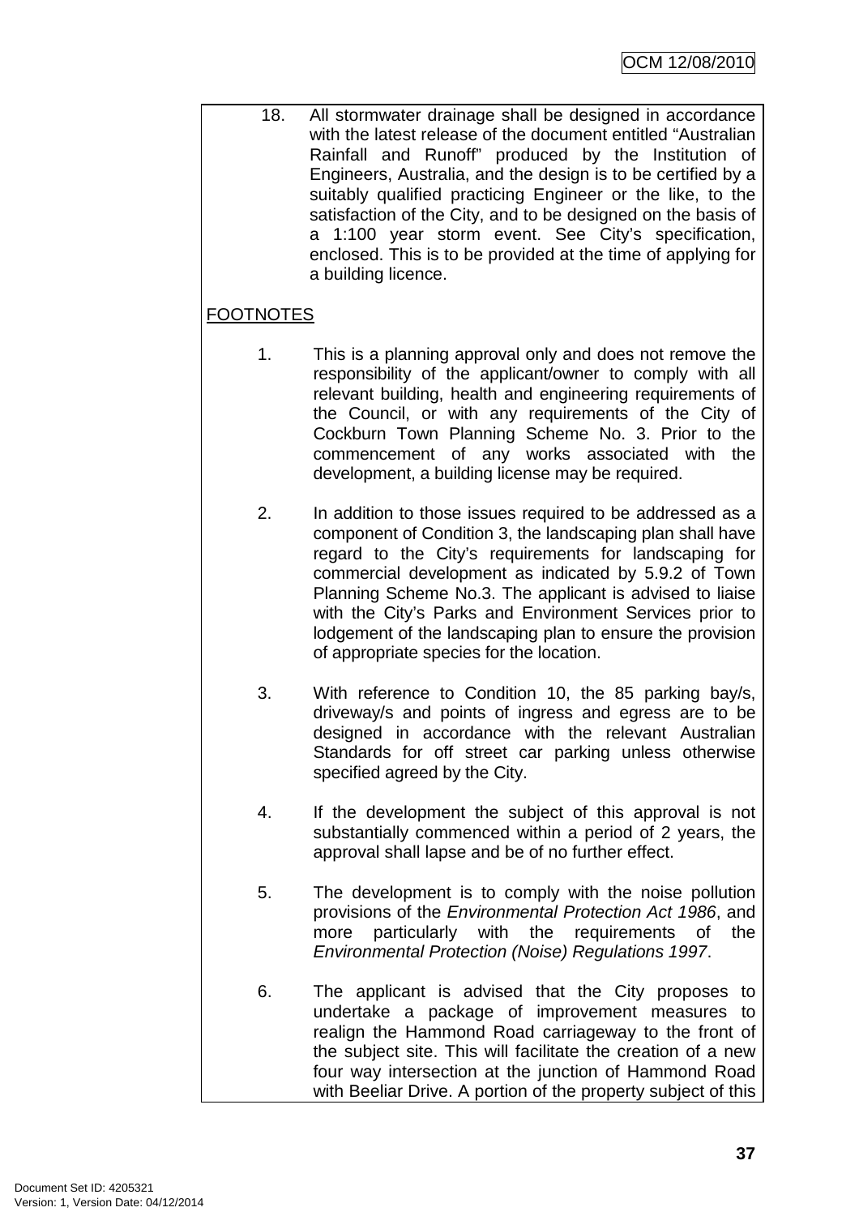18. All stormwater drainage shall be designed in accordance with the latest release of the document entitled "Australian Rainfall and Runoff" produced by the Institution of Engineers, Australia, and the design is to be certified by a suitably qualified practicing Engineer or the like, to the satisfaction of the City, and to be designed on the basis of a 1:100 year storm event. See City's specification, enclosed. This is to be provided at the time of applying for a building licence.

FOOTNOTES

1. This is a planning approval only and does not remove the responsibility of the applicant/owner to comply with all relevant building, health and engineering requirements of the Council, or with any requirements of the City of Cockburn Town Planning Scheme No. 3. Prior to the commencement of any works associated with the development, a building license may be required.

2. In addition to those issues required to be addressed as a component of Condition 3, the landscaping plan shall have regard to the City's requirements for landscaping for commercial development as indicated by 5.9.2 of Town Planning Scheme No.3. The applicant is advised to liaise with the City's Parks and Environment Services prior to lodgement of the landscaping plan to ensure the provision of appropriate species for the location.

3. With reference to Condition 10, the 85 parking bay/s, driveway/s and points of ingress and egress are to be designed in accordance with the relevant Australian Standards for off street car parking unless otherwise specified agreed by the City.

4. If the development the subject of this approval is not substantially commenced within a period of 2 years, the approval shall lapse and be of no further effect.

5. The development is to comply with the noise pollution provisions of the *Environmental Protection Act 1986*, and more particularly with the requirements of the *Environmental Protection (Noise) Regulations 1997*.

6. The applicant is advised that the City proposes to undertake a package of improvement measures to realign the Hammond Road carriageway to the front of the subject site. This will facilitate the creation of a new four way intersection at the junction of Hammond Road with Beeliar Drive. A portion of the property subject of this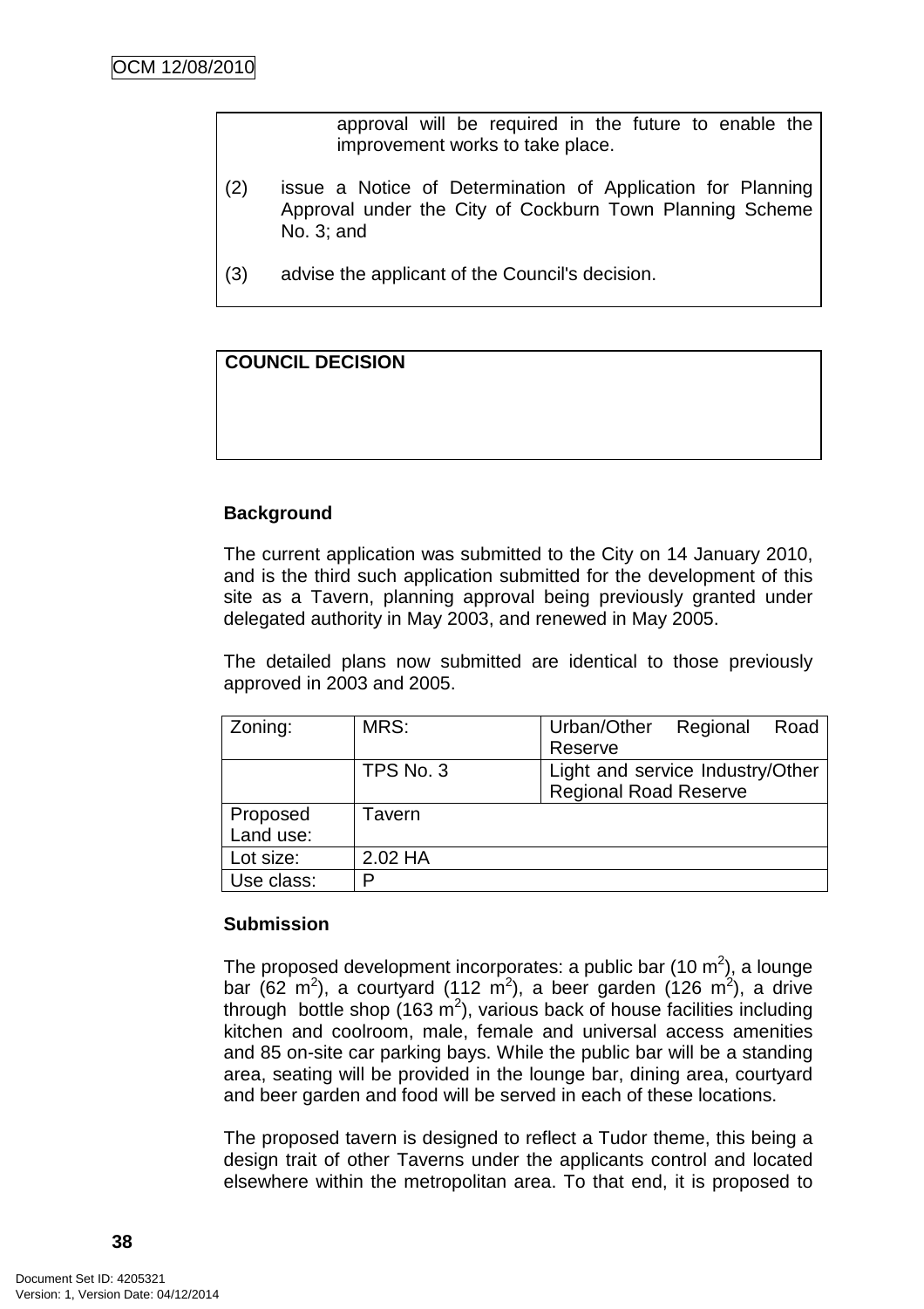approval will be required in the future to enable the improvement works to take place.

(2) issue a Notice of Determination of Application for Planning Approval under the City of Cockburn Town Planning Scheme No. 3; and

(3) advise the applicant of the Council's decision.

**COUNCIL DECISION**

**Background**

The current application was submitted to the City on 14 January 2010, and is the third such application submitted for the development of this site as a Tavern, planning approval being previously granted under delegated authority in May 2003, and renewed in May 2005.

The detailed plans now submitted are identical to those previously approved in 2003 and 2005.

| Zoning: | MRS: | Urban/Other Regional Road Reserve |
|---|---|---|
| | TPS No. 3 | Light and service Industry/Other Regional Road Reserve |
| Proposed Land use: | Tavern | |
| Lot size: | 2.02 HA | |
| Use class: | P | |

**Submission**

The proposed development incorporates: a public bar (10 $m^2$), a lounge bar (62 $m^2$), a courtyard (112 $m^2$), a beer garden (126 $m^2$), a drive through bottle shop (163 $m^2$), various back of house facilities including kitchen and coolroom, male, female and universal access amenities and 85 on-site car parking bays. While the public bar will be a standing area, seating will be provided in the lounge bar, dining area, courtyard and beer garden and food will be served in each of these locations.

The proposed tavern is designed to reflect a Tudor theme, this being a design trait of other Taverns under the applicants control and located elsewhere within the metropolitan area. To that end, it is proposed to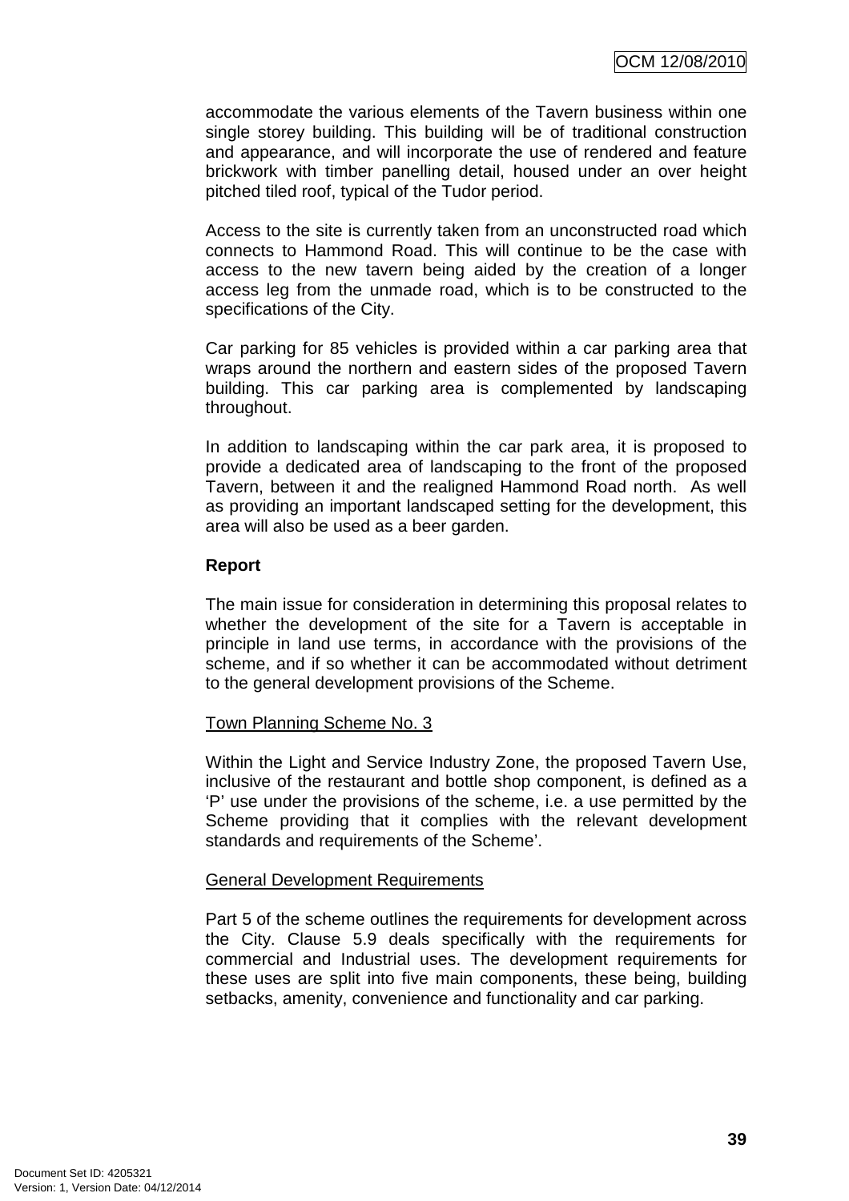accommodate the various elements of the Tavern business within one single storey building. This building will be of traditional construction and appearance, and will incorporate the use of rendered and feature brickwork with timber panelling detail, housed under an over height pitched tiled roof, typical of the Tudor period.

Access to the site is currently taken from an unconstructed road which connects to Hammond Road. This will continue to be the case with access to the new tavern being aided by the creation of a longer access leg from the unmade road, which is to be constructed to the specifications of the City.

Car parking for 85 vehicles is provided within a car parking area that wraps around the northern and eastern sides of the proposed Tavern building. This car parking area is complemented by landscaping throughout.

In addition to landscaping within the car park area, it is proposed to provide a dedicated area of landscaping to the front of the proposed Tavern, between it and the realigned Hammond Road north. As well as providing an important landscaped setting for the development, this area will also be used as a beer garden.

**Report**

The main issue for consideration in determining this proposal relates to whether the development of the site for a Tavern is acceptable in principle in land use terms, in accordance with the provisions of the scheme, and if so whether it can be accommodated without detriment to the general development provisions of the Scheme.

Town Planning Scheme No. 3

Within the Light and Service Industry Zone, the proposed Tavern Use, inclusive of the restaurant and bottle shop component, is defined as a 'P' use under the provisions of the scheme, i.e. a use permitted by the Scheme providing that it complies with the relevant development standards and requirements of the Scheme'.

General Development Requirements

Part 5 of the scheme outlines the requirements for development across the City. Clause 5.9 deals specifically with the requirements for commercial and Industrial uses. The development requirements for these uses are split into five main components, these being, building setbacks, amenity, convenience and functionality and car parking.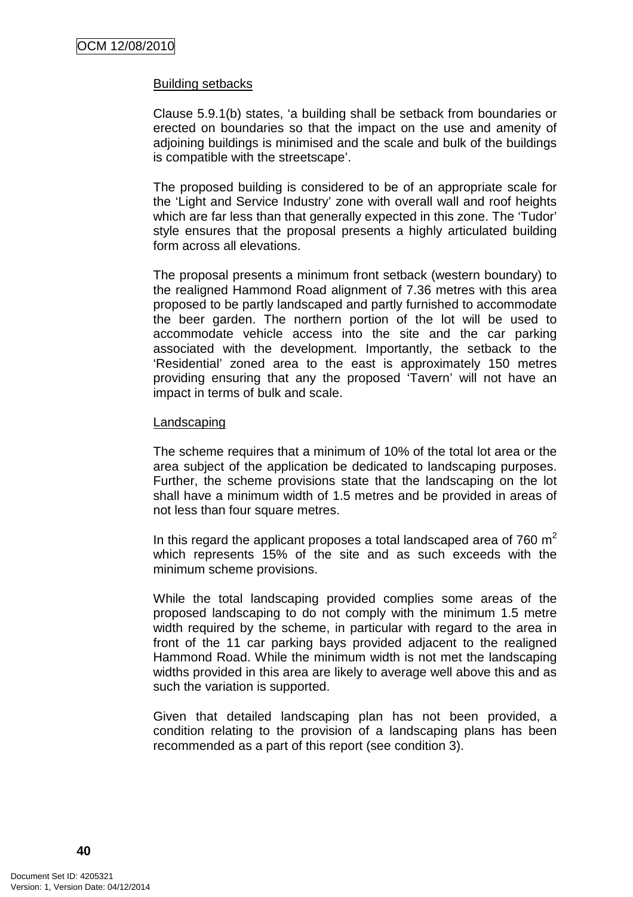Building setbacks

Clause 5.9.1(b) states, 'a building shall be setback from boundaries or erected on boundaries so that the impact on the use and amenity of adjoining buildings is minimised and the scale and bulk of the buildings is compatible with the streetscape'.

The proposed building is considered to be of an appropriate scale for the 'Light and Service Industry' zone with overall wall and roof heights which are far less than that generally expected in this zone. The 'Tudor' style ensures that the proposal presents a highly articulated building form across all elevations.

The proposal presents a minimum front setback (western boundary) to the realigned Hammond Road alignment of 7.36 metres with this area proposed to be partly landscaped and partly furnished to accommodate the beer garden. The northern portion of the lot will be used to accommodate vehicle access into the site and the car parking associated with the development. Importantly, the setback to the 'Residential' zoned area to the east is approximately 150 metres providing ensuring that any the proposed 'Tavern' will not have an impact in terms of bulk and scale.

Landscaping

The scheme requires that a minimum of 10% of the total lot area or the area subject of the application be dedicated to landscaping purposes. Further, the scheme provisions state that the landscaping on the lot shall have a minimum width of 1.5 metres and be provided in areas of not less than four square metres.

In this regard the applicant proposes a total landscaped area of 760 $m^2$ which represents 15% of the site and as such exceeds with the minimum scheme provisions.

While the total landscaping provided complies some areas of the proposed landscaping to do not comply with the minimum 1.5 metre width required by the scheme, in particular with regard to the area in front of the 11 car parking bays provided adjacent to the realigned Hammond Road. While the minimum width is not met the landscaping widths provided in this area are likely to average well above this and as such the variation is supported.

Given that detailed landscaping plan has not been provided, a condition relating to the provision of a landscaping plans has been recommended as a part of this report (see condition 3).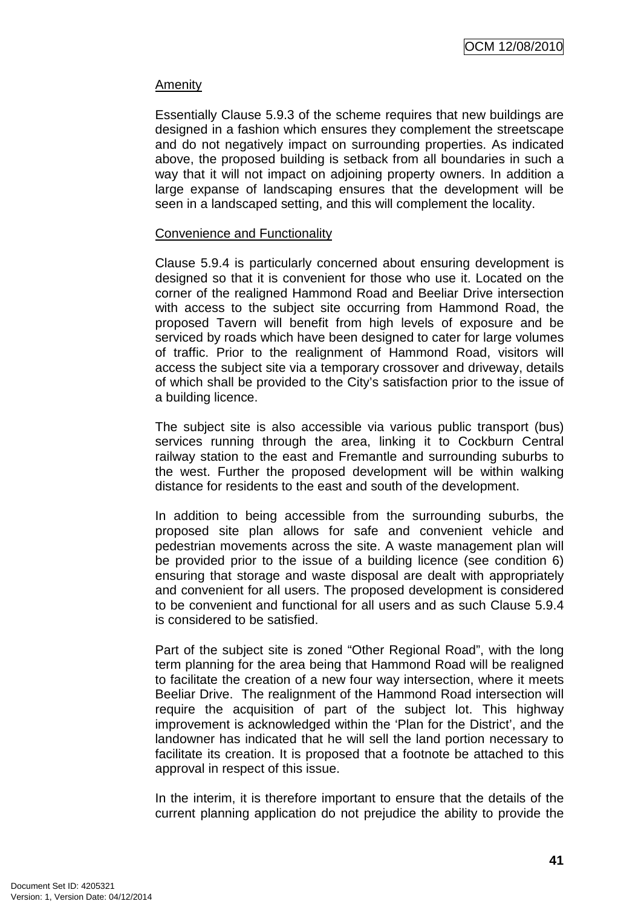Amenity

Essentially Clause 5.9.3 of the scheme requires that new buildings are designed in a fashion which ensures they complement the streetscape and do not negatively impact on surrounding properties. As indicated above, the proposed building is setback from all boundaries in such a way that it will not impact on adjoining property owners. In addition a large expanse of landscaping ensures that the development will be seen in a landscaped setting, and this will complement the locality.

Convenience and Functionality

Clause 5.9.4 is particularly concerned about ensuring development is designed so that it is convenient for those who use it. Located on the corner of the realigned Hammond Road and Beeliar Drive intersection with access to the subject site occurring from Hammond Road, the proposed Tavern will benefit from high levels of exposure and be serviced by roads which have been designed to cater for large volumes of traffic. Prior to the realignment of Hammond Road, visitors will access the subject site via a temporary crossover and driveway, details of which shall be provided to the City's satisfaction prior to the issue of a building licence.

The subject site is also accessible via various public transport (bus) services running through the area, linking it to Cockburn Central railway station to the east and Fremantle and surrounding suburbs to the west. Further the proposed development will be within walking distance for residents to the east and south of the development.

In addition to being accessible from the surrounding suburbs, the proposed site plan allows for safe and convenient vehicle and pedestrian movements across the site. A waste management plan will be provided prior to the issue of a building licence (see condition 6) ensuring that storage and waste disposal are dealt with appropriately and convenient for all users. The proposed development is considered to be convenient and functional for all users and as such Clause 5.9.4 is considered to be satisfied.

Part of the subject site is zoned "Other Regional Road", with the long term planning for the area being that Hammond Road will be realigned to facilitate the creation of a new four way intersection, where it meets Beeliar Drive. The realignment of the Hammond Road intersection will require the acquisition of part of the subject lot. This highway improvement is acknowledged within the 'Plan for the District', and the landowner has indicated that he will sell the land portion necessary to facilitate its creation. It is proposed that a footnote be attached to this approval in respect of this issue.

In the interim, it is therefore important to ensure that the details of the current planning application do not prejudice the ability to provide the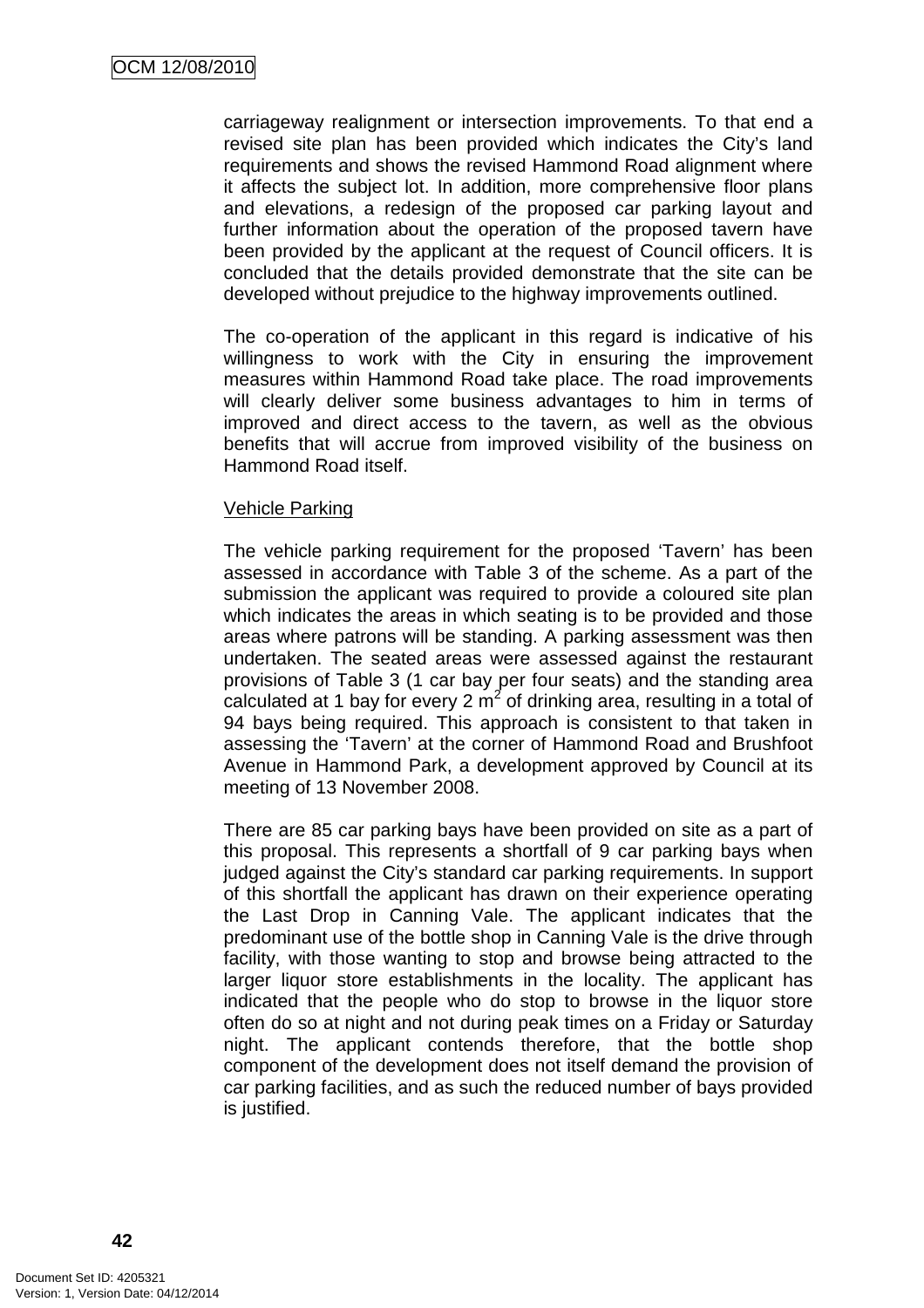carriageway realignment or intersection improvements. To that end a revised site plan has been provided which indicates the City's land requirements and shows the revised Hammond Road alignment where it affects the subject lot. In addition, more comprehensive floor plans and elevations, a redesign of the proposed car parking layout and further information about the operation of the proposed tavern have been provided by the applicant at the request of Council officers. It is concluded that the details provided demonstrate that the site can be developed without prejudice to the highway improvements outlined.

The co-operation of the applicant in this regard is indicative of his willingness to work with the City in ensuring the improvement measures within Hammond Road take place. The road improvements will clearly deliver some business advantages to him in terms of improved and direct access to the tavern, as well as the obvious benefits that will accrue from improved visibility of the business on Hammond Road itself.

Vehicle Parking

The vehicle parking requirement for the proposed 'Tavern' has been assessed in accordance with Table 3 of the scheme. As a part of the submission the applicant was required to provide a coloured site plan which indicates the areas in which seating is to be provided and those areas where patrons will be standing. A parking assessment was then undertaken. The seated areas were assessed against the restaurant provisions of Table 3 (1 car bay per four seats) and the standing area calculated at 1 bay for every 2 $m^2$ of drinking area, resulting in a total of 94 bays being required. This approach is consistent to that taken in assessing the 'Tavern' at the corner of Hammond Road and Brushfoot Avenue in Hammond Park, a development approved by Council at its meeting of 13 November 2008.

There are 85 car parking bays have been provided on site as a part of this proposal. This represents a shortfall of 9 car parking bays when judged against the City's standard car parking requirements. In support of this shortfall the applicant has drawn on their experience operating the Last Drop in Canning Vale. The applicant indicates that the predominant use of the bottle shop in Canning Vale is the drive through facility, with those wanting to stop and browse being attracted to the larger liquor store establishments in the locality. The applicant has indicated that the people who do stop to browse in the liquor store often do so at night and not during peak times on a Friday or Saturday night. The applicant contends therefore, that the bottle shop component of the development does not itself demand the provision of car parking facilities, and as such the reduced number of bays provided is justified.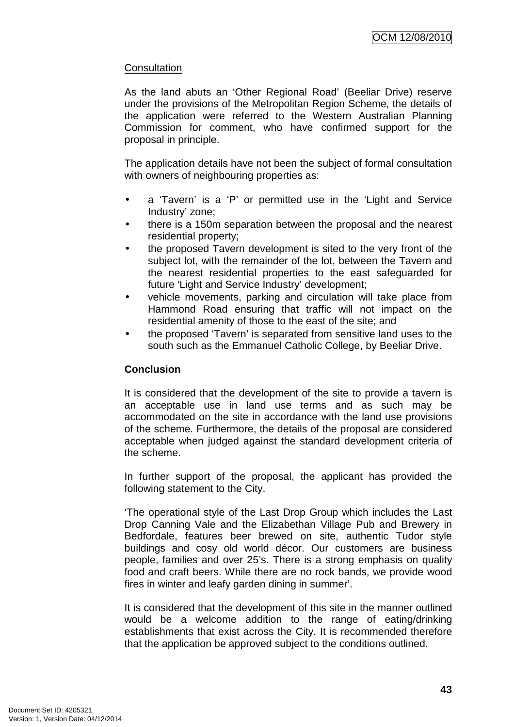Consultation

As the land abuts an 'Other Regional Road' (Beeliar Drive) reserve under the provisions of the Metropolitan Region Scheme, the details of the application were referred to the Western Australian Planning Commission for comment, who have confirmed support for the proposal in principle.

The application details have not been the subject of formal consultation with owners of neighbouring properties as:

- a 'Tavern' is a 'P' or permitted use in the 'Light and Service Industry' zone;
- there is a 150m separation between the proposal and the nearest residential property;
- the proposed Tavern development is sited to the very front of the subject lot, with the remainder of the lot, between the Tavern and the nearest residential properties to the east safeguarded for future 'Light and Service Industry' development;
- vehicle movements, parking and circulation will take place from Hammond Road ensuring that traffic will not impact on the residential amenity of those to the east of the site; and
- the proposed 'Tavern' is separated from sensitive land uses to the south such as the Emmanuel Catholic College, by Beeliar Drive.

**Conclusion**

It is considered that the development of the site to provide a tavern is an acceptable use in land use terms and as such may be accommodated on the site in accordance with the land use provisions of the scheme. Furthermore, the details of the proposal are considered acceptable when judged against the standard development criteria of the scheme.

In further support of the proposal, the applicant has provided the following statement to the City.

'The operational style of the Last Drop Group which includes the Last Drop Canning Vale and the Elizabethan Village Pub and Brewery in Bedfordale, features beer brewed on site, authentic Tudor style buildings and cosy old world décor. Our customers are business people, families and over 25's. There is a strong emphasis on quality food and craft beers. While there are no rock bands, we provide wood fires in winter and leafy garden dining in summer'.

It is considered that the development of this site in the manner outlined would be a welcome addition to the range of eating/drinking establishments that exist across the City. It is recommended therefore that the application be approved subject to the conditions outlined.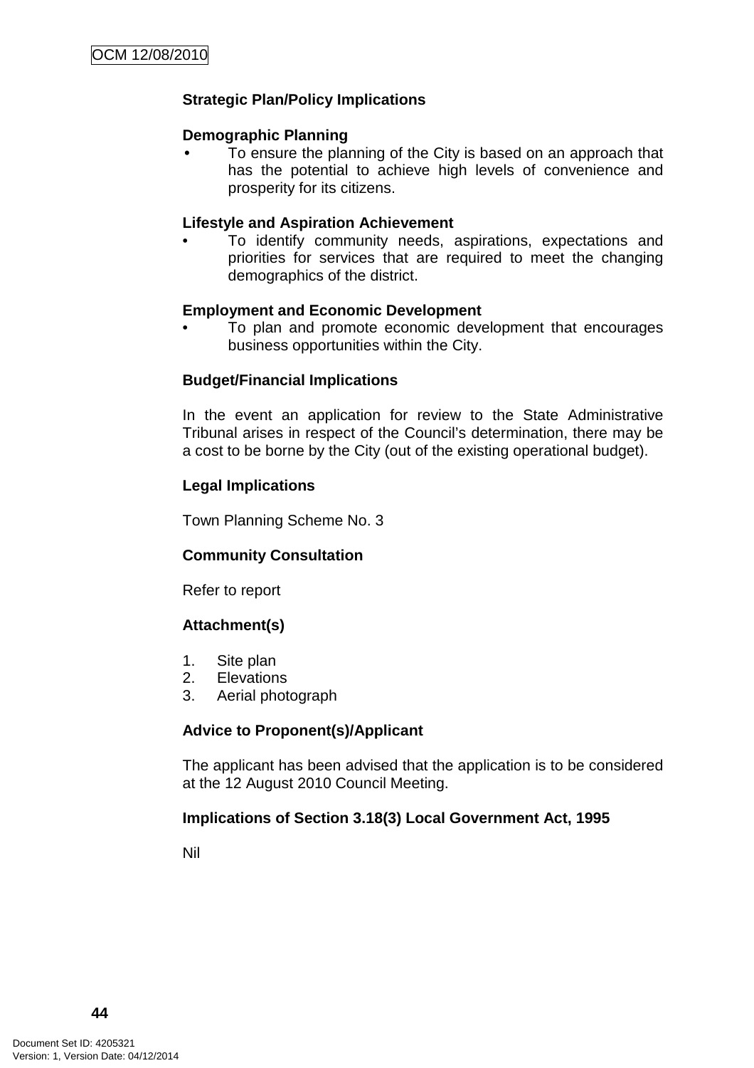**Strategic Plan/Policy Implications**

**Demographic Planning**

- To ensure the planning of the City is based on an approach that has the potential to achieve high levels of convenience and prosperity for its citizens.

**Lifestyle and Aspiration Achievement**

- To identify community needs, aspirations, expectations and priorities for services that are required to meet the changing demographics of the district.

**Employment and Economic Development**

- To plan and promote economic development that encourages business opportunities within the City.

**Budget/Financial Implications**

In the event an application for review to the State Administrative Tribunal arises in respect of the Council's determination, there may be a cost to be borne by the City (out of the existing operational budget).

**Legal Implications**

Town Planning Scheme No. 3

**Community Consultation**

Refer to report

**Attachment(s)**

1. Site plan
2. Elevations
3. Aerial photograph

**Advice to Proponent(s)/Applicant**

The applicant has been advised that the application is to be considered at the 12 August 2010 Council Meeting.

**Implications of Section 3.18(3) Local Government Act, 1995**

Nil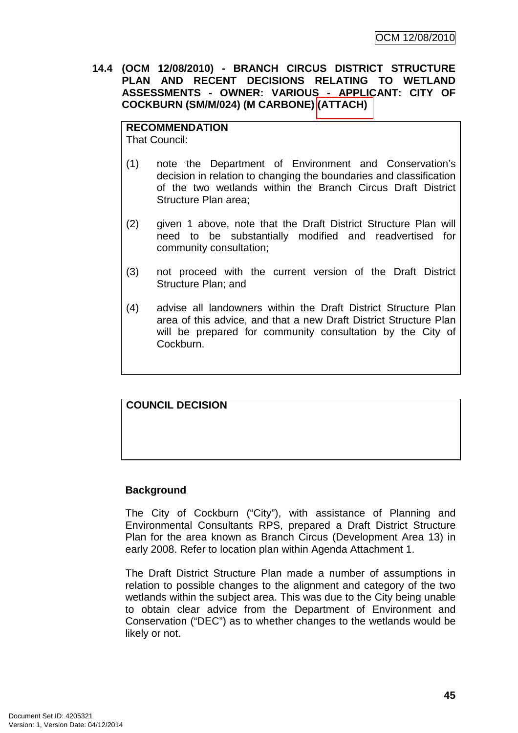### 14.4 (OCM 12/08/2010) - BRANCH CIRCUS DISTRICT STRUCTURE PLAN AND RECENT DECISIONS RELATING TO WETLAND ASSESSMENTS - OWNER: VARIOUS - APPLICANT: CITY OF COCKBURN (SM/M/024) (M CARBONE) (ATTACH)

**RECOMMENDATION**
That Council:

(1) note the Department of Environment and Conservation's decision in relation to changing the boundaries and classification of the two wetlands within the Branch Circus Draft District Structure Plan area;

(2) given 1 above, note that the Draft District Structure Plan will need to be substantially modified and readvertised for community consultation;

(3) not proceed with the current version of the Draft District Structure Plan; and

(4) advise all landowners within the Draft District Structure Plan area of this advice, and that a new Draft District Structure Plan will be prepared for community consultation by the City of Cockburn.

**COUNCIL DECISION**

**Background**

The City of Cockburn ("City"), with assistance of Planning and Environmental Consultants RPS, prepared a Draft District Structure Plan for the area known as Branch Circus (Development Area 13) in early 2008. Refer to location plan within Agenda Attachment 1.

The Draft District Structure Plan made a number of assumptions in relation to possible changes to the alignment and category of the two wetlands within the subject area. This was due to the City being unable to obtain clear advice from the Department of Environment and Conservation ("DEC") as to whether changes to the wetlands would be likely or not.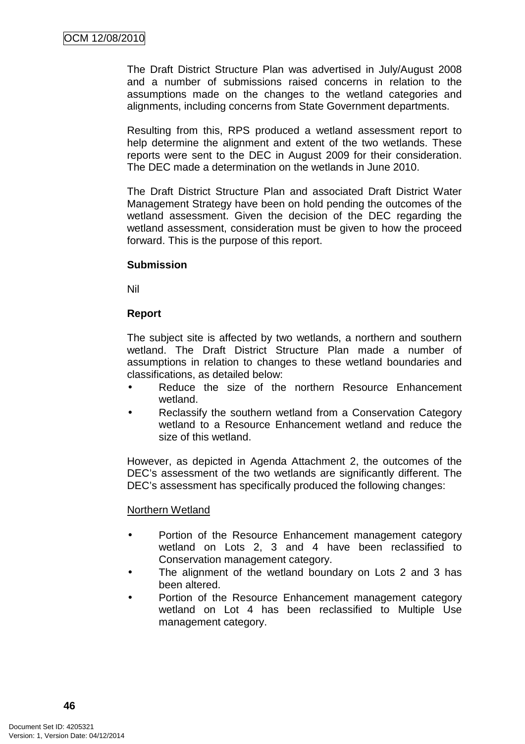The Draft District Structure Plan was advertised in July/August 2008 and a number of submissions raised concerns in relation to the assumptions made on the changes to the wetland categories and alignments, including concerns from State Government departments.

Resulting from this, RPS produced a wetland assessment report to help determine the alignment and extent of the two wetlands. These reports were sent to the DEC in August 2009 for their consideration. The DEC made a determination on the wetlands in June 2010.

The Draft District Structure Plan and associated Draft District Water Management Strategy have been on hold pending the outcomes of the wetland assessment. Given the decision of the DEC regarding the wetland assessment, consideration must be given to how the proceed forward. This is the purpose of this report.

**Submission**

Nil

**Report**

The subject site is affected by two wetlands, a northern and southern wetland. The Draft District Structure Plan made a number of assumptions in relation to changes to these wetland boundaries and classifications, as detailed below:

- Reduce the size of the northern Resource Enhancement wetland.
- Reclassify the southern wetland from a Conservation Category wetland to a Resource Enhancement wetland and reduce the size of this wetland.

However, as depicted in Agenda Attachment 2, the outcomes of the DEC's assessment of the two wetlands are significantly different. The DEC's assessment has specifically produced the following changes:

Northern Wetland

- Portion of the Resource Enhancement management category wetland on Lots 2, 3 and 4 have been reclassified to Conservation management category.
- The alignment of the wetland boundary on Lots 2 and 3 has been altered.
- Portion of the Resource Enhancement management category wetland on Lot 4 has been reclassified to Multiple Use management category.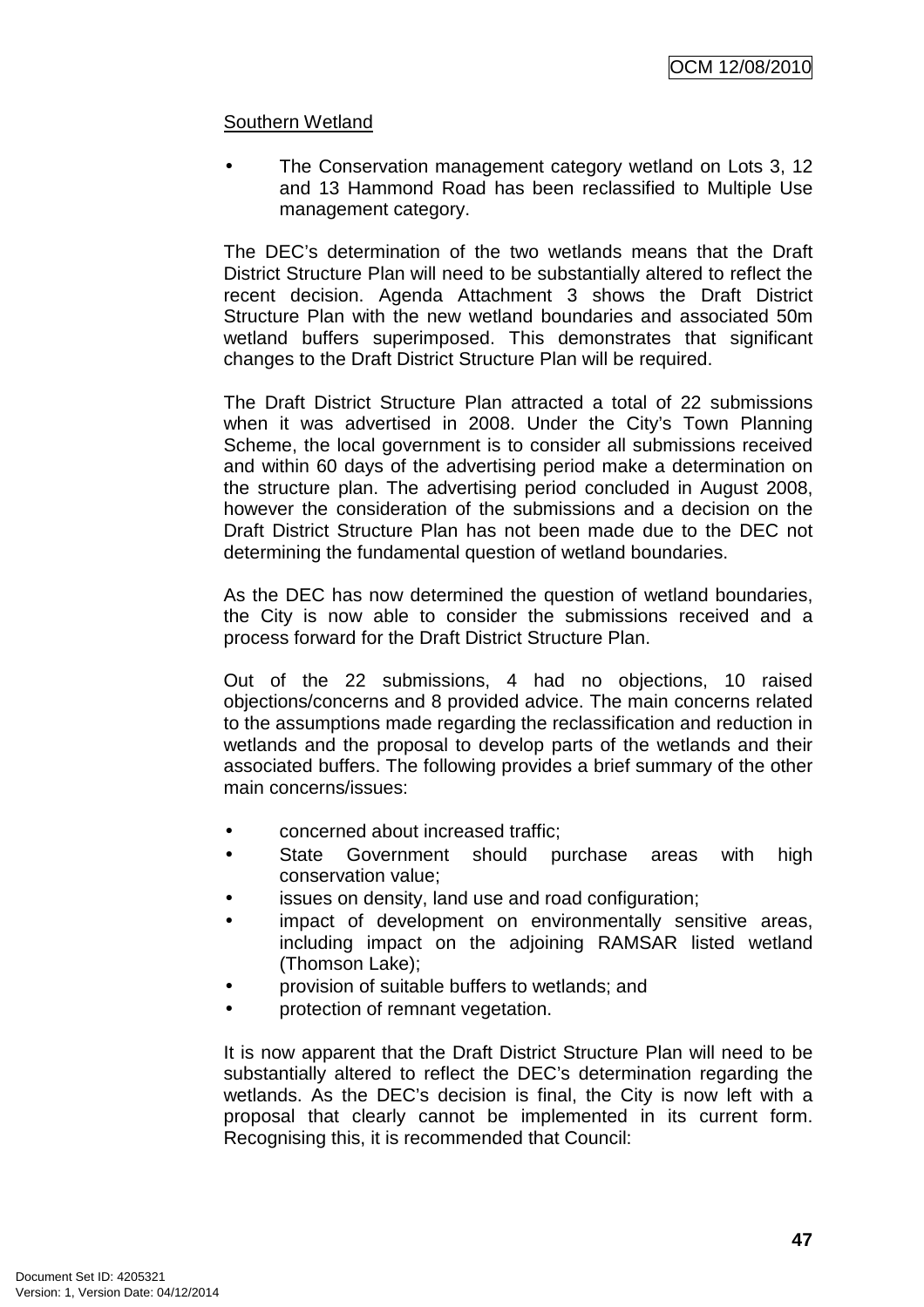Southern Wetland

- The Conservation management category wetland on Lots 3, 12 and 13 Hammond Road has been reclassified to Multiple Use management category.

The DEC's determination of the two wetlands means that the Draft District Structure Plan will need to be substantially altered to reflect the recent decision. Agenda Attachment 3 shows the Draft District Structure Plan with the new wetland boundaries and associated 50m wetland buffers superimposed. This demonstrates that significant changes to the Draft District Structure Plan will be required.

The Draft District Structure Plan attracted a total of 22 submissions when it was advertised in 2008. Under the City's Town Planning Scheme, the local government is to consider all submissions received and within 60 days of the advertising period make a determination on the structure plan. The advertising period concluded in August 2008, however the consideration of the submissions and a decision on the Draft District Structure Plan has not been made due to the DEC not determining the fundamental question of wetland boundaries.

As the DEC has now determined the question of wetland boundaries, the City is now able to consider the submissions received and a process forward for the Draft District Structure Plan.

Out of the 22 submissions, 4 had no objections, 10 raised objections/concerns and 8 provided advice. The main concerns related to the assumptions made regarding the reclassification and reduction in wetlands and the proposal to develop parts of the wetlands and their associated buffers. The following provides a brief summary of the other main concerns/issues:

- concerned about increased traffic;
- State Government should purchase areas with high conservation value;
- issues on density, land use and road configuration;
- impact of development on environmentally sensitive areas, including impact on the adjoining RAMSAR listed wetland (Thomson Lake);
- provision of suitable buffers to wetlands; and
- protection of remnant vegetation.

It is now apparent that the Draft District Structure Plan will need to be substantially altered to reflect the DEC's determination regarding the wetlands. As the DEC's decision is final, the City is now left with a proposal that clearly cannot be implemented in its current form. Recognising this, it is recommended that Council: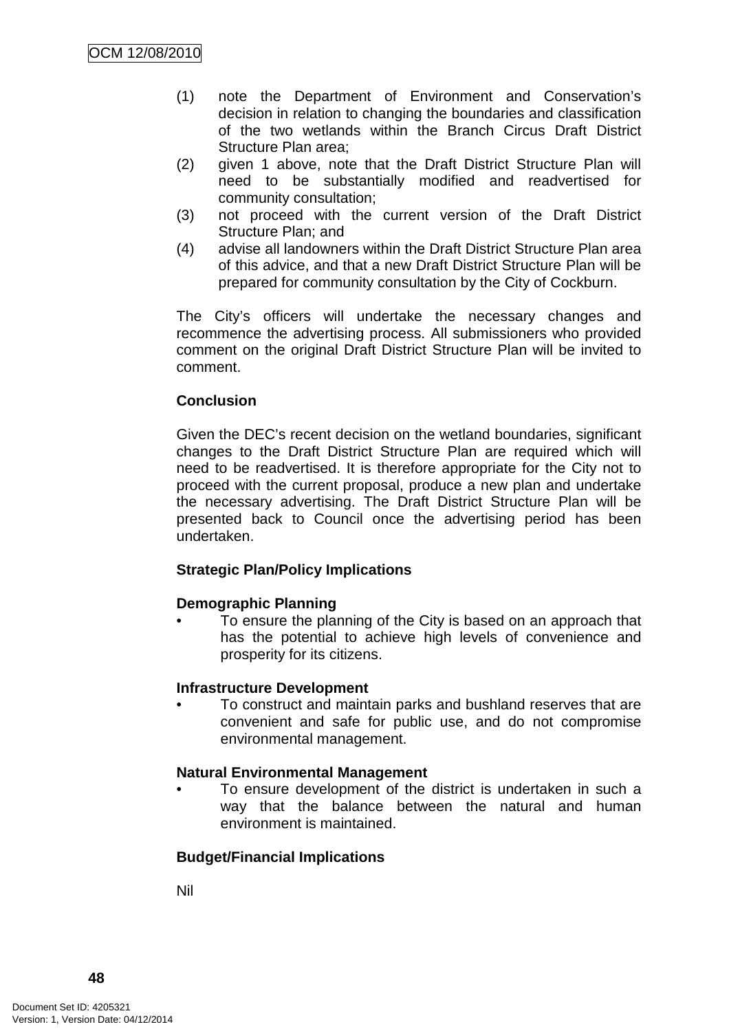(1) note the Department of Environment and Conservation's decision in relation to changing the boundaries and classification of the two wetlands within the Branch Circus Draft District Structure Plan area;
(2) given 1 above, note that the Draft District Structure Plan will need to be substantially modified and readvertised for community consultation;
(3) not proceed with the current version of the Draft District Structure Plan; and
(4) advise all landowners within the Draft District Structure Plan area of this advice, and that a new Draft District Structure Plan will be prepared for community consultation by the City of Cockburn.

The City's officers will undertake the necessary changes and recommence the advertising process. All submissioners who provided comment on the original Draft District Structure Plan will be invited to comment.

**Conclusion**

Given the DEC's recent decision on the wetland boundaries, significant changes to the Draft District Structure Plan are required which will need to be readvertised. It is therefore appropriate for the City not to proceed with the current proposal, produce a new plan and undertake the necessary advertising. The Draft District Structure Plan will be presented back to Council once the advertising period has been undertaken.

**Strategic Plan/Policy Implications**

**Demographic Planning**

- To ensure the planning of the City is based on an approach that has the potential to achieve high levels of convenience and prosperity for its citizens.

**Infrastructure Development**

- To construct and maintain parks and bushland reserves that are convenient and safe for public use, and do not compromise environmental management.

**Natural Environmental Management**

- To ensure development of the district is undertaken in such a way that the balance between the natural and human environment is maintained.

**Budget/Financial Implications**

Nil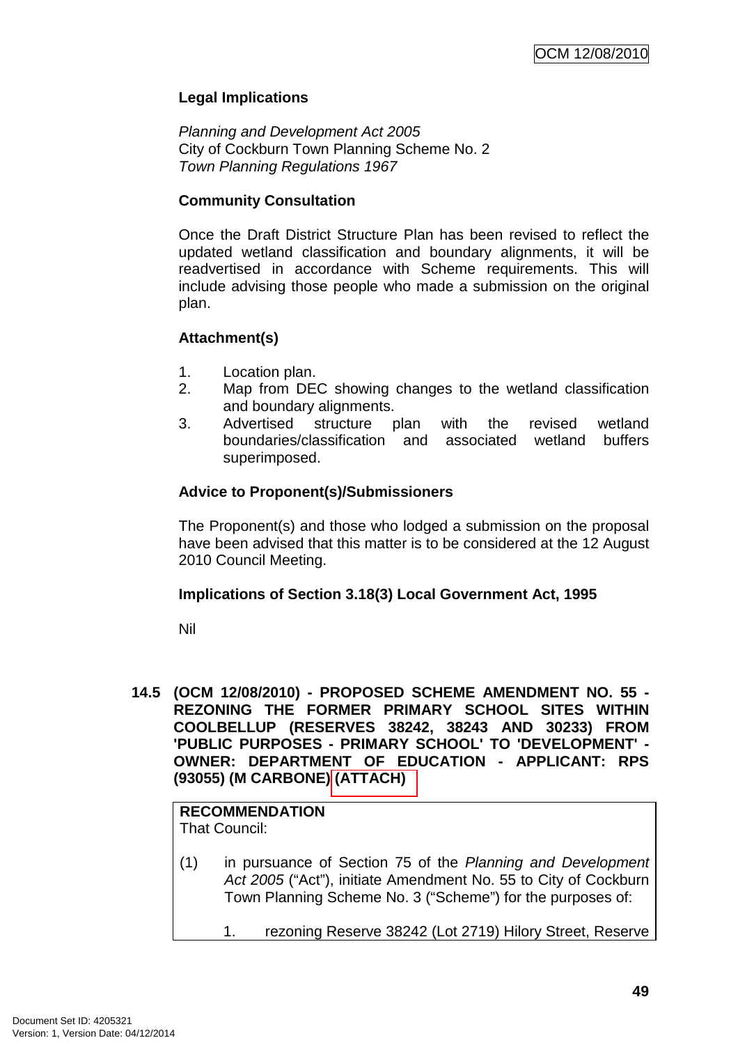**Legal Implications**

*Planning and Development Act 2005*
City of Cockburn Town Planning Scheme No. 2
*Town Planning Regulations 1967*

**Community Consultation**

Once the Draft District Structure Plan has been revised to reflect the updated wetland classification and boundary alignments, it will be readvertised in accordance with Scheme requirements. This will include advising those people who made a submission on the original plan.

**Attachment(s)**

1. Location plan.
2. Map from DEC showing changes to the wetland classification and boundary alignments.
3. Advertised structure plan with the revised wetland boundaries/classification and associated wetland buffers superimposed.

**Advice to Proponent(s)/Submissioners**

The Proponent(s) and those who lodged a submission on the proposal have been advised that this matter is to be considered at the 12 August 2010 Council Meeting.

**Implications of Section 3.18(3) Local Government Act, 1995**

Nil

**14.5 (OCM 12/08/2010) - PROPOSED SCHEME AMENDMENT NO. 55 - REZONING THE FORMER PRIMARY SCHOOL SITES WITHIN COOLBELLUP (RESERVES 38242, 38243 AND 30233) FROM 'PUBLIC PURPOSES - PRIMARY SCHOOL' TO 'DEVELOPMENT' - OWNER: DEPARTMENT OF EDUCATION - APPLICANT: RPS (93055) (M CARBONE) (ATTACH)**

**RECOMMENDATION**
That Council:

(1) in pursuance of Section 75 of the *Planning and Development Act 2005* ("Act"), initiate Amendment No. 55 to City of Cockburn Town Planning Scheme No. 3 ("Scheme") for the purposes of:

1. rezoning Reserve 38242 (Lot 2719) Hilory Street, Reserve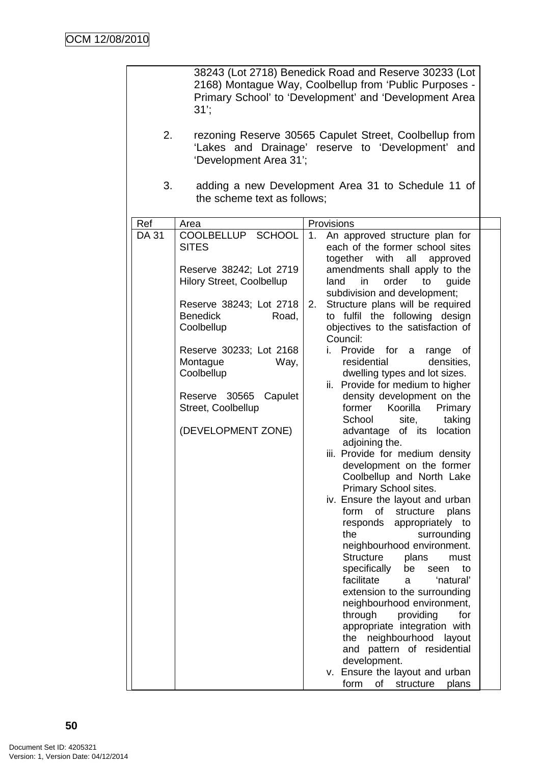38243 (Lot 2718) Benedick Road and Reserve 30233 (Lot 2168) Montague Way, Coolbellup from 'Public Purposes - Primary School' to 'Development' and 'Development Area 31';

2. rezoning Reserve 30565 Capulet Street, Coolbellup from 'Lakes and Drainage' reserve to 'Development' and 'Development Area 31';

3. adding a new Development Area 31 to Schedule 11 of the scheme text as follows;

| Ref | Area | Provisions |
|---|---|---|
| DA 31 | COOLBELLUP SCHOOL SITES<br><br>Reserve 38242; Lot 2719 Hilory Street, Coolbellup<br><br>Reserve 38243; Lot 2718 Benedick Road, Coolbellup<br><br>Reserve 30233; Lot 2168 Montague Way, Coolbellup<br><br>Reserve 30565 Capulet Street, Coolbellup<br><br>(DEVELOPMENT ZONE) | 1. An approved structure plan for each of the former school sites together with all approved amendments shall apply to the land in order to guide subdivision and development;<br>2. Structure plans will be required to fulfil the following design objectives to the satisfaction of Council:<br>i. Provide for a range of residential densities, dwelling types and lot sizes.<br>ii. Provide for medium to higher density development on the former Koorilla Primary School site, taking advantage of its location adjoining the.<br>iii. Provide for medium density development on the former Coolbellup and North Lake Primary School sites.<br>iv. Ensure the layout and urban form of structure plans responds appropriately to the surrounding neighbourhood environment. Structure plans must specifically be seen to facilitate a 'natural' extension to the surrounding neighbourhood environment, through providing for appropriate integration with the neighbourhood layout and pattern of residential development.<br>v. Ensure the layout and urban form of structure plans |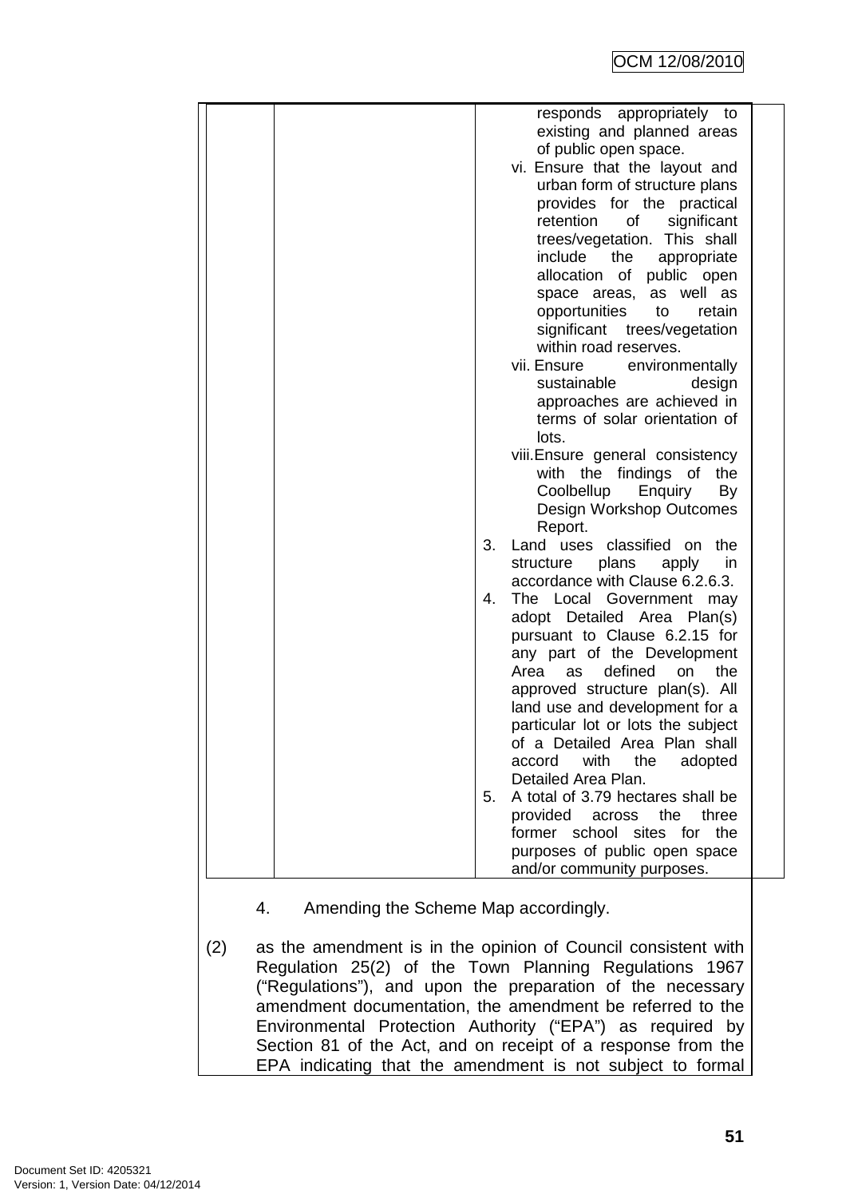| | | | |
|---|---|---|---|
| | | responds appropriately to existing and planned areas of public open space.<br>vi. Ensure that the layout and urban form of structure plans provides for the practical retention of significant trees/vegetation. This shall include the appropriate allocation of public open space areas, as well as opportunities to retain significant trees/vegetation within road reserves.<br>vii. Ensure environmentally sustainable design approaches are achieved in terms of solar orientation of lots.<br>viii. Ensure general consistency with the findings of the Coolbellup Enquiry By Design Workshop Outcomes Report.<br>3. Land uses classified on the structure plans apply in accordance with Clause 6.2.6.3.<br>4. The Local Government may adopt Detailed Area Plan(s) pursuant to Clause 6.2.15 for any part of the Development Area as defined on the approved structure plan(s). All land use and development for a particular lot or lots the subject of a Detailed Area Plan shall accord with the adopted Detailed Area Plan.<br>5. A total of 3.79 hectares shall be provided across the three former school sites for the purposes of public open space and/or community purposes. | |

4. Amending the Scheme Map accordingly.

(2) as the amendment is in the opinion of Council consistent with Regulation 25(2) of the Town Planning Regulations 1967 ("Regulations"), and upon the preparation of the necessary amendment documentation, the amendment be referred to the Environmental Protection Authority ("EPA") as required by Section 81 of the Act, and on receipt of a response from the EPA indicating that the amendment is not subject to formal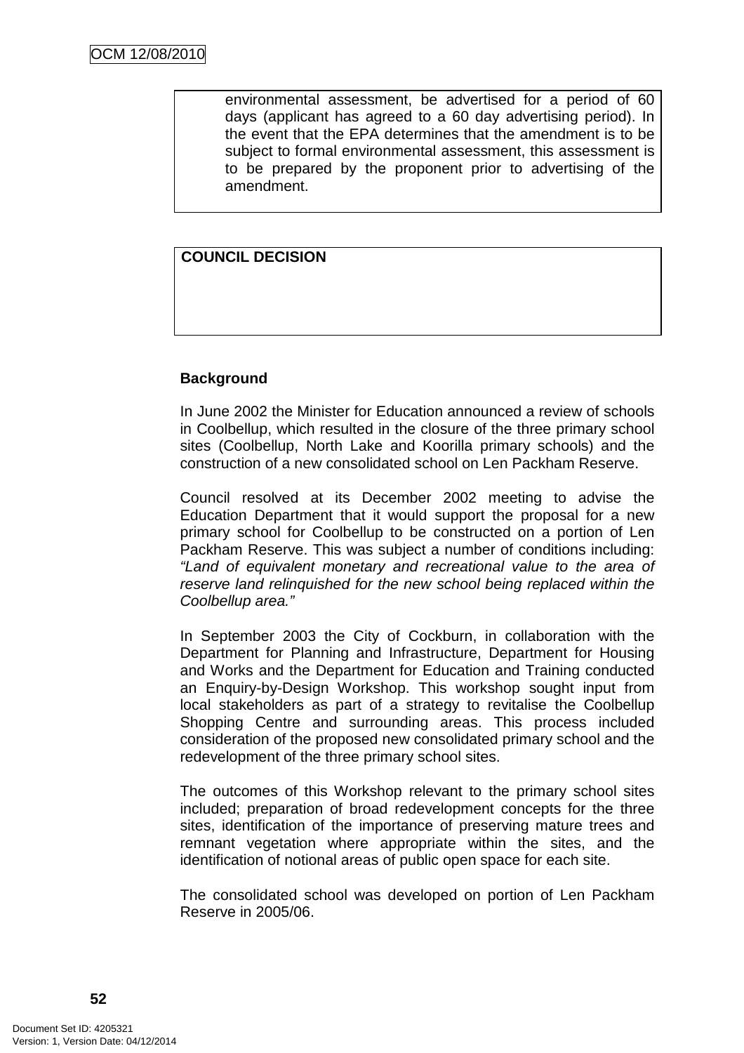environmental assessment, be advertised for a period of 60 days (applicant has agreed to a 60 day advertising period). In the event that the EPA determines that the amendment is to be subject to formal environmental assessment, this assessment is to be prepared by the proponent prior to advertising of the amendment.

**COUNCIL DECISION**

**Background**

In June 2002 the Minister for Education announced a review of schools in Coolbellup, which resulted in the closure of the three primary school sites (Coolbellup, North Lake and Koorilla primary schools) and the construction of a new consolidated school on Len Packham Reserve.

Council resolved at its December 2002 meeting to advise the Education Department that it would support the proposal for a new primary school for Coolbellup to be constructed on a portion of Len Packham Reserve. This was subject a number of conditions including: *"Land of equivalent monetary and recreational value to the area of reserve land relinquished for the new school being replaced within the Coolbellup area."*

In September 2003 the City of Cockburn, in collaboration with the Department for Planning and Infrastructure, Department for Housing and Works and the Department for Education and Training conducted an Enquiry-by-Design Workshop. This workshop sought input from local stakeholders as part of a strategy to revitalise the Coolbellup Shopping Centre and surrounding areas. This process included consideration of the proposed new consolidated primary school and the redevelopment of the three primary school sites.

The outcomes of this Workshop relevant to the primary school sites included; preparation of broad redevelopment concepts for the three sites, identification of the importance of preserving mature trees and remnant vegetation where appropriate within the sites, and the identification of notional areas of public open space for each site.

The consolidated school was developed on portion of Len Packham Reserve in 2005/06.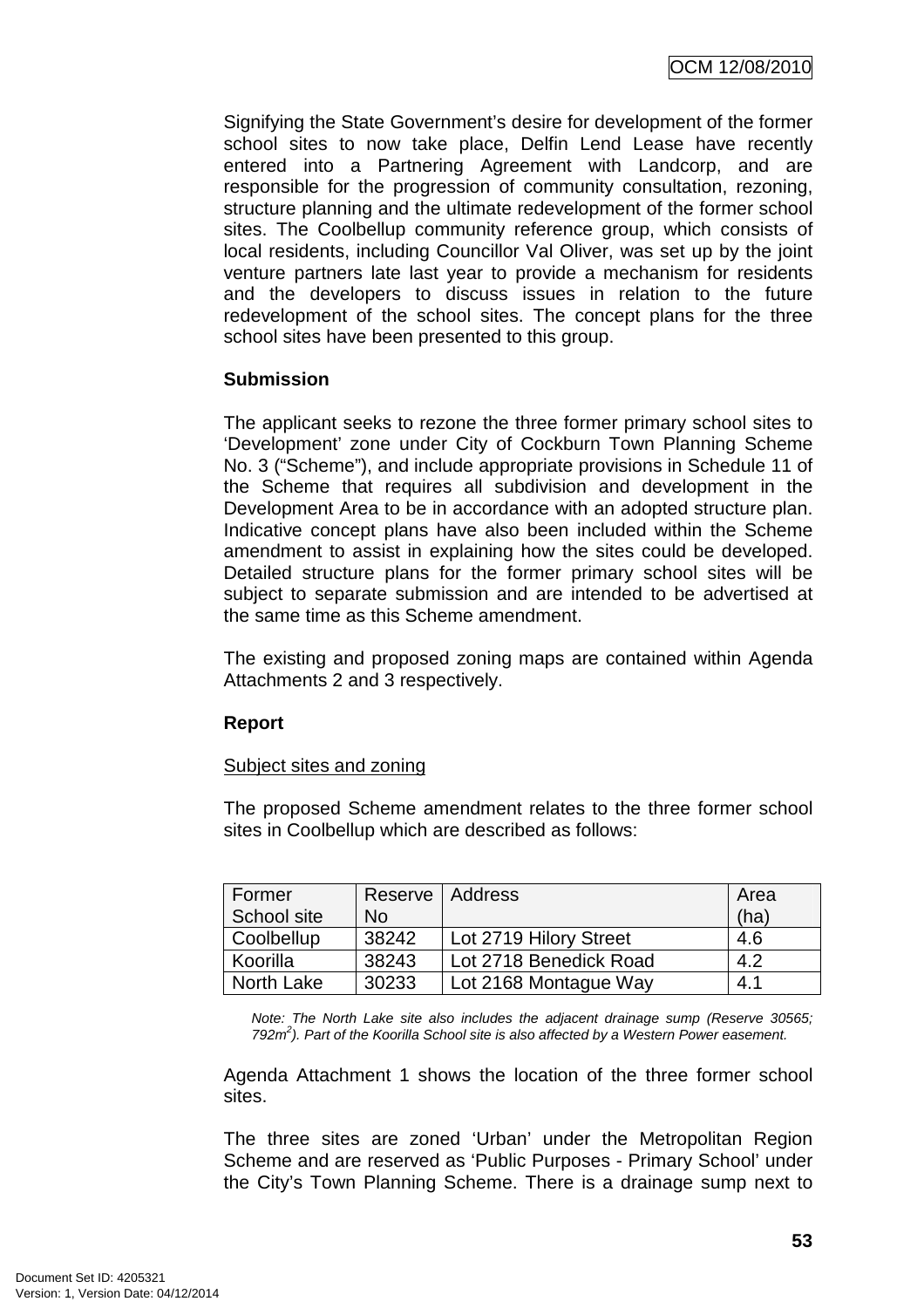Signifying the State Government's desire for development of the former school sites to now take place, Delfin Lend Lease have recently entered into a Partnering Agreement with Landcorp, and are responsible for the progression of community consultation, rezoning, structure planning and the ultimate redevelopment of the former school sites. The Coolbellup community reference group, which consists of local residents, including Councillor Val Oliver, was set up by the joint venture partners late last year to provide a mechanism for residents and the developers to discuss issues in relation to the future redevelopment of the school sites. The concept plans for the three school sites have been presented to this group.

**Submission**

The applicant seeks to rezone the three former primary school sites to 'Development' zone under City of Cockburn Town Planning Scheme No. 3 ("Scheme"), and include appropriate provisions in Schedule 11 of the Scheme that requires all subdivision and development in the Development Area to be in accordance with an adopted structure plan. Indicative concept plans have also been included within the Scheme amendment to assist in explaining how the sites could be developed. Detailed structure plans for the former primary school sites will be subject to separate submission and are intended to be advertised at the same time as this Scheme amendment.

The existing and proposed zoning maps are contained within Agenda Attachments 2 and 3 respectively.

**Report**

Subject sites and zoning

The proposed Scheme amendment relates to the three former school sites in Coolbellup which are described as follows:

| Former School site | Reserve No | Address | Area (ha) |
|---|---|---|---|
| Coolbellup | 38242 | Lot 2719 Hilory Street | 4.6 |
| Koorilla | 38243 | Lot 2718 Benedick Road | 4.2 |
| North Lake | 30233 | Lot 2168 Montague Way | 4.1 |

*Note: The North Lake site also includes the adjacent drainage sump (Reserve 30565; 792m$^2$). Part of the Koorilla School site is also affected by a Western Power easement.*

Agenda Attachment 1 shows the location of the three former school sites.

The three sites are zoned 'Urban' under the Metropolitan Region Scheme and are reserved as 'Public Purposes - Primary School' under the City's Town Planning Scheme. There is a drainage sump next to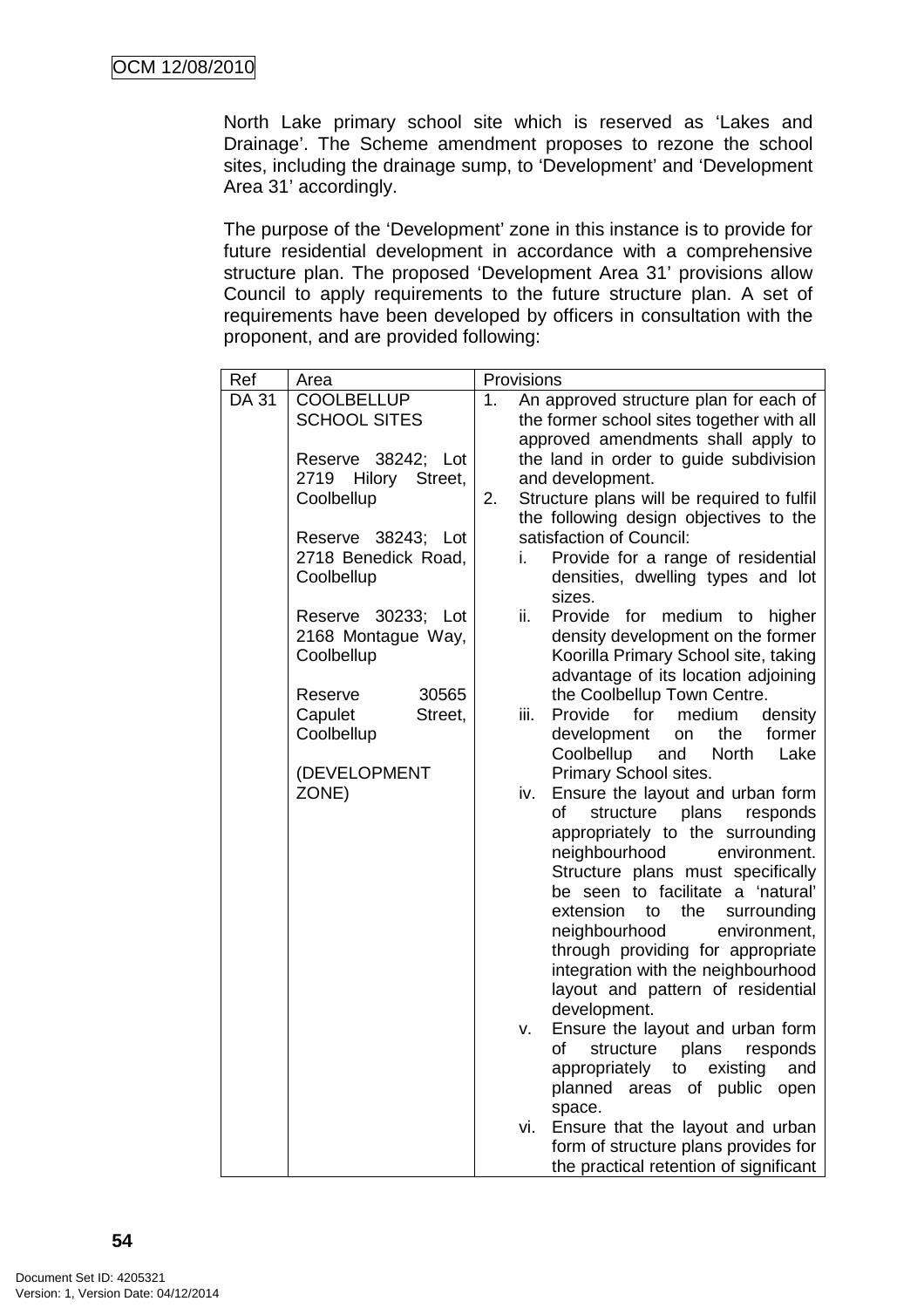North Lake primary school site which is reserved as 'Lakes and Drainage'. The Scheme amendment proposes to rezone the school sites, including the drainage sump, to 'Development' and 'Development Area 31' accordingly.

The purpose of the 'Development' zone in this instance is to provide for future residential development in accordance with a comprehensive structure plan. The proposed 'Development Area 31' provisions allow Council to apply requirements to the future structure plan. A set of requirements have been developed by officers in consultation with the proponent, and are provided following:

| Ref | Area | Provisions |
|---|---|---|
| DA 31 | COOLBELLUP SCHOOL SITES<br><br>Reserve 38242; Lot 2719 Hilory Street, Coolbellup<br><br>Reserve 38243; Lot 2718 Benedick Road, Coolbellup<br><br>Reserve 30233; Lot 2168 Montague Way, Coolbellup<br><br>Reserve 30565 Capulet Street, Coolbellup<br><br>(DEVELOPMENT ZONE) | 1. An approved structure plan for each of the former school sites together with all approved amendments shall apply to the land in order to guide subdivision and development.<br>2. Structure plans will be required to fulfil the following design objectives to the satisfaction of Council:<br>i. Provide for a range of residential densities, dwelling types and lot sizes.<br>ii. Provide for medium to higher density development on the former Koorilla Primary School site, taking advantage of its location adjoining the Coolbellup Town Centre.<br>iii. Provide for medium density development on the former Coolbellup and North Lake Primary School sites.<br>iv. Ensure the layout and urban form of structure plans responds appropriately to the surrounding neighbourhood environment. Structure plans must specifically be seen to facilitate a 'natural' extension to the surrounding neighbourhood environment, through providing for appropriate integration with the neighbourhood layout and pattern of residential development.<br>v. Ensure the layout and urban form of structure plans responds appropriately to existing and planned areas of public open space.<br>vi. Ensure that the layout and urban form of structure plans provides for the practical retention of significant |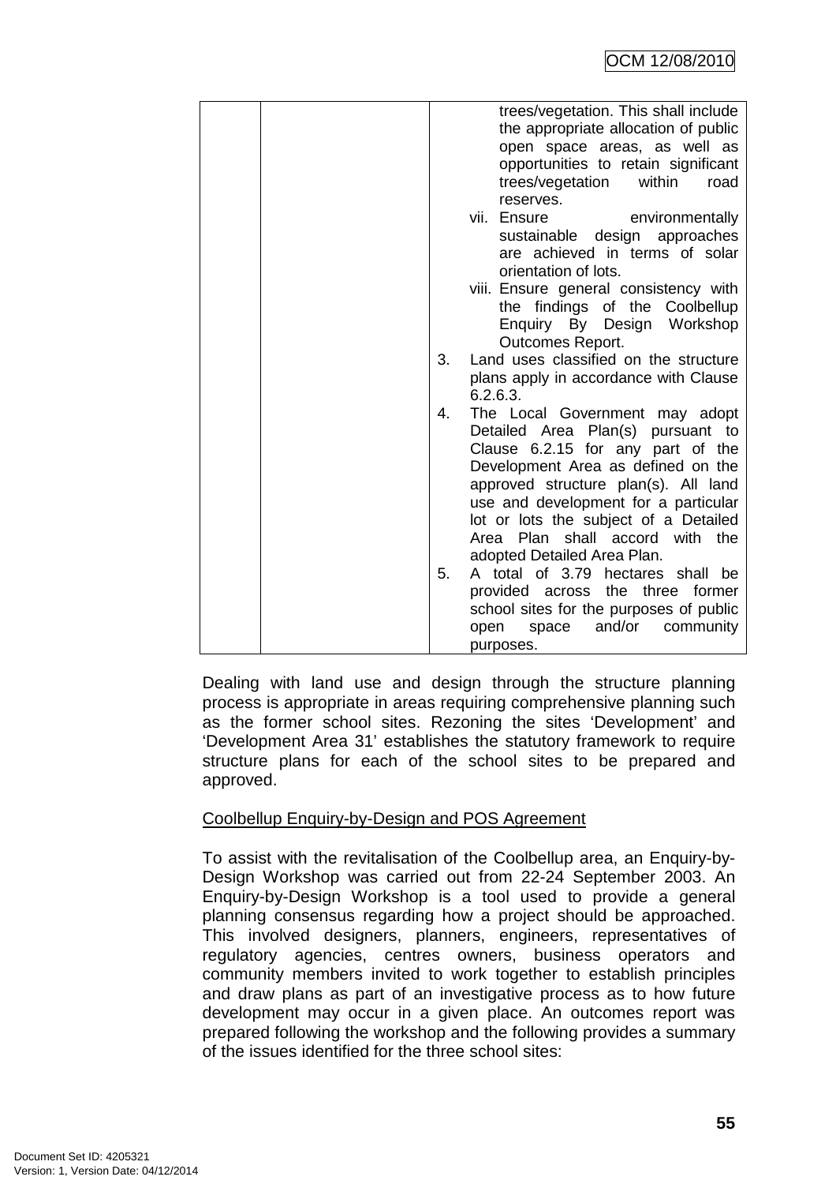| | | trees/vegetation. This shall include the appropriate allocation of public open space areas, as well as opportunities to retain significant trees/vegetation within road reserves.<br>vii. Ensure environmentally sustainable design approaches are achieved in terms of solar orientation of lots.<br>viii. Ensure general consistency with the findings of the Coolbellup Enquiry By Design Workshop Outcomes Report.<br>3. Land uses classified on the structure plans apply in accordance with Clause 6.2.6.3.<br>4. The Local Government may adopt Detailed Area Plan(s) pursuant to Clause 6.2.15 for any part of the Development Area as defined on the approved structure plan(s). All land use and development for a particular lot or lots the subject of a Detailed Area Plan shall accord with the adopted Detailed Area Plan.<br>5. A total of 3.79 hectares shall be provided across the three former school sites for the purposes of public open space and/or community purposes. |
|---|---|---|

Dealing with land use and design through the structure planning process is appropriate in areas requiring comprehensive planning such as the former school sites. Rezoning the sites 'Development' and 'Development Area 31' establishes the statutory framework to require structure plans for each of the school sites to be prepared and approved.

<u>Coolbellup Enquiry-by-Design and POS Agreement</u>

To assist with the revitalisation of the Coolbellup area, an Enquiry-by-Design Workshop was carried out from 22-24 September 2003. An Enquiry-by-Design Workshop is a tool used to provide a general planning consensus regarding how a project should be approached. This involved designers, planners, engineers, representatives of regulatory agencies, centres owners, business operators and community members invited to work together to establish principles and draw plans as part of an investigative process as to how future development may occur in a given place. An outcomes report was prepared following the workshop and the following provides a summary of the issues identified for the three school sites: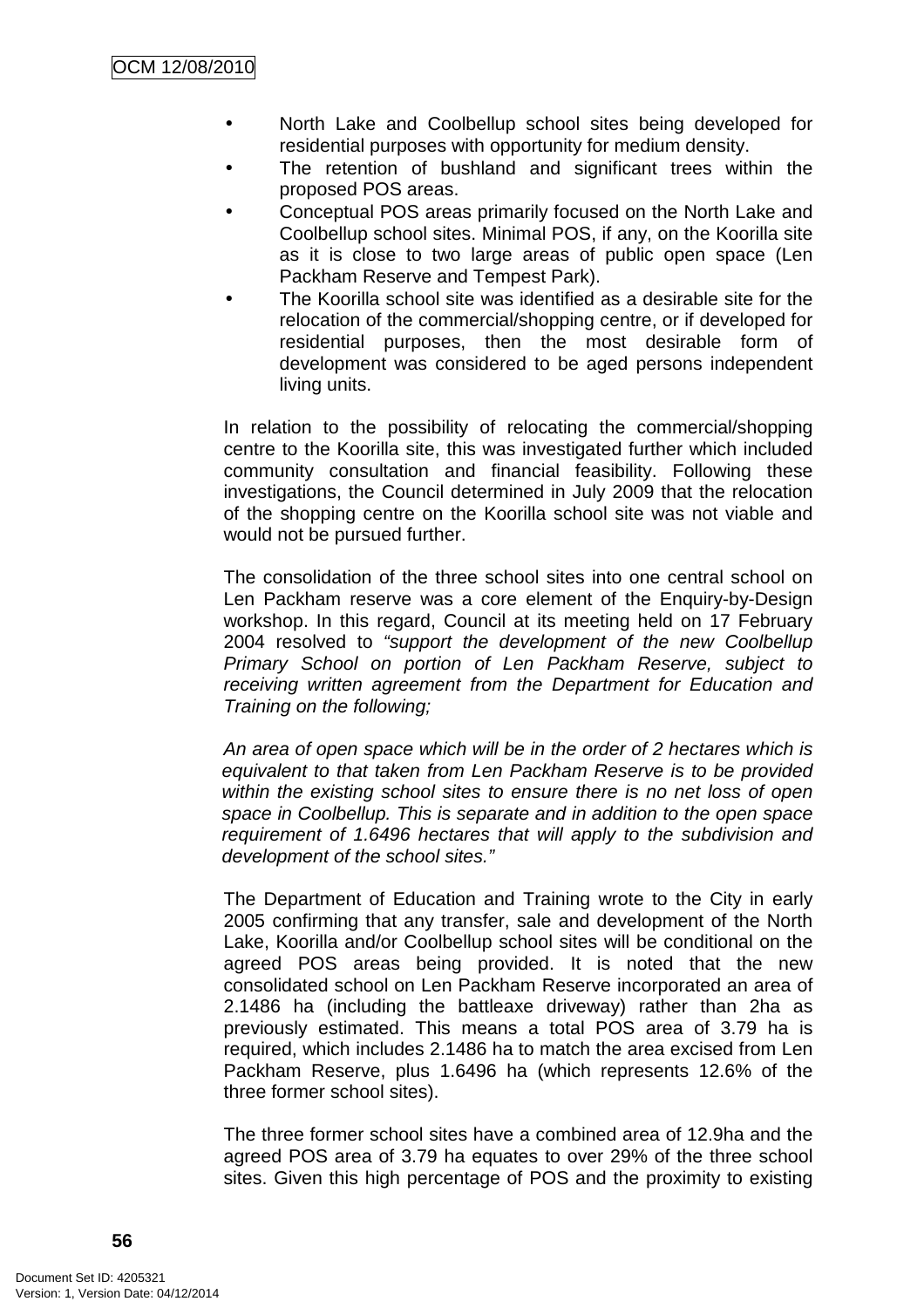- North Lake and Coolbellup school sites being developed for residential purposes with opportunity for medium density.
- The retention of bushland and significant trees within the proposed POS areas.
- Conceptual POS areas primarily focused on the North Lake and Coolbellup school sites. Minimal POS, if any, on the Koorilla site as it is close to two large areas of public open space (Len Packham Reserve and Tempest Park).
- The Koorilla school site was identified as a desirable site for the relocation of the commercial/shopping centre, or if developed for residential purposes, then the most desirable form of development was considered to be aged persons independent living units.

In relation to the possibility of relocating the commercial/shopping centre to the Koorilla site, this was investigated further which included community consultation and financial feasibility. Following these investigations, the Council determined in July 2009 that the relocation of the shopping centre on the Koorilla school site was not viable and would not be pursued further.

The consolidation of the three school sites into one central school on Len Packham reserve was a core element of the Enquiry-by-Design workshop. In this regard, Council at its meeting held on 17 February 2004 resolved to *"support the development of the new Coolbellup Primary School on portion of Len Packham Reserve, subject to receiving written agreement from the Department for Education and Training on the following;*

*An area of open space which will be in the order of 2 hectares which is equivalent to that taken from Len Packham Reserve is to be provided within the existing school sites to ensure there is no net loss of open space in Coolbellup. This is separate and in addition to the open space requirement of 1.6496 hectares that will apply to the subdivision and development of the school sites."*

The Department of Education and Training wrote to the City in early 2005 confirming that any transfer, sale and development of the North Lake, Koorilla and/or Coolbellup school sites will be conditional on the agreed POS areas being provided. It is noted that the new consolidated school on Len Packham Reserve incorporated an area of 2.1486 ha (including the battleaxe driveway) rather than 2ha as previously estimated. This means a total POS area of 3.79 ha is required, which includes 2.1486 ha to match the area excised from Len Packham Reserve, plus 1.6496 ha (which represents 12.6% of the three former school sites).

The three former school sites have a combined area of 12.9ha and the agreed POS area of 3.79 ha equates to over 29% of the three school sites. Given this high percentage of POS and the proximity to existing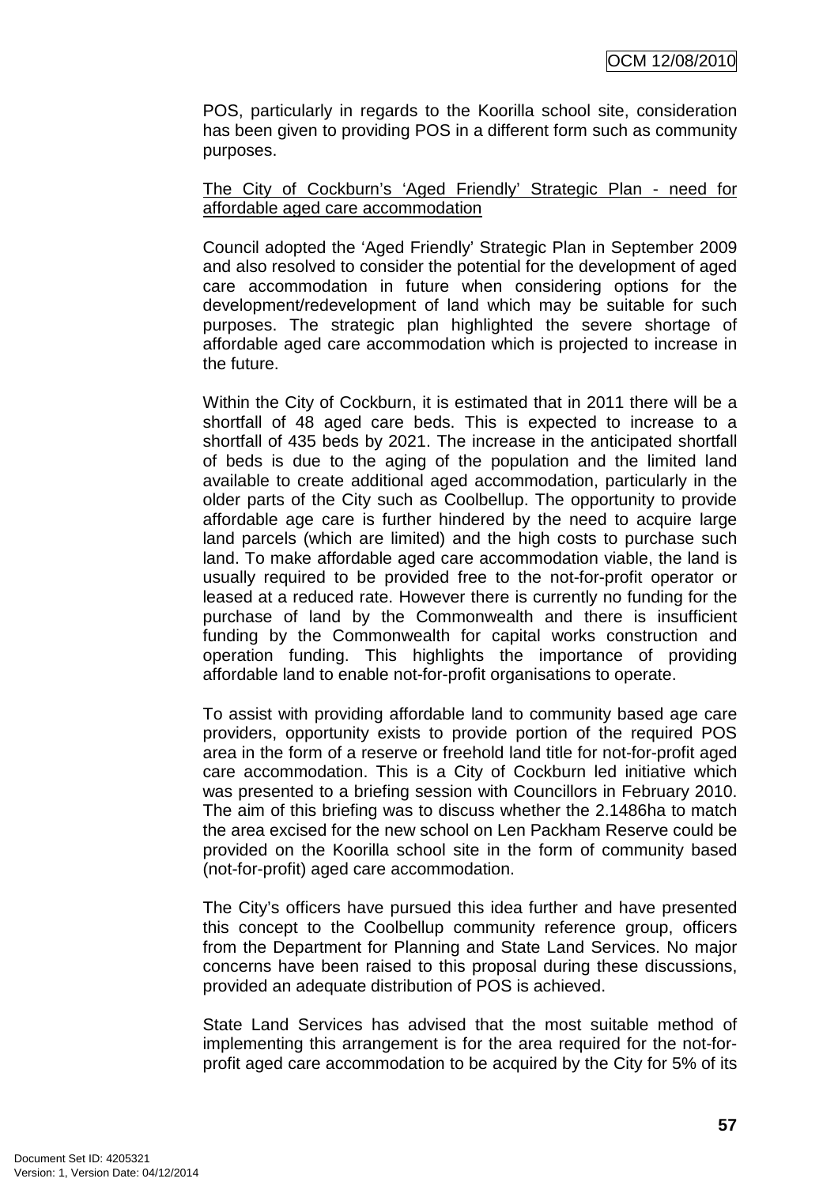POS, particularly in regards to the Koorilla school site, consideration has been given to providing POS in a different form such as community purposes.

<u>The City of Cockburn's 'Aged Friendly' Strategic Plan - need for affordable aged care accommodation</u>

Council adopted the 'Aged Friendly' Strategic Plan in September 2009 and also resolved to consider the potential for the development of aged care accommodation in future when considering options for the development/redevelopment of land which may be suitable for such purposes. The strategic plan highlighted the severe shortage of affordable aged care accommodation which is projected to increase in the future.

Within the City of Cockburn, it is estimated that in 2011 there will be a shortfall of 48 aged care beds. This is expected to increase to a shortfall of 435 beds by 2021. The increase in the anticipated shortfall of beds is due to the aging of the population and the limited land available to create additional aged accommodation, particularly in the older parts of the City such as Coolbellup. The opportunity to provide affordable age care is further hindered by the need to acquire large land parcels (which are limited) and the high costs to purchase such land. To make affordable aged care accommodation viable, the land is usually required to be provided free to the not-for-profit operator or leased at a reduced rate. However there is currently no funding for the purchase of land by the Commonwealth and there is insufficient funding by the Commonwealth for capital works construction and operation funding. This highlights the importance of providing affordable land to enable not-for-profit organisations to operate.

To assist with providing affordable land to community based age care providers, opportunity exists to provide portion of the required POS area in the form of a reserve or freehold land title for not-for-profit aged care accommodation. This is a City of Cockburn led initiative which was presented to a briefing session with Councillors in February 2010. The aim of this briefing was to discuss whether the 2.1486ha to match the area excised for the new school on Len Packham Reserve could be provided on the Koorilla school site in the form of community based (not-for-profit) aged care accommodation.

The City's officers have pursued this idea further and have presented this concept to the Coolbellup community reference group, officers from the Department for Planning and State Land Services. No major concerns have been raised to this proposal during these discussions, provided an adequate distribution of POS is achieved.

State Land Services has advised that the most suitable method of implementing this arrangement is for the area required for the not-for-profit aged care accommodation to be acquired by the City for 5% of its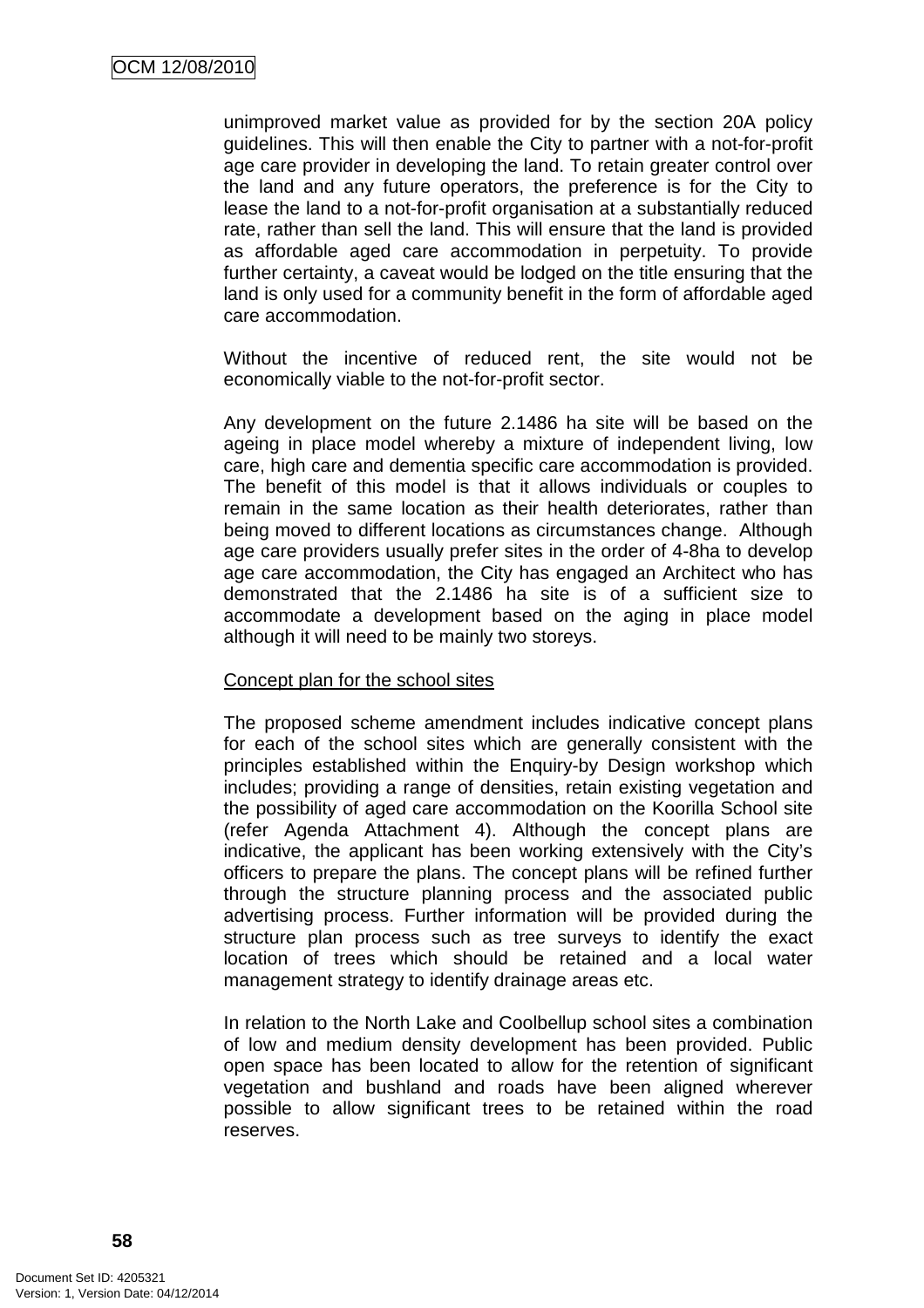unimproved market value as provided for by the section 20A policy guidelines. This will then enable the City to partner with a not-for-profit age care provider in developing the land. To retain greater control over the land and any future operators, the preference is for the City to lease the land to a not-for-profit organisation at a substantially reduced rate, rather than sell the land. This will ensure that the land is provided as affordable aged care accommodation in perpetuity. To provide further certainty, a caveat would be lodged on the title ensuring that the land is only used for a community benefit in the form of affordable aged care accommodation.

Without the incentive of reduced rent, the site would not be economically viable to the not-for-profit sector.

Any development on the future 2.1486 ha site will be based on the ageing in place model whereby a mixture of independent living, low care, high care and dementia specific care accommodation is provided. The benefit of this model is that it allows individuals or couples to remain in the same location as their health deteriorates, rather than being moved to different locations as circumstances change. Although age care providers usually prefer sites in the order of 4-8ha to develop age care accommodation, the City has engaged an Architect who has demonstrated that the 2.1486 ha site is of a sufficient size to accommodate a development based on the aging in place model although it will need to be mainly two storeys.

Concept plan for the school sites

The proposed scheme amendment includes indicative concept plans for each of the school sites which are generally consistent with the principles established within the Enquiry-by Design workshop which includes; providing a range of densities, retain existing vegetation and the possibility of aged care accommodation on the Koorilla School site (refer Agenda Attachment 4). Although the concept plans are indicative, the applicant has been working extensively with the City's officers to prepare the plans. The concept plans will be refined further through the structure planning process and the associated public advertising process. Further information will be provided during the structure plan process such as tree surveys to identify the exact location of trees which should be retained and a local water management strategy to identify drainage areas etc.

In relation to the North Lake and Coolbellup school sites a combination of low and medium density development has been provided. Public open space has been located to allow for the retention of significant vegetation and bushland and roads have been aligned wherever possible to allow significant trees to be retained within the road reserves.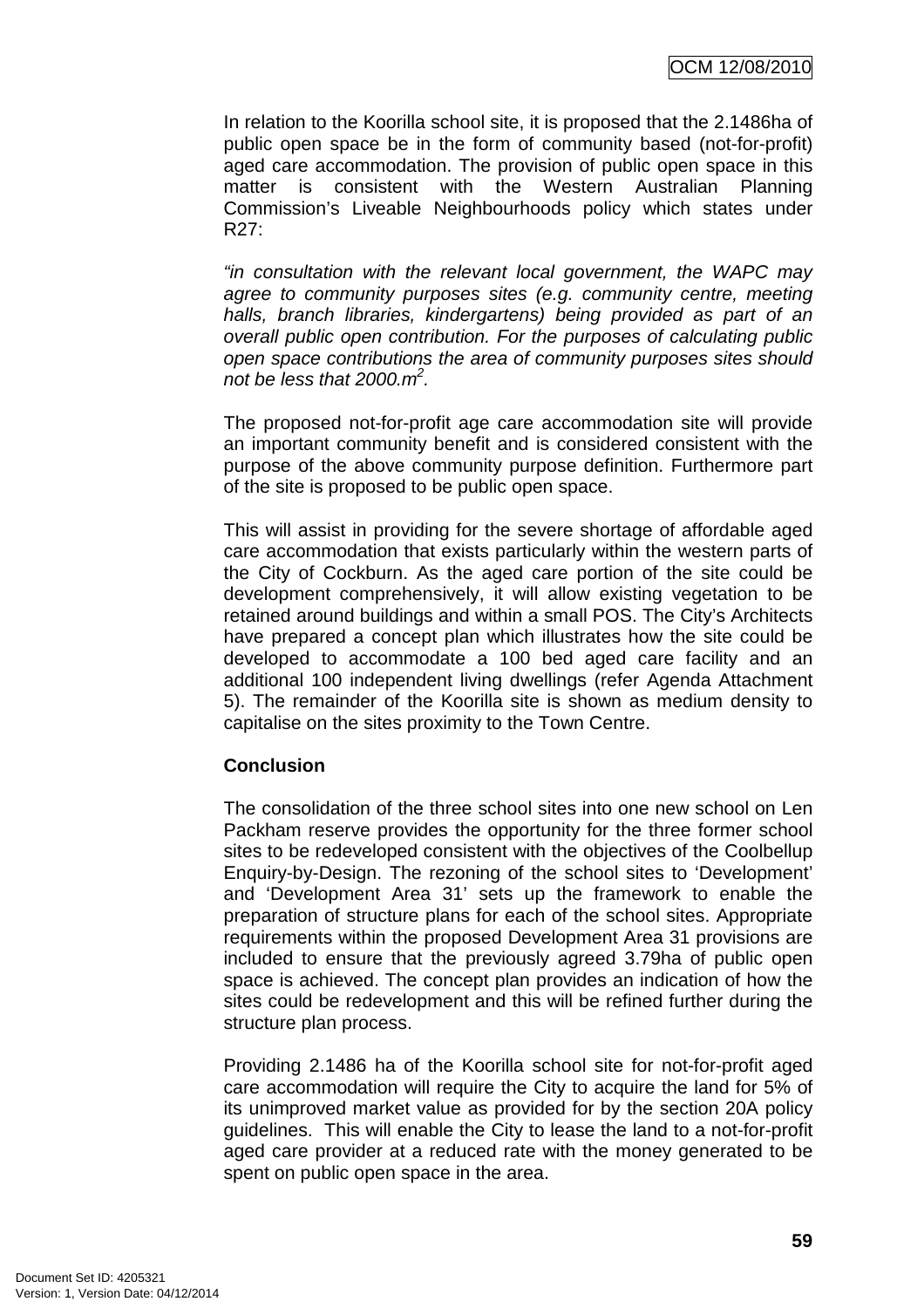In relation to the Koorilla school site, it is proposed that the 2.1486ha of public open space be in the form of community based (not-for-profit) aged care accommodation. The provision of public open space in this matter is consistent with the Western Australian Planning Commission's Liveable Neighbourhoods policy which states under R27:

*"in consultation with the relevant local government, the WAPC may agree to community purposes sites (e.g. community centre, meeting halls, branch libraries, kindergartens) being provided as part of an overall public open contribution. For the purposes of calculating public open space contributions the area of community purposes sites should not be less that 2000.m$^2$.*

The proposed not-for-profit age care accommodation site will provide an important community benefit and is considered consistent with the purpose of the above community purpose definition. Furthermore part of the site is proposed to be public open space.

This will assist in providing for the severe shortage of affordable aged care accommodation that exists particularly within the western parts of the City of Cockburn. As the aged care portion of the site could be development comprehensively, it will allow existing vegetation to be retained around buildings and within a small POS. The City's Architects have prepared a concept plan which illustrates how the site could be developed to accommodate a 100 bed aged care facility and an additional 100 independent living dwellings (refer Agenda Attachment 5). The remainder of the Koorilla site is shown as medium density to capitalise on the sites proximity to the Town Centre.

**Conclusion**

The consolidation of the three school sites into one new school on Len Packham reserve provides the opportunity for the three former school sites to be redeveloped consistent with the objectives of the Coolbellup Enquiry-by-Design. The rezoning of the school sites to 'Development' and 'Development Area 31' sets up the framework to enable the preparation of structure plans for each of the school sites. Appropriate requirements within the proposed Development Area 31 provisions are included to ensure that the previously agreed 3.79ha of public open space is achieved. The concept plan provides an indication of how the sites could be redevelopment and this will be refined further during the structure plan process.

Providing 2.1486 ha of the Koorilla school site for not-for-profit aged care accommodation will require the City to acquire the land for 5% of its unimproved market value as provided for by the section 20A policy guidelines. This will enable the City to lease the land to a not-for-profit aged care provider at a reduced rate with the money generated to be spent on public open space in the area.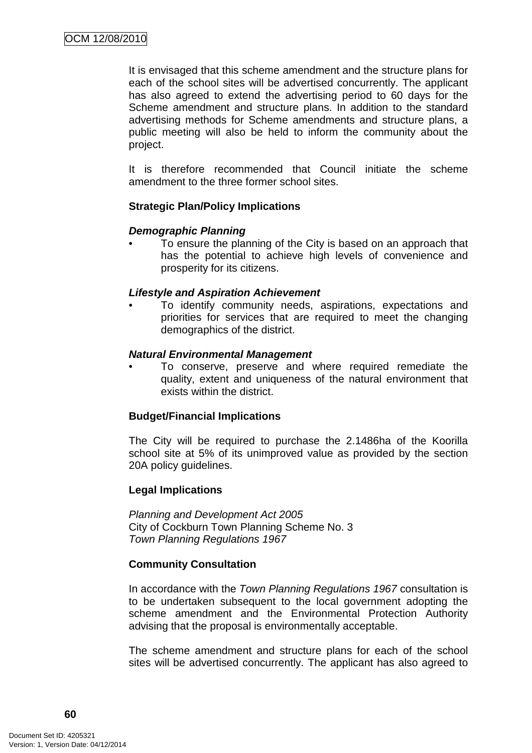It is envisaged that this scheme amendment and the structure plans for each of the school sites will be advertised concurrently. The applicant has also agreed to extend the advertising period to 60 days for the Scheme amendment and structure plans. In addition to the standard advertising methods for Scheme amendments and structure plans, a public meeting will also be held to inform the community about the project.

It is therefore recommended that Council initiate the scheme amendment to the three former school sites.

**Strategic Plan/Policy Implications**

***Demographic Planning***

- To ensure the planning of the City is based on an approach that has the potential to achieve high levels of convenience and prosperity for its citizens.

***Lifestyle and Aspiration Achievement***

- To identify community needs, aspirations, expectations and priorities for services that are required to meet the changing demographics of the district.

***Natural Environmental Management***

- To conserve, preserve and where required remediate the quality, extent and uniqueness of the natural environment that exists within the district.

**Budget/Financial Implications**

The City will be required to purchase the 2.1486ha of the Koorilla school site at 5% of its unimproved value as provided by the section 20A policy guidelines.

**Legal Implications**

*Planning and Development Act 2005*
City of Cockburn Town Planning Scheme No. 3
*Town Planning Regulations 1967*

**Community Consultation**

In accordance with the *Town Planning Regulations 1967* consultation is to be undertaken subsequent to the local government adopting the scheme amendment and the Environmental Protection Authority advising that the proposal is environmentally acceptable.

The scheme amendment and structure plans for each of the school sites will be advertised concurrently. The applicant has also agreed to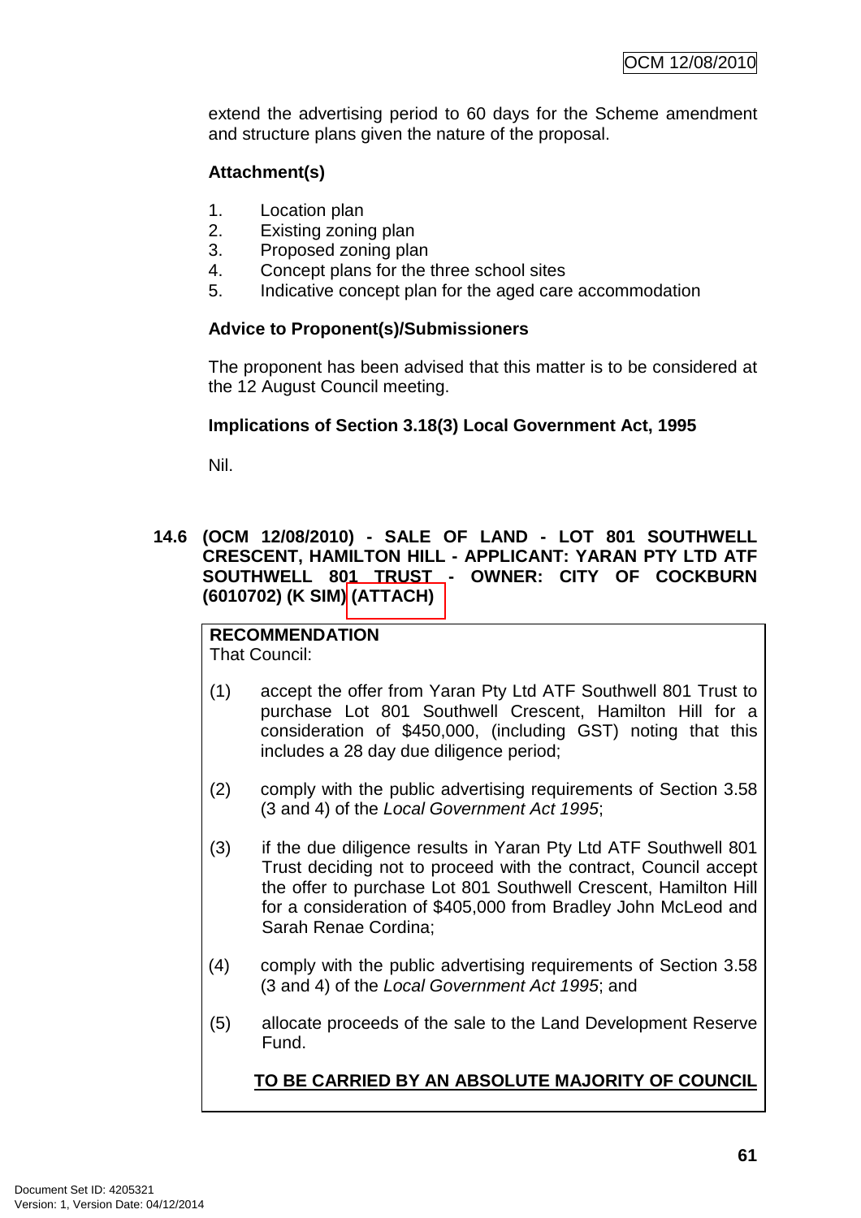extend the advertising period to 60 days for the Scheme amendment and structure plans given the nature of the proposal.

**Attachment(s)**

1. Location plan
2. Existing zoning plan
3. Proposed zoning plan
4. Concept plans for the three school sites
5. Indicative concept plan for the aged care accommodation

**Advice to Proponent(s)/Submissioners**

The proponent has been advised that this matter is to be considered at the 12 August Council meeting.

**Implications of Section 3.18(3) Local Government Act, 1995**

Nil.

### 14.6 (OCM 12/08/2010) - SALE OF LAND - LOT 801 SOUTHWELL CRESCENT, HAMILTON HILL - APPLICANT: YARAN PTY LTD ATF SOUTHWELL 801 TRUST - OWNER: CITY OF COCKBURN (6010702) (K SIM) (ATTACH)

**RECOMMENDATION**
That Council:

(1) accept the offer from Yaran Pty Ltd ATF Southwell 801 Trust to purchase Lot 801 Southwell Crescent, Hamilton Hill for a consideration of $450,000, (including GST) noting that this includes a 28 day due diligence period;

(2) comply with the public advertising requirements of Section 3.58 (3 and 4) of the *Local Government Act 1995*;

(3) if the due diligence results in Yaran Pty Ltd ATF Southwell 801 Trust deciding not to proceed with the contract, Council accept the offer to purchase Lot 801 Southwell Crescent, Hamilton Hill for a consideration of $405,000 from Bradley John McLeod and Sarah Renae Cordina;

(4) comply with the public advertising requirements of Section 3.58 (3 and 4) of the *Local Government Act 1995*; and

(5) allocate proceeds of the sale to the Land Development Reserve Fund.

**<u>TO BE CARRIED BY AN ABSOLUTE MAJORITY OF COUNCIL</u>**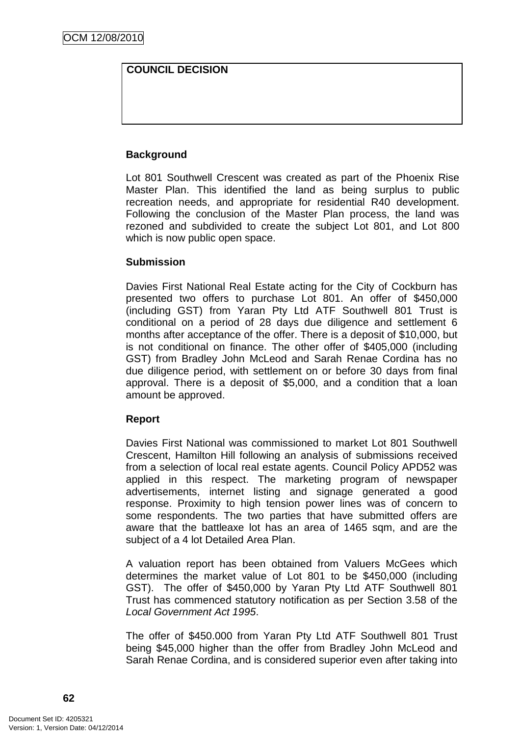**COUNCIL DECISION**

**Background**

Lot 801 Southwell Crescent was created as part of the Phoenix Rise Master Plan. This identified the land as being surplus to public recreation needs, and appropriate for residential R40 development. Following the conclusion of the Master Plan process, the land was rezoned and subdivided to create the subject Lot 801, and Lot 800 which is now public open space.

**Submission**

Davies First National Real Estate acting for the City of Cockburn has presented two offers to purchase Lot 801. An offer of $450,000 (including GST) from Yaran Pty Ltd ATF Southwell 801 Trust is conditional on a period of 28 days due diligence and settlement 6 months after acceptance of the offer. There is a deposit of $10,000, but is not conditional on finance. The other offer of $405,000 (including GST) from Bradley John McLeod and Sarah Renae Cordina has no due diligence period, with settlement on or before 30 days from final approval. There is a deposit of $5,000, and a condition that a loan amount be approved.

**Report**

Davies First National was commissioned to market Lot 801 Southwell Crescent, Hamilton Hill following an analysis of submissions received from a selection of local real estate agents. Council Policy APD52 was applied in this respect. The marketing program of newspaper advertisements, internet listing and signage generated a good response. Proximity to high tension power lines was of concern to some respondents. The two parties that have submitted offers are aware that the battleaxe lot has an area of 1465 sqm, and are the subject of a 4 lot Detailed Area Plan.

A valuation report has been obtained from Valuers McGees which determines the market value of Lot 801 to be $450,000 (including GST). The offer of $450,000 by Yaran Pty Ltd ATF Southwell 801 Trust has commenced statutory notification as per Section 3.58 of the *Local Government Act 1995*.

The offer of $450.000 from Yaran Pty Ltd ATF Southwell 801 Trust being $45,000 higher than the offer from Bradley John McLeod and Sarah Renae Cordina, and is considered superior even after taking into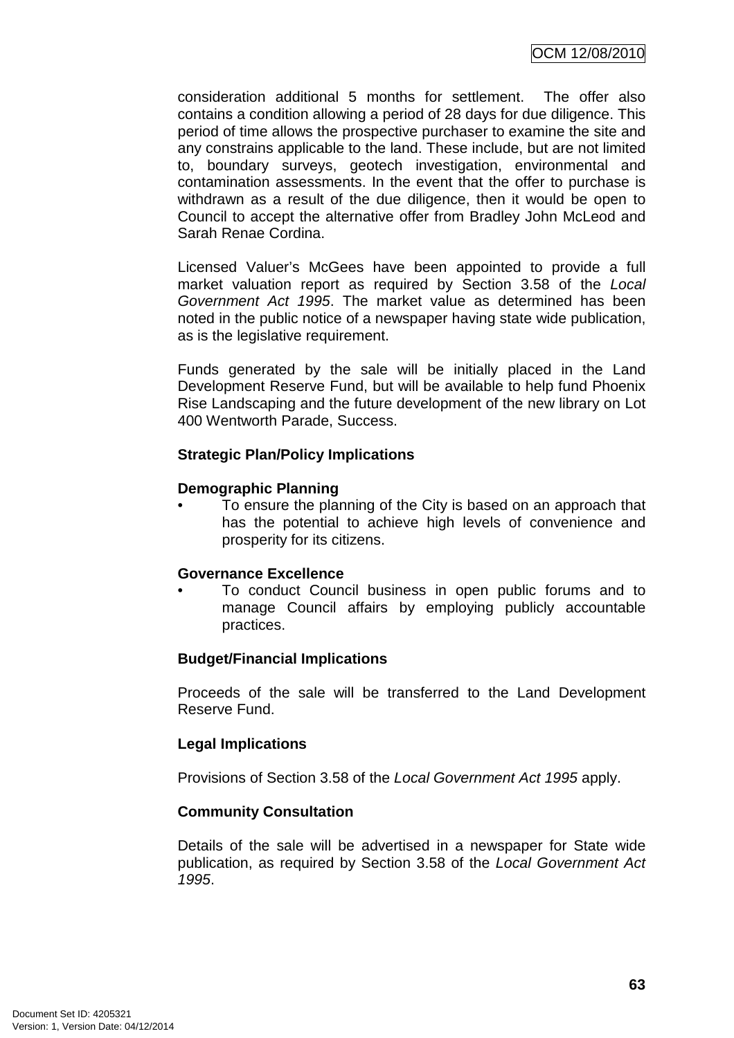consideration additional 5 months for settlement. The offer also contains a condition allowing a period of 28 days for due diligence. This period of time allows the prospective purchaser to examine the site and any constrains applicable to the land. These include, but are not limited to, boundary surveys, geotech investigation, environmental and contamination assessments. In the event that the offer to purchase is withdrawn as a result of the due diligence, then it would be open to Council to accept the alternative offer from Bradley John McLeod and Sarah Renae Cordina.

Licensed Valuer's McGees have been appointed to provide a full market valuation report as required by Section 3.58 of the *Local Government Act 1995*. The market value as determined has been noted in the public notice of a newspaper having state wide publication, as is the legislative requirement.

Funds generated by the sale will be initially placed in the Land Development Reserve Fund, but will be available to help fund Phoenix Rise Landscaping and the future development of the new library on Lot 400 Wentworth Parade, Success.

**Strategic Plan/Policy Implications**

**Demographic Planning**

- To ensure the planning of the City is based on an approach that has the potential to achieve high levels of convenience and prosperity for its citizens.

**Governance Excellence**

- To conduct Council business in open public forums and to manage Council affairs by employing publicly accountable practices.

**Budget/Financial Implications**

Proceeds of the sale will be transferred to the Land Development Reserve Fund.

**Legal Implications**

Provisions of Section 3.58 of the *Local Government Act 1995* apply.

**Community Consultation**

Details of the sale will be advertised in a newspaper for State wide publication, as required by Section 3.58 of the *Local Government Act 1995*.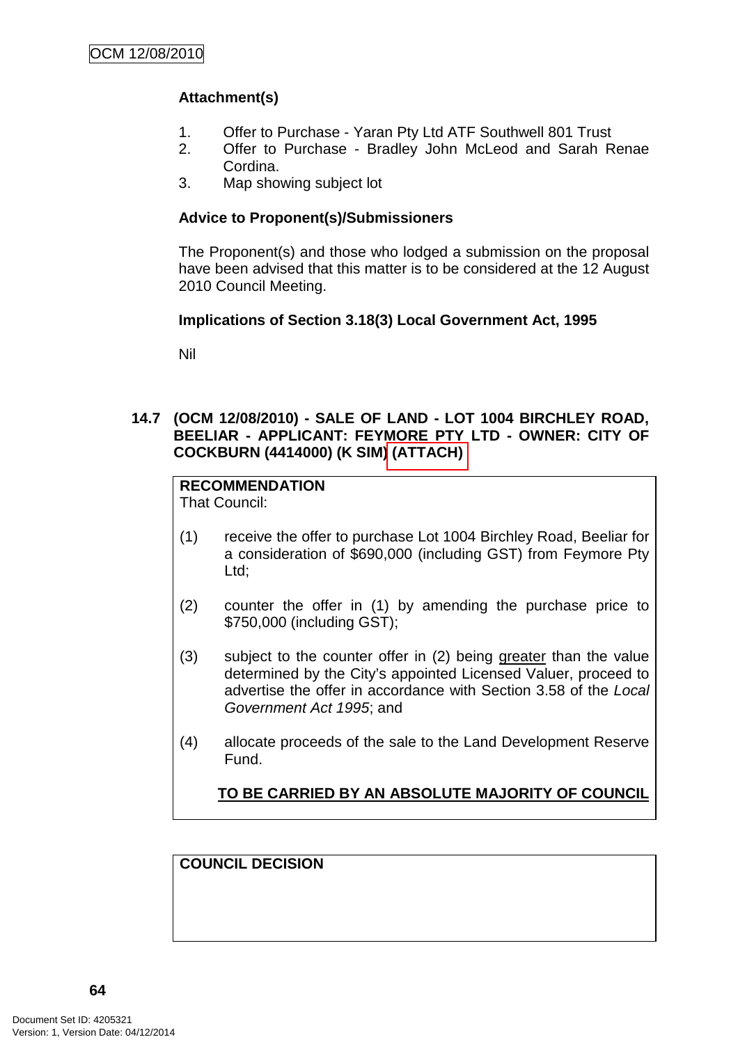**Attachment(s)**

1. Offer to Purchase - Yaran Pty Ltd ATF Southwell 801 Trust
2. Offer to Purchase - Bradley John McLeod and Sarah Renae Cordina.
3. Map showing subject lot

**Advice to Proponent(s)/Submissioners**

The Proponent(s) and those who lodged a submission on the proposal have been advised that this matter is to be considered at the 12 August 2010 Council Meeting.

**Implications of Section 3.18(3) Local Government Act, 1995**

Nil

### 14.7 (OCM 12/08/2010) - SALE OF LAND - LOT 1004 BIRCHLEY ROAD, BEELIAR - APPLICANT: FEYMORE PTY LTD - OWNER: CITY OF COCKBURN (4414000) (K SIM) (ATTACH)

**RECOMMENDATION**
That Council:

(1) receive the offer to purchase Lot 1004 Birchley Road, Beeliar for a consideration of $690,000 (including GST) from Feymore Pty Ltd;

(2) counter the offer in (1) by amending the purchase price to $750,000 (including GST);

(3) subject to the counter offer in (2) being greater than the value determined by the City's appointed Licensed Valuer, proceed to advertise the offer in accordance with Section 3.58 of the *Local Government Act 1995*; and

(4) allocate proceeds of the sale to the Land Development Reserve Fund.

**TO BE CARRIED BY AN ABSOLUTE MAJORITY OF COUNCIL**

**COUNCIL DECISION**

Document Set ID: 4205321
Version: 1, Version Date: 04/12/2014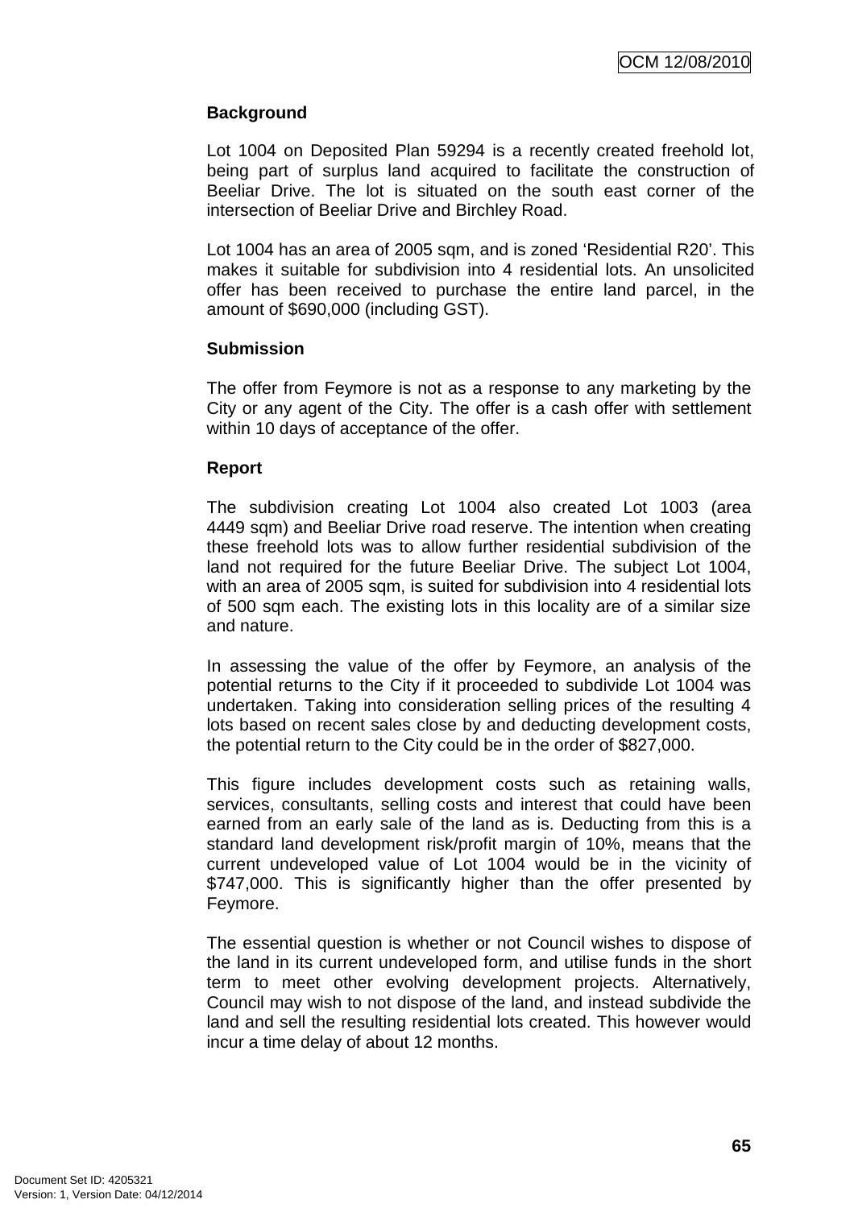### Background

Lot 1004 on Deposited Plan 59294 is a recently created freehold lot, being part of surplus land acquired to facilitate the construction of Beeliar Drive. The lot is situated on the south east corner of the intersection of Beeliar Drive and Birchley Road.

Lot 1004 has an area of 2005 sqm, and is zoned 'Residential R20'. This makes it suitable for subdivision into 4 residential lots. An unsolicited offer has been received to purchase the entire land parcel, in the amount of $690,000 (including GST).

### Submission

The offer from Feymore is not as a response to any marketing by the City or any agent of the City. The offer is a cash offer with settlement within 10 days of acceptance of the offer.

### Report

The subdivision creating Lot 1004 also created Lot 1003 (area 4449 sqm) and Beeliar Drive road reserve. The intention when creating these freehold lots was to allow further residential subdivision of the land not required for the future Beeliar Drive. The subject Lot 1004, with an area of 2005 sqm, is suited for subdivision into 4 residential lots of 500 sqm each. The existing lots in this locality are of a similar size and nature.

In assessing the value of the offer by Feymore, an analysis of the potential returns to the City if it proceeded to subdivide Lot 1004 was undertaken. Taking into consideration selling prices of the resulting 4 lots based on recent sales close by and deducting development costs, the potential return to the City could be in the order of $827,000.

This figure includes development costs such as retaining walls, services, consultants, selling costs and interest that could have been earned from an early sale of the land as is. Deducting from this is a standard land development risk/profit margin of 10%, means that the current undeveloped value of Lot 1004 would be in the vicinity of $747,000. This is significantly higher than the offer presented by Feymore.

The essential question is whether or not Council wishes to dispose of the land in its current undeveloped form, and utilise funds in the short term to meet other evolving development projects. Alternatively, Council may wish to not dispose of the land, and instead subdivide the land and sell the resulting residential lots created. This however would incur a time delay of about 12 months.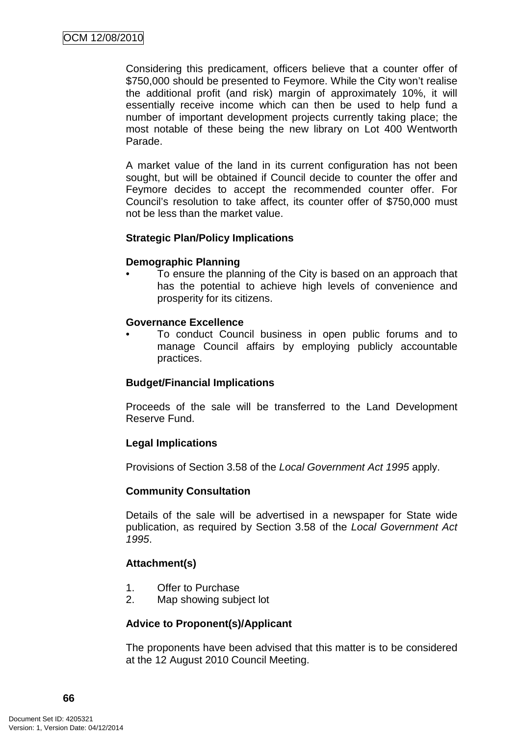Considering this predicament, officers believe that a counter offer of $750,000 should be presented to Feymore. While the City won't realise the additional profit (and risk) margin of approximately 10%, it will essentially receive income which can then be used to help fund a number of important development projects currently taking place; the most notable of these being the new library on Lot 400 Wentworth Parade.

A market value of the land in its current configuration has not been sought, but will be obtained if Council decide to counter the offer and Feymore decides to accept the recommended counter offer. For Council's resolution to take affect, its counter offer of $750,000 must not be less than the market value.

**Strategic Plan/Policy Implications**

**Demographic Planning**

- To ensure the planning of the City is based on an approach that has the potential to achieve high levels of convenience and prosperity for its citizens.

**Governance Excellence**

- To conduct Council business in open public forums and to manage Council affairs by employing publicly accountable practices.

**Budget/Financial Implications**

Proceeds of the sale will be transferred to the Land Development Reserve Fund.

**Legal Implications**

Provisions of Section 3.58 of the *Local Government Act 1995* apply.

**Community Consultation**

Details of the sale will be advertised in a newspaper for State wide publication, as required by Section 3.58 of the *Local Government Act 1995*.

**Attachment(s)**

1. Offer to Purchase
2. Map showing subject lot

**Advice to Proponent(s)/Applicant**

The proponents have been advised that this matter is to be considered at the 12 August 2010 Council Meeting.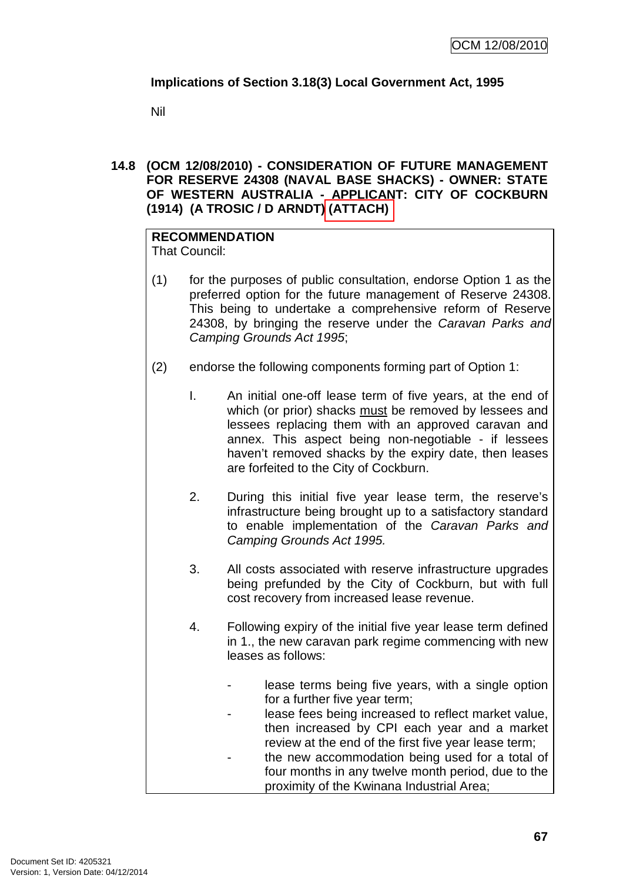**Implications of Section 3.18(3) Local Government Act, 1995**

Nil

**14.8 (OCM 12/08/2010) - CONSIDERATION OF FUTURE MANAGEMENT FOR RESERVE 24308 (NAVAL BASE SHACKS) - OWNER: STATE OF WESTERN AUSTRALIA - APPLICANT: CITY OF COCKBURN (1914) (A TROSIC / D ARNDT) (ATTACH)**

**RECOMMENDATION**
That Council:

(1) for the purposes of public consultation, endorse Option 1 as the preferred option for the future management of Reserve 24308. This being to undertake a comprehensive reform of Reserve 24308, by bringing the reserve under the *Caravan Parks and Camping Grounds Act 1995*;

(2) endorse the following components forming part of Option 1:

I. An initial one-off lease term of five years, at the end of which (or prior) shacks must be removed by lessees and lessees replacing them with an approved caravan and annex. This aspect being non-negotiable - if lessees haven't removed shacks by the expiry date, then leases are forfeited to the City of Cockburn.

2. During this initial five year lease term, the reserve's infrastructure being brought up to a satisfactory standard to enable implementation of the *Caravan Parks and Camping Grounds Act 1995.*

3. All costs associated with reserve infrastructure upgrades being prefunded by the City of Cockburn, but with full cost recovery from increased lease revenue.

4. Following expiry of the initial five year lease term defined in 1., the new caravan park regime commencing with new leases as follows:

- lease terms being five years, with a single option for a further five year term;
- lease fees being increased to reflect market value, then increased by CPI each year and a market review at the end of the first five year lease term;
- the new accommodation being used for a total of four months in any twelve month period, due to the proximity of the Kwinana Industrial Area;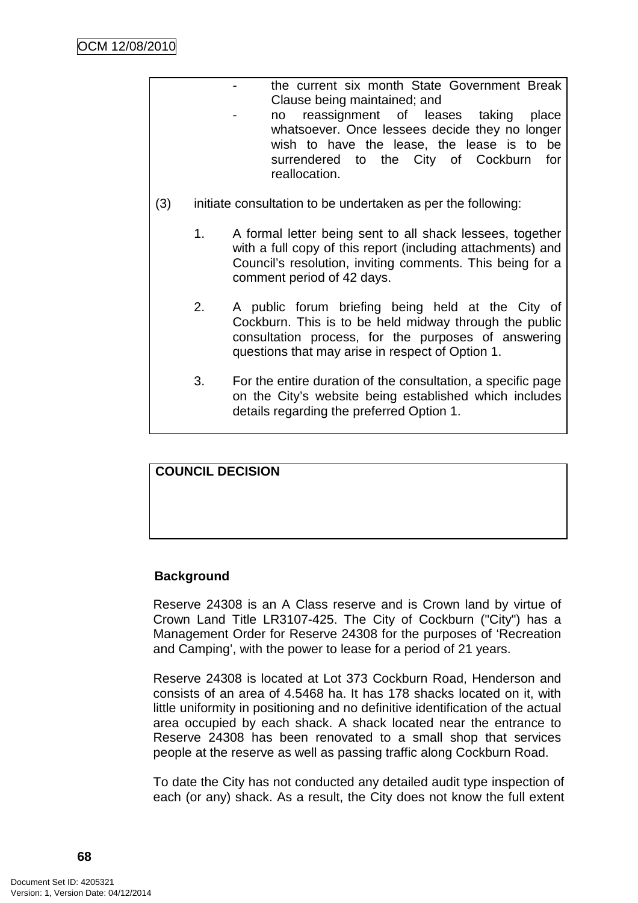- the current six month State Government Break Clause being maintained; and
- no reassignment of leases taking place whatsoever. Once lessees decide they no longer wish to have the lease, the lease is to be surrendered to the City of Cockburn for reallocation.

(3) initiate consultation to be undertaken as per the following:

1. A formal letter being sent to all shack lessees, together with a full copy of this report (including attachments) and Council's resolution, inviting comments. This being for a comment period of 42 days.

2. A public forum briefing being held at the City of Cockburn. This is to be held midway through the public consultation process, for the purposes of answering questions that may arise in respect of Option 1.

3. For the entire duration of the consultation, a specific page on the City's website being established which includes details regarding the preferred Option 1.

**COUNCIL DECISION**

**Background**

Reserve 24308 is an A Class reserve and is Crown land by virtue of Crown Land Title LR3107-425. The City of Cockburn ("City") has a Management Order for Reserve 24308 for the purposes of 'Recreation and Camping', with the power to lease for a period of 21 years.

Reserve 24308 is located at Lot 373 Cockburn Road, Henderson and consists of an area of 4.5468 ha. It has 178 shacks located on it, with little uniformity in positioning and no definitive identification of the actual area occupied by each shack. A shack located near the entrance to Reserve 24308 has been renovated to a small shop that services people at the reserve as well as passing traffic along Cockburn Road.

To date the City has not conducted any detailed audit type inspection of each (or any) shack. As a result, the City does not know the full extent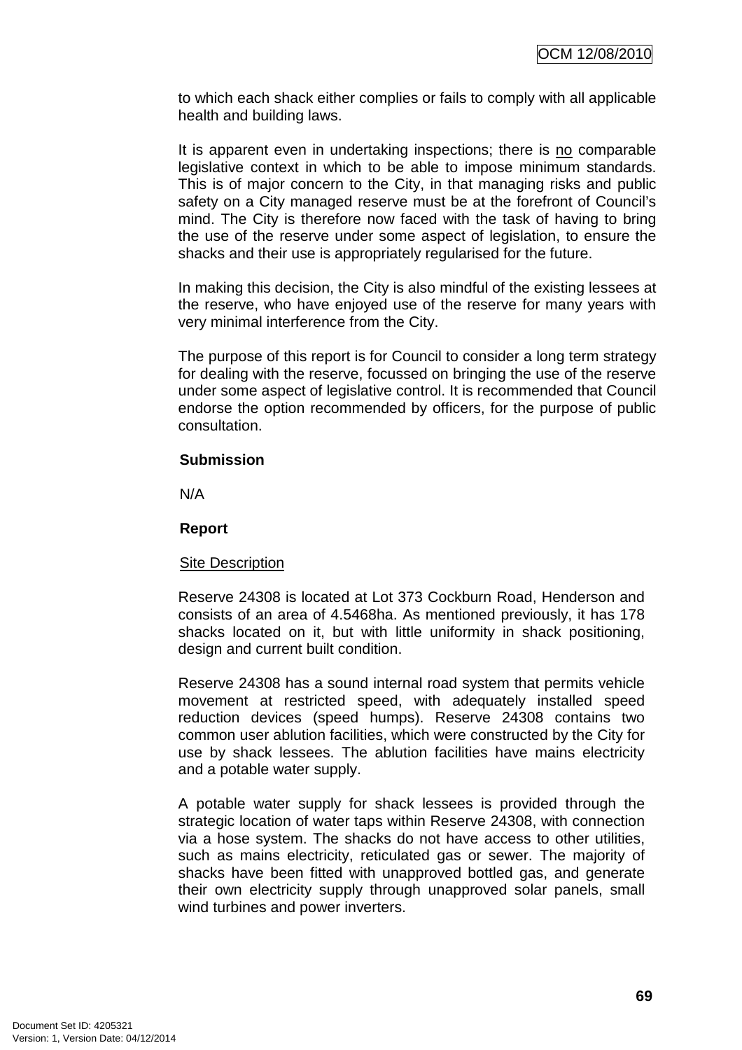to which each shack either complies or fails to comply with all applicable health and building laws.

It is apparent even in undertaking inspections; there is no comparable legislative context in which to be able to impose minimum standards. This is of major concern to the City, in that managing risks and public safety on a City managed reserve must be at the forefront of Council's mind. The City is therefore now faced with the task of having to bring the use of the reserve under some aspect of legislation, to ensure the shacks and their use is appropriately regularised for the future.

In making this decision, the City is also mindful of the existing lessees at the reserve, who have enjoyed use of the reserve for many years with very minimal interference from the City.

The purpose of this report is for Council to consider a long term strategy for dealing with the reserve, focussed on bringing the use of the reserve under some aspect of legislative control. It is recommended that Council endorse the option recommended by officers, for the purpose of public consultation.

**Submission**

N/A

**Report**

Site Description

Reserve 24308 is located at Lot 373 Cockburn Road, Henderson and consists of an area of 4.5468ha. As mentioned previously, it has 178 shacks located on it, but with little uniformity in shack positioning, design and current built condition.

Reserve 24308 has a sound internal road system that permits vehicle movement at restricted speed, with adequately installed speed reduction devices (speed humps). Reserve 24308 contains two common user ablution facilities, which were constructed by the City for use by shack lessees. The ablution facilities have mains electricity and a potable water supply.

A potable water supply for shack lessees is provided through the strategic location of water taps within Reserve 24308, with connection via a hose system. The shacks do not have access to other utilities, such as mains electricity, reticulated gas or sewer. The majority of shacks have been fitted with unapproved bottled gas, and generate their own electricity supply through unapproved solar panels, small wind turbines and power inverters.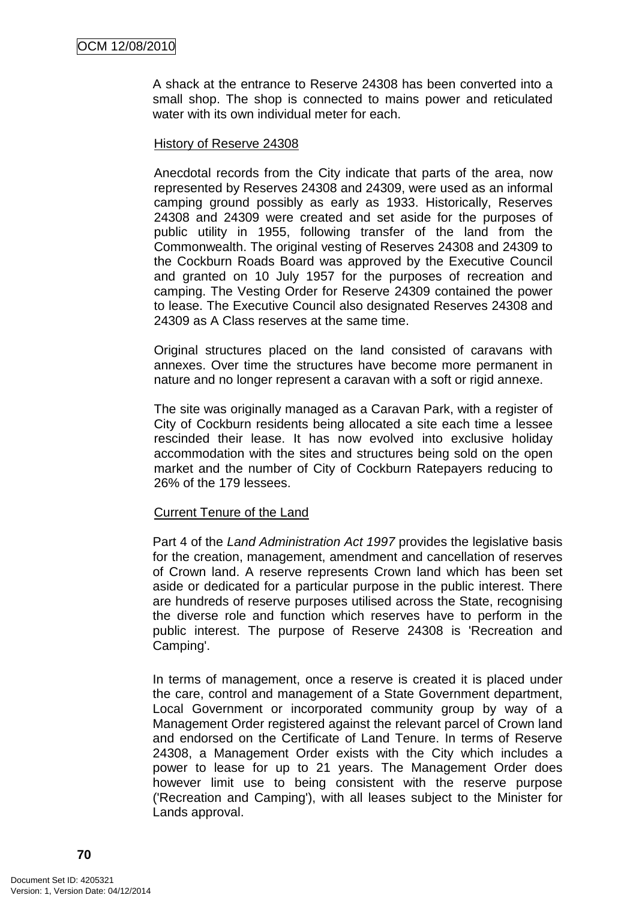A shack at the entrance to Reserve 24308 has been converted into a small shop. The shop is connected to mains power and reticulated water with its own individual meter for each.

History of Reserve 24308

Anecdotal records from the City indicate that parts of the area, now represented by Reserves 24308 and 24309, were used as an informal camping ground possibly as early as 1933. Historically, Reserves 24308 and 24309 were created and set aside for the purposes of public utility in 1955, following transfer of the land from the Commonwealth. The original vesting of Reserves 24308 and 24309 to the Cockburn Roads Board was approved by the Executive Council and granted on 10 July 1957 for the purposes of recreation and camping. The Vesting Order for Reserve 24309 contained the power to lease. The Executive Council also designated Reserves 24308 and 24309 as A Class reserves at the same time.

Original structures placed on the land consisted of caravans with annexes. Over time the structures have become more permanent in nature and no longer represent a caravan with a soft or rigid annexe.

The site was originally managed as a Caravan Park, with a register of City of Cockburn residents being allocated a site each time a lessee rescinded their lease. It has now evolved into exclusive holiday accommodation with the sites and structures being sold on the open market and the number of City of Cockburn Ratepayers reducing to 26% of the 179 lessees.

Current Tenure of the Land

Part 4 of the *Land Administration Act 1997* provides the legislative basis for the creation, management, amendment and cancellation of reserves of Crown land. A reserve represents Crown land which has been set aside or dedicated for a particular purpose in the public interest. There are hundreds of reserve purposes utilised across the State, recognising the diverse role and function which reserves have to perform in the public interest. The purpose of Reserve 24308 is 'Recreation and Camping'.

In terms of management, once a reserve is created it is placed under the care, control and management of a State Government department, Local Government or incorporated community group by way of a Management Order registered against the relevant parcel of Crown land and endorsed on the Certificate of Land Tenure. In terms of Reserve 24308, a Management Order exists with the City which includes a power to lease for up to 21 years. The Management Order does however limit use to being consistent with the reserve purpose ('Recreation and Camping'), with all leases subject to the Minister for Lands approval.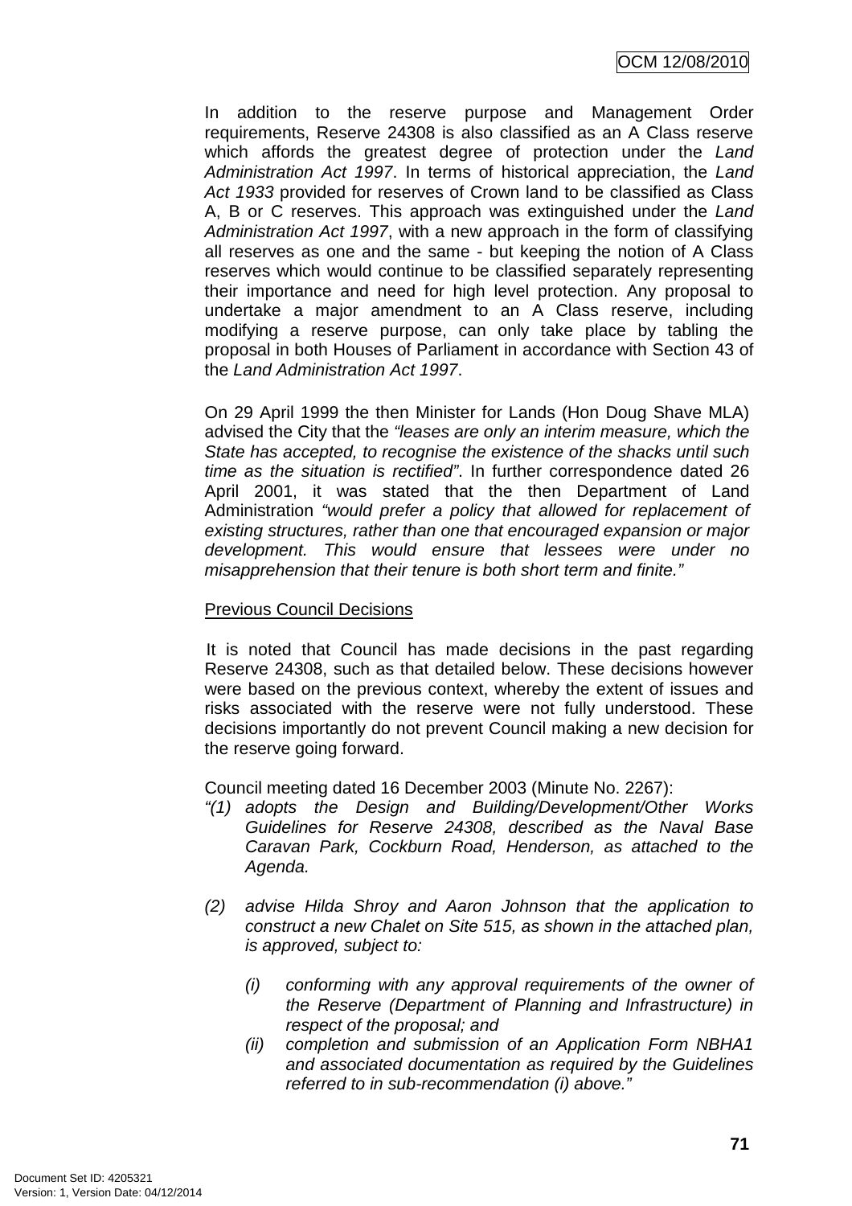In addition to the reserve purpose and Management Order requirements, Reserve 24308 is also classified as an A Class reserve which affords the greatest degree of protection under the *Land Administration Act 1997*. In terms of historical appreciation, the *Land Act 1933* provided for reserves of Crown land to be classified as Class A, B or C reserves. This approach was extinguished under the *Land Administration Act 1997*, with a new approach in the form of classifying all reserves as one and the same - but keeping the notion of A Class reserves which would continue to be classified separately representing their importance and need for high level protection. Any proposal to undertake a major amendment to an A Class reserve, including modifying a reserve purpose, can only take place by tabling the proposal in both Houses of Parliament in accordance with Section 43 of the *Land Administration Act 1997*.

On 29 April 1999 the then Minister for Lands (Hon Doug Shave MLA) advised the City that the *"leases are only an interim measure, which the State has accepted, to recognise the existence of the shacks until such time as the situation is rectified"*. In further correspondence dated 26 April 2001, it was stated that the then Department of Land Administration *"would prefer a policy that allowed for replacement of existing structures, rather than one that encouraged expansion or major development. This would ensure that lessees were under no misapprehension that their tenure is both short term and finite."*

<u>Previous Council Decisions</u>

It is noted that Council has made decisions in the past regarding Reserve 24308, such as that detailed below. These decisions however were based on the previous context, whereby the extent of issues and risks associated with the reserve were not fully understood. These decisions importantly do not prevent Council making a new decision for the reserve going forward.

Council meeting dated 16 December 2003 (Minute No. 2267):

*"(1) adopts the Design and Building/Development/Other Works Guidelines for Reserve 24308, described as the Naval Base Caravan Park, Cockburn Road, Henderson, as attached to the Agenda.*

*(2) advise Hilda Shroy and Aaron Johnson that the application to construct a new Chalet on Site 515, as shown in the attached plan, is approved, subject to:*

   *(i) conforming with any approval requirements of the owner of the Reserve (Department of Planning and Infrastructure) in respect of the proposal; and*
   *(ii) completion and submission of an Application Form NBHA1 and associated documentation as required by the Guidelines referred to in sub-recommendation (i) above."*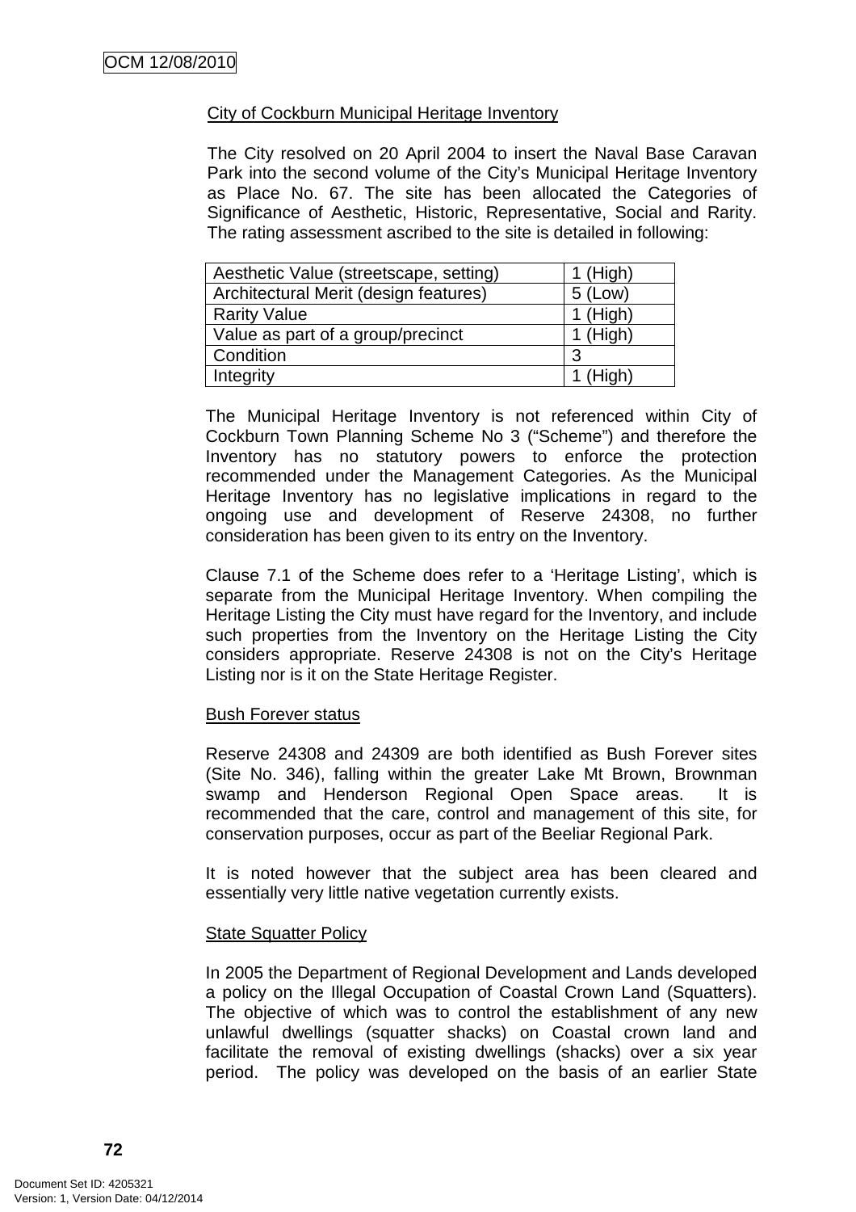City of Cockburn Municipal Heritage Inventory

The City resolved on 20 April 2004 to insert the Naval Base Caravan Park into the second volume of the City's Municipal Heritage Inventory as Place No. 67. The site has been allocated the Categories of Significance of Aesthetic, Historic, Representative, Social and Rarity. The rating assessment ascribed to the site is detailed in following:

| Aesthetic Value (streetscape, setting) | 1 (High) |
|---|---|
| Architectural Merit (design features) | 5 (Low) |
| Rarity Value | 1 (High) |
| Value as part of a group/precinct | 1 (High) |
| Condition | 3 |
| Integrity | 1 (High) |

The Municipal Heritage Inventory is not referenced within City of Cockburn Town Planning Scheme No 3 ("Scheme") and therefore the Inventory has no statutory powers to enforce the protection recommended under the Management Categories. As the Municipal Heritage Inventory has no legislative implications in regard to the ongoing use and development of Reserve 24308, no further consideration has been given to its entry on the Inventory.

Clause 7.1 of the Scheme does refer to a 'Heritage Listing', which is separate from the Municipal Heritage Inventory. When compiling the Heritage Listing the City must have regard for the Inventory, and include such properties from the Inventory on the Heritage Listing the City considers appropriate. Reserve 24308 is not on the City's Heritage Listing nor is it on the State Heritage Register.

Bush Forever status

Reserve 24308 and 24309 are both identified as Bush Forever sites (Site No. 346), falling within the greater Lake Mt Brown, Brownman swamp and Henderson Regional Open Space areas. It is recommended that the care, control and management of this site, for conservation purposes, occur as part of the Beeliar Regional Park.

It is noted however that the subject area has been cleared and essentially very little native vegetation currently exists.

State Squatter Policy

In 2005 the Department of Regional Development and Lands developed a policy on the Illegal Occupation of Coastal Crown Land (Squatters). The objective of which was to control the establishment of any new unlawful dwellings (squatter shacks) on Coastal crown land and facilitate the removal of existing dwellings (shacks) over a six year period. The policy was developed on the basis of an earlier State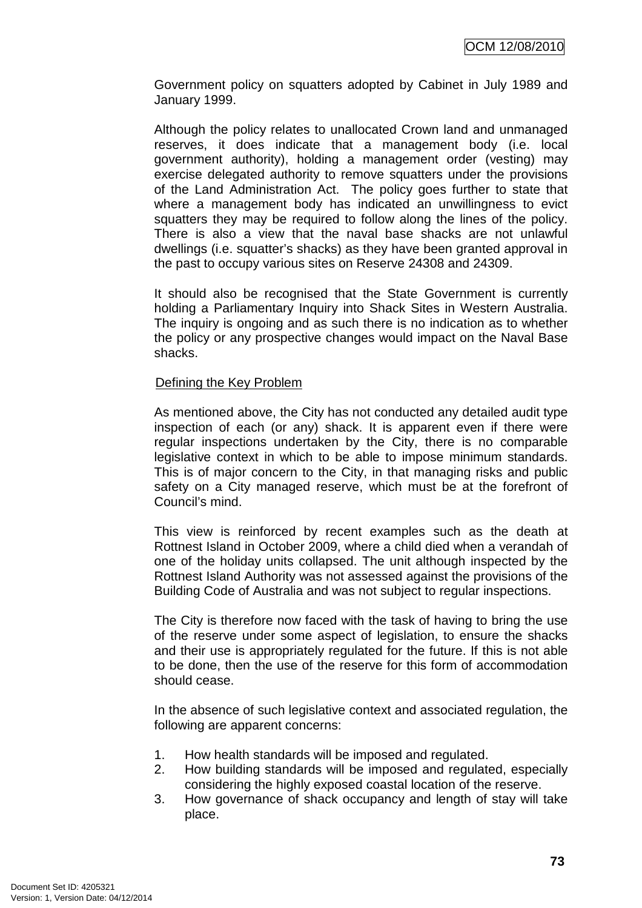Government policy on squatters adopted by Cabinet in July 1989 and January 1999.

Although the policy relates to unallocated Crown land and unmanaged reserves, it does indicate that a management body (i.e. local government authority), holding a management order (vesting) may exercise delegated authority to remove squatters under the provisions of the Land Administration Act. The policy goes further to state that where a management body has indicated an unwillingness to evict squatters they may be required to follow along the lines of the policy. There is also a view that the naval base shacks are not unlawful dwellings (i.e. squatter's shacks) as they have been granted approval in the past to occupy various sites on Reserve 24308 and 24309.

It should also be recognised that the State Government is currently holding a Parliamentary Inquiry into Shack Sites in Western Australia. The inquiry is ongoing and as such there is no indication as to whether the policy or any prospective changes would impact on the Naval Base shacks.

<u>Defining the Key Problem</u>

As mentioned above, the City has not conducted any detailed audit type inspection of each (or any) shack. It is apparent even if there were regular inspections undertaken by the City, there is no comparable legislative context in which to be able to impose minimum standards. This is of major concern to the City, in that managing risks and public safety on a City managed reserve, which must be at the forefront of Council's mind.

This view is reinforced by recent examples such as the death at Rottnest Island in October 2009, where a child died when a verandah of one of the holiday units collapsed. The unit although inspected by the Rottnest Island Authority was not assessed against the provisions of the Building Code of Australia and was not subject to regular inspections.

The City is therefore now faced with the task of having to bring the use of the reserve under some aspect of legislation, to ensure the shacks and their use is appropriately regulated for the future. If this is not able to be done, then the use of the reserve for this form of accommodation should cease.

In the absence of such legislative context and associated regulation, the following are apparent concerns:

1. How health standards will be imposed and regulated.
2. How building standards will be imposed and regulated, especially considering the highly exposed coastal location of the reserve.
3. How governance of shack occupancy and length of stay will take place.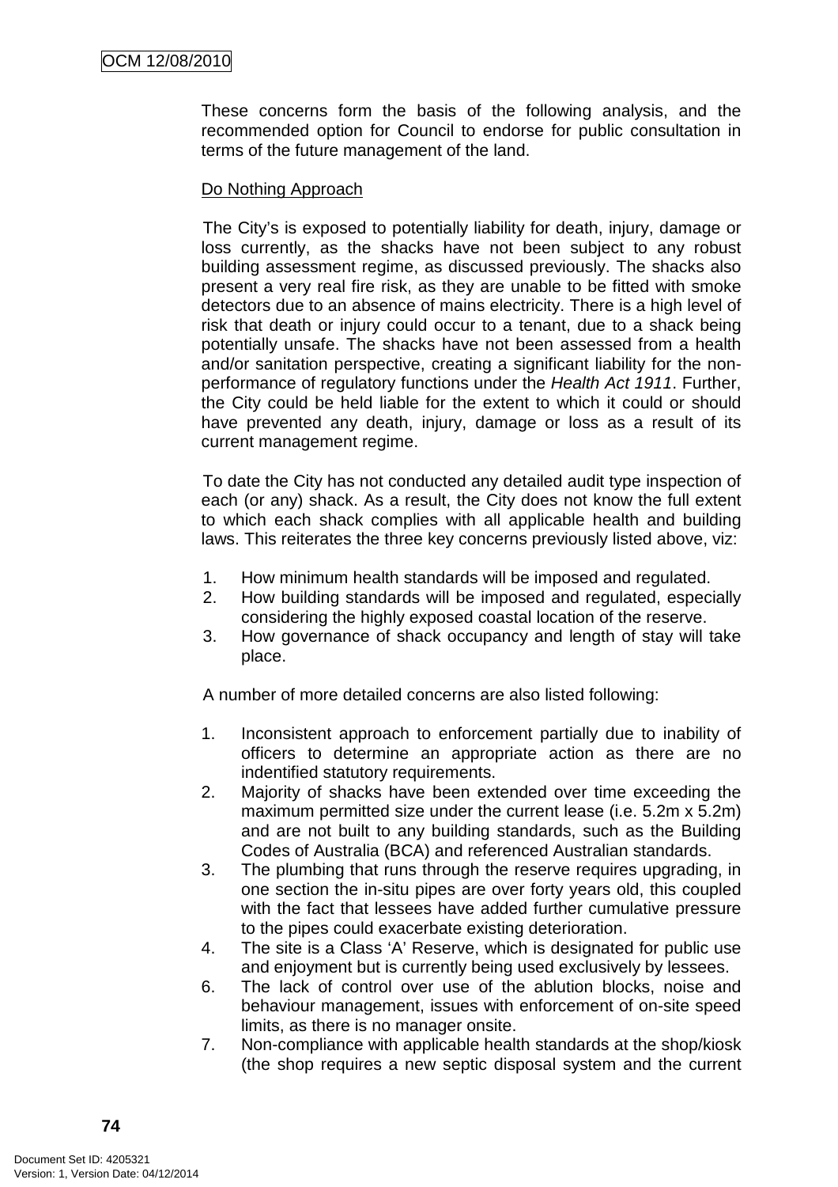These concerns form the basis of the following analysis, and the recommended option for Council to endorse for public consultation in terms of the future management of the land.

Do Nothing Approach

The City's is exposed to potentially liability for death, injury, damage or loss currently, as the shacks have not been subject to any robust building assessment regime, as discussed previously. The shacks also present a very real fire risk, as they are unable to be fitted with smoke detectors due to an absence of mains electricity. There is a high level of risk that death or injury could occur to a tenant, due to a shack being potentially unsafe. The shacks have not been assessed from a health and/or sanitation perspective, creating a significant liability for the non-performance of regulatory functions under the *Health Act 1911*. Further, the City could be held liable for the extent to which it could or should have prevented any death, injury, damage or loss as a result of its current management regime.

To date the City has not conducted any detailed audit type inspection of each (or any) shack. As a result, the City does not know the full extent to which each shack complies with all applicable health and building laws. This reiterates the three key concerns previously listed above, viz:

1. How minimum health standards will be imposed and regulated.
2. How building standards will be imposed and regulated, especially considering the highly exposed coastal location of the reserve.
3. How governance of shack occupancy and length of stay will take place.

A number of more detailed concerns are also listed following:

1. Inconsistent approach to enforcement partially due to inability of officers to determine an appropriate action as there are no indentified statutory requirements.
2. Majority of shacks have been extended over time exceeding the maximum permitted size under the current lease (i.e. 5.2m x 5.2m) and are not built to any building standards, such as the Building Codes of Australia (BCA) and referenced Australian standards.
3. The plumbing that runs through the reserve requires upgrading, in one section the in-situ pipes are over forty years old, this coupled with the fact that lessees have added further cumulative pressure to the pipes could exacerbate existing deterioration.
4. The site is a Class 'A' Reserve, which is designated for public use and enjoyment but is currently being used exclusively by lessees.
6. The lack of control over use of the ablution blocks, noise and behaviour management, issues with enforcement of on-site speed limits, as there is no manager onsite.
7. Non-compliance with applicable health standards at the shop/kiosk (the shop requires a new septic disposal system and the current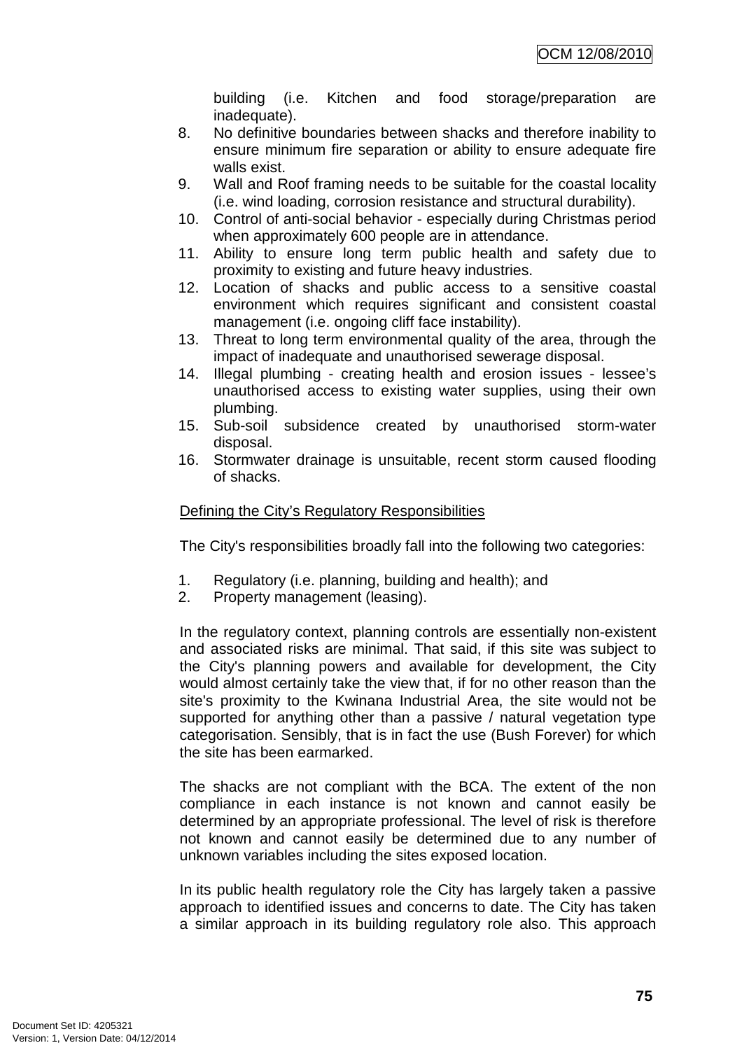building (i.e. Kitchen and food storage/preparation are inadequate).

8. No definitive boundaries between shacks and therefore inability to ensure minimum fire separation or ability to ensure adequate fire walls exist.
9. Wall and Roof framing needs to be suitable for the coastal locality (i.e. wind loading, corrosion resistance and structural durability).
10. Control of anti-social behavior - especially during Christmas period when approximately 600 people are in attendance.
11. Ability to ensure long term public health and safety due to proximity to existing and future heavy industries.
12. Location of shacks and public access to a sensitive coastal environment which requires significant and consistent coastal management (i.e. ongoing cliff face instability).
13. Threat to long term environmental quality of the area, through the impact of inadequate and unauthorised sewerage disposal.
14. Illegal plumbing - creating health and erosion issues - lessee's unauthorised access to existing water supplies, using their own plumbing.
15. Sub-soil subsidence created by unauthorised storm-water disposal.
16. Stormwater drainage is unsuitable, recent storm caused flooding of shacks.

Defining the City's Regulatory Responsibilities

The City's responsibilities broadly fall into the following two categories:

1. Regulatory (i.e. planning, building and health); and
2. Property management (leasing).

In the regulatory context, planning controls are essentially non-existent and associated risks are minimal. That said, if this site was subject to the City's planning powers and available for development, the City would almost certainly take the view that, if for no other reason than the site's proximity to the Kwinana Industrial Area, the site would not be supported for anything other than a passive / natural vegetation type categorisation. Sensibly, that is in fact the use (Bush Forever) for which the site has been earmarked.

The shacks are not compliant with the BCA. The extent of the non compliance in each instance is not known and cannot easily be determined by an appropriate professional. The level of risk is therefore not known and cannot easily be determined due to any number of unknown variables including the sites exposed location.

In its public health regulatory role the City has largely taken a passive approach to identified issues and concerns to date. The City has taken a similar approach in its building regulatory role also. This approach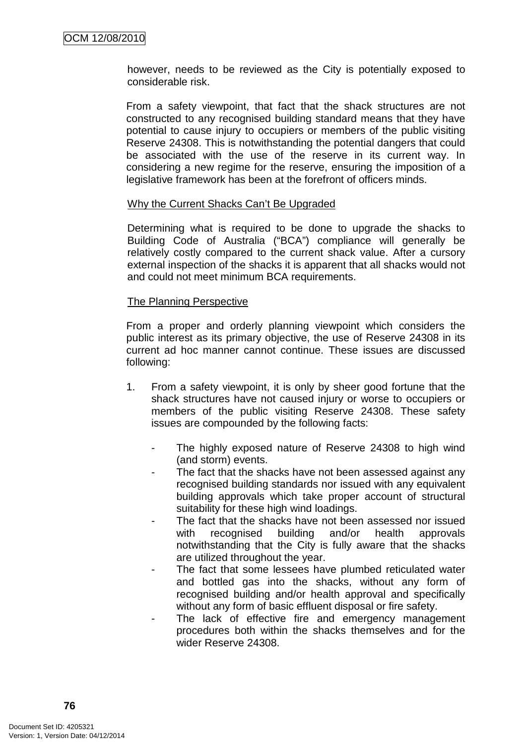however, needs to be reviewed as the City is potentially exposed to considerable risk.

From a safety viewpoint, that fact that the shack structures are not constructed to any recognised building standard means that they have potential to cause injury to occupiers or members of the public visiting Reserve 24308. This is notwithstanding the potential dangers that could be associated with the use of the reserve in its current way. In considering a new regime for the reserve, ensuring the imposition of a legislative framework has been at the forefront of officers minds.

Why the Current Shacks Can't Be Upgraded

Determining what is required to be done to upgrade the shacks to Building Code of Australia ("BCA") compliance will generally be relatively costly compared to the current shack value. After a cursory external inspection of the shacks it is apparent that all shacks would not and could not meet minimum BCA requirements.

The Planning Perspective

From a proper and orderly planning viewpoint which considers the public interest as its primary objective, the use of Reserve 24308 in its current ad hoc manner cannot continue. These issues are discussed following:

1. From a safety viewpoint, it is only by sheer good fortune that the shack structures have not caused injury or worse to occupiers or members of the public visiting Reserve 24308. These safety issues are compounded by the following facts:

   - The highly exposed nature of Reserve 24308 to high wind (and storm) events.
   - The fact that the shacks have not been assessed against any recognised building standards nor issued with any equivalent building approvals which take proper account of structural suitability for these high wind loadings.
   - The fact that the shacks have not been assessed nor issued with recognised building and/or health approvals notwithstanding that the City is fully aware that the shacks are utilized throughout the year.
   - The fact that some lessees have plumbed reticulated water and bottled gas into the shacks, without any form of recognised building and/or health approval and specifically without any form of basic effluent disposal or fire safety.
   - The lack of effective fire and emergency management procedures both within the shacks themselves and for the wider Reserve 24308.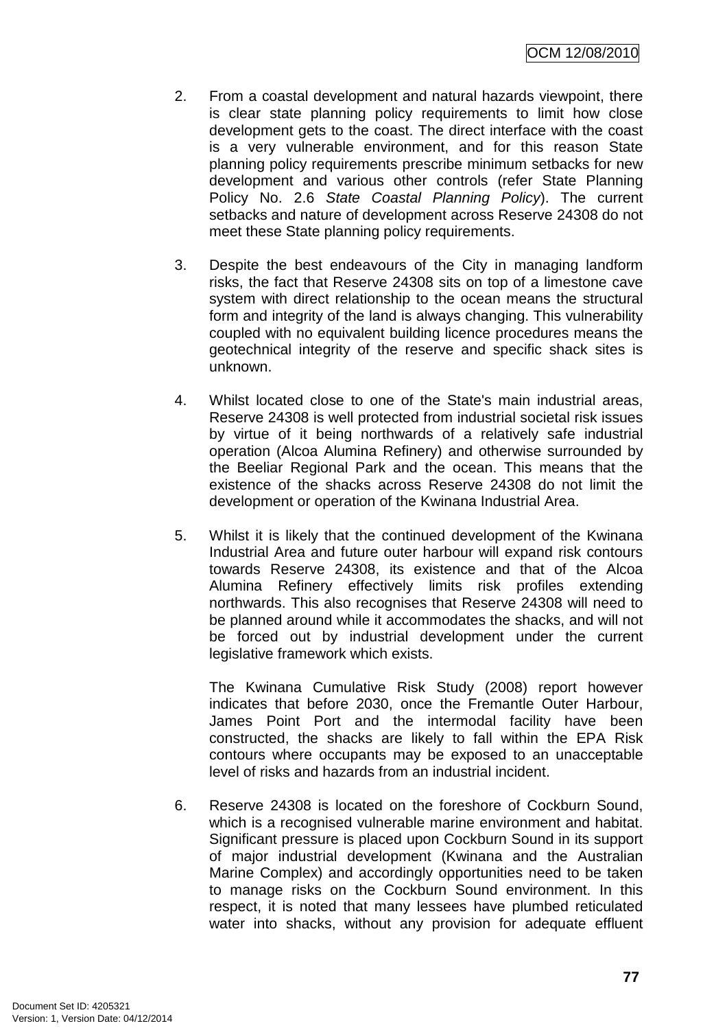2. From a coastal development and natural hazards viewpoint, there is clear state planning policy requirements to limit how close development gets to the coast. The direct interface with the coast is a very vulnerable environment, and for this reason State planning policy requirements prescribe minimum setbacks for new development and various other controls (refer State Planning Policy No. 2.6 *State Coastal Planning Policy*). The current setbacks and nature of development across Reserve 24308 do not meet these State planning policy requirements.

3. Despite the best endeavours of the City in managing landform risks, the fact that Reserve 24308 sits on top of a limestone cave system with direct relationship to the ocean means the structural form and integrity of the land is always changing. This vulnerability coupled with no equivalent building licence procedures means the geotechnical integrity of the reserve and specific shack sites is unknown.

4. Whilst located close to one of the State's main industrial areas, Reserve 24308 is well protected from industrial societal risk issues by virtue of it being northwards of a relatively safe industrial operation (Alcoa Alumina Refinery) and otherwise surrounded by the Beeliar Regional Park and the ocean. This means that the existence of the shacks across Reserve 24308 do not limit the development or operation of the Kwinana Industrial Area.

5. Whilst it is likely that the continued development of the Kwinana Industrial Area and future outer harbour will expand risk contours towards Reserve 24308, its existence and that of the Alcoa Alumina Refinery effectively limits risk profiles extending northwards. This also recognises that Reserve 24308 will need to be planned around while it accommodates the shacks, and will not be forced out by industrial development under the current legislative framework which exists.

   The Kwinana Cumulative Risk Study (2008) report however indicates that before 2030, once the Fremantle Outer Harbour, James Point Port and the intermodal facility have been constructed, the shacks are likely to fall within the EPA Risk contours where occupants may be exposed to an unacceptable level of risks and hazards from an industrial incident.

6. Reserve 24308 is located on the foreshore of Cockburn Sound, which is a recognised vulnerable marine environment and habitat. Significant pressure is placed upon Cockburn Sound in its support of major industrial development (Kwinana and the Australian Marine Complex) and accordingly opportunities need to be taken to manage risks on the Cockburn Sound environment. In this respect, it is noted that many lessees have plumbed reticulated water into shacks, without any provision for adequate effluent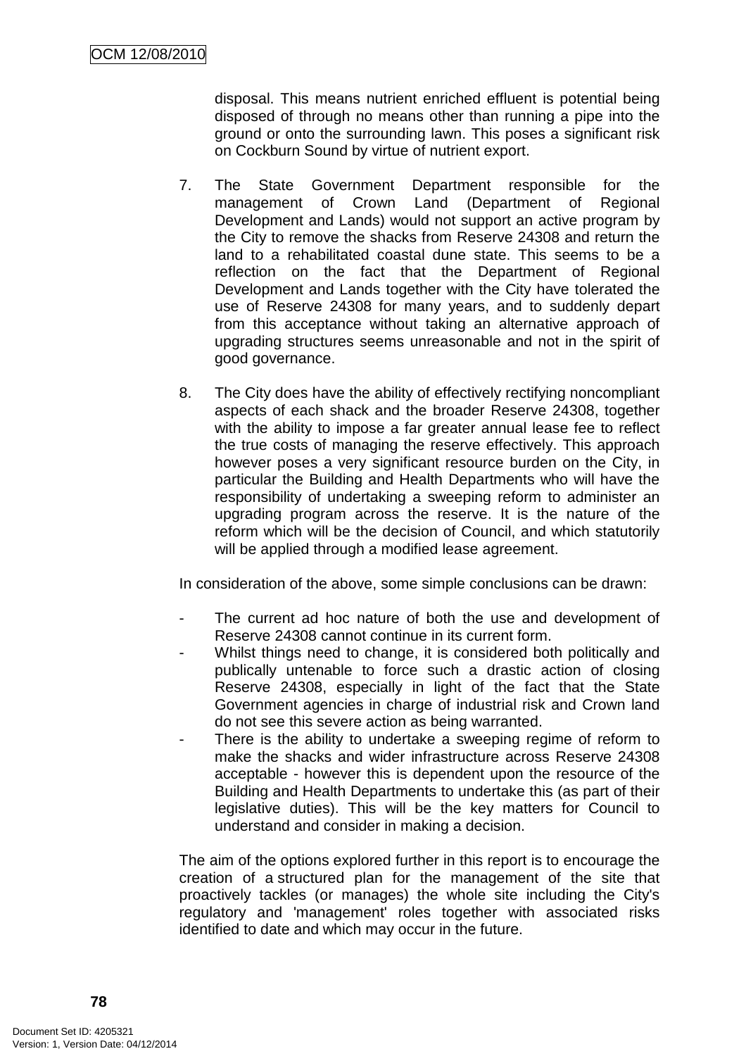disposal. This means nutrient enriched effluent is potential being disposed of through no means other than running a pipe into the ground or onto the surrounding lawn. This poses a significant risk on Cockburn Sound by virtue of nutrient export.

7. The State Government Department responsible for the management of Crown Land (Department of Regional Development and Lands) would not support an active program by the City to remove the shacks from Reserve 24308 and return the land to a rehabilitated coastal dune state. This seems to be a reflection on the fact that the Department of Regional Development and Lands together with the City have tolerated the use of Reserve 24308 for many years, and to suddenly depart from this acceptance without taking an alternative approach of upgrading structures seems unreasonable and not in the spirit of good governance.

8. The City does have the ability of effectively rectifying noncompliant aspects of each shack and the broader Reserve 24308, together with the ability to impose a far greater annual lease fee to reflect the true costs of managing the reserve effectively. This approach however poses a very significant resource burden on the City, in particular the Building and Health Departments who will have the responsibility of undertaking a sweeping reform to administer an upgrading program across the reserve. It is the nature of the reform which will be the decision of Council, and which statutorily will be applied through a modified lease agreement.

In consideration of the above, some simple conclusions can be drawn:

- The current ad hoc nature of both the use and development of Reserve 24308 cannot continue in its current form.
- Whilst things need to change, it is considered both politically and publically untenable to force such a drastic action of closing Reserve 24308, especially in light of the fact that the State Government agencies in charge of industrial risk and Crown land do not see this severe action as being warranted.
- There is the ability to undertake a sweeping regime of reform to make the shacks and wider infrastructure across Reserve 24308 acceptable - however this is dependent upon the resource of the Building and Health Departments to undertake this (as part of their legislative duties). This will be the key matters for Council to understand and consider in making a decision.

The aim of the options explored further in this report is to encourage the creation of a structured plan for the management of the site that proactively tackles (or manages) the whole site including the City's regulatory and 'management' roles together with associated risks identified to date and which may occur in the future.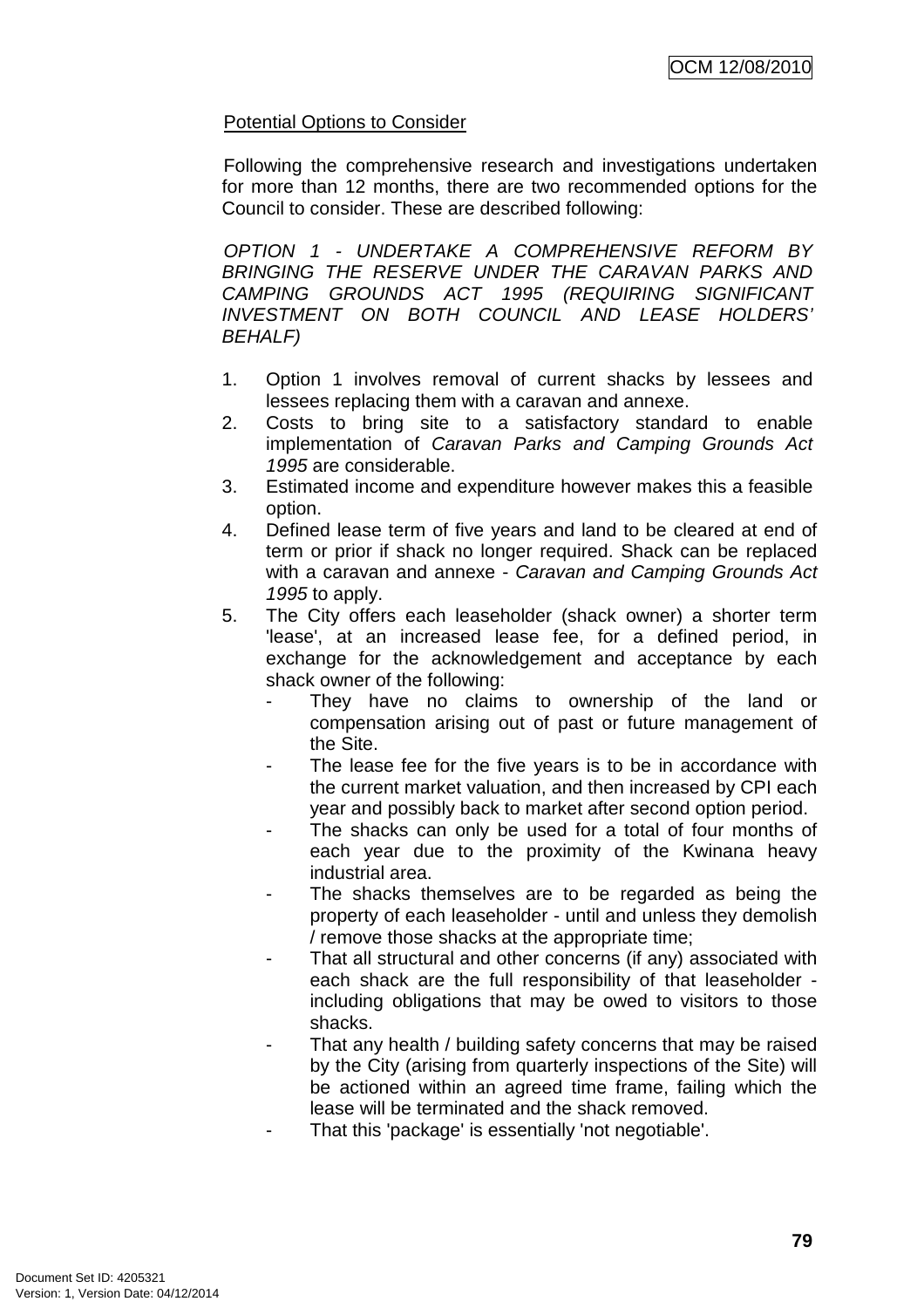Potential Options to Consider

Following the comprehensive research and investigations undertaken for more than 12 months, there are two recommended options for the Council to consider. These are described following:

*OPTION 1 - UNDERTAKE A COMPREHENSIVE REFORM BY BRINGING THE RESERVE UNDER THE CARAVAN PARKS AND CAMPING GROUNDS ACT 1995 (REQUIRING SIGNIFICANT INVESTMENT ON BOTH COUNCIL AND LEASE HOLDERS' BEHALF)*

1. Option 1 involves removal of current shacks by lessees and lessees replacing them with a caravan and annexe.
2. Costs to bring site to a satisfactory standard to enable implementation of *Caravan Parks and Camping Grounds Act 1995* are considerable.
3. Estimated income and expenditure however makes this a feasible option.
4. Defined lease term of five years and land to be cleared at end of term or prior if shack no longer required. Shack can be replaced with a caravan and annexe - *Caravan and Camping Grounds Act 1995* to apply.
5. The City offers each leaseholder (shack owner) a shorter term 'lease', at an increased lease fee, for a defined period, in exchange for the acknowledgement and acceptance by each shack owner of the following:
   - They have no claims to ownership of the land or compensation arising out of past or future management of the Site.
   - The lease fee for the five years is to be in accordance with the current market valuation, and then increased by CPI each year and possibly back to market after second option period.
   - The shacks can only be used for a total of four months of each year due to the proximity of the Kwinana heavy industrial area.
   - The shacks themselves are to be regarded as being the property of each leaseholder - until and unless they demolish / remove those shacks at the appropriate time;
   - That all structural and other concerns (if any) associated with each shack are the full responsibility of that leaseholder - including obligations that may be owed to visitors to those shacks.
   - That any health / building safety concerns that may be raised by the City (arising from quarterly inspections of the Site) will be actioned within an agreed time frame, failing which the lease will be terminated and the shack removed.
   - That this 'package' is essentially 'not negotiable'.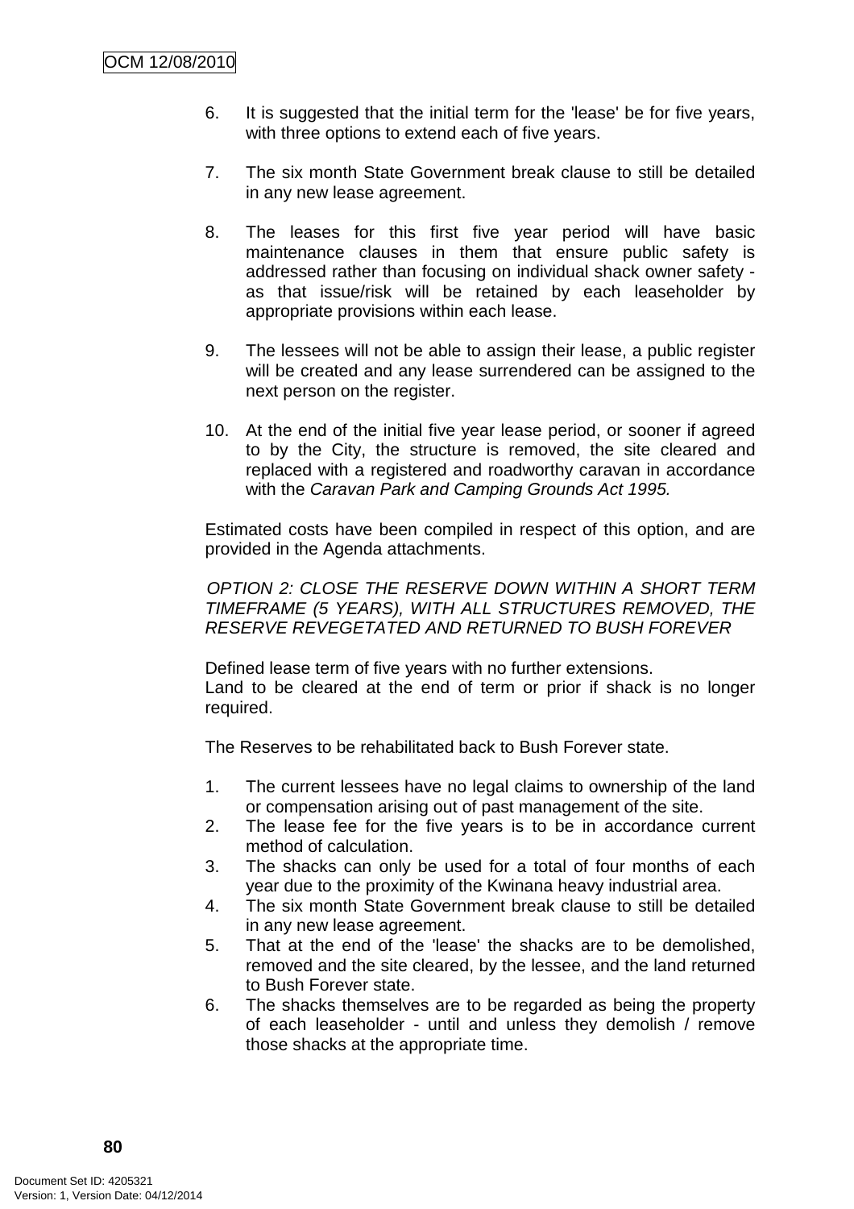6. It is suggested that the initial term for the 'lease' be for five years, with three options to extend each of five years.

7. The six month State Government break clause to still be detailed in any new lease agreement.

8. The leases for this first five year period will have basic maintenance clauses in them that ensure public safety is addressed rather than focusing on individual shack owner safety - as that issue/risk will be retained by each leaseholder by appropriate provisions within each lease.

9. The lessees will not be able to assign their lease, a public register will be created and any lease surrendered can be assigned to the next person on the register.

10. At the end of the initial five year lease period, or sooner if agreed to by the City, the structure is removed, the site cleared and replaced with a registered and roadworthy caravan in accordance with the *Caravan Park and Camping Grounds Act 1995.*

Estimated costs have been compiled in respect of this option, and are provided in the Agenda attachments.

*OPTION 2: CLOSE THE RESERVE DOWN WITHIN A SHORT TERM TIMEFRAME (5 YEARS), WITH ALL STRUCTURES REMOVED, THE RESERVE REVEGETATED AND RETURNED TO BUSH FOREVER*

Defined lease term of five years with no further extensions.
Land to be cleared at the end of term or prior if shack is no longer required.

The Reserves to be rehabilitated back to Bush Forever state.

1. The current lessees have no legal claims to ownership of the land or compensation arising out of past management of the site.
2. The lease fee for the five years is to be in accordance current method of calculation.
3. The shacks can only be used for a total of four months of each year due to the proximity of the Kwinana heavy industrial area.
4. The six month State Government break clause to still be detailed in any new lease agreement.
5. That at the end of the 'lease' the shacks are to be demolished, removed and the site cleared, by the lessee, and the land returned to Bush Forever state.
6. The shacks themselves are to be regarded as being the property of each leaseholder - until and unless they demolish / remove those shacks at the appropriate time.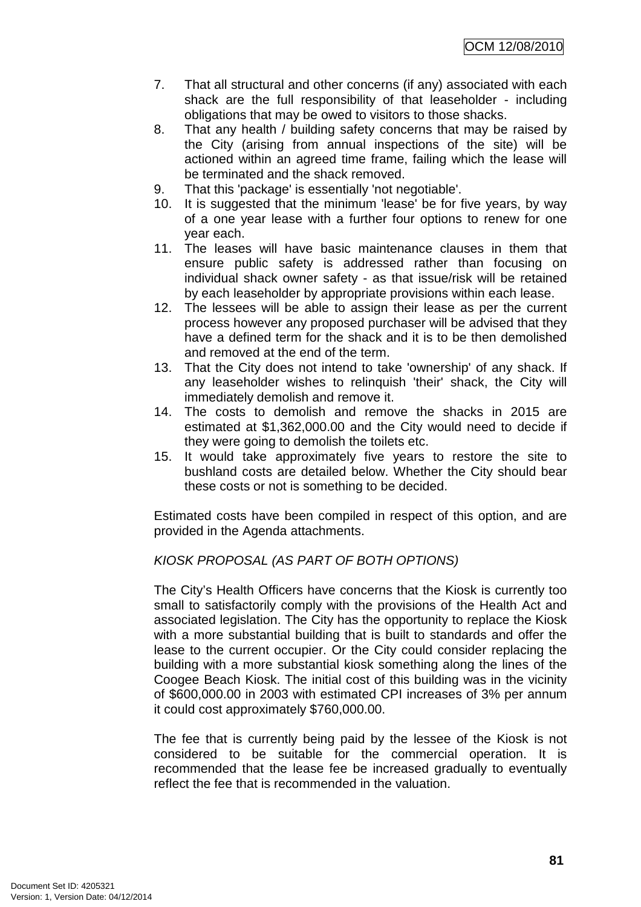7. That all structural and other concerns (if any) associated with each shack are the full responsibility of that leaseholder - including obligations that may be owed to visitors to those shacks.
8. That any health / building safety concerns that may be raised by the City (arising from annual inspections of the site) will be actioned within an agreed time frame, failing which the lease will be terminated and the shack removed.
9. That this 'package' is essentially 'not negotiable'.
10. It is suggested that the minimum 'lease' be for five years, by way of a one year lease with a further four options to renew for one year each.
11. The leases will have basic maintenance clauses in them that ensure public safety is addressed rather than focusing on individual shack owner safety - as that issue/risk will be retained by each leaseholder by appropriate provisions within each lease.
12. The lessees will be able to assign their lease as per the current process however any proposed purchaser will be advised that they have a defined term for the shack and it is to be then demolished and removed at the end of the term.
13. That the City does not intend to take 'ownership' of any shack. If any leaseholder wishes to relinquish 'their' shack, the City will immediately demolish and remove it.
14. The costs to demolish and remove the shacks in 2015 are estimated at $1,362,000.00 and the City would need to decide if they were going to demolish the toilets etc.
15. It would take approximately five years to restore the site to bushland costs are detailed below. Whether the City should bear these costs or not is something to be decided.

Estimated costs have been compiled in respect of this option, and are provided in the Agenda attachments.

*KIOSK PROPOSAL (AS PART OF BOTH OPTIONS)*

The City's Health Officers have concerns that the Kiosk is currently too small to satisfactorily comply with the provisions of the Health Act and associated legislation. The City has the opportunity to replace the Kiosk with a more substantial building that is built to standards and offer the lease to the current occupier. Or the City could consider replacing the building with a more substantial kiosk something along the lines of the Coogee Beach Kiosk. The initial cost of this building was in the vicinity of $600,000.00 in 2003 with estimated CPI increases of 3% per annum it could cost approximately $760,000.00.

The fee that is currently being paid by the lessee of the Kiosk is not considered to be suitable for the commercial operation. It is recommended that the lease fee be increased gradually to eventually reflect the fee that is recommended in the valuation.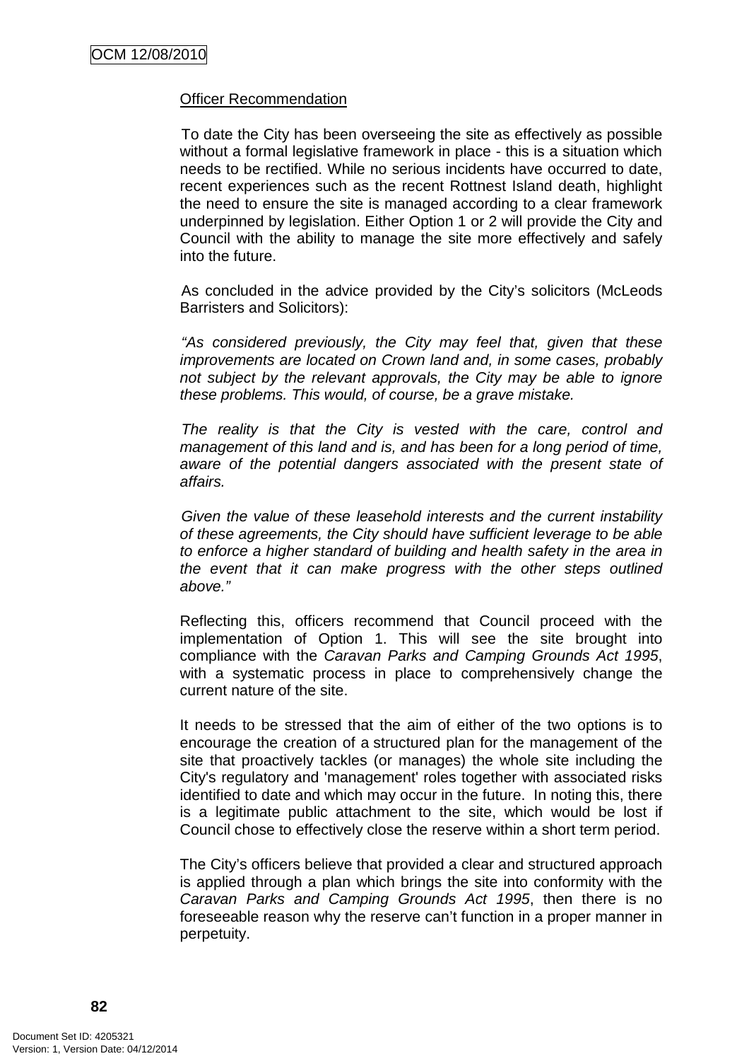Officer Recommendation

To date the City has been overseeing the site as effectively as possible without a formal legislative framework in place - this is a situation which needs to be rectified. While no serious incidents have occurred to date, recent experiences such as the recent Rottnest Island death, highlight the need to ensure the site is managed according to a clear framework underpinned by legislation. Either Option 1 or 2 will provide the City and Council with the ability to manage the site more effectively and safely into the future.

As concluded in the advice provided by the City's solicitors (McLeods Barristers and Solicitors):

*"As considered previously, the City may feel that, given that these improvements are located on Crown land and, in some cases, probably not subject by the relevant approvals, the City may be able to ignore these problems. This would, of course, be a grave mistake.*

*The reality is that the City is vested with the care, control and management of this land and is, and has been for a long period of time, aware of the potential dangers associated with the present state of affairs.*

*Given the value of these leasehold interests and the current instability of these agreements, the City should have sufficient leverage to be able to enforce a higher standard of building and health safety in the area in the event that it can make progress with the other steps outlined above."*

Reflecting this, officers recommend that Council proceed with the implementation of Option 1. This will see the site brought into compliance with the *Caravan Parks and Camping Grounds Act 1995*, with a systematic process in place to comprehensively change the current nature of the site.

It needs to be stressed that the aim of either of the two options is to encourage the creation of a structured plan for the management of the site that proactively tackles (or manages) the whole site including the City's regulatory and 'management' roles together with associated risks identified to date and which may occur in the future. In noting this, there is a legitimate public attachment to the site, which would be lost if Council chose to effectively close the reserve within a short term period.

The City's officers believe that provided a clear and structured approach is applied through a plan which brings the site into conformity with the *Caravan Parks and Camping Grounds Act 1995*, then there is no foreseeable reason why the reserve can't function in a proper manner in perpetuity.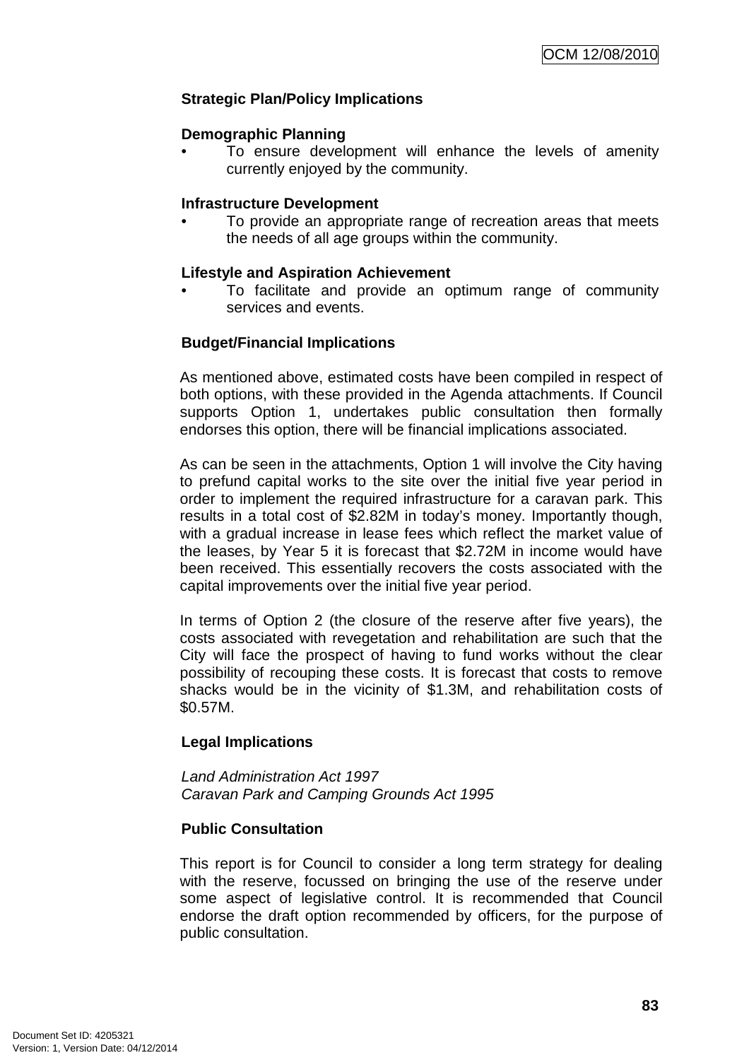**Strategic Plan/Policy Implications**

**Demographic Planning**

- To ensure development will enhance the levels of amenity currently enjoyed by the community.

**Infrastructure Development**

- To provide an appropriate range of recreation areas that meets the needs of all age groups within the community.

**Lifestyle and Aspiration Achievement**

- To facilitate and provide an optimum range of community services and events.

**Budget/Financial Implications**

As mentioned above, estimated costs have been compiled in respect of both options, with these provided in the Agenda attachments. If Council supports Option 1, undertakes public consultation then formally endorses this option, there will be financial implications associated.

As can be seen in the attachments, Option 1 will involve the City having to prefund capital works to the site over the initial five year period in order to implement the required infrastructure for a caravan park. This results in a total cost of $2.82M in today's money. Importantly though, with a gradual increase in lease fees which reflect the market value of the leases, by Year 5 it is forecast that $2.72M in income would have been received. This essentially recovers the costs associated with the capital improvements over the initial five year period.

In terms of Option 2 (the closure of the reserve after five years), the costs associated with revegetation and rehabilitation are such that the City will face the prospect of having to fund works without the clear possibility of recouping these costs. It is forecast that costs to remove shacks would be in the vicinity of $1.3M, and rehabilitation costs of $0.57M.

**Legal Implications**

*Land Administration Act 1997*
*Caravan Park and Camping Grounds Act 1995*

**Public Consultation**

This report is for Council to consider a long term strategy for dealing with the reserve, focussed on bringing the use of the reserve under some aspect of legislative control. It is recommended that Council endorse the draft option recommended by officers, for the purpose of public consultation.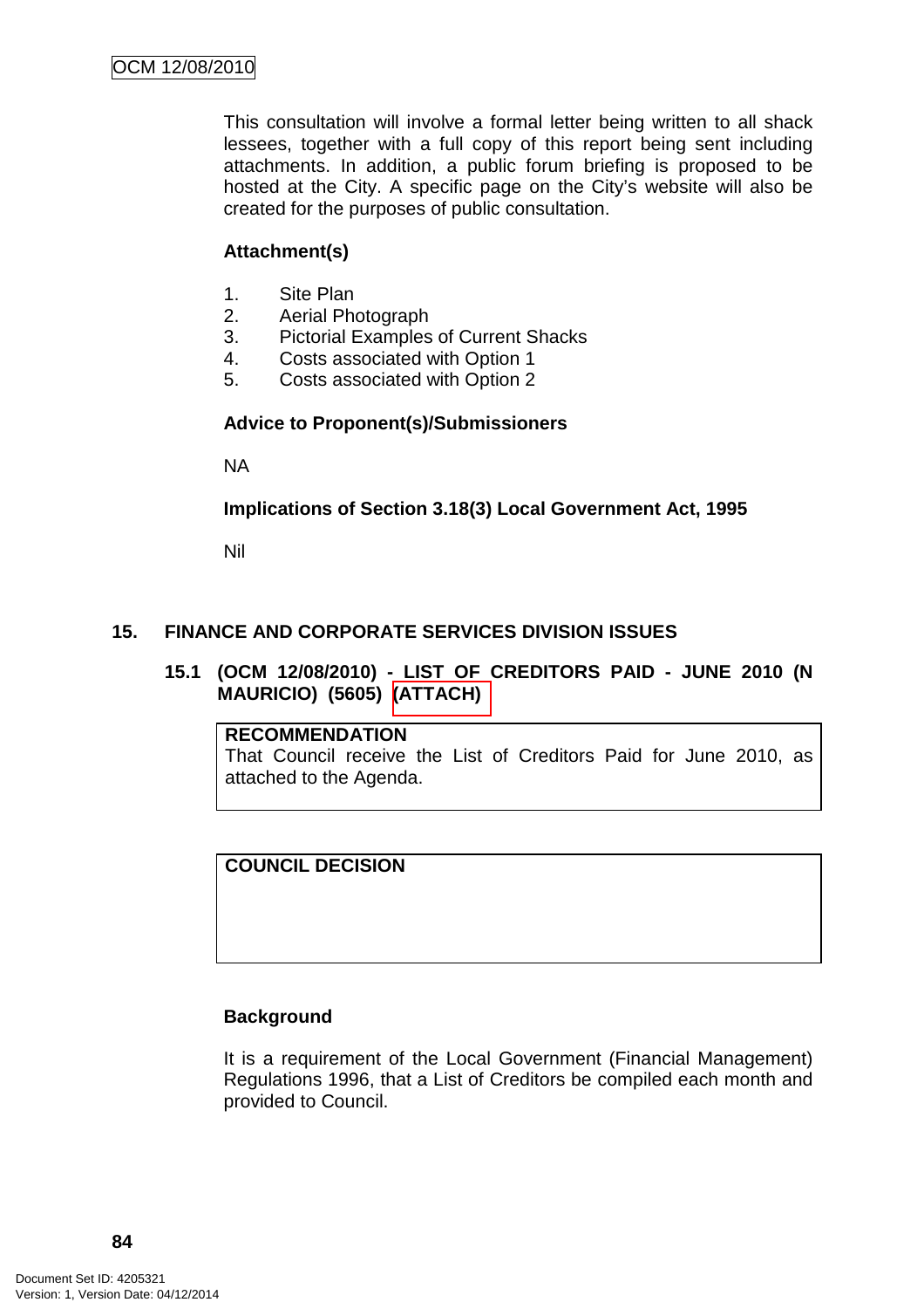This consultation will involve a formal letter being written to all shack lessees, together with a full copy of this report being sent including attachments. In addition, a public forum briefing is proposed to be hosted at the City. A specific page on the City's website will also be created for the purposes of public consultation.

**Attachment(s)**

1. Site Plan
2. Aerial Photograph
3. Pictorial Examples of Current Shacks
4. Costs associated with Option 1
5. Costs associated with Option 2

**Advice to Proponent(s)/Submissioners**

NA

**Implications of Section 3.18(3) Local Government Act, 1995**

Nil

## 15. FINANCE AND CORPORATE SERVICES DIVISION ISSUES

### 15.1 (OCM 12/08/2010) - LIST OF CREDITORS PAID - JUNE 2010 (N MAURICIO) (5605) (ATTACH)

| **RECOMMENDATION** |
|---|
| That Council receive the List of Creditors Paid for June 2010, as attached to the Agenda. |

| **COUNCIL DECISION** |
|---|
| |

**Background**

It is a requirement of the Local Government (Financial Management) Regulations 1996, that a List of Creditors be compiled each month and provided to Council.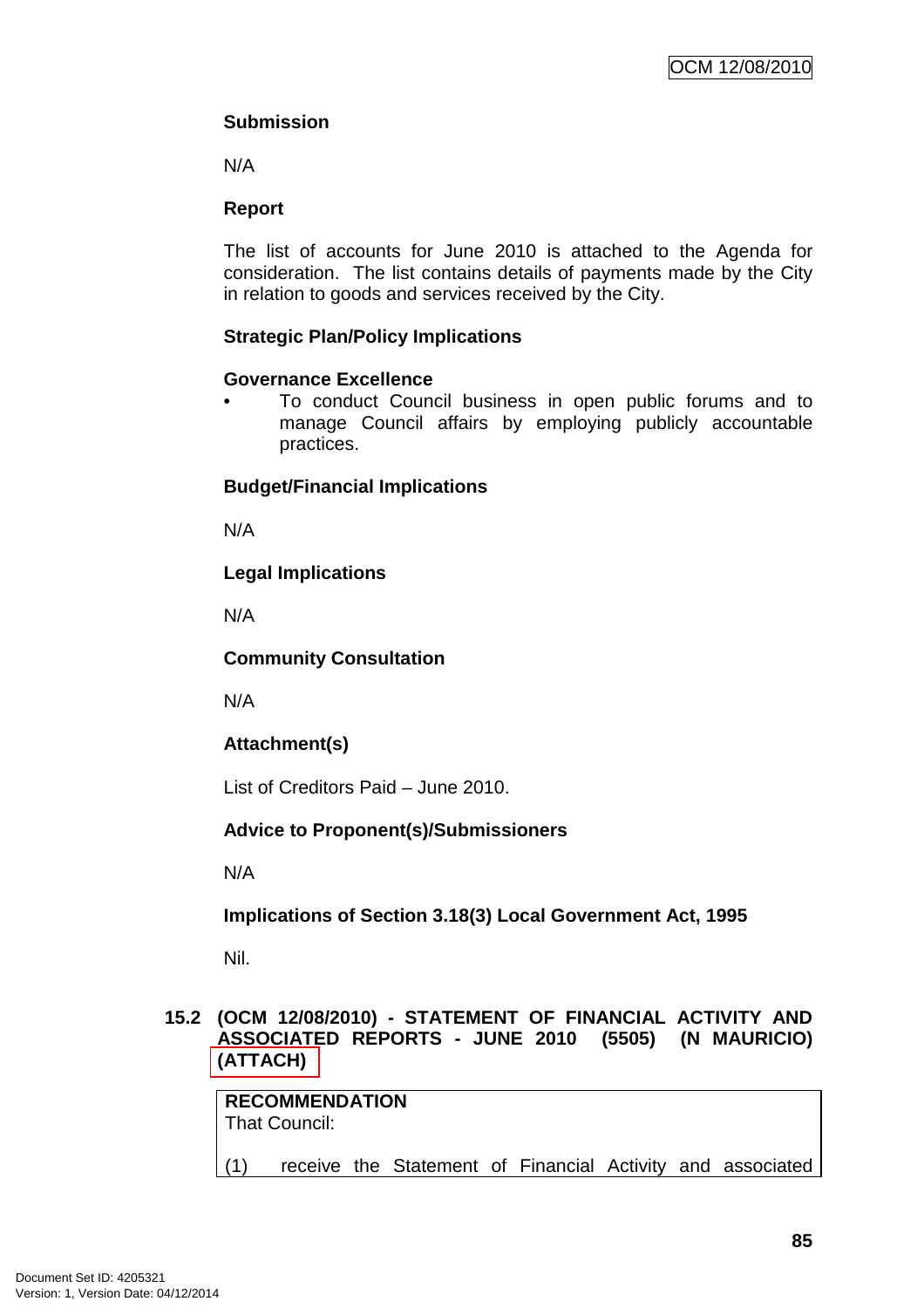**Submission**

N/A

**Report**

The list of accounts for June 2010 is attached to the Agenda for consideration. The list contains details of payments made by the City in relation to goods and services received by the City.

**Strategic Plan/Policy Implications**

**Governance Excellence**

- To conduct Council business in open public forums and to manage Council affairs by employing publicly accountable practices.

**Budget/Financial Implications**

N/A

**Legal Implications**

N/A

**Community Consultation**

N/A

**Attachment(s)**

List of Creditors Paid – June 2010.

**Advice to Proponent(s)/Submissioners**

N/A

**Implications of Section 3.18(3) Local Government Act, 1995**

Nil.

## 15.2 (OCM 12/08/2010) - STATEMENT OF FINANCIAL ACTIVITY AND ASSOCIATED REPORTS - JUNE 2010 (5505) (N MAURICIO) (ATTACH)

**RECOMMENDATION**
That Council:

(1) receive the Statement of Financial Activity and associated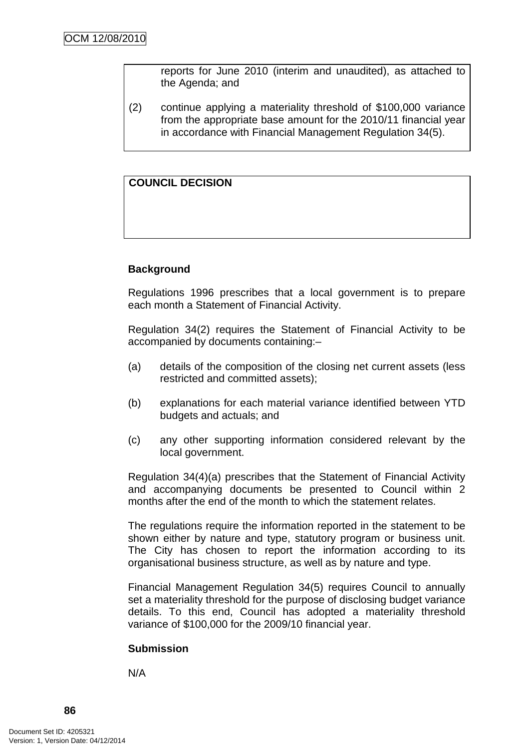reports for June 2010 (interim and unaudited), as attached to the Agenda; and

(2) continue applying a materiality threshold of $100,000 variance from the appropriate base amount for the 2010/11 financial year in accordance with Financial Management Regulation 34(5).

**COUNCIL DECISION**

**Background**

Regulations 1996 prescribes that a local government is to prepare each month a Statement of Financial Activity.

Regulation 34(2) requires the Statement of Financial Activity to be accompanied by documents containing:–

(a) details of the composition of the closing net current assets (less restricted and committed assets);

(b) explanations for each material variance identified between YTD budgets and actuals; and

(c) any other supporting information considered relevant by the local government.

Regulation 34(4)(a) prescribes that the Statement of Financial Activity and accompanying documents be presented to Council within 2 months after the end of the month to which the statement relates.

The regulations require the information reported in the statement to be shown either by nature and type, statutory program or business unit. The City has chosen to report the information according to its organisational business structure, as well as by nature and type.

Financial Management Regulation 34(5) requires Council to annually set a materiality threshold for the purpose of disclosing budget variance details. To this end, Council has adopted a materiality threshold variance of $100,000 for the 2009/10 financial year.

**Submission**

N/A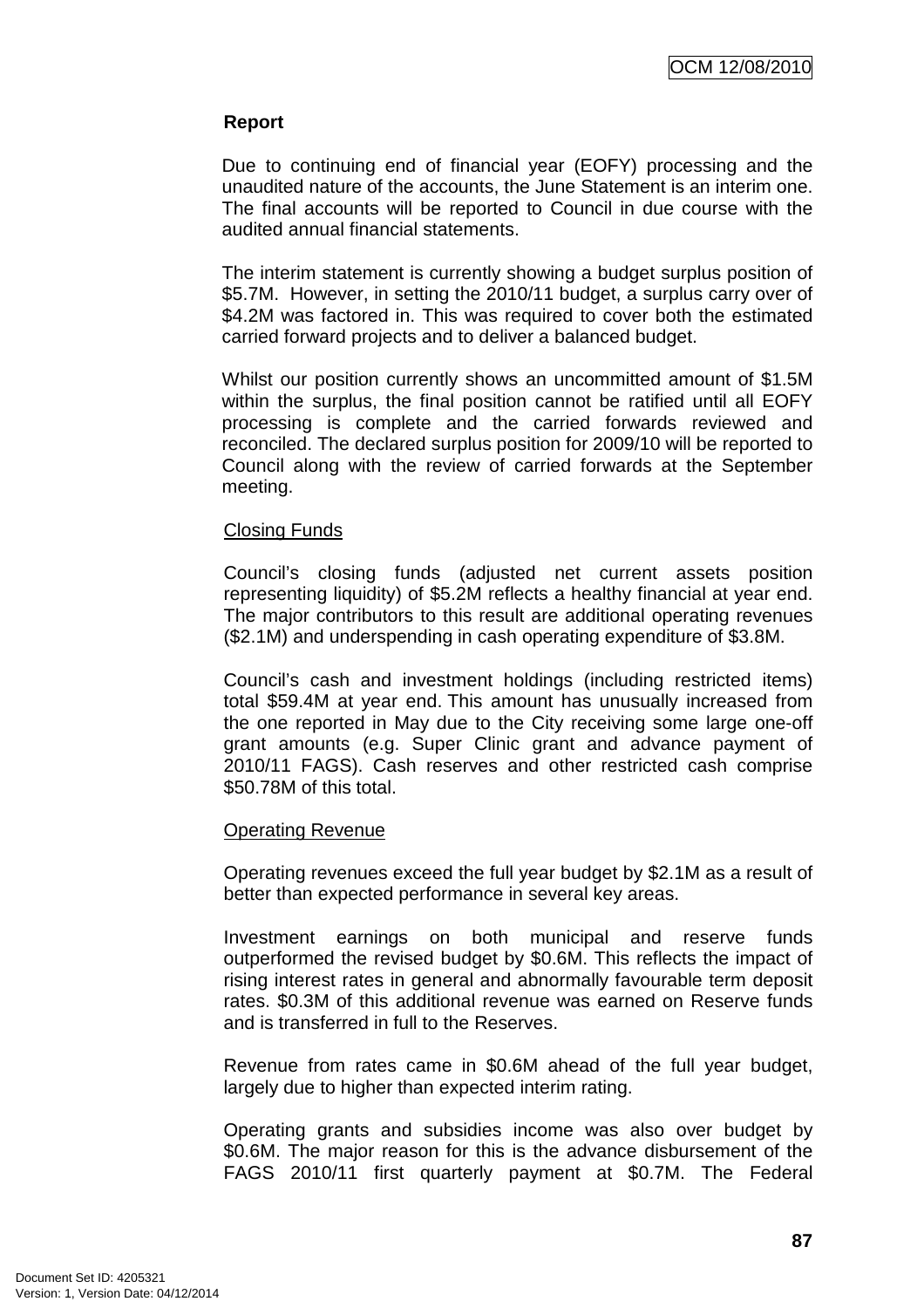**Report**

Due to continuing end of financial year (EOFY) processing and the unaudited nature of the accounts, the June Statement is an interim one. The final accounts will be reported to Council in due course with the audited annual financial statements.

The interim statement is currently showing a budget surplus position of $5.7M. However, in setting the 2010/11 budget, a surplus carry over of $4.2M was factored in. This was required to cover both the estimated carried forward projects and to deliver a balanced budget.

Whilst our position currently shows an uncommitted amount of $1.5M within the surplus, the final position cannot be ratified until all EOFY processing is complete and the carried forwards reviewed and reconciled. The declared surplus position for 2009/10 will be reported to Council along with the review of carried forwards at the September meeting.

Closing Funds

Council's closing funds (adjusted net current assets position representing liquidity) of $5.2M reflects a healthy financial at year end. The major contributors to this result are additional operating revenues ($2.1M) and underspending in cash operating expenditure of $3.8M.

Council's cash and investment holdings (including restricted items) total $59.4M at year end. This amount has unusually increased from the one reported in May due to the City receiving some large one-off grant amounts (e.g. Super Clinic grant and advance payment of 2010/11 FAGS). Cash reserves and other restricted cash comprise $50.78M of this total.

Operating Revenue

Operating revenues exceed the full year budget by $2.1M as a result of better than expected performance in several key areas.

Investment earnings on both municipal and reserve funds outperformed the revised budget by $0.6M. This reflects the impact of rising interest rates in general and abnormally favourable term deposit rates. $0.3M of this additional revenue was earned on Reserve funds and is transferred in full to the Reserves.

Revenue from rates came in $0.6M ahead of the full year budget, largely due to higher than expected interim rating.

Operating grants and subsidies income was also over budget by $0.6M. The major reason for this is the advance disbursement of the FAGS 2010/11 first quarterly payment at $0.7M. The Federal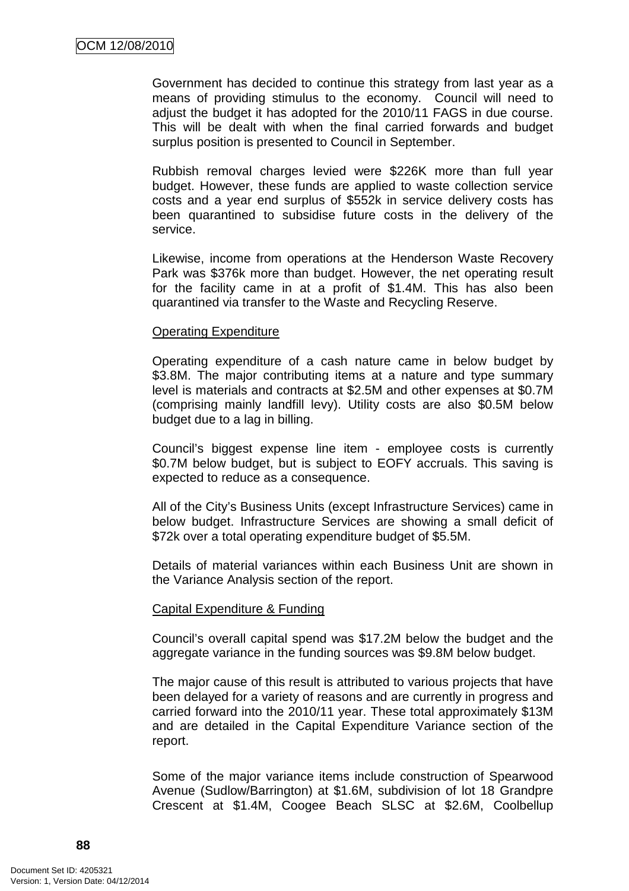Government has decided to continue this strategy from last year as a means of providing stimulus to the economy. Council will need to adjust the budget it has adopted for the 2010/11 FAGS in due course. This will be dealt with when the final carried forwards and budget surplus position is presented to Council in September.

Rubbish removal charges levied were $226K more than full year budget. However, these funds are applied to waste collection service costs and a year end surplus of $552k in service delivery costs has been quarantined to subsidise future costs in the delivery of the service.

Likewise, income from operations at the Henderson Waste Recovery Park was $376k more than budget. However, the net operating result for the facility came in at a profit of $1.4M. This has also been quarantined via transfer to the Waste and Recycling Reserve.

Operating Expenditure

Operating expenditure of a cash nature came in below budget by $3.8M. The major contributing items at a nature and type summary level is materials and contracts at $2.5M and other expenses at $0.7M (comprising mainly landfill levy). Utility costs are also $0.5M below budget due to a lag in billing.

Council's biggest expense line item - employee costs is currently $0.7M below budget, but is subject to EOFY accruals. This saving is expected to reduce as a consequence.

All of the City's Business Units (except Infrastructure Services) came in below budget. Infrastructure Services are showing a small deficit of $72k over a total operating expenditure budget of $5.5M.

Details of material variances within each Business Unit are shown in the Variance Analysis section of the report.

Capital Expenditure & Funding

Council's overall capital spend was $17.2M below the budget and the aggregate variance in the funding sources was $9.8M below budget.

The major cause of this result is attributed to various projects that have been delayed for a variety of reasons and are currently in progress and carried forward into the 2010/11 year. These total approximately $13M and are detailed in the Capital Expenditure Variance section of the report.

Some of the major variance items include construction of Spearwood Avenue (Sudlow/Barrington) at $1.6M, subdivision of lot 18 Grandpre Crescent at $1.4M, Coogee Beach SLSC at $2.6M, Coolbellup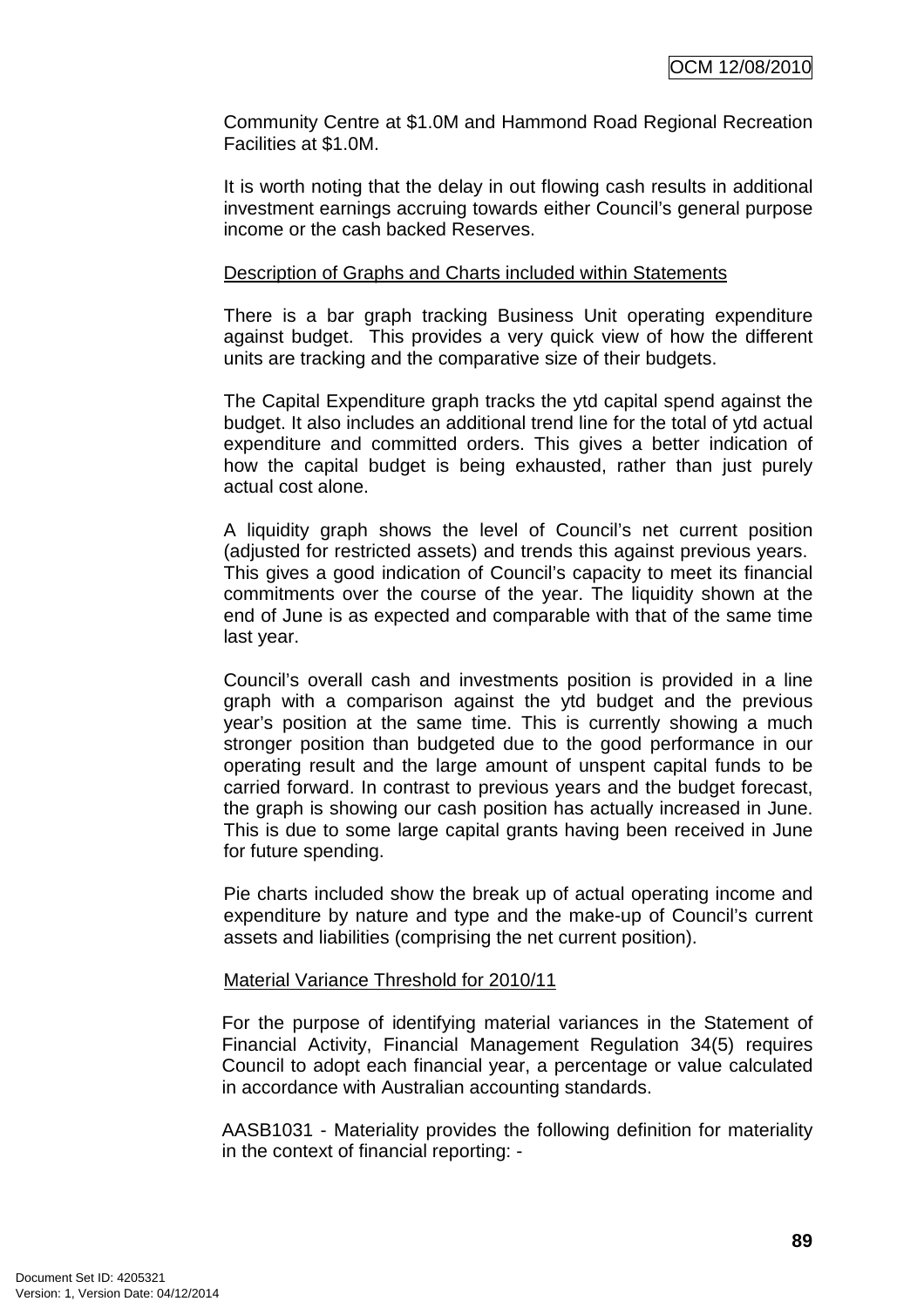Community Centre at $1.0M and Hammond Road Regional Recreation Facilities at $1.0M.

It is worth noting that the delay in out flowing cash results in additional investment earnings accruing towards either Council's general purpose income or the cash backed Reserves.

<u>Description of Graphs and Charts included within Statements</u>

There is a bar graph tracking Business Unit operating expenditure against budget. This provides a very quick view of how the different units are tracking and the comparative size of their budgets.

The Capital Expenditure graph tracks the ytd capital spend against the budget. It also includes an additional trend line for the total of ytd actual expenditure and committed orders. This gives a better indication of how the capital budget is being exhausted, rather than just purely actual cost alone.

A liquidity graph shows the level of Council's net current position (adjusted for restricted assets) and trends this against previous years. This gives a good indication of Council's capacity to meet its financial commitments over the course of the year. The liquidity shown at the end of June is as expected and comparable with that of the same time last year.

Council's overall cash and investments position is provided in a line graph with a comparison against the ytd budget and the previous year's position at the same time. This is currently showing a much stronger position than budgeted due to the good performance in our operating result and the large amount of unspent capital funds to be carried forward. In contrast to previous years and the budget forecast, the graph is showing our cash position has actually increased in June. This is due to some large capital grants having been received in June for future spending.

Pie charts included show the break up of actual operating income and expenditure by nature and type and the make-up of Council's current assets and liabilities (comprising the net current position).

<u>Material Variance Threshold for 2010/11</u>

For the purpose of identifying material variances in the Statement of Financial Activity, Financial Management Regulation 34(5) requires Council to adopt each financial year, a percentage or value calculated in accordance with Australian accounting standards.

AASB1031 - Materiality provides the following definition for materiality in the context of financial reporting: -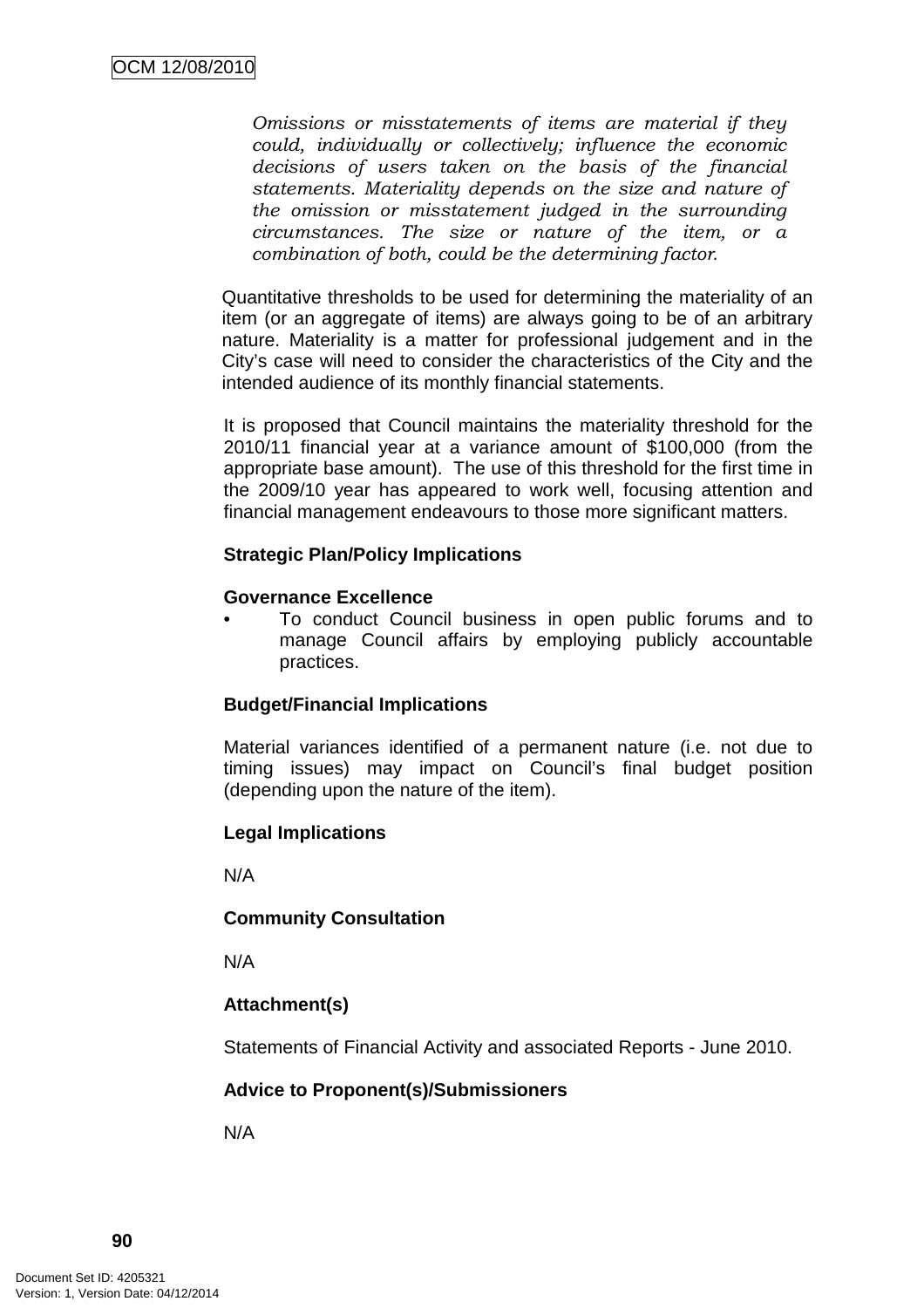*Omissions or misstatements of items are material if they could, individually or collectively; influence the economic decisions of users taken on the basis of the financial statements. Materiality depends on the size and nature of the omission or misstatement judged in the surrounding circumstances. The size or nature of the item, or a combination of both, could be the determining factor.*

Quantitative thresholds to be used for determining the materiality of an item (or an aggregate of items) are always going to be of an arbitrary nature. Materiality is a matter for professional judgement and in the City's case will need to consider the characteristics of the City and the intended audience of its monthly financial statements.

It is proposed that Council maintains the materiality threshold for the 2010/11 financial year at a variance amount of $100,000 (from the appropriate base amount). The use of this threshold for the first time in the 2009/10 year has appeared to work well, focusing attention and financial management endeavours to those more significant matters.

**Strategic Plan/Policy Implications**

**Governance Excellence**

- To conduct Council business in open public forums and to manage Council affairs by employing publicly accountable practices.

**Budget/Financial Implications**

Material variances identified of a permanent nature (i.e. not due to timing issues) may impact on Council's final budget position (depending upon the nature of the item).

**Legal Implications**

N/A

**Community Consultation**

N/A

**Attachment(s)**

Statements of Financial Activity and associated Reports - June 2010.

**Advice to Proponent(s)/Submissioners**

N/A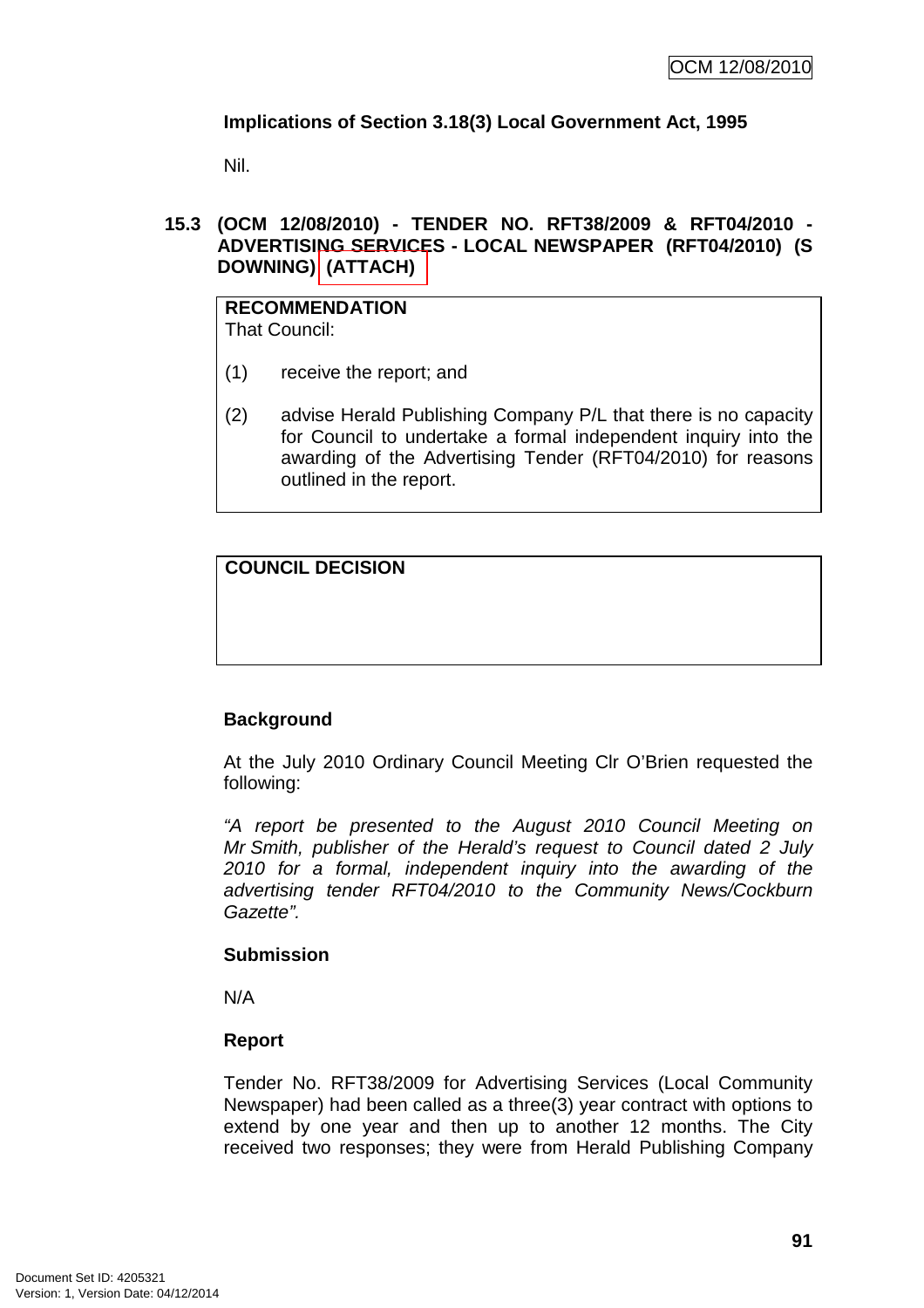**Implications of Section 3.18(3) Local Government Act, 1995**

Nil.

**15.3 (OCM 12/08/2010) - TENDER NO. RFT38/2009 & RFT04/2010 - ADVERTISING SERVICES - LOCAL NEWSPAPER (RFT04/2010) (S DOWNING) (ATTACH)**

**RECOMMENDATION**
That Council:

(1) receive the report; and

(2) advise Herald Publishing Company P/L that there is no capacity for Council to undertake a formal independent inquiry into the awarding of the Advertising Tender (RFT04/2010) for reasons outlined in the report.

**COUNCIL DECISION**

**Background**

At the July 2010 Ordinary Council Meeting Clr O'Brien requested the following:

*"A report be presented to the August 2010 Council Meeting on Mr Smith, publisher of the Herald's request to Council dated 2 July 2010 for a formal, independent inquiry into the awarding of the advertising tender RFT04/2010 to the Community News/Cockburn Gazette".*

**Submission**

N/A

**Report**

Tender No. RFT38/2009 for Advertising Services (Local Community Newspaper) had been called as a three(3) year contract with options to extend by one year and then up to another 12 months. The City received two responses; they were from Herald Publishing Company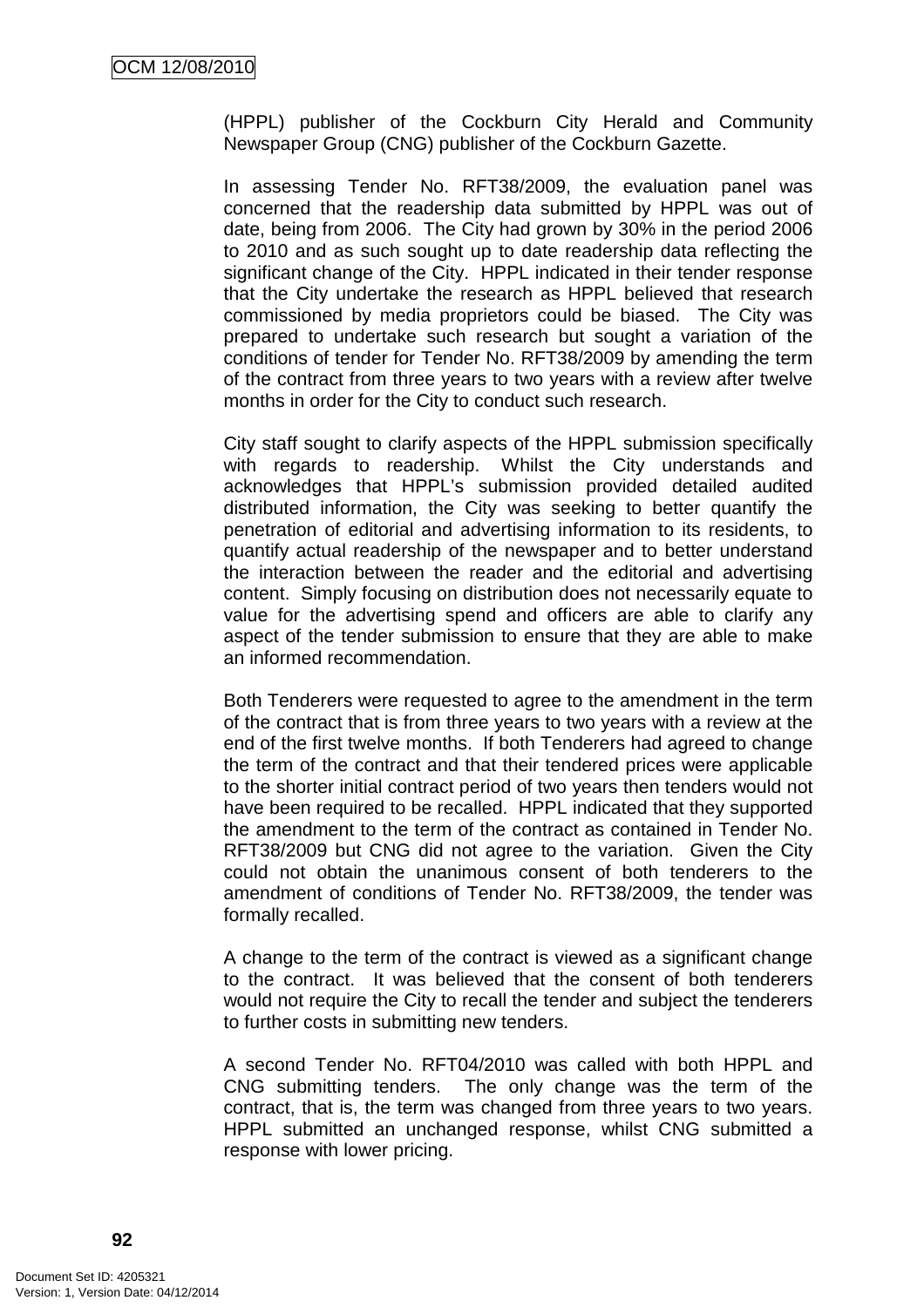(HPPL) publisher of the Cockburn City Herald and Community Newspaper Group (CNG) publisher of the Cockburn Gazette.

In assessing Tender No. RFT38/2009, the evaluation panel was concerned that the readership data submitted by HPPL was out of date, being from 2006. The City had grown by 30% in the period 2006 to 2010 and as such sought up to date readership data reflecting the significant change of the City. HPPL indicated in their tender response that the City undertake the research as HPPL believed that research commissioned by media proprietors could be biased. The City was prepared to undertake such research but sought a variation of the conditions of tender for Tender No. RFT38/2009 by amending the term of the contract from three years to two years with a review after twelve months in order for the City to conduct such research.

City staff sought to clarify aspects of the HPPL submission specifically with regards to readership. Whilst the City understands and acknowledges that HPPL's submission provided detailed audited distributed information, the City was seeking to better quantify the penetration of editorial and advertising information to its residents, to quantify actual readership of the newspaper and to better understand the interaction between the reader and the editorial and advertising content. Simply focusing on distribution does not necessarily equate to value for the advertising spend and officers are able to clarify any aspect of the tender submission to ensure that they are able to make an informed recommendation.

Both Tenderers were requested to agree to the amendment in the term of the contract that is from three years to two years with a review at the end of the first twelve months. If both Tenderers had agreed to change the term of the contract and that their tendered prices were applicable to the shorter initial contract period of two years then tenders would not have been required to be recalled. HPPL indicated that they supported the amendment to the term of the contract as contained in Tender No. RFT38/2009 but CNG did not agree to the variation. Given the City could not obtain the unanimous consent of both tenderers to the amendment of conditions of Tender No. RFT38/2009, the tender was formally recalled.

A change to the term of the contract is viewed as a significant change to the contract. It was believed that the consent of both tenderers would not require the City to recall the tender and subject the tenderers to further costs in submitting new tenders.

A second Tender No. RFT04/2010 was called with both HPPL and CNG submitting tenders. The only change was the term of the contract, that is, the term was changed from three years to two years. HPPL submitted an unchanged response, whilst CNG submitted a response with lower pricing.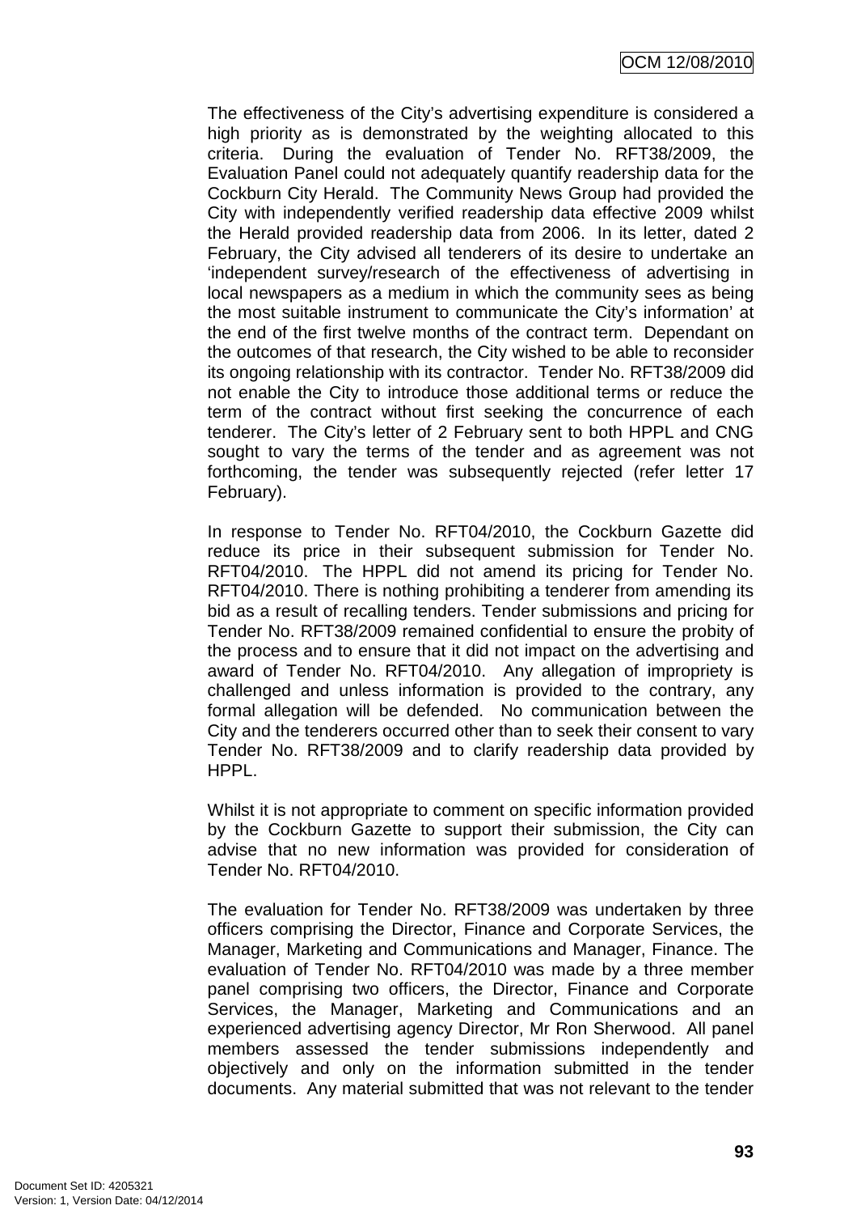The effectiveness of the City's advertising expenditure is considered a high priority as is demonstrated by the weighting allocated to this criteria. During the evaluation of Tender No. RFT38/2009, the Evaluation Panel could not adequately quantify readership data for the Cockburn City Herald. The Community News Group had provided the City with independently verified readership data effective 2009 whilst the Herald provided readership data from 2006. In its letter, dated 2 February, the City advised all tenderers of its desire to undertake an 'independent survey/research of the effectiveness of advertising in local newspapers as a medium in which the community sees as being the most suitable instrument to communicate the City's information' at the end of the first twelve months of the contract term. Dependant on the outcomes of that research, the City wished to be able to reconsider its ongoing relationship with its contractor. Tender No. RFT38/2009 did not enable the City to introduce those additional terms or reduce the term of the contract without first seeking the concurrence of each tenderer. The City's letter of 2 February sent to both HPPL and CNG sought to vary the terms of the tender and as agreement was not forthcoming, the tender was subsequently rejected (refer letter 17 February).

In response to Tender No. RFT04/2010, the Cockburn Gazette did reduce its price in their subsequent submission for Tender No. RFT04/2010. The HPPL did not amend its pricing for Tender No. RFT04/2010. There is nothing prohibiting a tenderer from amending its bid as a result of recalling tenders. Tender submissions and pricing for Tender No. RFT38/2009 remained confidential to ensure the probity of the process and to ensure that it did not impact on the advertising and award of Tender No. RFT04/2010. Any allegation of impropriety is challenged and unless information is provided to the contrary, any formal allegation will be defended. No communication between the City and the tenderers occurred other than to seek their consent to vary Tender No. RFT38/2009 and to clarify readership data provided by HPPL.

Whilst it is not appropriate to comment on specific information provided by the Cockburn Gazette to support their submission, the City can advise that no new information was provided for consideration of Tender No. RFT04/2010.

The evaluation for Tender No. RFT38/2009 was undertaken by three officers comprising the Director, Finance and Corporate Services, the Manager, Marketing and Communications and Manager, Finance. The evaluation of Tender No. RFT04/2010 was made by a three member panel comprising two officers, the Director, Finance and Corporate Services, the Manager, Marketing and Communications and an experienced advertising agency Director, Mr Ron Sherwood. All panel members assessed the tender submissions independently and objectively and only on the information submitted in the tender documents. Any material submitted that was not relevant to the tender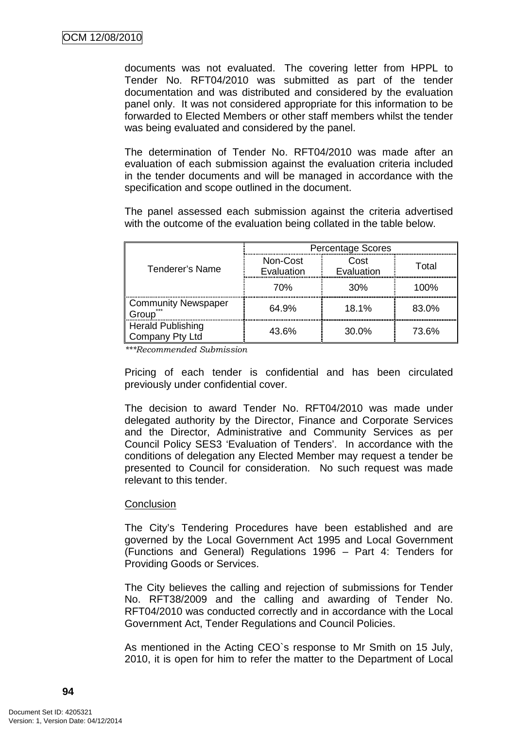documents was not evaluated. The covering letter from HPPL to Tender No. RFT04/2010 was submitted as part of the tender documentation and was distributed and considered by the evaluation panel only. It was not considered appropriate for this information to be forwarded to Elected Members or other staff members whilst the tender was being evaluated and considered by the panel.

The determination of Tender No. RFT04/2010 was made after an evaluation of each submission against the evaluation criteria included in the tender documents and will be managed in accordance with the specification and scope outlined in the document.

The panel assessed each submission against the criteria advertised with the outcome of the evaluation being collated in the table below.

| Tenderer's Name | Percentage Scores | | |
|---|---|---|---|
| | Non-Cost Evaluation | Cost Evaluation | Total |
| | 70% | 30% | 100% |
| Community Newspaper Group*** | 64.9% | 18.1% | 83.0% |
| Herald Publishing Company Pty Ltd | 43.6% | 30.0% | 73.6% |

*\*\*\*Recommended Submission*

Pricing of each tender is confidential and has been circulated previously under confidential cover.

The decision to award Tender No. RFT04/2010 was made under delegated authority by the Director, Finance and Corporate Services and the Director, Administrative and Community Services as per Council Policy SES3 'Evaluation of Tenders'. In accordance with the conditions of delegation any Elected Member may request a tender be presented to Council for consideration. No such request was made relevant to this tender.

Conclusion

The City's Tendering Procedures have been established and are governed by the Local Government Act 1995 and Local Government (Functions and General) Regulations 1996 – Part 4: Tenders for Providing Goods or Services.

The City believes the calling and rejection of submissions for Tender No. RFT38/2009 and the calling and awarding of Tender No. RFT04/2010 was conducted correctly and in accordance with the Local Government Act, Tender Regulations and Council Policies.

As mentioned in the Acting CEO`s response to Mr Smith on 15 July, 2010, it is open for him to refer the matter to the Department of Local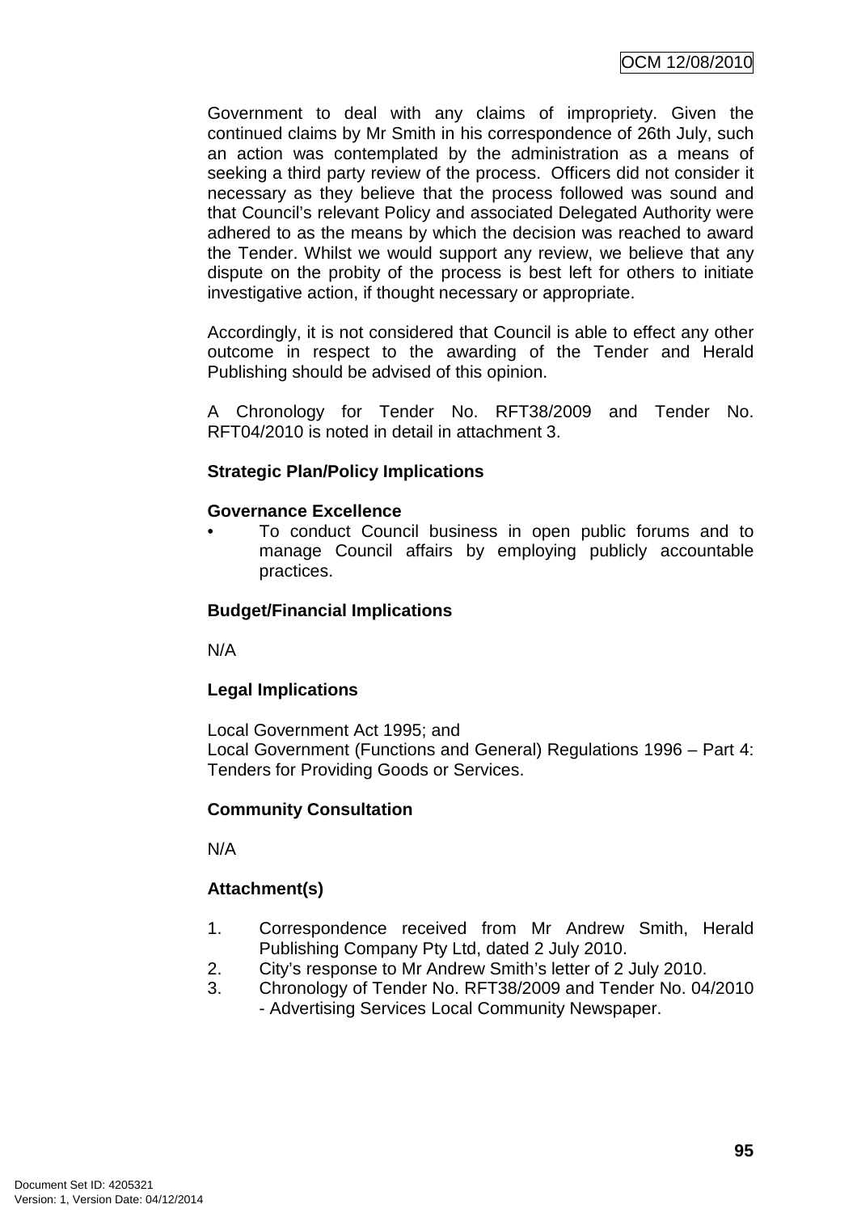Government to deal with any claims of impropriety. Given the continued claims by Mr Smith in his correspondence of 26th July, such an action was contemplated by the administration as a means of seeking a third party review of the process. Officers did not consider it necessary as they believe that the process followed was sound and that Council's relevant Policy and associated Delegated Authority were adhered to as the means by which the decision was reached to award the Tender. Whilst we would support any review, we believe that any dispute on the probity of the process is best left for others to initiate investigative action, if thought necessary or appropriate.

Accordingly, it is not considered that Council is able to effect any other outcome in respect to the awarding of the Tender and Herald Publishing should be advised of this opinion.

A Chronology for Tender No. RFT38/2009 and Tender No. RFT04/2010 is noted in detail in attachment 3.

**Strategic Plan/Policy Implications**

**Governance Excellence**

- To conduct Council business in open public forums and to manage Council affairs by employing publicly accountable practices.

**Budget/Financial Implications**

N/A

**Legal Implications**

Local Government Act 1995; and
Local Government (Functions and General) Regulations 1996 – Part 4: Tenders for Providing Goods or Services.

**Community Consultation**

N/A

**Attachment(s)**

1. Correspondence received from Mr Andrew Smith, Herald Publishing Company Pty Ltd, dated 2 July 2010.
2. City's response to Mr Andrew Smith's letter of 2 July 2010.
3. Chronology of Tender No. RFT38/2009 and Tender No. 04/2010 - Advertising Services Local Community Newspaper.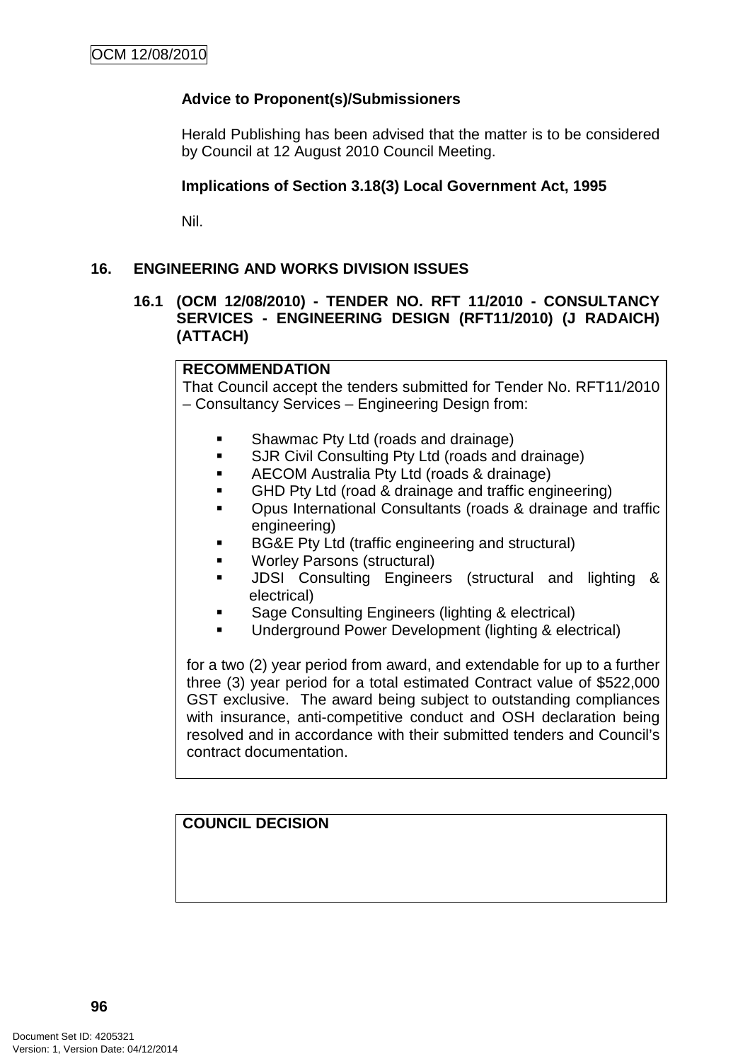**Advice to Proponent(s)/Submissioners**

Herald Publishing has been advised that the matter is to be considered by Council at 12 August 2010 Council Meeting.

**Implications of Section 3.18(3) Local Government Act, 1995**

Nil.

## 16. ENGINEERING AND WORKS DIVISION ISSUES

### 16.1 (OCM 12/08/2010) - TENDER NO. RFT 11/2010 - CONSULTANCY SERVICES - ENGINEERING DESIGN (RFT11/2010) (J RADAICH) (ATTACH)

**RECOMMENDATION**

That Council accept the tenders submitted for Tender No. RFT11/2010 – Consultancy Services – Engineering Design from:

- Shawmac Pty Ltd (roads and drainage)
- SJR Civil Consulting Pty Ltd (roads and drainage)
- AECOM Australia Pty Ltd (roads & drainage)
- GHD Pty Ltd (road & drainage and traffic engineering)
- Opus International Consultants (roads & drainage and traffic engineering)
- BG&E Pty Ltd (traffic engineering and structural)
- Worley Parsons (structural)
- JDSI Consulting Engineers (structural and lighting & electrical)
- Sage Consulting Engineers (lighting & electrical)
- Underground Power Development (lighting & electrical)

for a two (2) year period from award, and extendable for up to a further three (3) year period for a total estimated Contract value of $522,000 GST exclusive. The award being subject to outstanding compliances with insurance, anti-competitive conduct and OSH declaration being resolved and in accordance with their submitted tenders and Council's contract documentation.

**COUNCIL DECISION**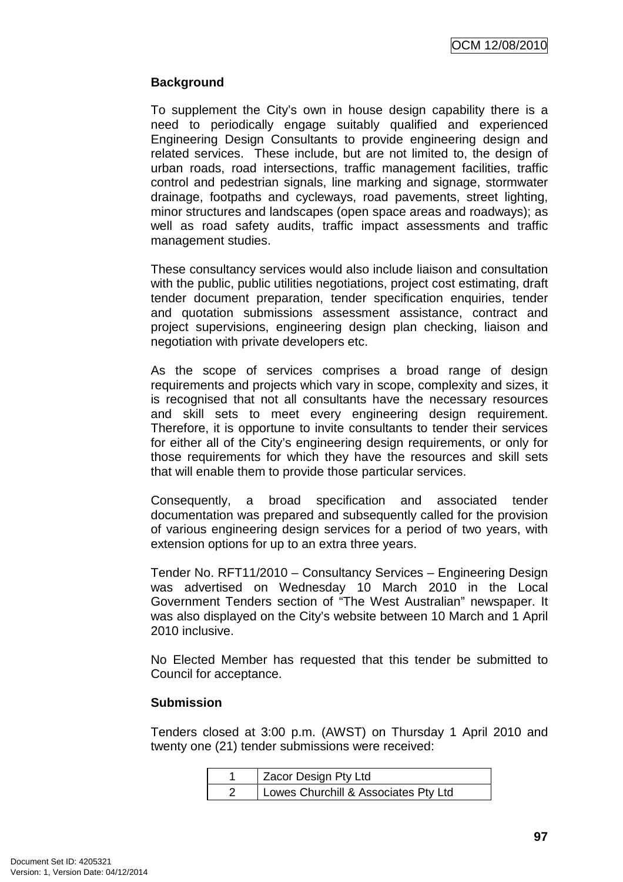**Background**

To supplement the City's own in house design capability there is a need to periodically engage suitably qualified and experienced Engineering Design Consultants to provide engineering design and related services. These include, but are not limited to, the design of urban roads, road intersections, traffic management facilities, traffic control and pedestrian signals, line marking and signage, stormwater drainage, footpaths and cycleways, road pavements, street lighting, minor structures and landscapes (open space areas and roadways); as well as road safety audits, traffic impact assessments and traffic management studies.

These consultancy services would also include liaison and consultation with the public, public utilities negotiations, project cost estimating, draft tender document preparation, tender specification enquiries, tender and quotation submissions assessment assistance, contract and project supervisions, engineering design plan checking, liaison and negotiation with private developers etc.

As the scope of services comprises a broad range of design requirements and projects which vary in scope, complexity and sizes, it is recognised that not all consultants have the necessary resources and skill sets to meet every engineering design requirement. Therefore, it is opportune to invite consultants to tender their services for either all of the City's engineering design requirements, or only for those requirements for which they have the resources and skill sets that will enable them to provide those particular services.

Consequently, a broad specification and associated tender documentation was prepared and subsequently called for the provision of various engineering design services for a period of two years, with extension options for up to an extra three years.

Tender No. RFT11/2010 – Consultancy Services – Engineering Design was advertised on Wednesday 10 March 2010 in the Local Government Tenders section of "The West Australian" newspaper. It was also displayed on the City's website between 10 March and 1 April 2010 inclusive.

No Elected Member has requested that this tender be submitted to Council for acceptance.

**Submission**

Tenders closed at 3:00 p.m. (AWST) on Thursday 1 April 2010 and twenty one (21) tender submissions were received:

| | |
|---|---|
| 1 | Zacor Design Pty Ltd |
| 2 | Lowes Churchill & Associates Pty Ltd |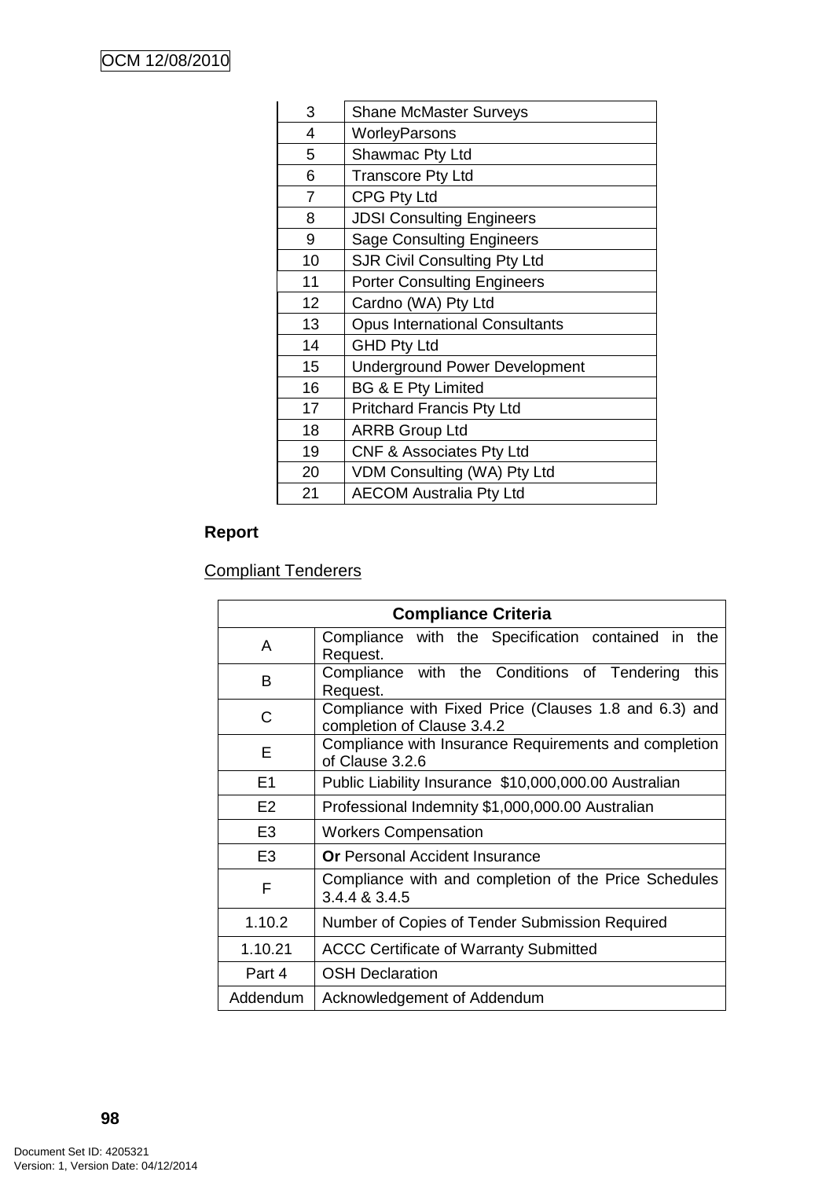| | |
|---|---|
| 3 | Shane McMaster Surveys |
| 4 | WorleyParsons |
| 5 | Shawmac Pty Ltd |
| 6 | Transcore Pty Ltd |
| 7 | CPG Pty Ltd |
| 8 | JDSI Consulting Engineers |
| 9 | Sage Consulting Engineers |
| 10 | SJR Civil Consulting Pty Ltd |
| 11 | Porter Consulting Engineers |
| 12 | Cardno (WA) Pty Ltd |
| 13 | Opus International Consultants |
| 14 | GHD Pty Ltd |
| 15 | Underground Power Development |
| 16 | BG & E Pty Limited |
| 17 | Pritchard Francis Pty Ltd |
| 18 | ARRB Group Ltd |
| 19 | CNF & Associates Pty Ltd |
| 20 | VDM Consulting (WA) Pty Ltd |
| 21 | AECOM Australia Pty Ltd |

**Report**

Compliant Tenderers

| Compliance Criteria | |
|---|---|
| A | Compliance with the Specification contained in the Request. |
| B | Compliance with the Conditions of Tendering this Request. |
| C | Compliance with Fixed Price (Clauses 1.8 and 6.3) and completion of Clause 3.4.2 |
| E | Compliance with Insurance Requirements and completion of Clause 3.2.6 |
| E1 | Public Liability Insurance $10,000,000.00 Australian |
| E2 | Professional Indemnity $1,000,000.00 Australian |
| E3 | Workers Compensation |
| E3 | **Or** Personal Accident Insurance |
| F | Compliance with and completion of the Price Schedules 3.4.4 & 3.4.5 |
| 1.10.2 | Number of Copies of Tender Submission Required |
| 1.10.21 | ACCC Certificate of Warranty Submitted |
| Part 4 | OSH Declaration |
| Addendum | Acknowledgement of Addendum |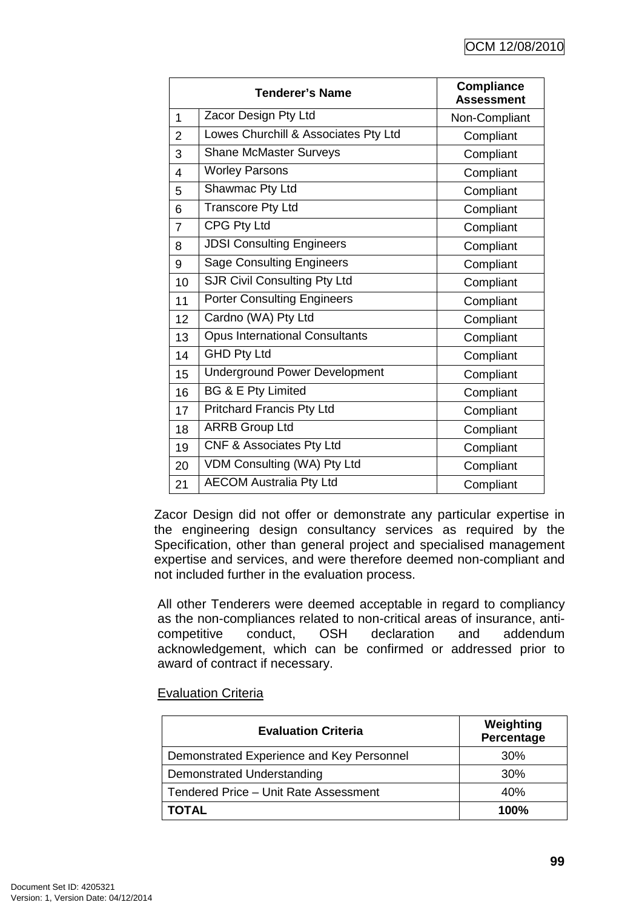| Tenderer's Name | | Compliance Assessment |
|---|---|---|
| 1 | Zacor Design Pty Ltd | Non-Compliant |
| 2 | Lowes Churchill & Associates Pty Ltd | Compliant |
| 3 | Shane McMaster Surveys | Compliant |
| 4 | Worley Parsons | Compliant |
| 5 | Shawmac Pty Ltd | Compliant |
| 6 | Transcore Pty Ltd | Compliant |
| 7 | CPG Pty Ltd | Compliant |
| 8 | JDSI Consulting Engineers | Compliant |
| 9 | Sage Consulting Engineers | Compliant |
| 10 | SJR Civil Consulting Pty Ltd | Compliant |
| 11 | Porter Consulting Engineers | Compliant |
| 12 | Cardno (WA) Pty Ltd | Compliant |
| 13 | Opus International Consultants | Compliant |
| 14 | GHD Pty Ltd | Compliant |
| 15 | Underground Power Development | Compliant |
| 16 | BG & E Pty Limited | Compliant |
| 17 | Pritchard Francis Pty Ltd | Compliant |
| 18 | ARRB Group Ltd | Compliant |
| 19 | CNF & Associates Pty Ltd | Compliant |
| 20 | VDM Consulting (WA) Pty Ltd | Compliant |
| 21 | AECOM Australia Pty Ltd | Compliant |

Zacor Design did not offer or demonstrate any particular expertise in the engineering design consultancy services as required by the Specification, other than general project and specialised management expertise and services, and were therefore deemed non-compliant and not included further in the evaluation process.

All other Tenderers were deemed acceptable in regard to compliancy as the non-compliances related to non-critical areas of insurance, anti-competitive conduct, OSH declaration and addendum acknowledgement, which can be confirmed or addressed prior to award of contract if necessary.

Evaluation Criteria

| Evaluation Criteria | Weighting Percentage |
|---|---|
| Demonstrated Experience and Key Personnel | 30% |
| Demonstrated Understanding | 30% |
| Tendered Price – Unit Rate Assessment | 40% |
| **TOTAL** | **100%** |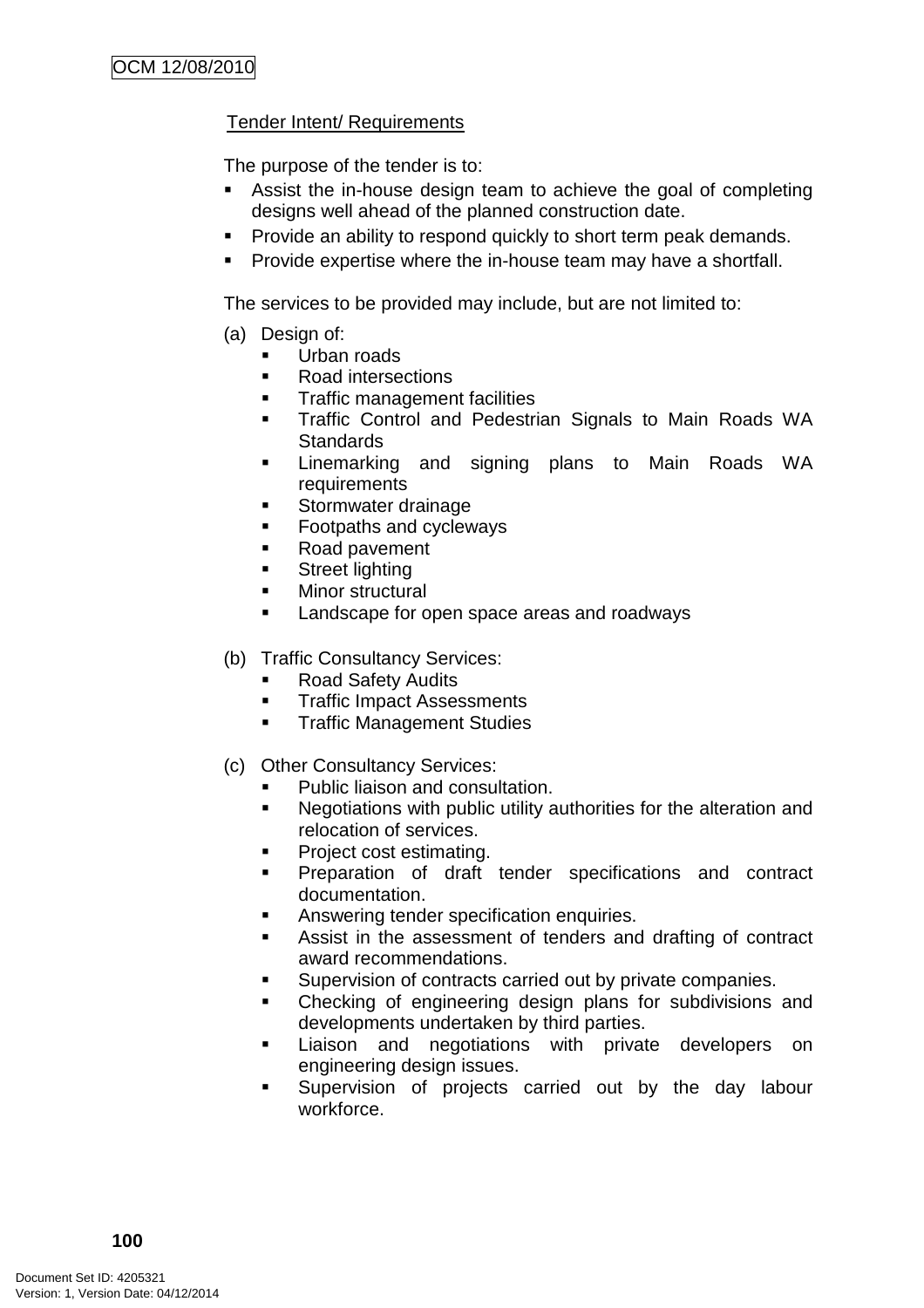Tender Intent/ Requirements

The purpose of the tender is to:

- Assist the in-house design team to achieve the goal of completing designs well ahead of the planned construction date.
- Provide an ability to respond quickly to short term peak demands.
- Provide expertise where the in-house team may have a shortfall.

The services to be provided may include, but are not limited to:

(a) Design of:
  - Urban roads
  - Road intersections
  - Traffic management facilities
  - Traffic Control and Pedestrian Signals to Main Roads WA Standards
  - Linemarking and signing plans to Main Roads WA requirements
  - Stormwater drainage
  - Footpaths and cycleways
  - Road pavement
  - Street lighting
  - Minor structural
  - Landscape for open space areas and roadways

(b) Traffic Consultancy Services:
  - Road Safety Audits
  - Traffic Impact Assessments
  - Traffic Management Studies

(c) Other Consultancy Services:
  - Public liaison and consultation.
  - Negotiations with public utility authorities for the alteration and relocation of services.
  - Project cost estimating.
  - Preparation of draft tender specifications and contract documentation.
  - Answering tender specification enquiries.
  - Assist in the assessment of tenders and drafting of contract award recommendations.
  - Supervision of contracts carried out by private companies.
  - Checking of engineering design plans for subdivisions and developments undertaken by third parties.
  - Liaison and negotiations with private developers on engineering design issues.
  - Supervision of projects carried out by the day labour workforce.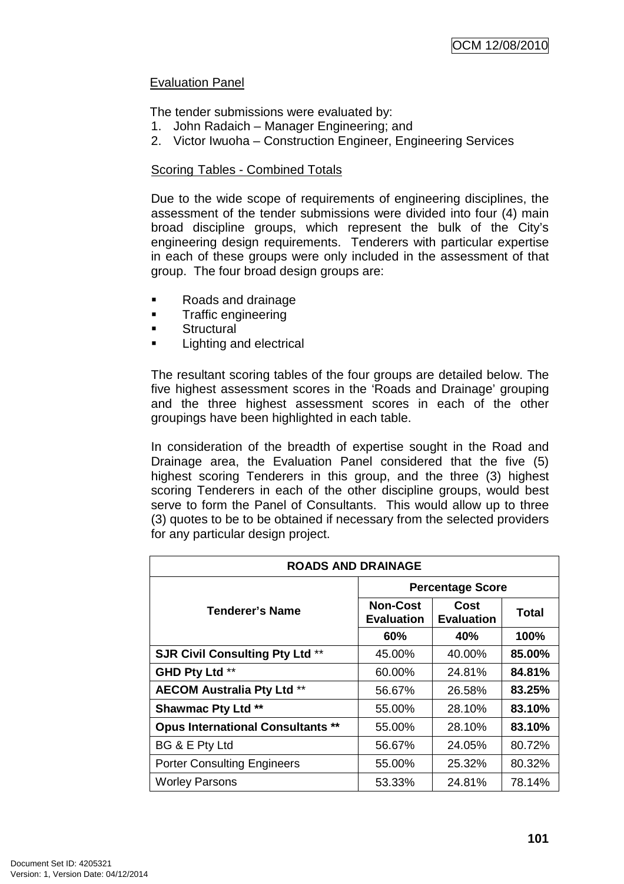Evaluation Panel

The tender submissions were evaluated by:

1. John Radaich – Manager Engineering; and
2. Victor Iwuoha – Construction Engineer, Engineering Services

Scoring Tables - Combined Totals

Due to the wide scope of requirements of engineering disciplines, the assessment of the tender submissions were divided into four (4) main broad discipline groups, which represent the bulk of the City's engineering design requirements. Tenderers with particular expertise in each of these groups were only included in the assessment of that group. The four broad design groups are:

- Roads and drainage
- Traffic engineering
- Structural
- Lighting and electrical

The resultant scoring tables of the four groups are detailed below. The five highest assessment scores in the 'Roads and Drainage' grouping and the three highest assessment scores in each of the other groupings have been highlighted in each table.

In consideration of the breadth of expertise sought in the Road and Drainage area, the Evaluation Panel considered that the five (5) highest scoring Tenderers in this group, and the three (3) highest scoring Tenderers in each of the other discipline groups, would best serve to form the Panel of Consultants. This would allow up to three (3) quotes to be to be obtained if necessary from the selected providers for any particular design project.

| ROADS AND DRAINAGE | | | |
|---|---|---|---|
| **Tenderer's Name** | **Percentage Score** | | |
| | **Non-Cost Evaluation** | **Cost Evaluation** | **Total** |
| | **60%** | **40%** | **100%** |
| **SJR Civil Consulting Pty Ltd** ** | 45.00% | 40.00% | **85.00%** |
| **GHD Pty Ltd** ** | 60.00% | 24.81% | **84.81%** |
| **AECOM Australia Pty Ltd** ** | 56.67% | 26.58% | **83.25%** |
| **Shawmac Pty Ltd \*\*** | 55.00% | 28.10% | **83.10%** |
| **Opus International Consultants \*\*** | 55.00% | 28.10% | **83.10%** |
| BG & E Pty Ltd | 56.67% | 24.05% | 80.72% |
| Porter Consulting Engineers | 55.00% | 25.32% | 80.32% |
| Worley Parsons | 53.33% | 24.81% | 78.14% |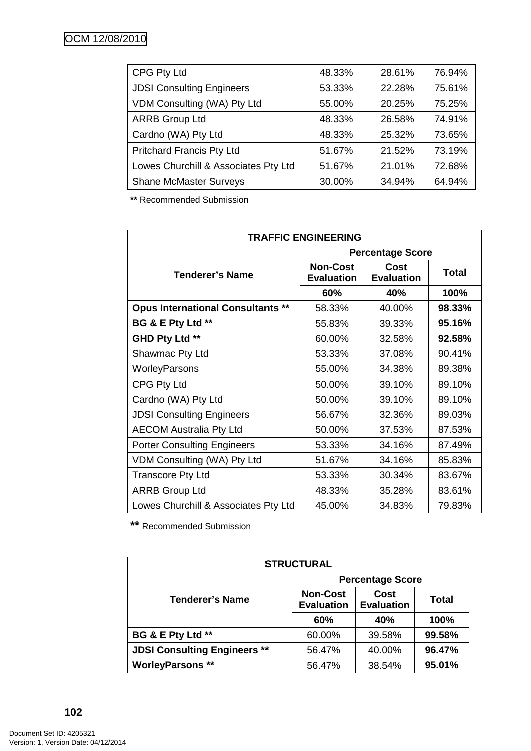| | | | |
|---|---|---|---|
| CPG Pty Ltd | 48.33% | 28.61% | 76.94% |
| JDSI Consulting Engineers | 53.33% | 22.28% | 75.61% |
| VDM Consulting (WA) Pty Ltd | 55.00% | 20.25% | 75.25% |
| ARRB Group Ltd | 48.33% | 26.58% | 74.91% |
| Cardno (WA) Pty Ltd | 48.33% | 25.32% | 73.65% |
| Pritchard Francis Pty Ltd | 51.67% | 21.52% | 73.19% |
| Lowes Churchill & Associates Pty Ltd | 51.67% | 21.01% | 72.68% |
| Shane McMaster Surveys | 30.00% | 34.94% | 64.94% |

**\*\*** Recommended Submission

| TRAFFIC ENGINEERING | | | |
|---|---|---|---|
| **Tenderer's Name** | **Percentage Score** | | |
| | **Non-Cost Evaluation** | **Cost Evaluation** | **Total** |
| | **60%** | **40%** | **100%** |
| **Opus International Consultants \*\*** | 58.33% | 40.00% | **98.33%** |
| **BG & E Pty Ltd \*\*** | 55.83% | 39.33% | **95.16%** |
| **GHD Pty Ltd \*\*** | 60.00% | 32.58% | **92.58%** |
| Shawmac Pty Ltd | 53.33% | 37.08% | 90.41% |
| WorleyParsons | 55.00% | 34.38% | 89.38% |
| CPG Pty Ltd | 50.00% | 39.10% | 89.10% |
| Cardno (WA) Pty Ltd | 50.00% | 39.10% | 89.10% |
| JDSI Consulting Engineers | 56.67% | 32.36% | 89.03% |
| AECOM Australia Pty Ltd | 50.00% | 37.53% | 87.53% |
| Porter Consulting Engineers | 53.33% | 34.16% | 87.49% |
| VDM Consulting (WA) Pty Ltd | 51.67% | 34.16% | 85.83% |
| Transcore Pty Ltd | 53.33% | 30.34% | 83.67% |
| ARRB Group Ltd | 48.33% | 35.28% | 83.61% |
| Lowes Churchill & Associates Pty Ltd | 45.00% | 34.83% | 79.83% |

**\*\*** Recommended Submission

| STRUCTURAL | | | |
|---|---|---|---|
| **Tenderer's Name** | **Percentage Score** | | |
| | **Non-Cost Evaluation** | **Cost Evaluation** | **Total** |
| | **60%** | **40%** | **100%** |
| **BG & E Pty Ltd \*\*** | 60.00% | 39.58% | **99.58%** |
| **JDSI Consulting Engineers \*\*** | 56.47% | 40.00% | **96.47%** |
| **WorleyParsons \*\*** | 56.47% | 38.54% | **95.01%** |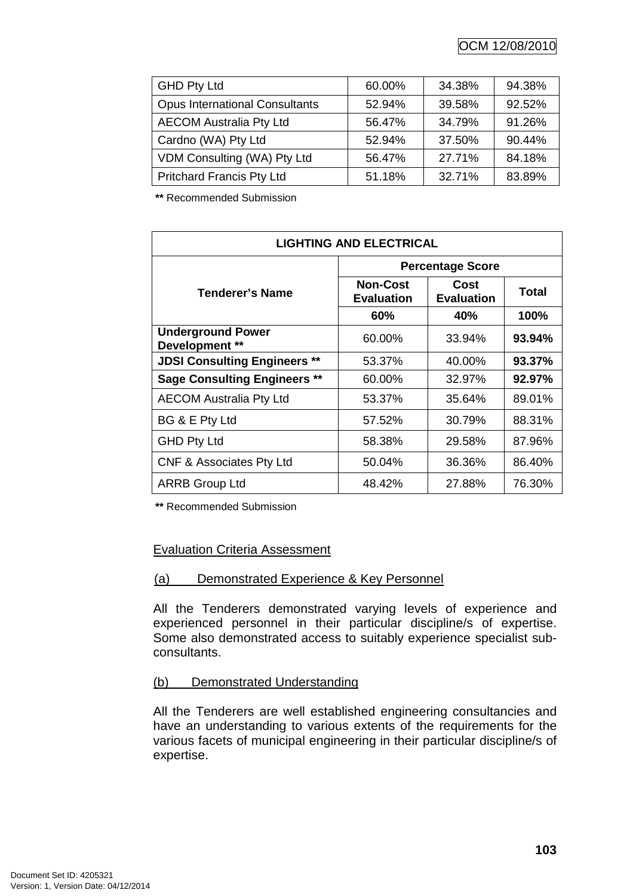| | | | |
|---|---|---|---|
| GHD Pty Ltd | 60.00% | 34.38% | 94.38% |
| Opus International Consultants | 52.94% | 39.58% | 92.52% |
| AECOM Australia Pty Ltd | 56.47% | 34.79% | 91.26% |
| Cardno (WA) Pty Ltd | 52.94% | 37.50% | 90.44% |
| VDM Consulting (WA) Pty Ltd | 56.47% | 27.71% | 84.18% |
| Pritchard Francis Pty Ltd | 51.18% | 32.71% | 83.89% |

**\*\*** Recommended Submission

| LIGHTING AND ELECTRICAL | | | |
|---|---|---|---|
| **Tenderer's Name** | **Percentage Score** | | |
| | **Non-Cost Evaluation** | **Cost Evaluation** | **Total** |
| | **60%** | **40%** | **100%** |
| **Underground Power Development \*\*** | 60.00% | 33.94% | **93.94%** |
| **JDSI Consulting Engineers \*\*** | 53.37% | 40.00% | **93.37%** |
| **Sage Consulting Engineers \*\*** | 60.00% | 32.97% | **92.97%** |
| AECOM Australia Pty Ltd | 53.37% | 35.64% | 89.01% |
| BG & E Pty Ltd | 57.52% | 30.79% | 88.31% |
| GHD Pty Ltd | 58.38% | 29.58% | 87.96% |
| CNF & Associates Pty Ltd | 50.04% | 36.36% | 86.40% |
| ARRB Group Ltd | 48.42% | 27.88% | 76.30% |

**\*\*** Recommended Submission

Evaluation Criteria Assessment

(a) Demonstrated Experience & Key Personnel

All the Tenderers demonstrated varying levels of experience and experienced personnel in their particular discipline/s of expertise. Some also demonstrated access to suitably experience specialist sub-consultants.

(b) Demonstrated Understanding

All the Tenderers are well established engineering consultancies and have an understanding to various extents of the requirements for the various facets of municipal engineering in their particular discipline/s of expertise.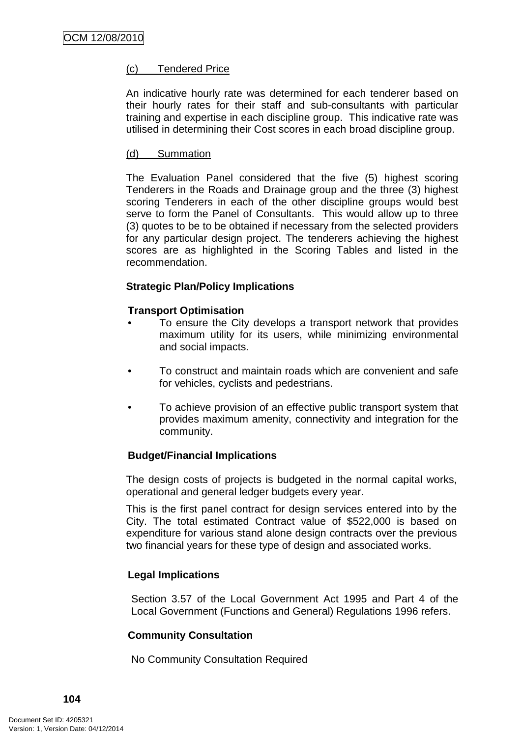(c) Tendered Price

An indicative hourly rate was determined for each tenderer based on their hourly rates for their staff and sub-consultants with particular training and expertise in each discipline group. This indicative rate was utilised in determining their Cost scores in each broad discipline group.

(d) Summation

The Evaluation Panel considered that the five (5) highest scoring Tenderers in the Roads and Drainage group and the three (3) highest scoring Tenderers in each of the other discipline groups would best serve to form the Panel of Consultants. This would allow up to three (3) quotes to be to be obtained if necessary from the selected providers for any particular design project. The tenderers achieving the highest scores are as highlighted in the Scoring Tables and listed in the recommendation.

**Strategic Plan/Policy Implications**

**Transport Optimisation**

- To ensure the City develops a transport network that provides maximum utility for its users, while minimizing environmental and social impacts.
- To construct and maintain roads which are convenient and safe for vehicles, cyclists and pedestrians.
- To achieve provision of an effective public transport system that provides maximum amenity, connectivity and integration for the community.

**Budget/Financial Implications**

The design costs of projects is budgeted in the normal capital works, operational and general ledger budgets every year.

This is the first panel contract for design services entered into by the City. The total estimated Contract value of $522,000 is based on expenditure for various stand alone design contracts over the previous two financial years for these type of design and associated works.

**Legal Implications**

Section 3.57 of the Local Government Act 1995 and Part 4 of the Local Government (Functions and General) Regulations 1996 refers.

**Community Consultation**

No Community Consultation Required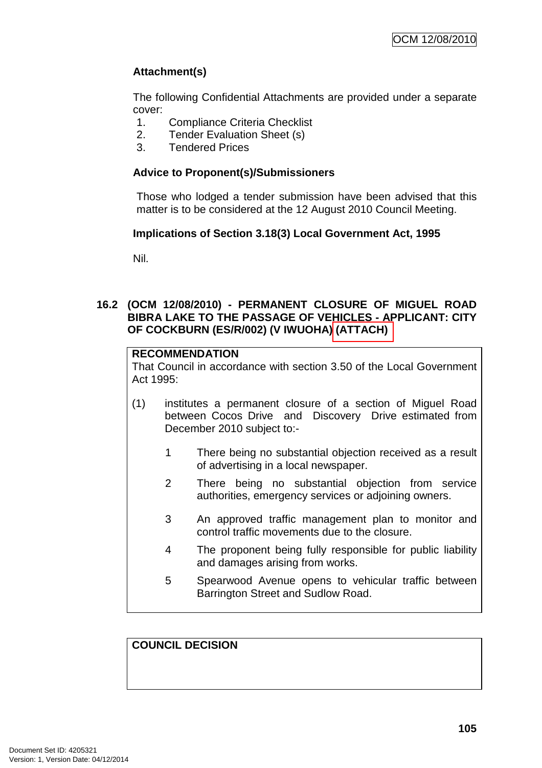**Attachment(s)**

The following Confidential Attachments are provided under a separate cover:

1. Compliance Criteria Checklist
2. Tender Evaluation Sheet (s)
3. Tendered Prices

**Advice to Proponent(s)/Submissioners**

Those who lodged a tender submission have been advised that this matter is to be considered at the 12 August 2010 Council Meeting.

**Implications of Section 3.18(3) Local Government Act, 1995**

Nil.

## 16.2 (OCM 12/08/2010) - PERMANENT CLOSURE OF MIGUEL ROAD BIBRA LAKE TO THE PASSAGE OF VEHICLES - APPLICANT: CITY OF COCKBURN (ES/R/002) (V IWUOHA) (ATTACH)

**RECOMMENDATION**

That Council in accordance with section 3.50 of the Local Government Act 1995:

(1) institutes a permanent closure of a section of Miguel Road between Cocos Drive and Discovery Drive estimated from December 2010 subject to:-

1. There being no substantial objection received as a result of advertising in a local newspaper.
2. There being no substantial objection from service authorities, emergency services or adjoining owners.
3. An approved traffic management plan to monitor and control traffic movements due to the closure.
4. The proponent being fully responsible for public liability and damages arising from works.
5. Spearwood Avenue opens to vehicular traffic between Barrington Street and Sudlow Road.

**COUNCIL DECISION**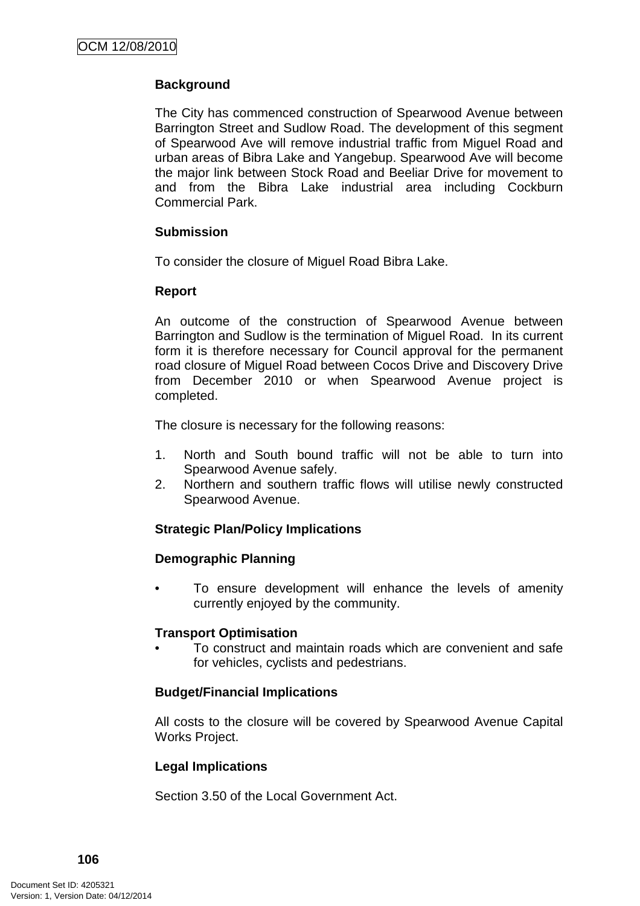**Background**

The City has commenced construction of Spearwood Avenue between Barrington Street and Sudlow Road. The development of this segment of Spearwood Ave will remove industrial traffic from Miguel Road and urban areas of Bibra Lake and Yangebup. Spearwood Ave will become the major link between Stock Road and Beeliar Drive for movement to and from the Bibra Lake industrial area including Cockburn Commercial Park.

**Submission**

To consider the closure of Miguel Road Bibra Lake.

**Report**

An outcome of the construction of Spearwood Avenue between Barrington and Sudlow is the termination of Miguel Road. In its current form it is therefore necessary for Council approval for the permanent road closure of Miguel Road between Cocos Drive and Discovery Drive from December 2010 or when Spearwood Avenue project is completed.

The closure is necessary for the following reasons:

1. North and South bound traffic will not be able to turn into Spearwood Avenue safely.
2. Northern and southern traffic flows will utilise newly constructed Spearwood Avenue.

**Strategic Plan/Policy Implications**

**Demographic Planning**

- To ensure development will enhance the levels of amenity currently enjoyed by the community.

**Transport Optimisation**

- To construct and maintain roads which are convenient and safe for vehicles, cyclists and pedestrians.

**Budget/Financial Implications**

All costs to the closure will be covered by Spearwood Avenue Capital Works Project.

**Legal Implications**

Section 3.50 of the Local Government Act.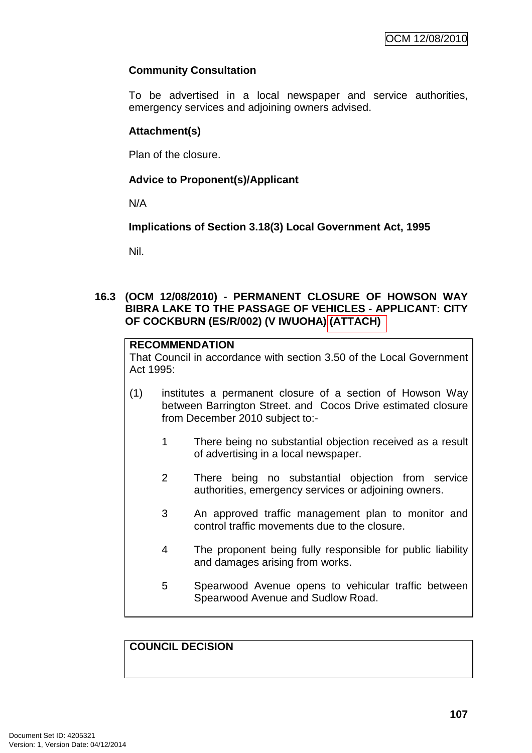**Community Consultation**

To be advertised in a local newspaper and service authorities, emergency services and adjoining owners advised.

**Attachment(s)**

Plan of the closure.

**Advice to Proponent(s)/Applicant**

N/A

**Implications of Section 3.18(3) Local Government Act, 1995**

Nil.

## 16.3 (OCM 12/08/2010) - PERMANENT CLOSURE OF HOWSON WAY BIBRA LAKE TO THE PASSAGE OF VEHICLES - APPLICANT: CITY OF COCKBURN (ES/R/002) (V IWUOHA) (ATTACH)

**RECOMMENDATION**

That Council in accordance with section 3.50 of the Local Government Act 1995:

(1) institutes a permanent closure of a section of Howson Way between Barrington Street. and Cocos Drive estimated closure from December 2010 subject to:-

1 There being no substantial objection received as a result of advertising in a local newspaper.

2 There being no substantial objection from service authorities, emergency services or adjoining owners.

3 An approved traffic management plan to monitor and control traffic movements due to the closure.

4 The proponent being fully responsible for public liability and damages arising from works.

5 Spearwood Avenue opens to vehicular traffic between Spearwood Avenue and Sudlow Road.

**COUNCIL DECISION**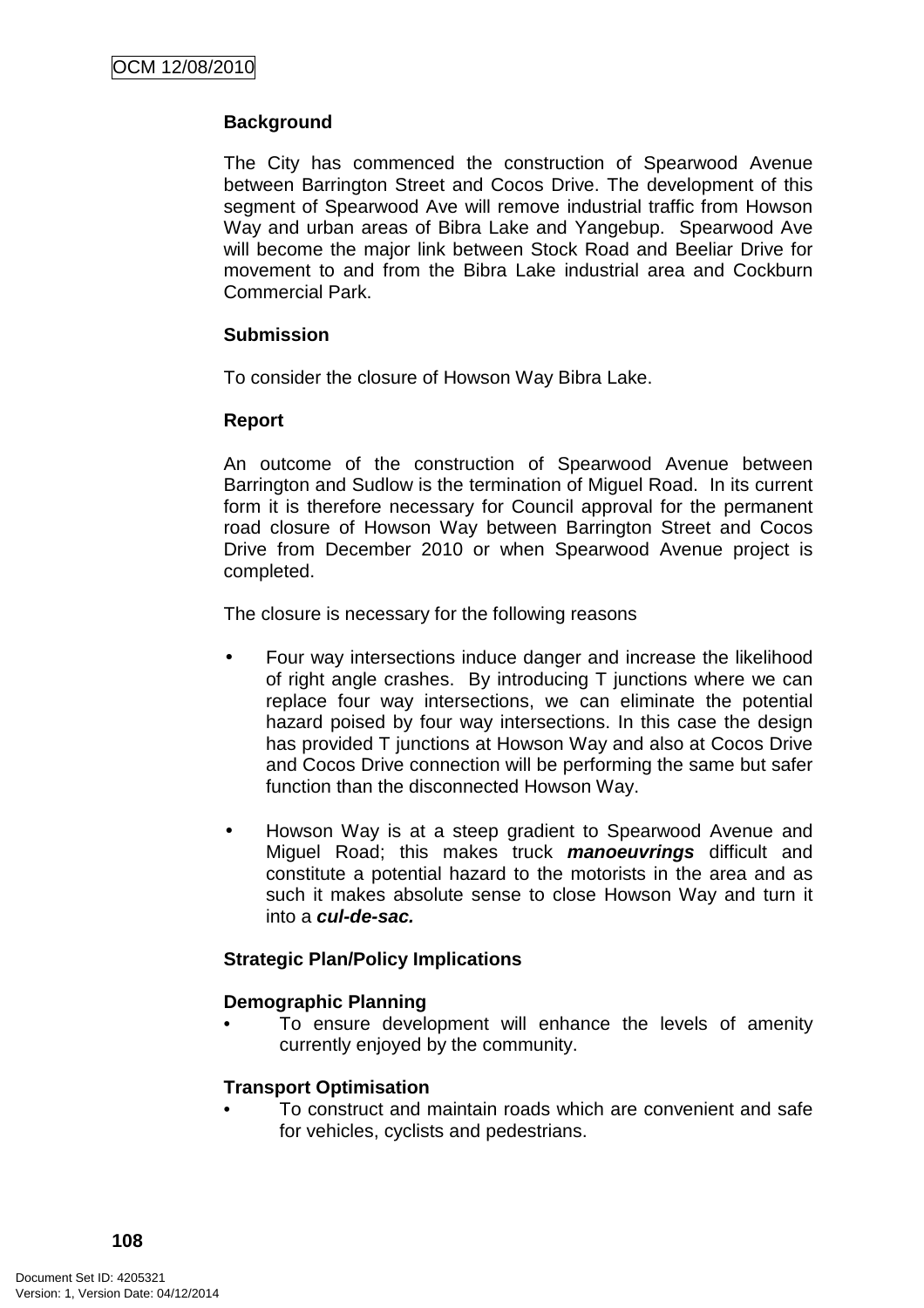**Background**

The City has commenced the construction of Spearwood Avenue between Barrington Street and Cocos Drive. The development of this segment of Spearwood Ave will remove industrial traffic from Howson Way and urban areas of Bibra Lake and Yangebup. Spearwood Ave will become the major link between Stock Road and Beeliar Drive for movement to and from the Bibra Lake industrial area and Cockburn Commercial Park.

**Submission**

To consider the closure of Howson Way Bibra Lake.

**Report**

An outcome of the construction of Spearwood Avenue between Barrington and Sudlow is the termination of Miguel Road. In its current form it is therefore necessary for Council approval for the permanent road closure of Howson Way between Barrington Street and Cocos Drive from December 2010 or when Spearwood Avenue project is completed.

The closure is necessary for the following reasons

- Four way intersections induce danger and increase the likelihood of right angle crashes. By introducing T junctions where we can replace four way intersections, we can eliminate the potential hazard poised by four way intersections. In this case the design has provided T junctions at Howson Way and also at Cocos Drive and Cocos Drive connection will be performing the same but safer function than the disconnected Howson Way.

- Howson Way is at a steep gradient to Spearwood Avenue and Miguel Road; this makes truck ***manoeuvrings*** difficult and constitute a potential hazard to the motorists in the area and as such it makes absolute sense to close Howson Way and turn it into a ***cul-de-sac.***

**Strategic Plan/Policy Implications**

**Demographic Planning**

- To ensure development will enhance the levels of amenity currently enjoyed by the community.

**Transport Optimisation**

- To construct and maintain roads which are convenient and safe for vehicles, cyclists and pedestrians.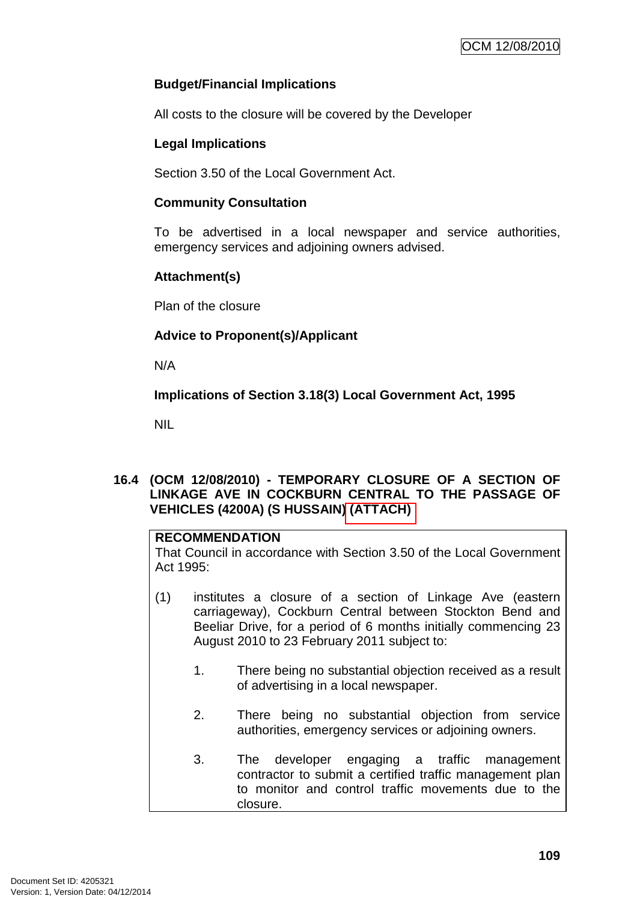**Budget/Financial Implications**

All costs to the closure will be covered by the Developer

**Legal Implications**

Section 3.50 of the Local Government Act.

**Community Consultation**

To be advertised in a local newspaper and service authorities, emergency services and adjoining owners advised.

**Attachment(s)**

Plan of the closure

**Advice to Proponent(s)/Applicant**

N/A

**Implications of Section 3.18(3) Local Government Act, 1995**

NIL

## 16.4 (OCM 12/08/2010) - TEMPORARY CLOSURE OF A SECTION OF LINKAGE AVE IN COCKBURN CENTRAL TO THE PASSAGE OF VEHICLES (4200A) (S HUSSAIN) (ATTACH)

**RECOMMENDATION**
That Council in accordance with Section 3.50 of the Local Government Act 1995:

(1) institutes a closure of a section of Linkage Ave (eastern carriageway), Cockburn Central between Stockton Bend and Beeliar Drive, for a period of 6 months initially commencing 23 August 2010 to 23 February 2011 subject to:

   1. There being no substantial objection received as a result of advertising in a local newspaper.

   2. There being no substantial objection from service authorities, emergency services or adjoining owners.

   3. The developer engaging a traffic management contractor to submit a certified traffic management plan to monitor and control traffic movements due to the closure.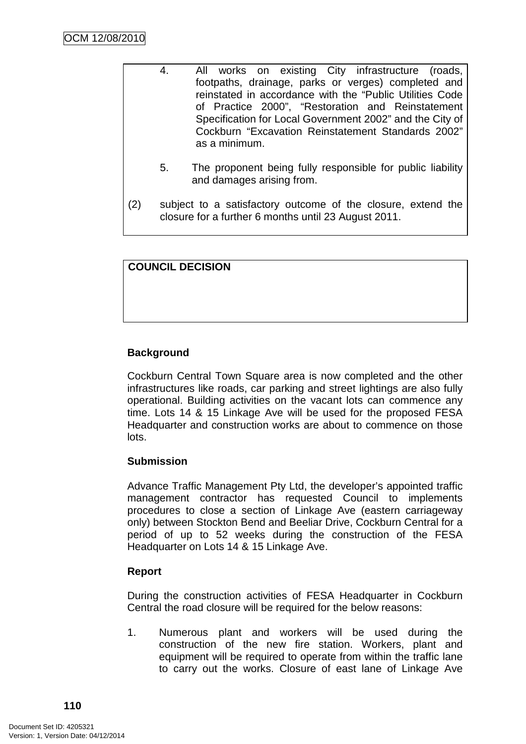4. All works on existing City infrastructure (roads, footpaths, drainage, parks or verges) completed and reinstated in accordance with the "Public Utilities Code of Practice 2000", "Restoration and Reinstatement Specification for Local Government 2002" and the City of Cockburn "Excavation Reinstatement Standards 2002" as a minimum.

5. The proponent being fully responsible for public liability and damages arising from.

(2) subject to a satisfactory outcome of the closure, extend the closure for a further 6 months until 23 August 2011.

**COUNCIL DECISION**

**Background**

Cockburn Central Town Square area is now completed and the other infrastructures like roads, car parking and street lightings are also fully operational. Building activities on the vacant lots can commence any time. Lots 14 & 15 Linkage Ave will be used for the proposed FESA Headquarter and construction works are about to commence on those lots.

**Submission**

Advance Traffic Management Pty Ltd, the developer's appointed traffic management contractor has requested Council to implements procedures to close a section of Linkage Ave (eastern carriageway only) between Stockton Bend and Beeliar Drive, Cockburn Central for a period of up to 52 weeks during the construction of the FESA Headquarter on Lots 14 & 15 Linkage Ave.

**Report**

During the construction activities of FESA Headquarter in Cockburn Central the road closure will be required for the below reasons:

1. Numerous plant and workers will be used during the construction of the new fire station. Workers, plant and equipment will be required to operate from within the traffic lane to carry out the works. Closure of east lane of Linkage Ave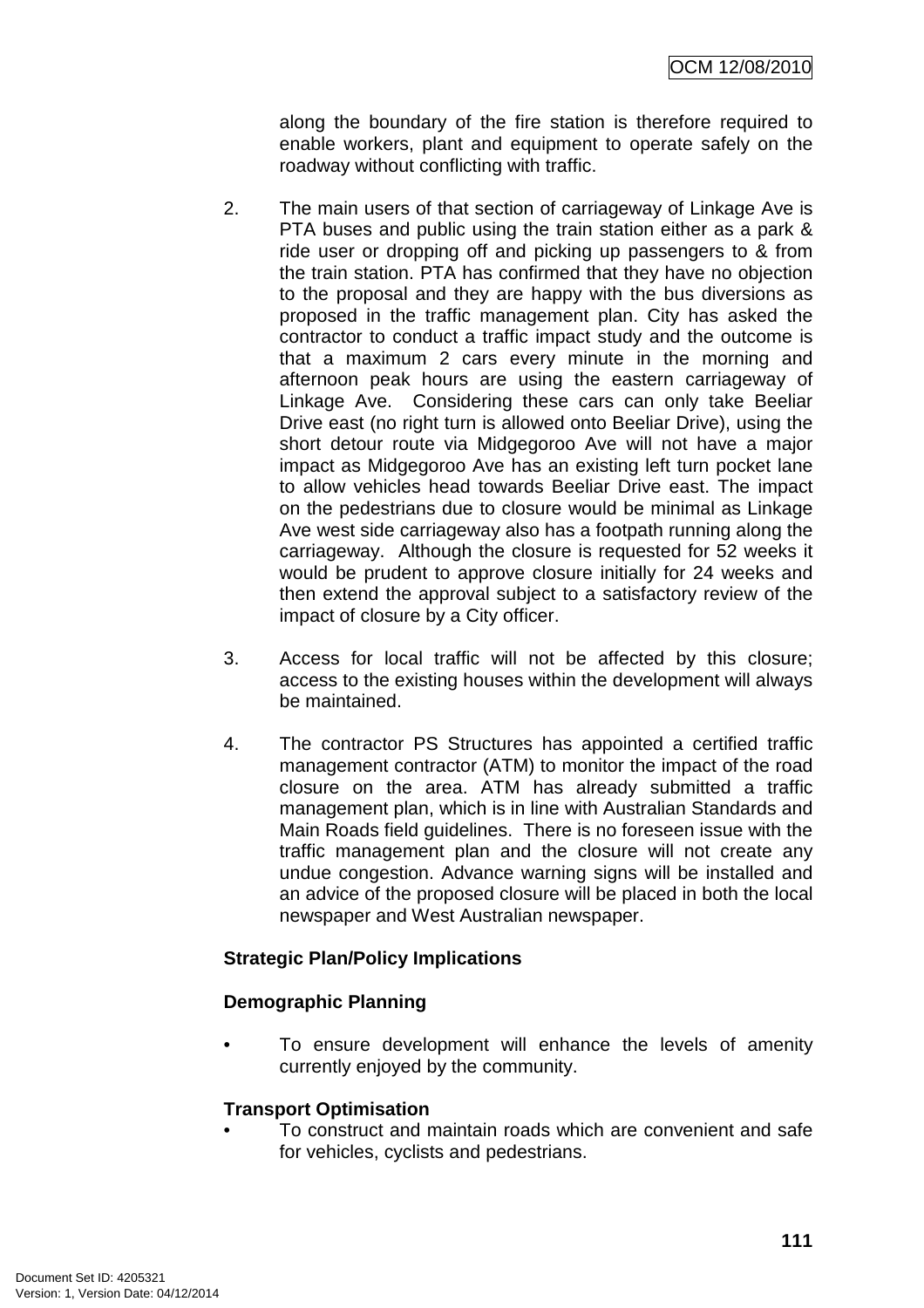along the boundary of the fire station is therefore required to enable workers, plant and equipment to operate safely on the roadway without conflicting with traffic.

2. The main users of that section of carriageway of Linkage Ave is PTA buses and public using the train station either as a park & ride user or dropping off and picking up passengers to & from the train station. PTA has confirmed that they have no objection to the proposal and they are happy with the bus diversions as proposed in the traffic management plan. City has asked the contractor to conduct a traffic impact study and the outcome is that a maximum 2 cars every minute in the morning and afternoon peak hours are using the eastern carriageway of Linkage Ave. Considering these cars can only take Beeliar Drive east (no right turn is allowed onto Beeliar Drive), using the short detour route via Midgegoroo Ave will not have a major impact as Midgegoroo Ave has an existing left turn pocket lane to allow vehicles head towards Beeliar Drive east. The impact on the pedestrians due to closure would be minimal as Linkage Ave west side carriageway also has a footpath running along the carriageway. Although the closure is requested for 52 weeks it would be prudent to approve closure initially for 24 weeks and then extend the approval subject to a satisfactory review of the impact of closure by a City officer.

3. Access for local traffic will not be affected by this closure; access to the existing houses within the development will always be maintained.

4. The contractor PS Structures has appointed a certified traffic management contractor (ATM) to monitor the impact of the road closure on the area. ATM has already submitted a traffic management plan, which is in line with Australian Standards and Main Roads field guidelines. There is no foreseen issue with the traffic management plan and the closure will not create any undue congestion. Advance warning signs will be installed and an advice of the proposed closure will be placed in both the local newspaper and West Australian newspaper.

**Strategic Plan/Policy Implications**

**Demographic Planning**

- To ensure development will enhance the levels of amenity currently enjoyed by the community.

**Transport Optimisation**

- To construct and maintain roads which are convenient and safe for vehicles, cyclists and pedestrians.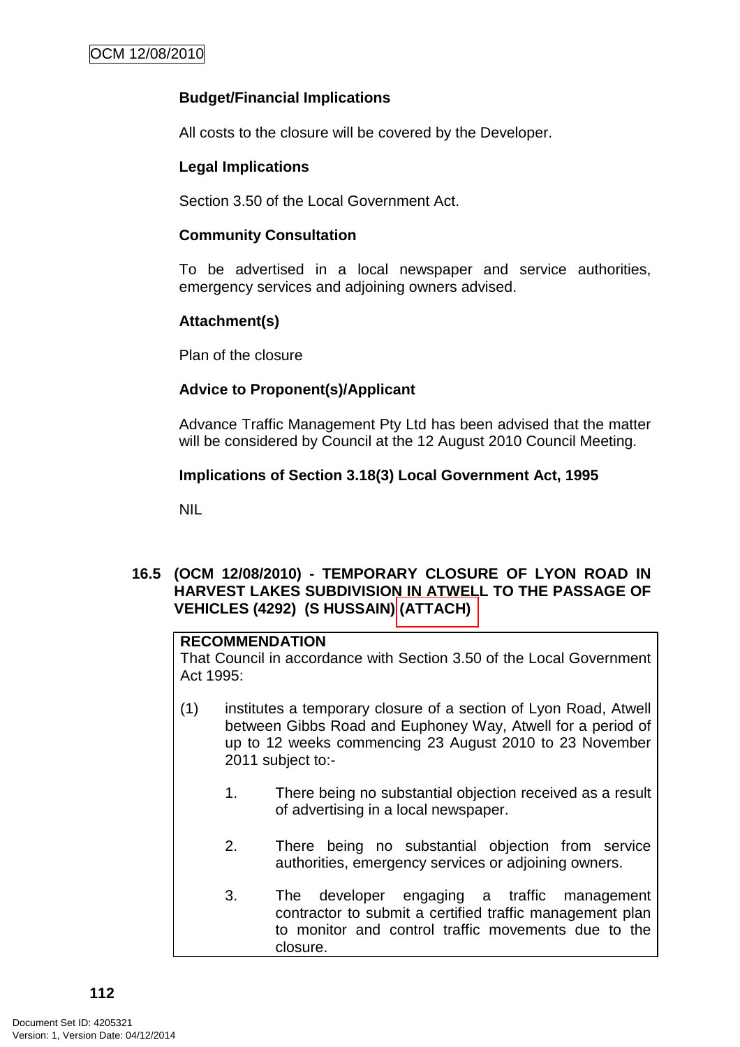**Budget/Financial Implications**

All costs to the closure will be covered by the Developer.

**Legal Implications**

Section 3.50 of the Local Government Act.

**Community Consultation**

To be advertised in a local newspaper and service authorities, emergency services and adjoining owners advised.

**Attachment(s)**

Plan of the closure

**Advice to Proponent(s)/Applicant**

Advance Traffic Management Pty Ltd has been advised that the matter will be considered by Council at the 12 August 2010 Council Meeting.

**Implications of Section 3.18(3) Local Government Act, 1995**

NIL

## 16.5 (OCM 12/08/2010) - TEMPORARY CLOSURE OF LYON ROAD IN HARVEST LAKES SUBDIVISION IN ATWELL TO THE PASSAGE OF VEHICLES (4292) (S HUSSAIN) (ATTACH)

**RECOMMENDATION**

That Council in accordance with Section 3.50 of the Local Government Act 1995:

(1) institutes a temporary closure of a section of Lyon Road, Atwell between Gibbs Road and Euphoney Way, Atwell for a period of up to 12 weeks commencing 23 August 2010 to 23 November 2011 subject to:-

1. There being no substantial objection received as a result of advertising in a local newspaper.

2. There being no substantial objection from service authorities, emergency services or adjoining owners.

3. The developer engaging a traffic management contractor to submit a certified traffic management plan to monitor and control traffic movements due to the closure.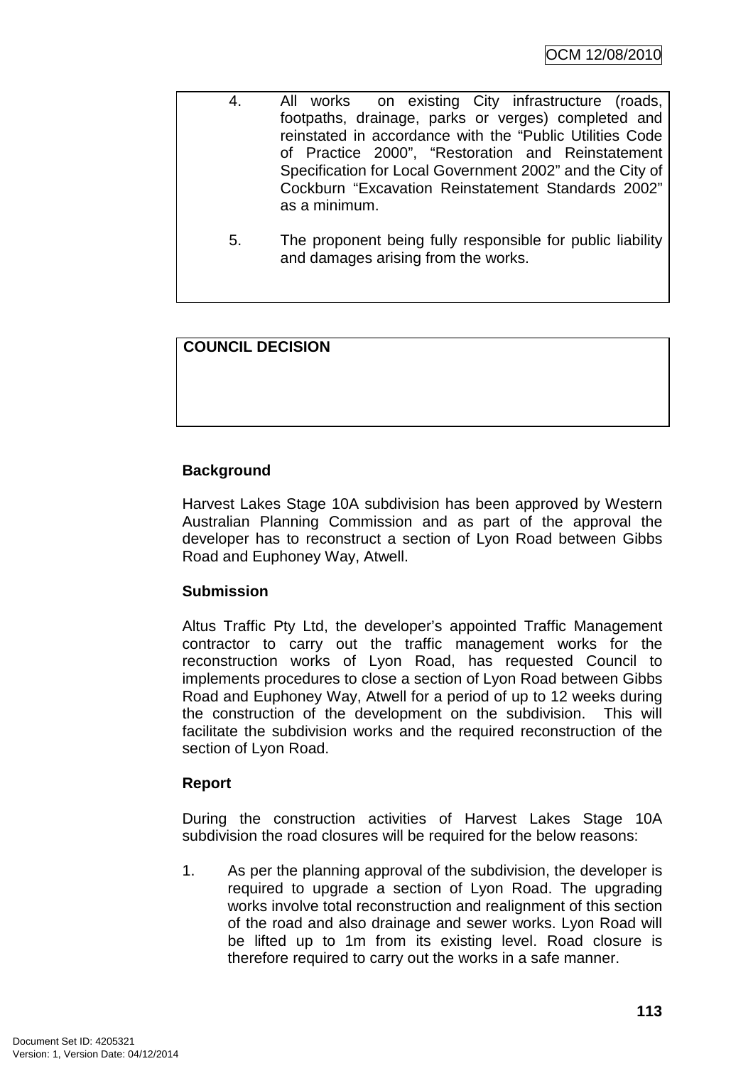4. All works on existing City infrastructure (roads, footpaths, drainage, parks or verges) completed and reinstated in accordance with the "Public Utilities Code of Practice 2000", "Restoration and Reinstatement Specification for Local Government 2002" and the City of Cockburn "Excavation Reinstatement Standards 2002" as a minimum.

5. The proponent being fully responsible for public liability and damages arising from the works.

**COUNCIL DECISION**

**Background**

Harvest Lakes Stage 10A subdivision has been approved by Western Australian Planning Commission and as part of the approval the developer has to reconstruct a section of Lyon Road between Gibbs Road and Euphoney Way, Atwell.

**Submission**

Altus Traffic Pty Ltd, the developer's appointed Traffic Management contractor to carry out the traffic management works for the reconstruction works of Lyon Road, has requested Council to implements procedures to close a section of Lyon Road between Gibbs Road and Euphoney Way, Atwell for a period of up to 12 weeks during the construction of the development on the subdivision. This will facilitate the subdivision works and the required reconstruction of the section of Lyon Road.

**Report**

During the construction activities of Harvest Lakes Stage 10A subdivision the road closures will be required for the below reasons:

1. As per the planning approval of the subdivision, the developer is required to upgrade a section of Lyon Road. The upgrading works involve total reconstruction and realignment of this section of the road and also drainage and sewer works. Lyon Road will be lifted up to 1m from its existing level. Road closure is therefore required to carry out the works in a safe manner.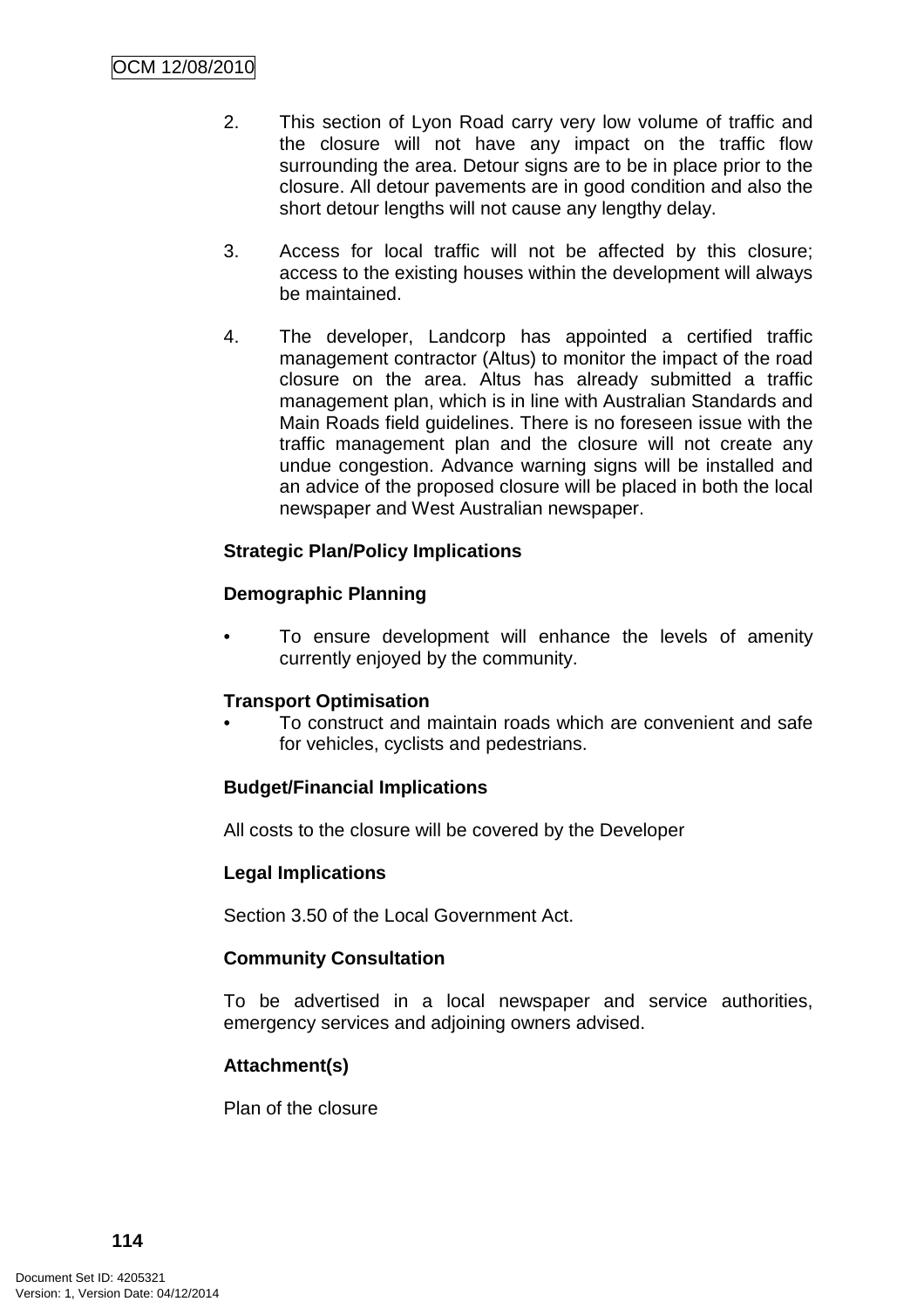2. This section of Lyon Road carry very low volume of traffic and the closure will not have any impact on the traffic flow surrounding the area. Detour signs are to be in place prior to the closure. All detour pavements are in good condition and also the short detour lengths will not cause any lengthy delay.

3. Access for local traffic will not be affected by this closure; access to the existing houses within the development will always be maintained.

4. The developer, Landcorp has appointed a certified traffic management contractor (Altus) to monitor the impact of the road closure on the area. Altus has already submitted a traffic management plan, which is in line with Australian Standards and Main Roads field guidelines. There is no foreseen issue with the traffic management plan and the closure will not create any undue congestion. Advance warning signs will be installed and an advice of the proposed closure will be placed in both the local newspaper and West Australian newspaper.

**Strategic Plan/Policy Implications**

**Demographic Planning**

- To ensure development will enhance the levels of amenity currently enjoyed by the community.

**Transport Optimisation**

- To construct and maintain roads which are convenient and safe for vehicles, cyclists and pedestrians.

**Budget/Financial Implications**

All costs to the closure will be covered by the Developer

**Legal Implications**

Section 3.50 of the Local Government Act.

**Community Consultation**

To be advertised in a local newspaper and service authorities, emergency services and adjoining owners advised.

**Attachment(s)**

Plan of the closure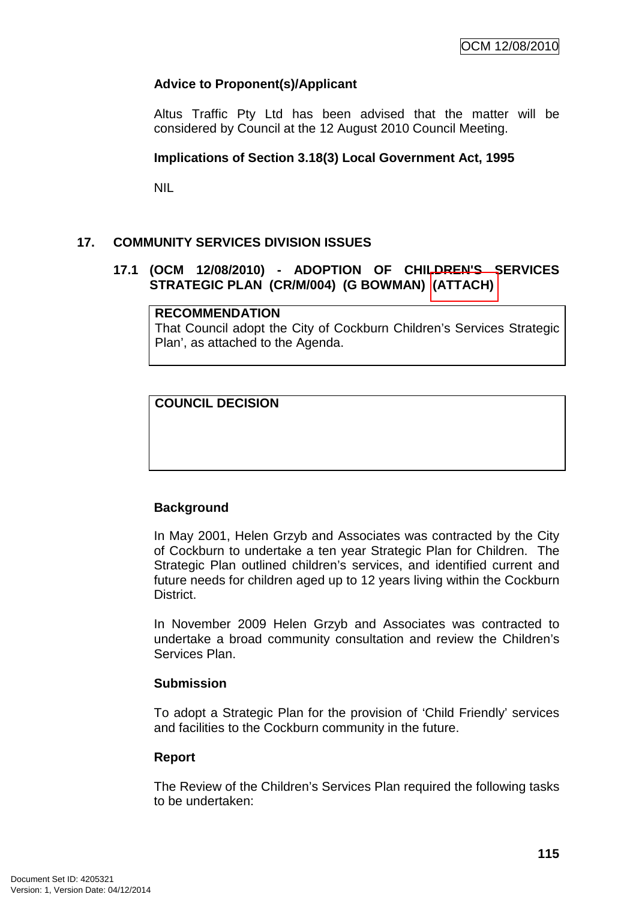**Advice to Proponent(s)/Applicant**

Altus Traffic Pty Ltd has been advised that the matter will be considered by Council at the 12 August 2010 Council Meeting.

**Implications of Section 3.18(3) Local Government Act, 1995**

NIL

## 17. COMMUNITY SERVICES DIVISION ISSUES

### 17.1 (OCM 12/08/2010) - ADOPTION OF CHILDREN'S SERVICES STRATEGIC PLAN (CR/M/004) (G BOWMAN) (ATTACH)

| **RECOMMENDATION**<br>That Council adopt the City of Cockburn Children's Services Strategic Plan', as attached to the Agenda. |
|---|

| **COUNCIL DECISION** |
|---|
| |

**Background**

In May 2001, Helen Grzyb and Associates was contracted by the City of Cockburn to undertake a ten year Strategic Plan for Children. The Strategic Plan outlined children's services, and identified current and future needs for children aged up to 12 years living within the Cockburn District.

In November 2009 Helen Grzyb and Associates was contracted to undertake a broad community consultation and review the Children's Services Plan.

**Submission**

To adopt a Strategic Plan for the provision of 'Child Friendly' services and facilities to the Cockburn community in the future.

**Report**

The Review of the Children's Services Plan required the following tasks to be undertaken: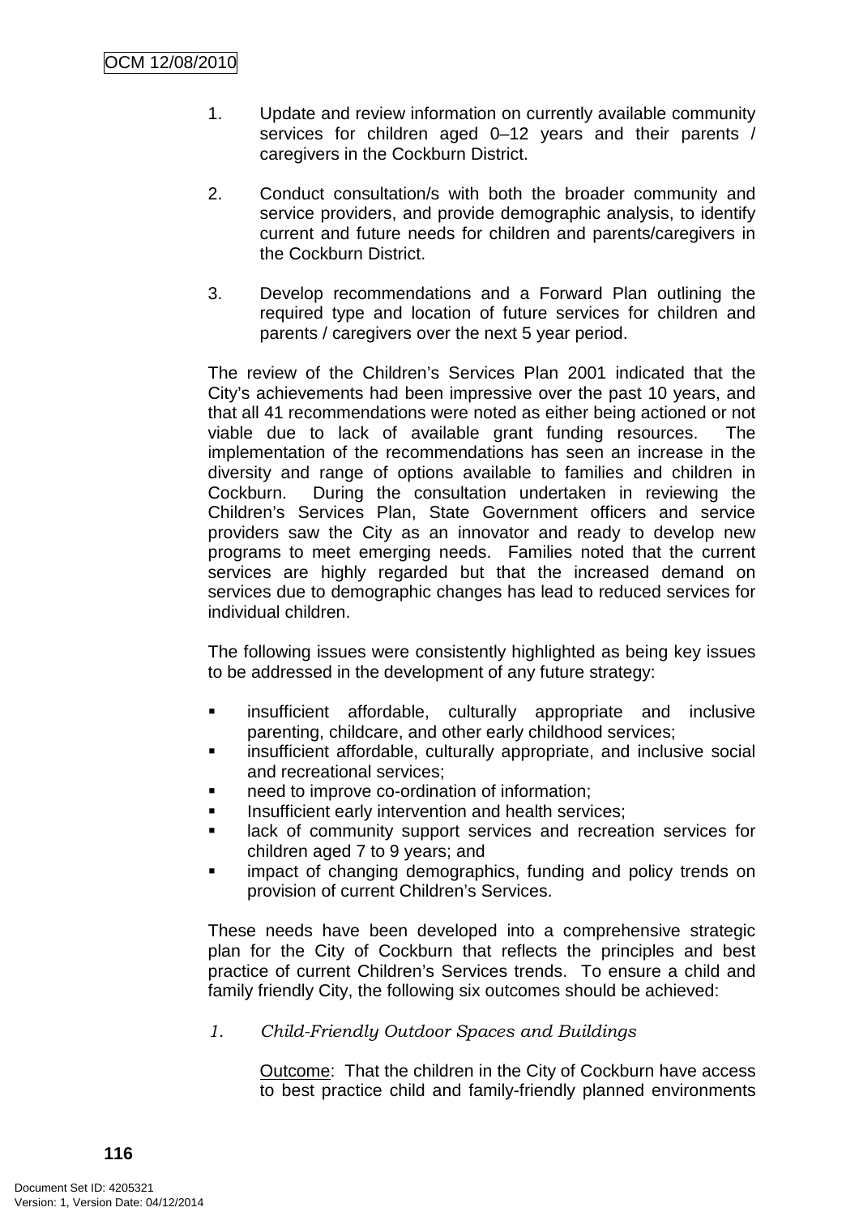1. Update and review information on currently available community services for children aged 0–12 years and their parents / caregivers in the Cockburn District.

2. Conduct consultation/s with both the broader community and service providers, and provide demographic analysis, to identify current and future needs for children and parents/caregivers in the Cockburn District.

3. Develop recommendations and a Forward Plan outlining the required type and location of future services for children and parents / caregivers over the next 5 year period.

The review of the Children's Services Plan 2001 indicated that the City's achievements had been impressive over the past 10 years, and that all 41 recommendations were noted as either being actioned or not viable due to lack of available grant funding resources. The implementation of the recommendations has seen an increase in the diversity and range of options available to families and children in Cockburn. During the consultation undertaken in reviewing the Children's Services Plan, State Government officers and service providers saw the City as an innovator and ready to develop new programs to meet emerging needs. Families noted that the current services are highly regarded but that the increased demand on services due to demographic changes has lead to reduced services for individual children.

The following issues were consistently highlighted as being key issues to be addressed in the development of any future strategy:

- insufficient affordable, culturally appropriate and inclusive parenting, childcare, and other early childhood services;
- insufficient affordable, culturally appropriate, and inclusive social and recreational services;
- need to improve co-ordination of information;
- Insufficient early intervention and health services;
- lack of community support services and recreation services for children aged 7 to 9 years; and
- impact of changing demographics, funding and policy trends on provision of current Children's Services.

These needs have been developed into a comprehensive strategic plan for the City of Cockburn that reflects the principles and best practice of current Children's Services trends. To ensure a child and family friendly City, the following six outcomes should be achieved:

1. *Child-Friendly Outdoor Spaces and Buildings*

   Outcome: That the children in the City of Cockburn have access to best practice child and family-friendly planned environments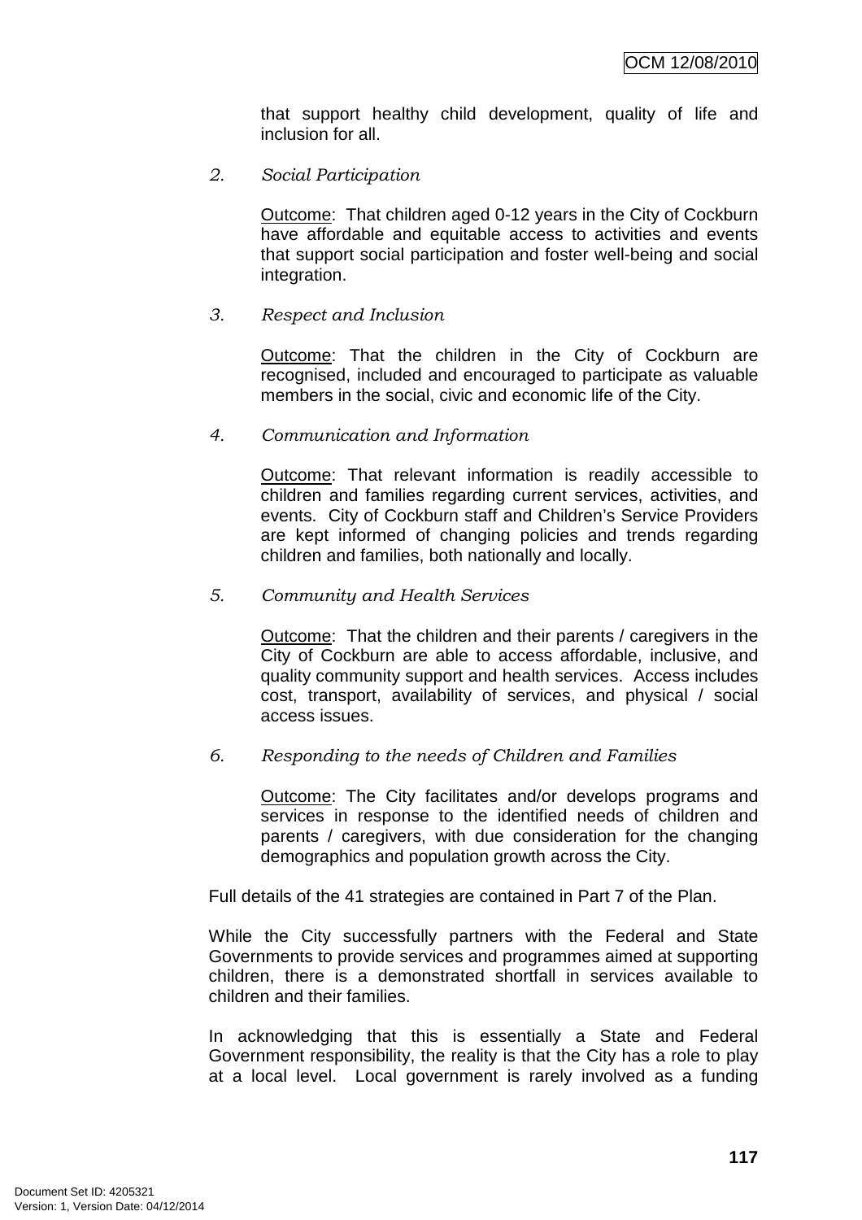that support healthy child development, quality of life and inclusion for all.

2. *Social Participation*

Outcome: That children aged 0-12 years in the City of Cockburn have affordable and equitable access to activities and events that support social participation and foster well-being and social integration.

3. *Respect and Inclusion*

Outcome: That the children in the City of Cockburn are recognised, included and encouraged to participate as valuable members in the social, civic and economic life of the City.

4. *Communication and Information*

Outcome: That relevant information is readily accessible to children and families regarding current services, activities, and events. City of Cockburn staff and Children's Service Providers are kept informed of changing policies and trends regarding children and families, both nationally and locally.

5. *Community and Health Services*

Outcome: That the children and their parents / caregivers in the City of Cockburn are able to access affordable, inclusive, and quality community support and health services. Access includes cost, transport, availability of services, and physical / social access issues.

6. *Responding to the needs of Children and Families*

Outcome: The City facilitates and/or develops programs and services in response to the identified needs of children and parents / caregivers, with due consideration for the changing demographics and population growth across the City.

Full details of the 41 strategies are contained in Part 7 of the Plan.

While the City successfully partners with the Federal and State Governments to provide services and programmes aimed at supporting children, there is a demonstrated shortfall in services available to children and their families.

In acknowledging that this is essentially a State and Federal Government responsibility, the reality is that the City has a role to play at a local level. Local government is rarely involved as a funding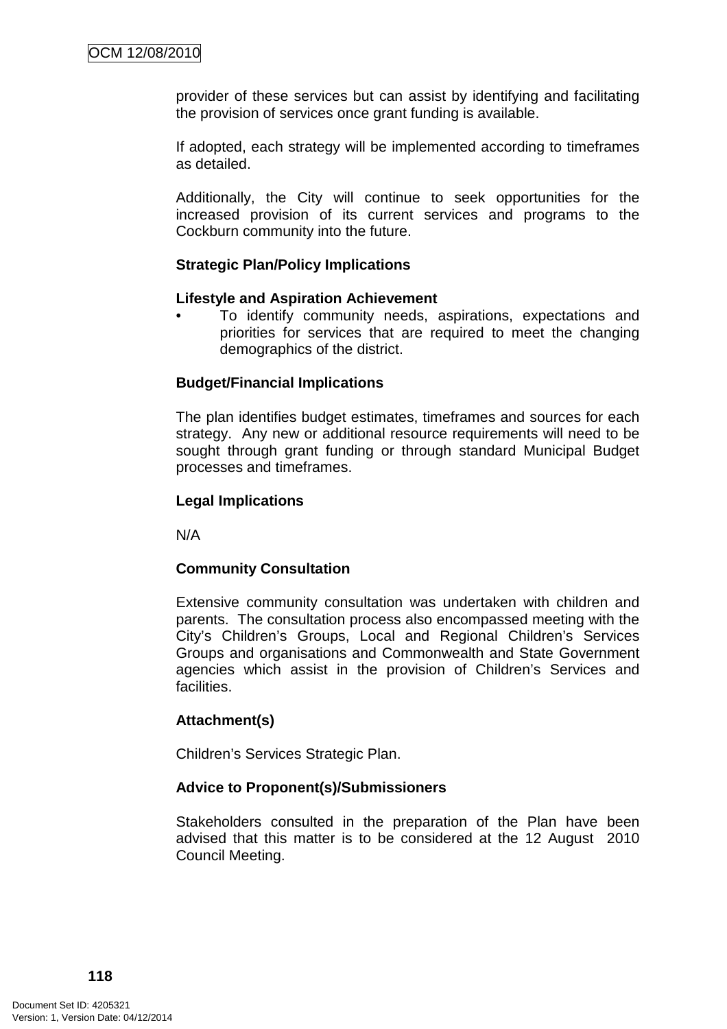provider of these services but can assist by identifying and facilitating the provision of services once grant funding is available.

If adopted, each strategy will be implemented according to timeframes as detailed.

Additionally, the City will continue to seek opportunities for the increased provision of its current services and programs to the Cockburn community into the future.

**Strategic Plan/Policy Implications**

**Lifestyle and Aspiration Achievement**

- To identify community needs, aspirations, expectations and priorities for services that are required to meet the changing demographics of the district.

**Budget/Financial Implications**

The plan identifies budget estimates, timeframes and sources for each strategy. Any new or additional resource requirements will need to be sought through grant funding or through standard Municipal Budget processes and timeframes.

**Legal Implications**

N/A

**Community Consultation**

Extensive community consultation was undertaken with children and parents. The consultation process also encompassed meeting with the City's Children's Groups, Local and Regional Children's Services Groups and organisations and Commonwealth and State Government agencies which assist in the provision of Children's Services and facilities.

**Attachment(s)**

Children's Services Strategic Plan.

**Advice to Proponent(s)/Submissioners**

Stakeholders consulted in the preparation of the Plan have been advised that this matter is to be considered at the 12 August 2010 Council Meeting.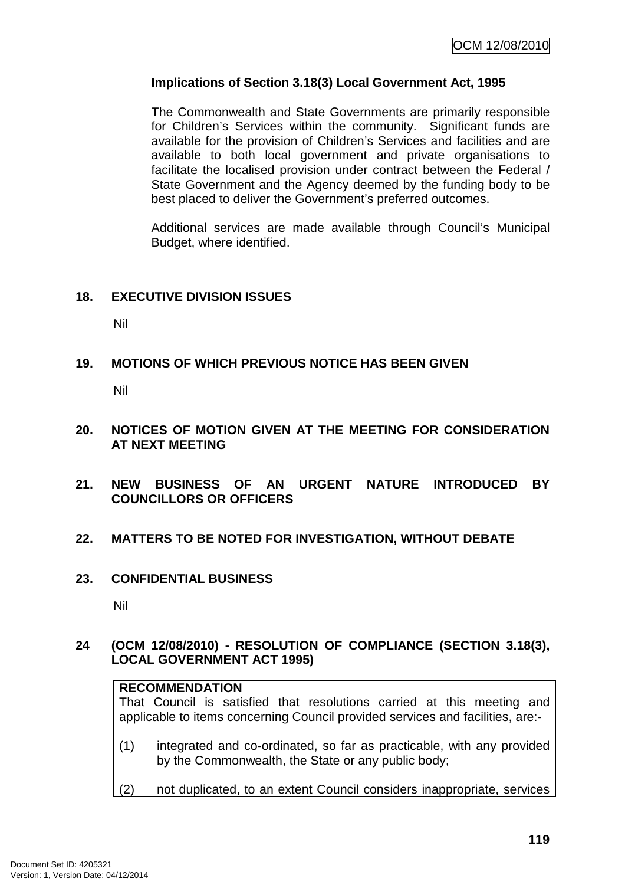**Implications of Section 3.18(3) Local Government Act, 1995**

The Commonwealth and State Governments are primarily responsible for Children's Services within the community. Significant funds are available for the provision of Children's Services and facilities and are available to both local government and private organisations to facilitate the localised provision under contract between the Federal / State Government and the Agency deemed by the funding body to be best placed to deliver the Government's preferred outcomes.

Additional services are made available through Council's Municipal Budget, where identified.

## 18. EXECUTIVE DIVISION ISSUES

Nil

## 19. MOTIONS OF WHICH PREVIOUS NOTICE HAS BEEN GIVEN

Nil

## 20. NOTICES OF MOTION GIVEN AT THE MEETING FOR CONSIDERATION AT NEXT MEETING

## 21. NEW BUSINESS OF AN URGENT NATURE INTRODUCED BY COUNCILLORS OR OFFICERS

## 22. MATTERS TO BE NOTED FOR INVESTIGATION, WITHOUT DEBATE

## 23. CONFIDENTIAL BUSINESS

Nil

## 24 (OCM 12/08/2010) - RESOLUTION OF COMPLIANCE (SECTION 3.18(3), LOCAL GOVERNMENT ACT 1995)

**RECOMMENDATION**

That Council is satisfied that resolutions carried at this meeting and applicable to items concerning Council provided services and facilities, are:-

(1) integrated and co-ordinated, so far as practicable, with any provided by the Commonwealth, the State or any public body;

(2) not duplicated, to an extent Council considers inappropriate, services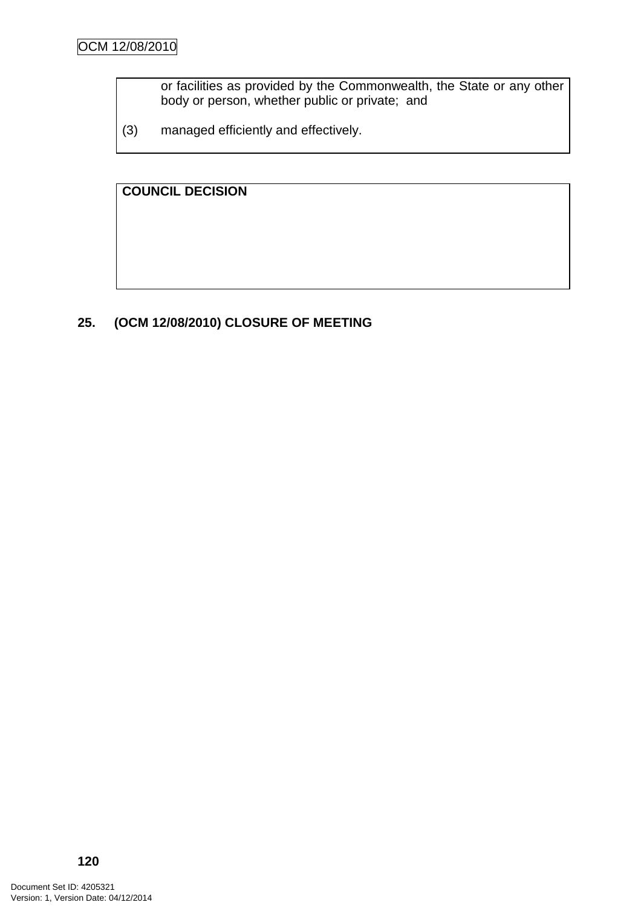or facilities as provided by the Commonwealth, the State or any other body or person, whether public or private; and

(3) managed efficiently and effectively.

**COUNCIL DECISION**

## 25. (OCM 12/08/2010) CLOSURE OF MEETING

Document Set ID: 4205321
Version: 1, Version Date: 04/12/2014